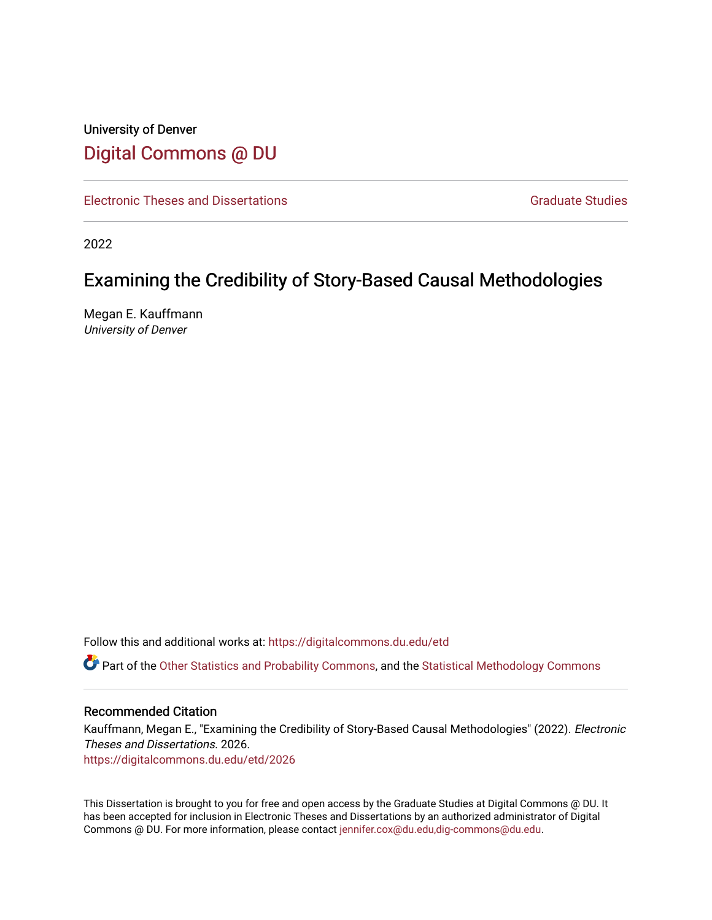University of Denver

# Digital Commons @ DU

Electronic Theses and Dissertations | Graduate Studies

2022

## Examining the Credibility of Story-Based Causal Methodologies

Megan E. Kauffmann
*University of Denver*

Follow this and additional works at: https://digitalcommons.du.edu/etd

Part of the Other Statistics and Probability Commons, and the Statistical Methodology Commons

### Recommended Citation

Kauffmann, Megan E., "Examining the Credibility of Story-Based Causal Methodologies" (2022). *Electronic Theses and Dissertations*. 2026.
https://digitalcommons.du.edu/etd/2026

This Dissertation is brought to you for free and open access by the Graduate Studies at Digital Commons @ DU. It has been accepted for inclusion in Electronic Theses and Dissertations by an authorized administrator of Digital Commons @ DU. For more information, please contact jennifer.cox@du.edu,dig-commons@du.edu.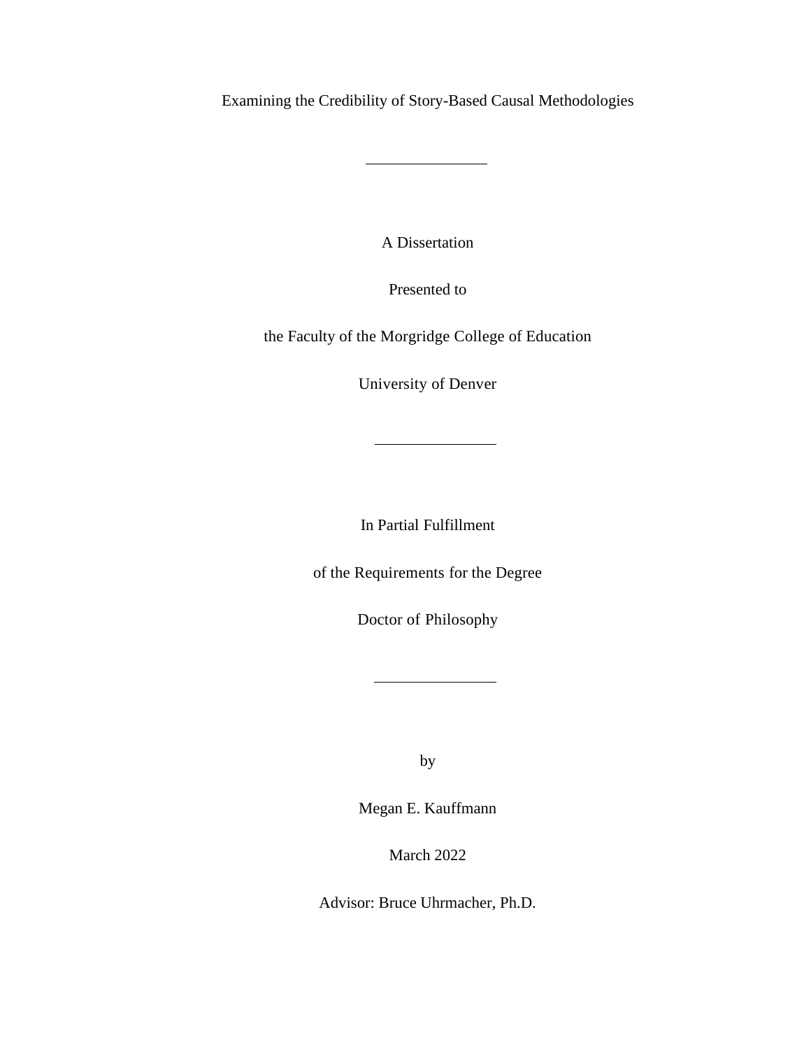# Examining the Credibility of Story-Based Causal Methodologies

---

A Dissertation

Presented to

the Faculty of the Morgridge College of Education

University of Denver

---

In Partial Fulfillment

of the Requirements for the Degree

Doctor of Philosophy

---

by

Megan E. Kauffmann

March 2022

Advisor: Bruce Uhrmacher, Ph.D.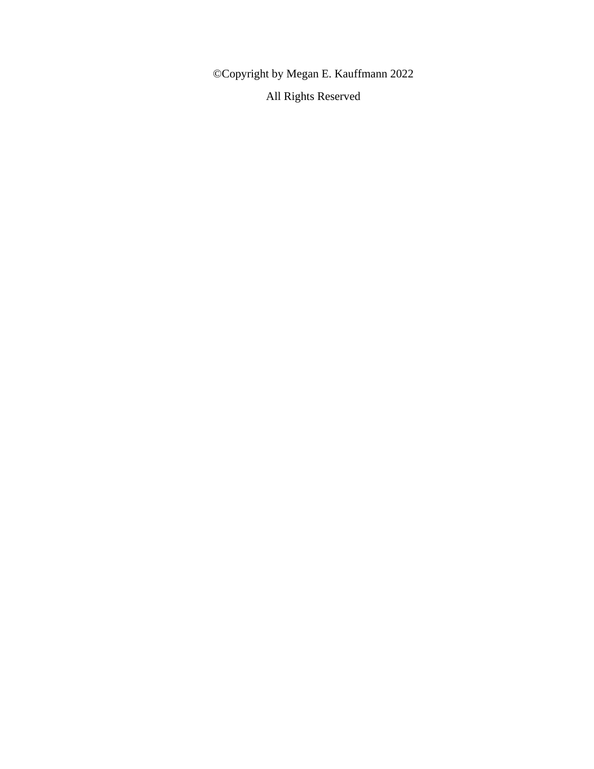©Copyright by Megan E. Kauffmann 2022

All Rights Reserved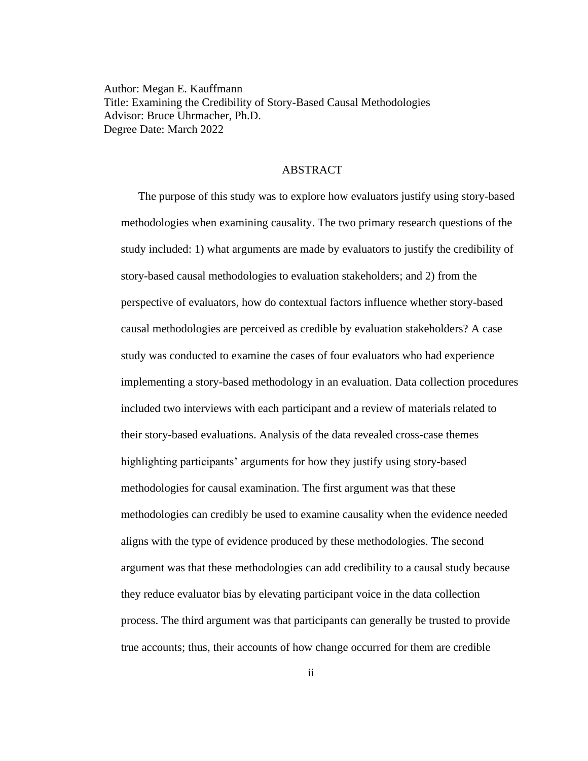Author: Megan E. Kauffmann
Title: Examining the Credibility of Story-Based Causal Methodologies
Advisor: Bruce Uhrmacher, Ph.D.
Degree Date: March 2022

## ABSTRACT

The purpose of this study was to explore how evaluators justify using story-based methodologies when examining causality. The two primary research questions of the study included: 1) what arguments are made by evaluators to justify the credibility of story-based causal methodologies to evaluation stakeholders; and 2) from the perspective of evaluators, how do contextual factors influence whether story-based causal methodologies are perceived as credible by evaluation stakeholders? A case study was conducted to examine the cases of four evaluators who had experience implementing a story-based methodology in an evaluation. Data collection procedures included two interviews with each participant and a review of materials related to their story-based evaluations. Analysis of the data revealed cross-case themes highlighting participants' arguments for how they justify using story-based methodologies for causal examination. The first argument was that these methodologies can credibly be used to examine causality when the evidence needed aligns with the type of evidence produced by these methodologies. The second argument was that these methodologies can add credibility to a causal study because they reduce evaluator bias by elevating participant voice in the data collection process. The third argument was that participants can generally be trusted to provide true accounts; thus, their accounts of how change occurred for them are credible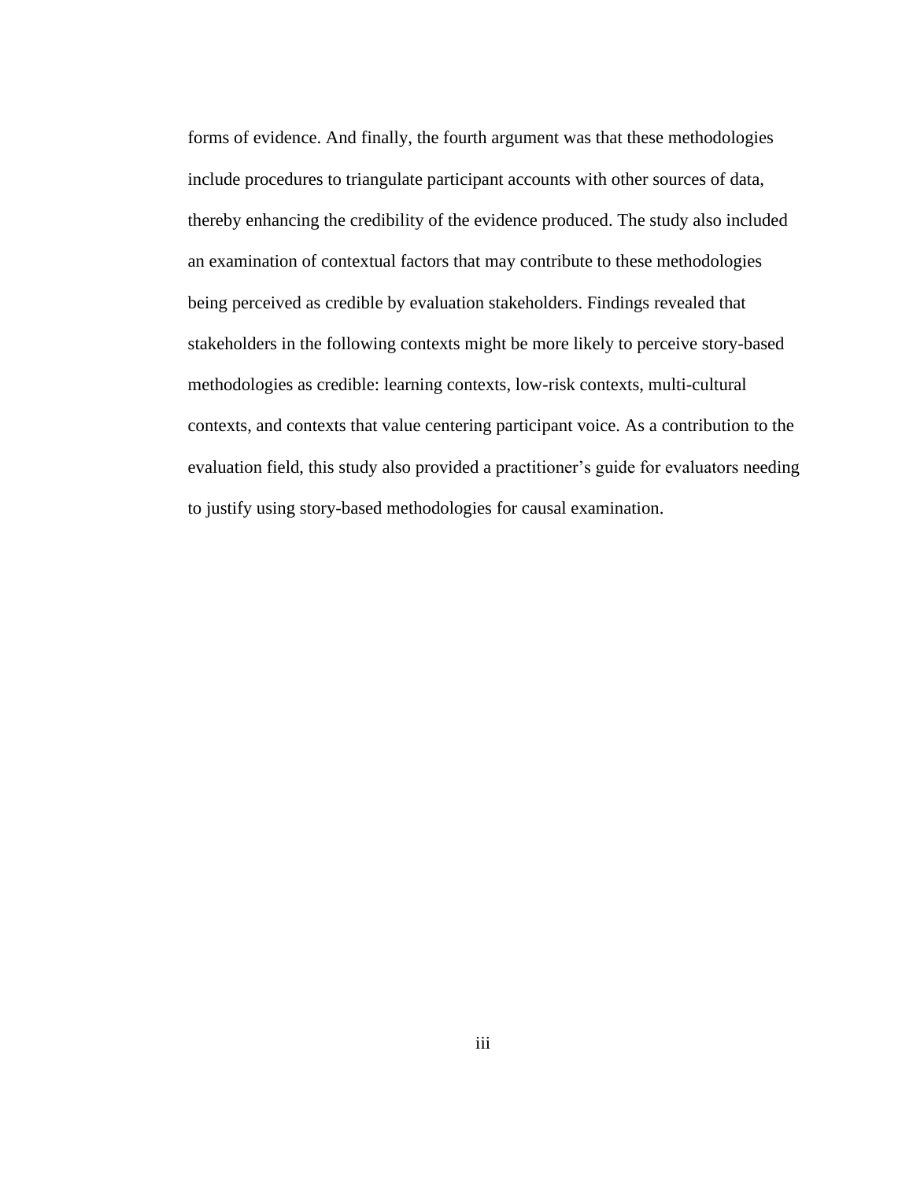forms of evidence. And finally, the fourth argument was that these methodologies include procedures to triangulate participant accounts with other sources of data, thereby enhancing the credibility of the evidence produced. The study also included an examination of contextual factors that may contribute to these methodologies being perceived as credible by evaluation stakeholders. Findings revealed that stakeholders in the following contexts might be more likely to perceive story-based methodologies as credible: learning contexts, low-risk contexts, multi-cultural contexts, and contexts that value centering participant voice. As a contribution to the evaluation field, this study also provided a practitioner's guide for evaluators needing to justify using story-based methodologies for causal examination.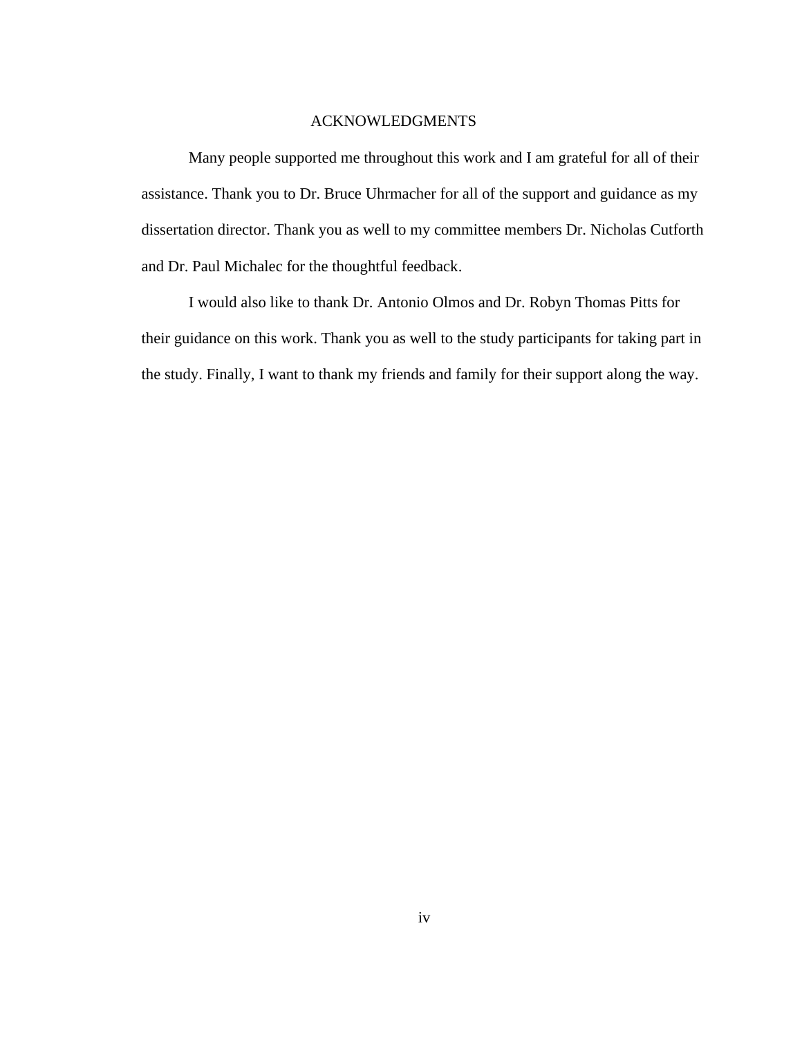# ACKNOWLEDGMENTS

Many people supported me throughout this work and I am grateful for all of their assistance. Thank you to Dr. Bruce Uhrmacher for all of the support and guidance as my dissertation director. Thank you as well to my committee members Dr. Nicholas Cutforth and Dr. Paul Michalec for the thoughtful feedback.

I would also like to thank Dr. Antonio Olmos and Dr. Robyn Thomas Pitts for their guidance on this work. Thank you as well to the study participants for taking part in the study. Finally, I want to thank my friends and family for their support along the way.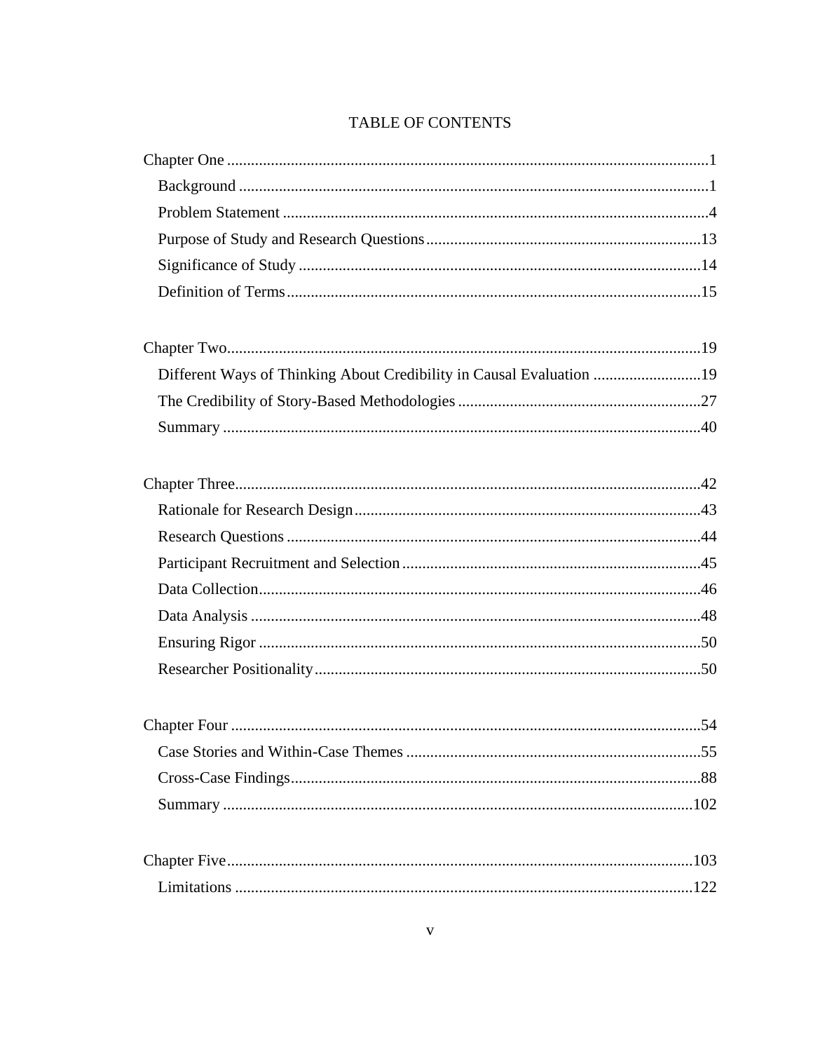# TABLE OF CONTENTS

Chapter One ........................................................................................................................1

- Background .....................................................................................................................1
- Problem Statement ...........................................................................................................4
- Purpose of Study and Research Questions .....................................................................13
- Significance of Study .....................................................................................................14
- Definition of Terms .......................................................................................................15

Chapter Two.......................................................................................................................19

- Different Ways of Thinking About Credibility in Causal Evaluation ...........................19
- The Credibility of Story-Based Methodologies .............................................................27
- Summary ........................................................................................................................40

Chapter Three.....................................................................................................................42

- Rationale for Research Design.......................................................................................43
- Research Questions ........................................................................................................44
- Participant Recruitment and Selection ...........................................................................45
- Data Collection...............................................................................................................46
- Data Analysis .................................................................................................................48
- Ensuring Rigor ...............................................................................................................50
- Researcher Positionality.................................................................................................50

Chapter Four ......................................................................................................................54

- Case Stories and Within-Case Themes ..........................................................................55
- Cross-Case Findings.......................................................................................................88
- Summary ......................................................................................................................102

Chapter Five.....................................................................................................................103

- Limitations ...................................................................................................................122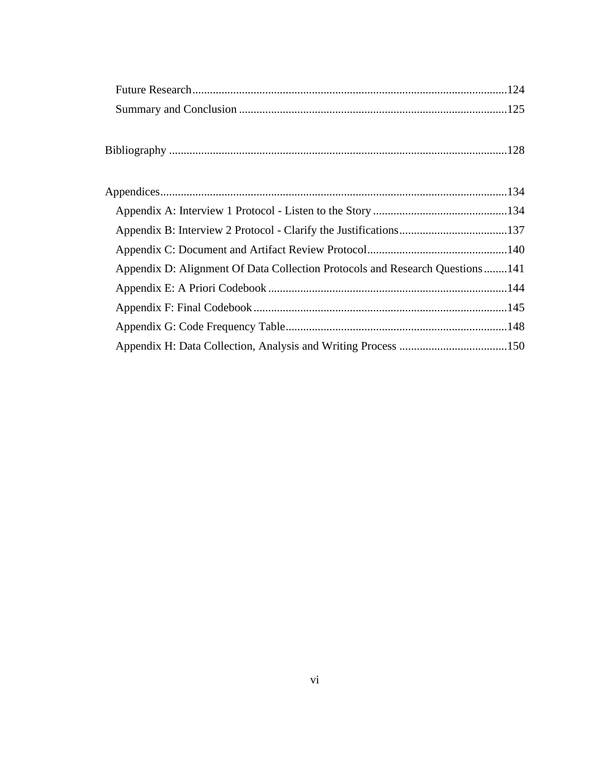Future Research ........................................................................................................ 124
Summary and Conclusion ........................................................................................ 125

Bibliography ................................................................................................................ 128

Appendices .................................................................................................................... 134
Appendix A: Interview 1 Protocol - Listen to the Story ............................................. 134
Appendix B: Interview 2 Protocol - Clarify the Justifications .................................... 137
Appendix C: Document and Artifact Review Protocol ............................................... 140
Appendix D: Alignment Of Data Collection Protocols and Research Questions ........ 141
Appendix E: A Priori Codebook ................................................................................. 144
Appendix F: Final Codebook ...................................................................................... 145
Appendix G: Code Frequency Table ........................................................................... 148
Appendix H: Data Collection, Analysis and Writing Process ..................................... 150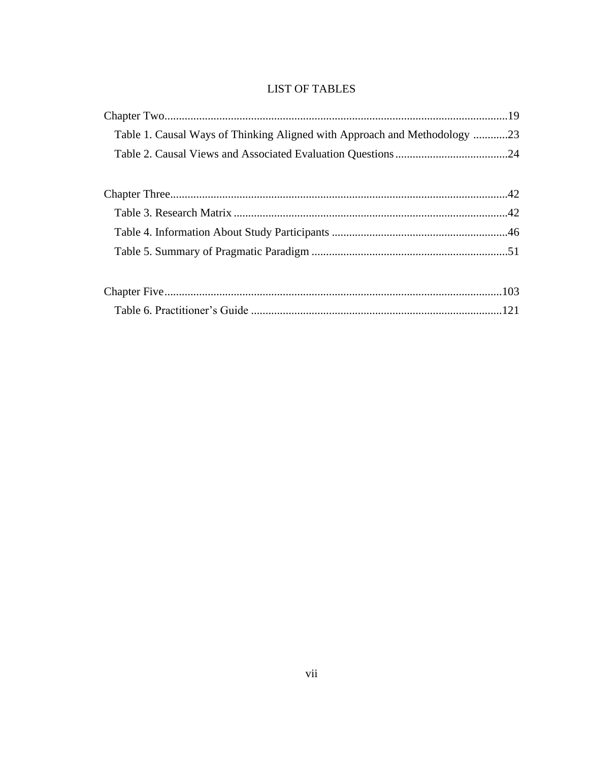# LIST OF TABLES

Chapter Two....................................................................................................................19

Table 1. Causal Ways of Thinking Aligned with Approach and Methodology ............23

Table 2. Causal Views and Associated Evaluation Questions.......................................24

Chapter Three..................................................................................................................42

Table 3. Research Matrix ..............................................................................................42

Table 4. Information About Study Participants .............................................................46

Table 5. Summary of Pragmatic Paradigm ....................................................................51

Chapter Five...................................................................................................................103

Table 6. Practitioner's Guide .......................................................................................121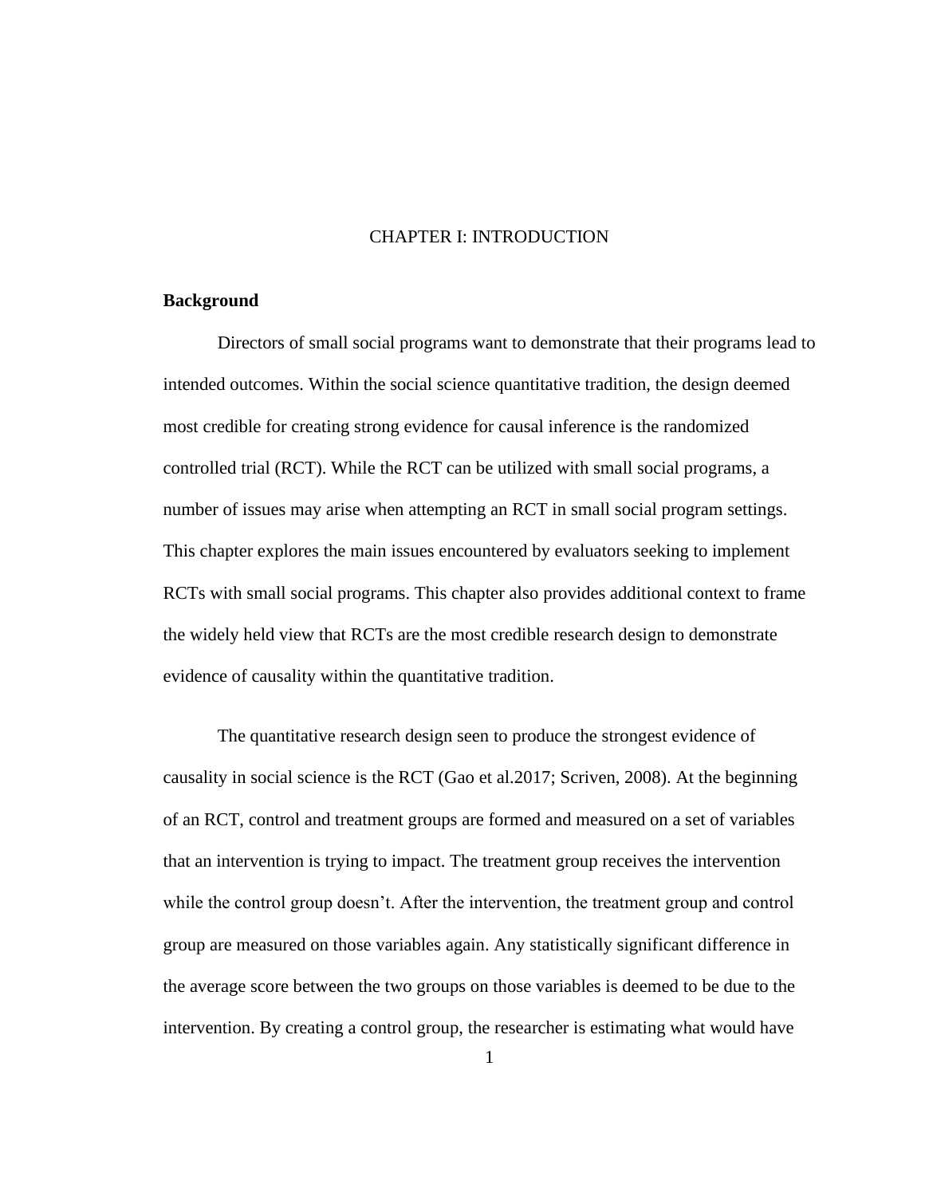# CHAPTER I: INTRODUCTION

## Background

Directors of small social programs want to demonstrate that their programs lead to intended outcomes. Within the social science quantitative tradition, the design deemed most credible for creating strong evidence for causal inference is the randomized controlled trial (RCT). While the RCT can be utilized with small social programs, a number of issues may arise when attempting an RCT in small social program settings. This chapter explores the main issues encountered by evaluators seeking to implement RCTs with small social programs. This chapter also provides additional context to frame the widely held view that RCTs are the most credible research design to demonstrate evidence of causality within the quantitative tradition.

The quantitative research design seen to produce the strongest evidence of causality in social science is the RCT (Gao et al.2017; Scriven, 2008). At the beginning of an RCT, control and treatment groups are formed and measured on a set of variables that an intervention is trying to impact. The treatment group receives the intervention while the control group doesn't. After the intervention, the treatment group and control group are measured on those variables again. Any statistically significant difference in the average score between the two groups on those variables is deemed to be due to the intervention. By creating a control group, the researcher is estimating what would have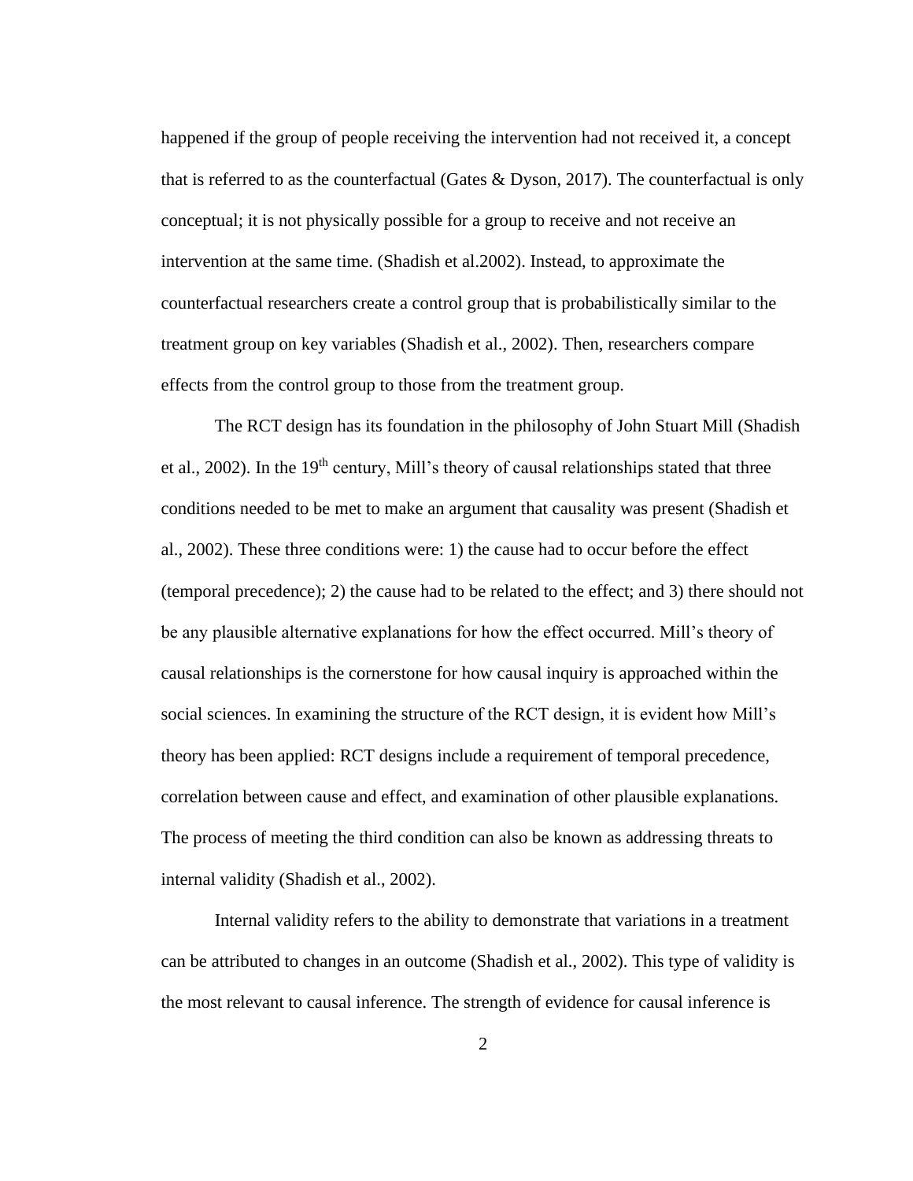happened if the group of people receiving the intervention had not received it, a concept that is referred to as the counterfactual (Gates & Dyson, 2017). The counterfactual is only conceptual; it is not physically possible for a group to receive and not receive an intervention at the same time. (Shadish et al.2002). Instead, to approximate the counterfactual researchers create a control group that is probabilistically similar to the treatment group on key variables (Shadish et al., 2002). Then, researchers compare effects from the control group to those from the treatment group.

The RCT design has its foundation in the philosophy of John Stuart Mill (Shadish et al., 2002). In the 19th century, Mill's theory of causal relationships stated that three conditions needed to be met to make an argument that causality was present (Shadish et al., 2002). These three conditions were: 1) the cause had to occur before the effect (temporal precedence); 2) the cause had to be related to the effect; and 3) there should not be any plausible alternative explanations for how the effect occurred. Mill's theory of causal relationships is the cornerstone for how causal inquiry is approached within the social sciences. In examining the structure of the RCT design, it is evident how Mill's theory has been applied: RCT designs include a requirement of temporal precedence, correlation between cause and effect, and examination of other plausible explanations. The process of meeting the third condition can also be known as addressing threats to internal validity (Shadish et al., 2002).

Internal validity refers to the ability to demonstrate that variations in a treatment can be attributed to changes in an outcome (Shadish et al., 2002). This type of validity is the most relevant to causal inference. The strength of evidence for causal inference is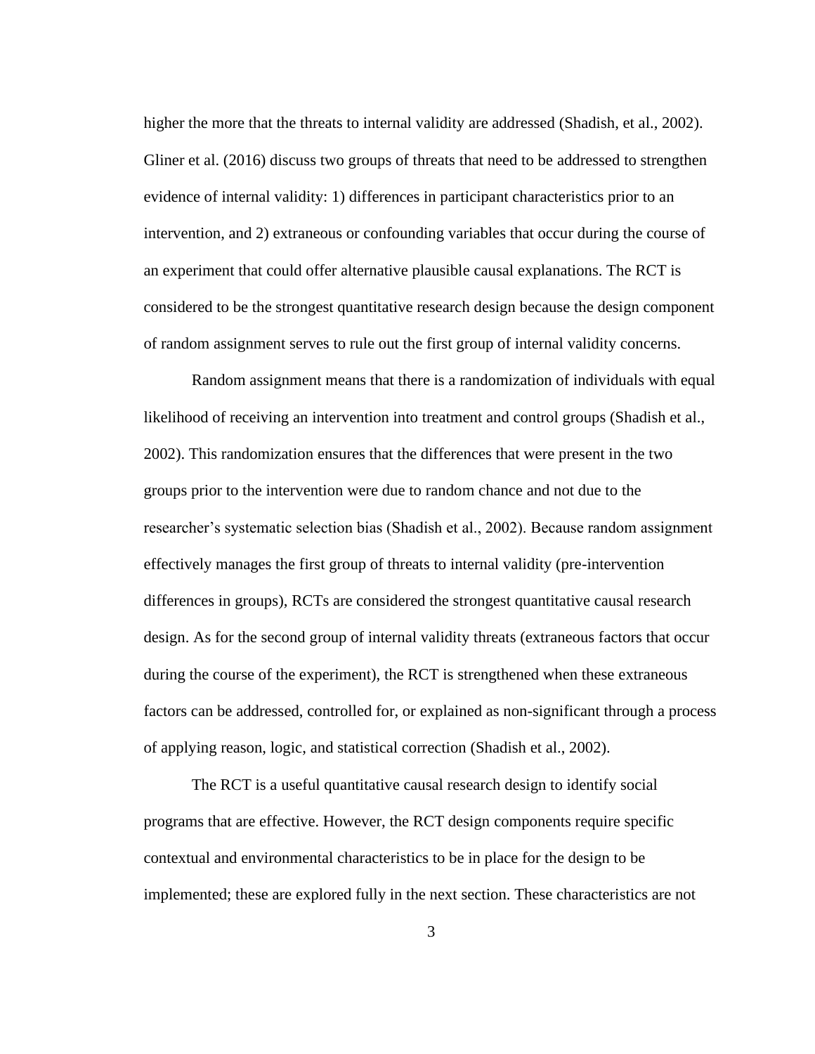higher the more that the threats to internal validity are addressed (Shadish, et al., 2002). Gliner et al. (2016) discuss two groups of threats that need to be addressed to strengthen evidence of internal validity: 1) differences in participant characteristics prior to an intervention, and 2) extraneous or confounding variables that occur during the course of an experiment that could offer alternative plausible causal explanations. The RCT is considered to be the strongest quantitative research design because the design component of random assignment serves to rule out the first group of internal validity concerns.

Random assignment means that there is a randomization of individuals with equal likelihood of receiving an intervention into treatment and control groups (Shadish et al., 2002). This randomization ensures that the differences that were present in the two groups prior to the intervention were due to random chance and not due to the researcher's systematic selection bias (Shadish et al., 2002). Because random assignment effectively manages the first group of threats to internal validity (pre-intervention differences in groups), RCTs are considered the strongest quantitative causal research design. As for the second group of internal validity threats (extraneous factors that occur during the course of the experiment), the RCT is strengthened when these extraneous factors can be addressed, controlled for, or explained as non-significant through a process of applying reason, logic, and statistical correction (Shadish et al., 2002).

The RCT is a useful quantitative causal research design to identify social programs that are effective. However, the RCT design components require specific contextual and environmental characteristics to be in place for the design to be implemented; these are explored fully in the next section. These characteristics are not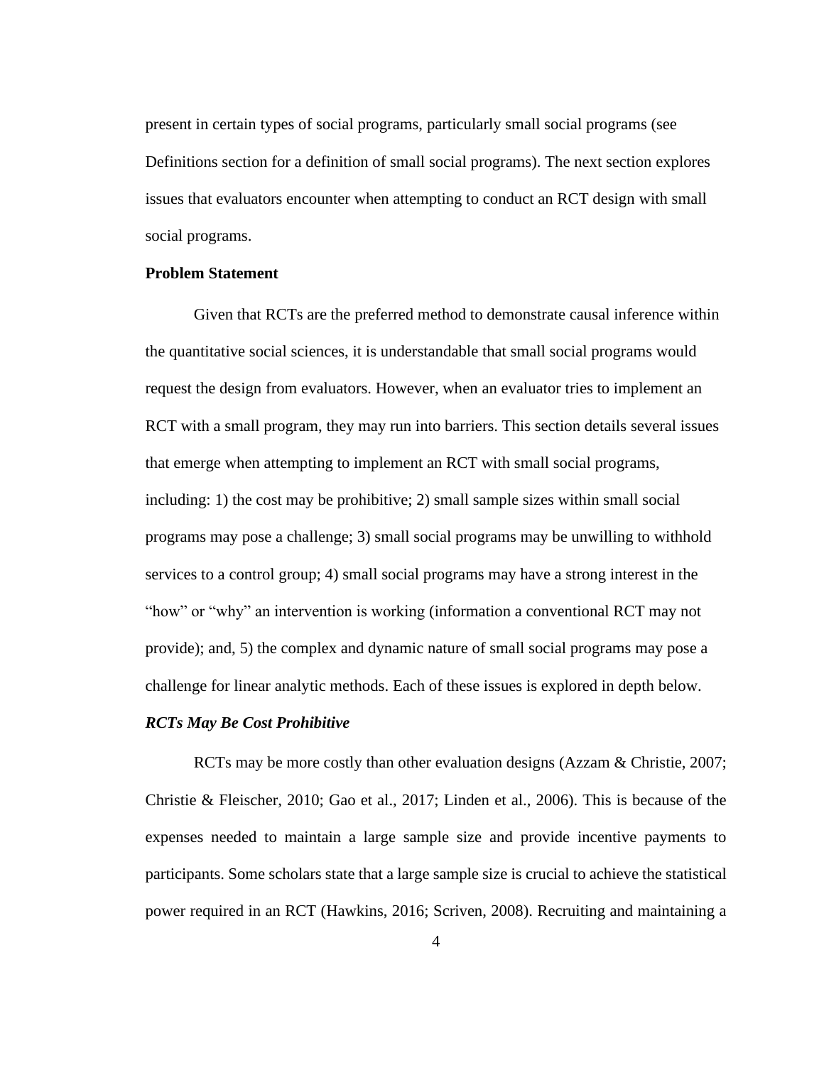present in certain types of social programs, particularly small social programs (see Definitions section for a definition of small social programs). The next section explores issues that evaluators encounter when attempting to conduct an RCT design with small social programs.

## Problem Statement

Given that RCTs are the preferred method to demonstrate causal inference within the quantitative social sciences, it is understandable that small social programs would request the design from evaluators. However, when an evaluator tries to implement an RCT with a small program, they may run into barriers. This section details several issues that emerge when attempting to implement an RCT with small social programs, including: 1) the cost may be prohibitive; 2) small sample sizes within small social programs may pose a challenge; 3) small social programs may be unwilling to withhold services to a control group; 4) small social programs may have a strong interest in the "how" or "why" an intervention is working (information a conventional RCT may not provide); and, 5) the complex and dynamic nature of small social programs may pose a challenge for linear analytic methods. Each of these issues is explored in depth below.

### *RCTs May Be Cost Prohibitive*

RCTs may be more costly than other evaluation designs (Azzam & Christie, 2007; Christie & Fleischer, 2010; Gao et al., 2017; Linden et al., 2006). This is because of the expenses needed to maintain a large sample size and provide incentive payments to participants. Some scholars state that a large sample size is crucial to achieve the statistical power required in an RCT (Hawkins, 2016; Scriven, 2008). Recruiting and maintaining a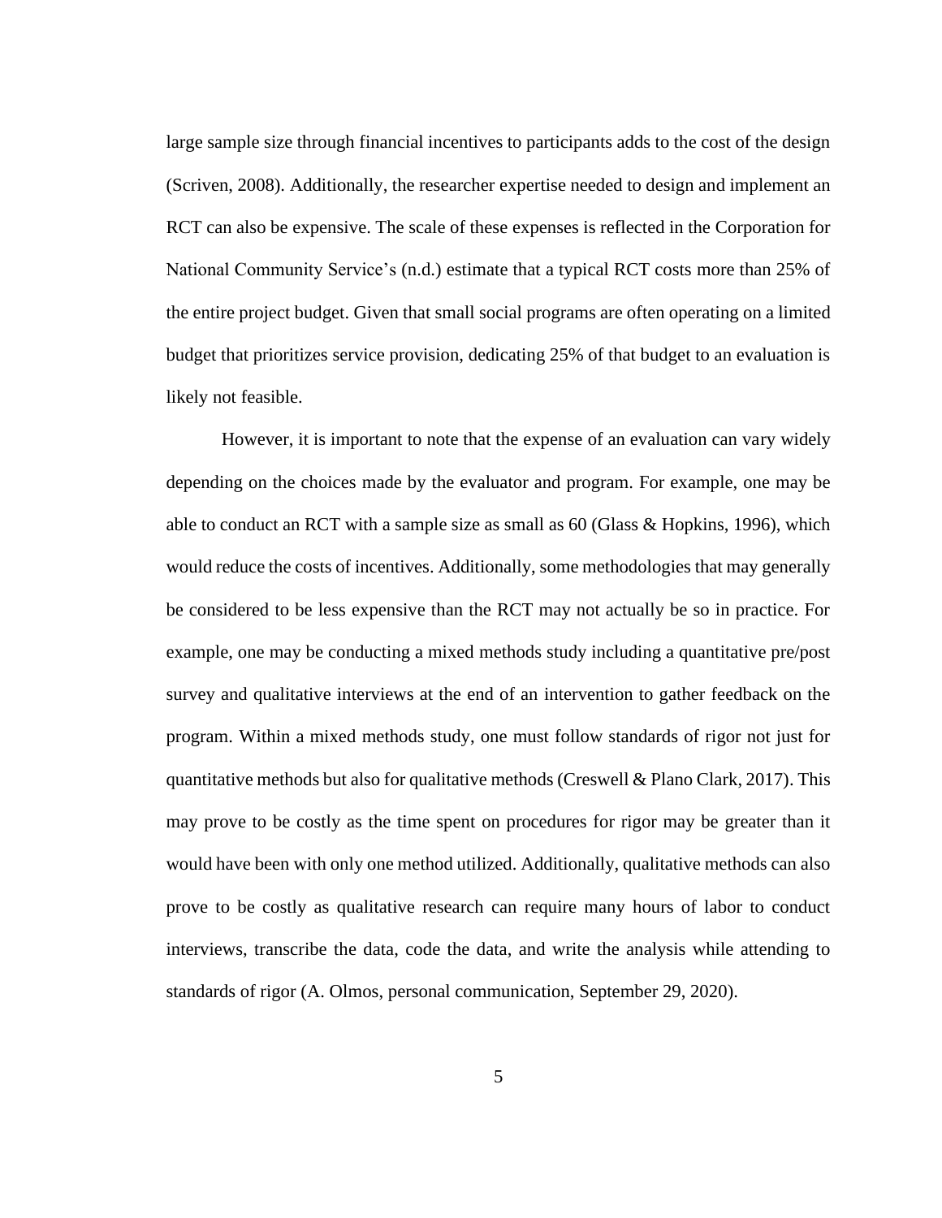large sample size through financial incentives to participants adds to the cost of the design (Scriven, 2008). Additionally, the researcher expertise needed to design and implement an RCT can also be expensive. The scale of these expenses is reflected in the Corporation for National Community Service's (n.d.) estimate that a typical RCT costs more than 25% of the entire project budget. Given that small social programs are often operating on a limited budget that prioritizes service provision, dedicating 25% of that budget to an evaluation is likely not feasible.

However, it is important to note that the expense of an evaluation can vary widely depending on the choices made by the evaluator and program. For example, one may be able to conduct an RCT with a sample size as small as 60 (Glass & Hopkins, 1996), which would reduce the costs of incentives. Additionally, some methodologies that may generally be considered to be less expensive than the RCT may not actually be so in practice. For example, one may be conducting a mixed methods study including a quantitative pre/post survey and qualitative interviews at the end of an intervention to gather feedback on the program. Within a mixed methods study, one must follow standards of rigor not just for quantitative methods but also for qualitative methods (Creswell & Plano Clark, 2017). This may prove to be costly as the time spent on procedures for rigor may be greater than it would have been with only one method utilized. Additionally, qualitative methods can also prove to be costly as qualitative research can require many hours of labor to conduct interviews, transcribe the data, code the data, and write the analysis while attending to standards of rigor (A. Olmos, personal communication, September 29, 2020).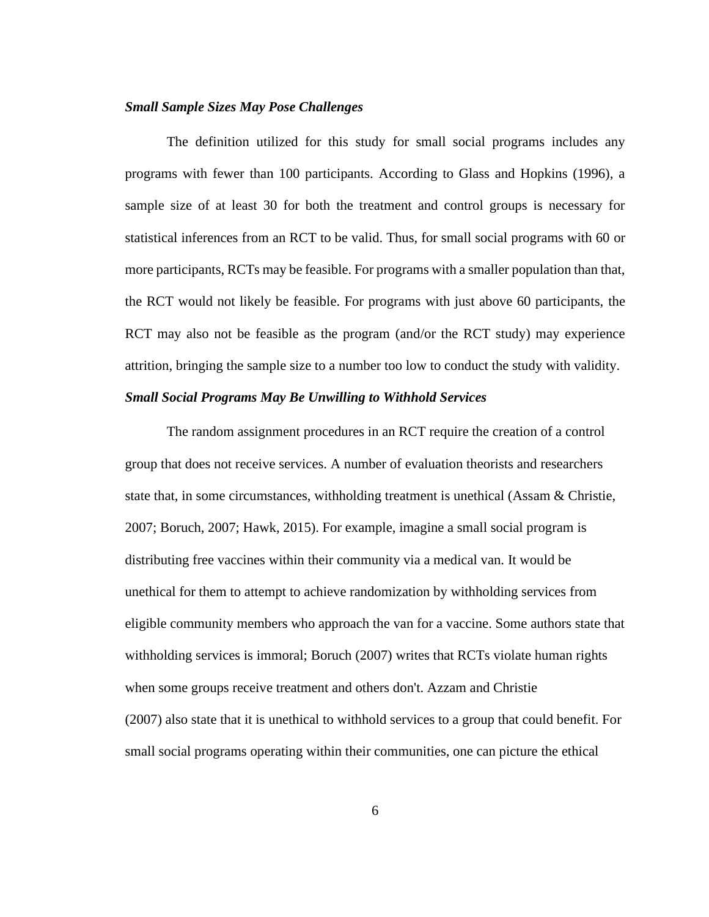### ***Small Sample Sizes May Pose Challenges***

The definition utilized for this study for small social programs includes any programs with fewer than 100 participants. According to Glass and Hopkins (1996), a sample size of at least 30 for both the treatment and control groups is necessary for statistical inferences from an RCT to be valid. Thus, for small social programs with 60 or more participants, RCTs may be feasible. For programs with a smaller population than that, the RCT would not likely be feasible. For programs with just above 60 participants, the RCT may also not be feasible as the program (and/or the RCT study) may experience attrition, bringing the sample size to a number too low to conduct the study with validity.

### ***Small Social Programs May Be Unwilling to Withhold Services***

The random assignment procedures in an RCT require the creation of a control group that does not receive services. A number of evaluation theorists and researchers state that, in some circumstances, withholding treatment is unethical (Assam & Christie, 2007; Boruch, 2007; Hawk, 2015). For example, imagine a small social program is distributing free vaccines within their community via a medical van. It would be unethical for them to attempt to achieve randomization by withholding services from eligible community members who approach the van for a vaccine. Some authors state that withholding services is immoral; Boruch (2007) writes that RCTs violate human rights when some groups receive treatment and others don't. Azzam and Christie (2007) also state that it is unethical to withhold services to a group that could benefit. For small social programs operating within their communities, one can picture the ethical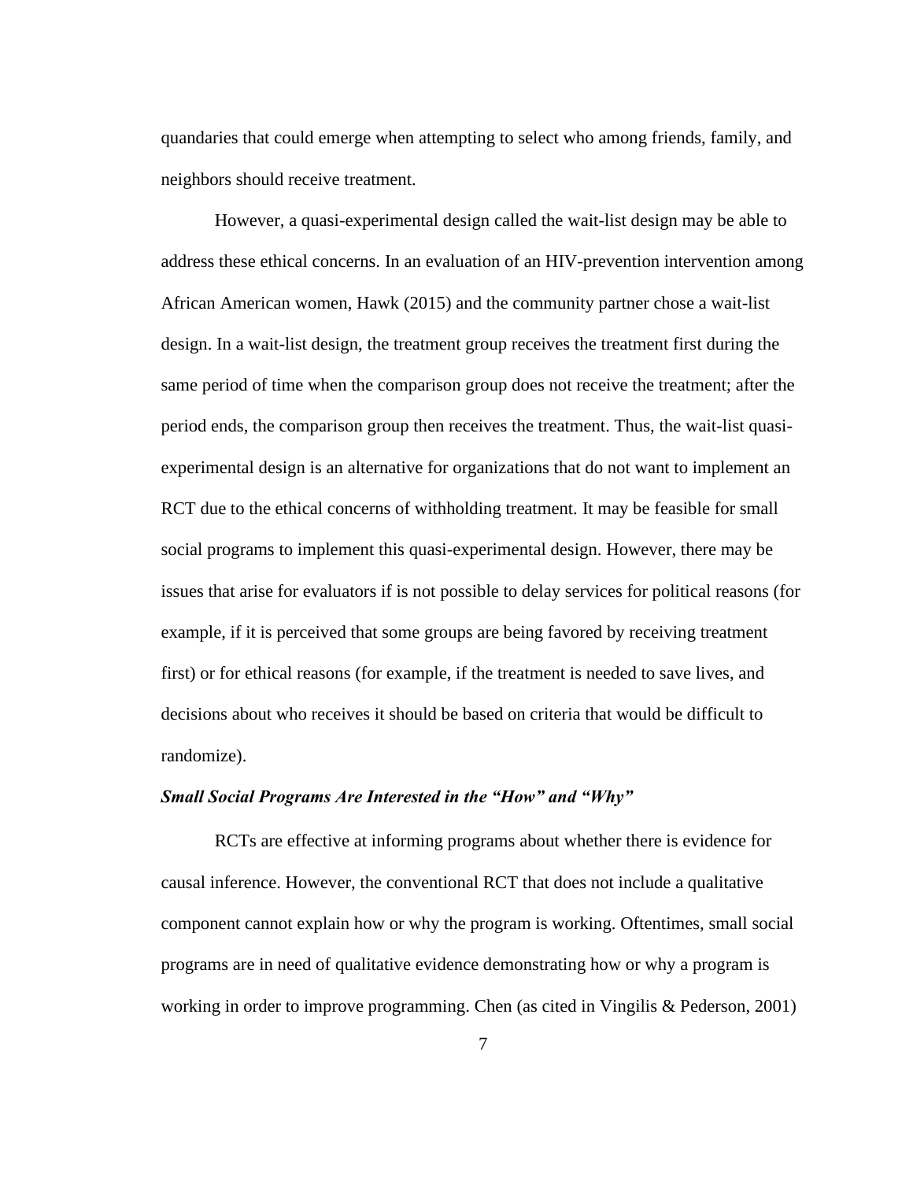quandaries that could emerge when attempting to select who among friends, family, and neighbors should receive treatment.

However, a quasi-experimental design called the wait-list design may be able to address these ethical concerns. In an evaluation of an HIV-prevention intervention among African American women, Hawk (2015) and the community partner chose a wait-list design. In a wait-list design, the treatment group receives the treatment first during the same period of time when the comparison group does not receive the treatment; after the period ends, the comparison group then receives the treatment. Thus, the wait-list quasi-experimental design is an alternative for organizations that do not want to implement an RCT due to the ethical concerns of withholding treatment. It may be feasible for small social programs to implement this quasi-experimental design. However, there may be issues that arise for evaluators if is not possible to delay services for political reasons (for example, if it is perceived that some groups are being favored by receiving treatment first) or for ethical reasons (for example, if the treatment is needed to save lives, and decisions about who receives it should be based on criteria that would be difficult to randomize).

### *Small Social Programs Are Interested in the "How" and "Why"*

RCTs are effective at informing programs about whether there is evidence for causal inference. However, the conventional RCT that does not include a qualitative component cannot explain how or why the program is working. Oftentimes, small social programs are in need of qualitative evidence demonstrating how or why a program is working in order to improve programming. Chen (as cited in Vingilis & Pederson, 2001)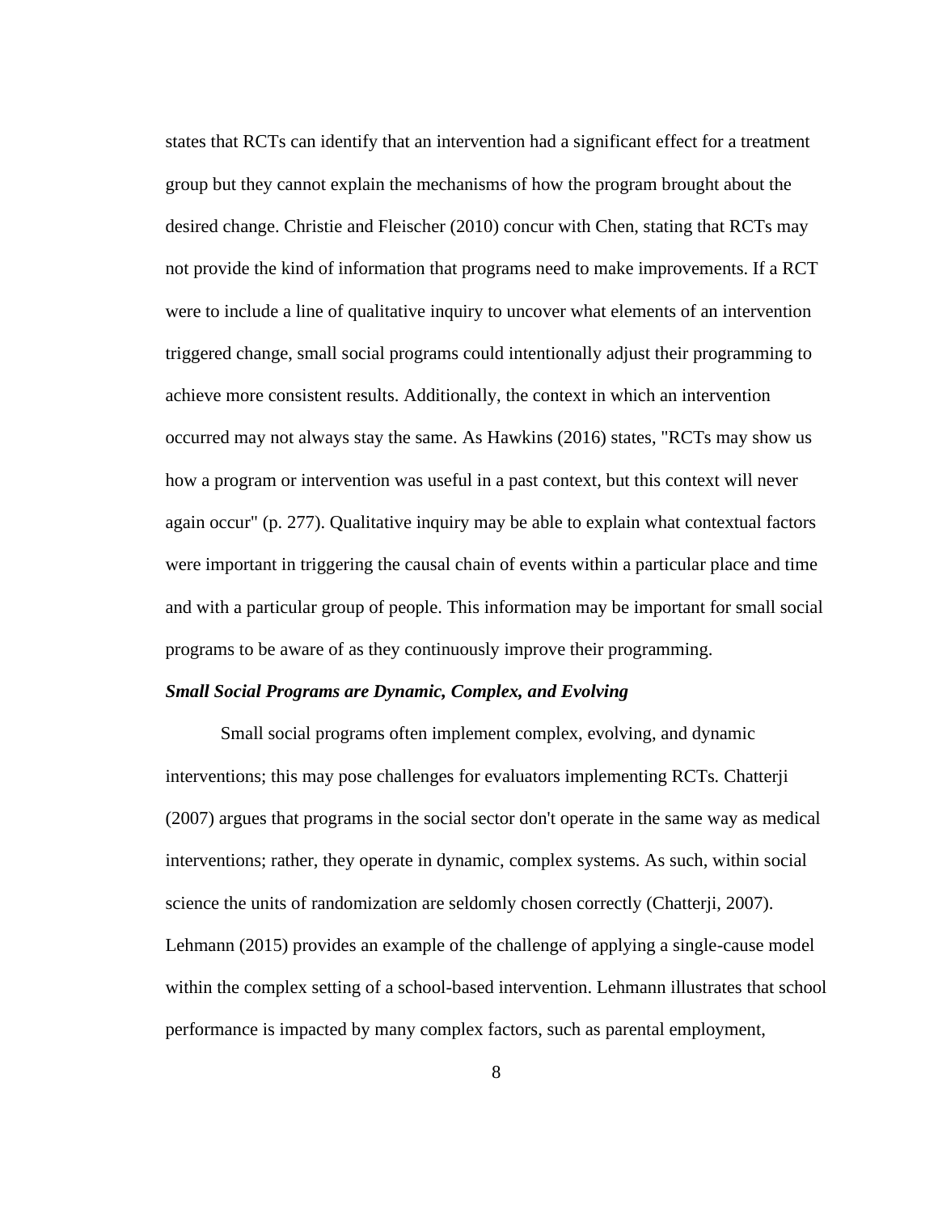states that RCTs can identify that an intervention had a significant effect for a treatment group but they cannot explain the mechanisms of how the program brought about the desired change. Christie and Fleischer (2010) concur with Chen, stating that RCTs may not provide the kind of information that programs need to make improvements. If a RCT were to include a line of qualitative inquiry to uncover what elements of an intervention triggered change, small social programs could intentionally adjust their programming to achieve more consistent results. Additionally, the context in which an intervention occurred may not always stay the same. As Hawkins (2016) states, "RCTs may show us how a program or intervention was useful in a past context, but this context will never again occur" (p. 277). Qualitative inquiry may be able to explain what contextual factors were important in triggering the causal chain of events within a particular place and time and with a particular group of people. This information may be important for small social programs to be aware of as they continuously improve their programming.

### *Small Social Programs are Dynamic, Complex, and Evolving*

Small social programs often implement complex, evolving, and dynamic interventions; this may pose challenges for evaluators implementing RCTs. Chatterji (2007) argues that programs in the social sector don't operate in the same way as medical interventions; rather, they operate in dynamic, complex systems. As such, within social science the units of randomization are seldomly chosen correctly (Chatterji, 2007). Lehmann (2015) provides an example of the challenge of applying a single-cause model within the complex setting of a school-based intervention. Lehmann illustrates that school performance is impacted by many complex factors, such as parental employment,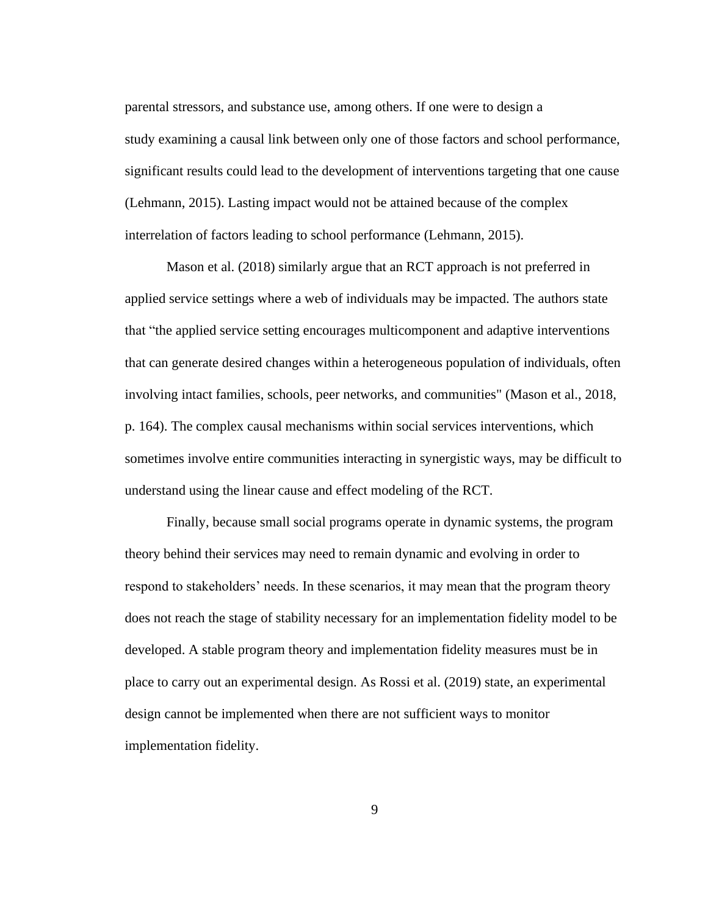parental stressors, and substance use, among others. If one were to design a study examining a causal link between only one of those factors and school performance, significant results could lead to the development of interventions targeting that one cause (Lehmann, 2015). Lasting impact would not be attained because of the complex interrelation of factors leading to school performance (Lehmann, 2015).

Mason et al. (2018) similarly argue that an RCT approach is not preferred in applied service settings where a web of individuals may be impacted. The authors state that "the applied service setting encourages multicomponent and adaptive interventions that can generate desired changes within a heterogeneous population of individuals, often involving intact families, schools, peer networks, and communities" (Mason et al., 2018, p. 164). The complex causal mechanisms within social services interventions, which sometimes involve entire communities interacting in synergistic ways, may be difficult to understand using the linear cause and effect modeling of the RCT.

Finally, because small social programs operate in dynamic systems, the program theory behind their services may need to remain dynamic and evolving in order to respond to stakeholders' needs. In these scenarios, it may mean that the program theory does not reach the stage of stability necessary for an implementation fidelity model to be developed. A stable program theory and implementation fidelity measures must be in place to carry out an experimental design. As Rossi et al. (2019) state, an experimental design cannot be implemented when there are not sufficient ways to monitor implementation fidelity.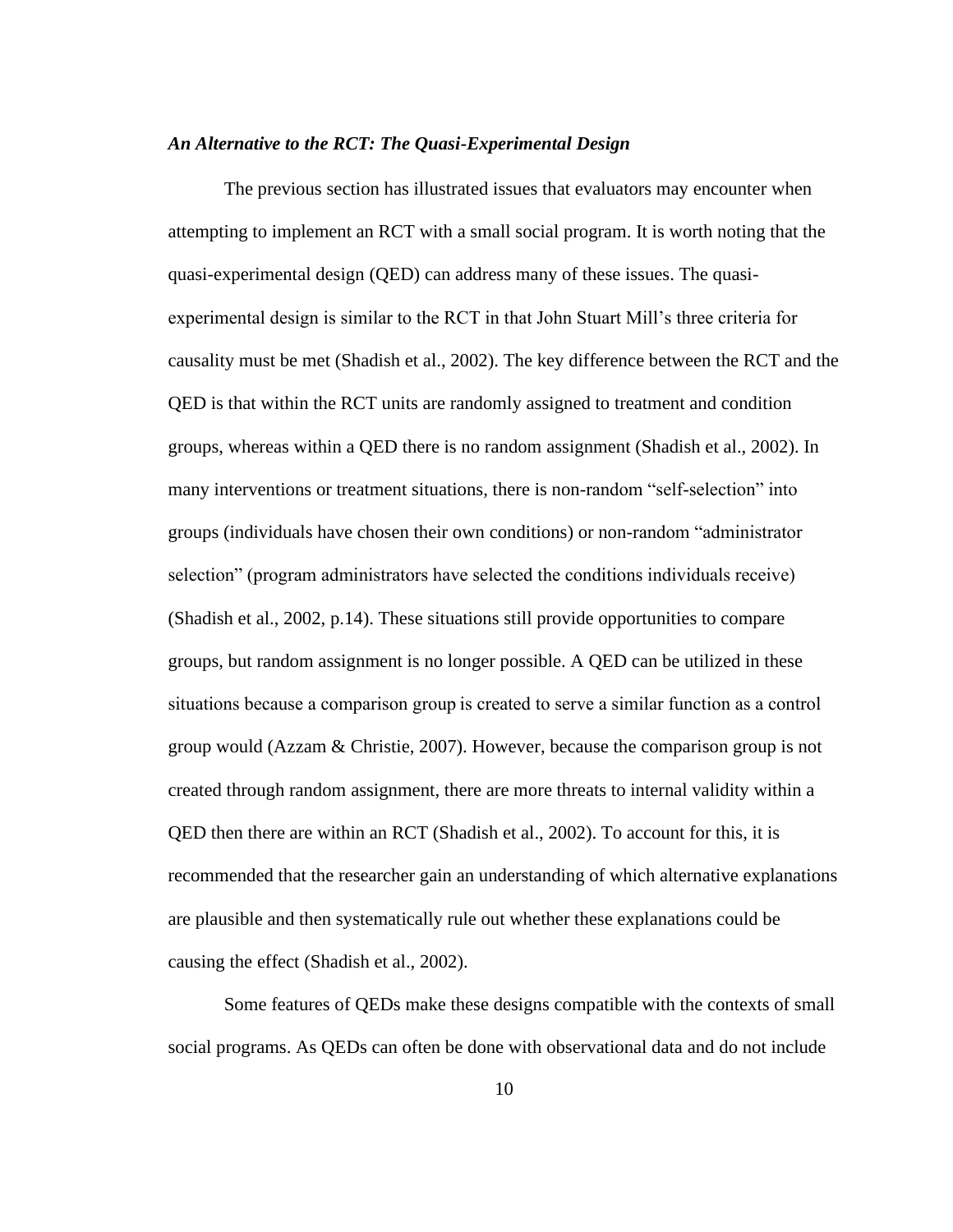***An Alternative to the RCT: The Quasi-Experimental Design***

The previous section has illustrated issues that evaluators may encounter when attempting to implement an RCT with a small social program. It is worth noting that the quasi-experimental design (QED) can address many of these issues. The quasi-experimental design is similar to the RCT in that John Stuart Mill's three criteria for causality must be met (Shadish et al., 2002). The key difference between the RCT and the QED is that within the RCT units are randomly assigned to treatment and condition groups, whereas within a QED there is no random assignment (Shadish et al., 2002). In many interventions or treatment situations, there is non-random "self-selection" into groups (individuals have chosen their own conditions) or non-random "administrator selection" (program administrators have selected the conditions individuals receive) (Shadish et al., 2002, p.14). These situations still provide opportunities to compare groups, but random assignment is no longer possible. A QED can be utilized in these situations because a comparison group is created to serve a similar function as a control group would (Azzam & Christie, 2007). However, because the comparison group is not created through random assignment, there are more threats to internal validity within a QED then there are within an RCT (Shadish et al., 2002). To account for this, it is recommended that the researcher gain an understanding of which alternative explanations are plausible and then systematically rule out whether these explanations could be causing the effect (Shadish et al., 2002).

Some features of QEDs make these designs compatible with the contexts of small social programs. As QEDs can often be done with observational data and do not include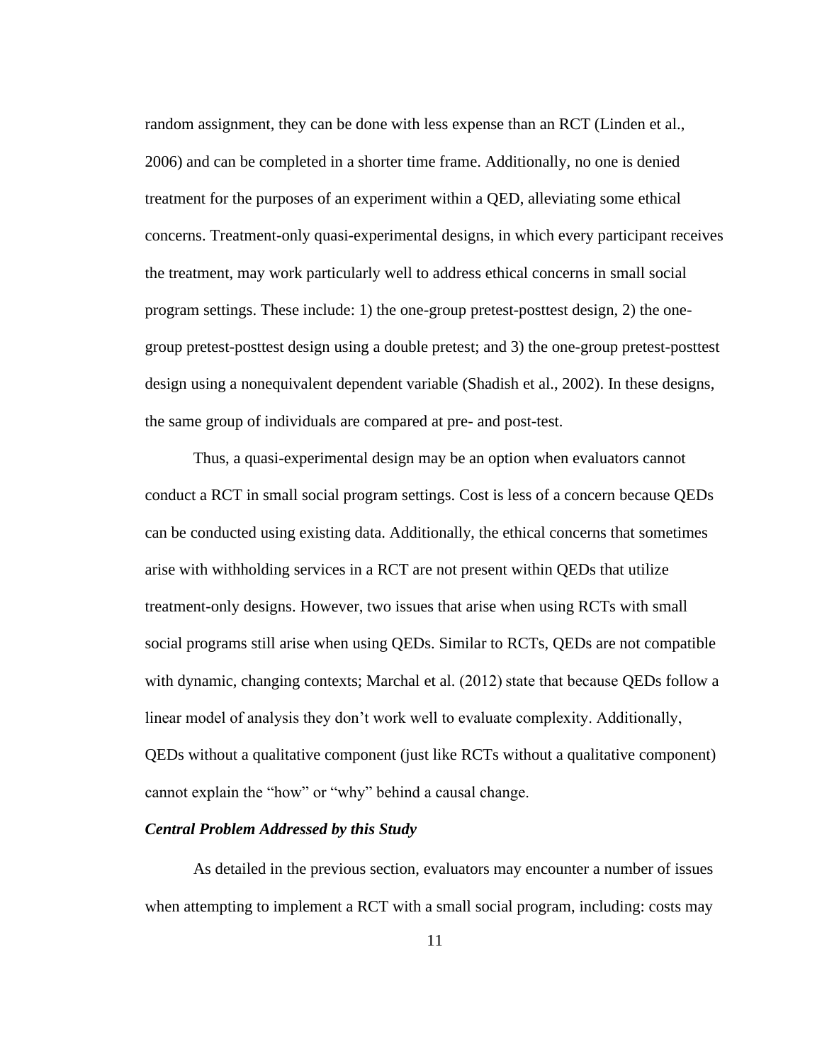random assignment, they can be done with less expense than an RCT (Linden et al., 2006) and can be completed in a shorter time frame. Additionally, no one is denied treatment for the purposes of an experiment within a QED, alleviating some ethical concerns. Treatment-only quasi-experimental designs, in which every participant receives the treatment, may work particularly well to address ethical concerns in small social program settings. These include: 1) the one-group pretest-posttest design, 2) the one-group pretest-posttest design using a double pretest; and 3) the one-group pretest-posttest design using a nonequivalent dependent variable (Shadish et al., 2002). In these designs, the same group of individuals are compared at pre- and post-test.

Thus, a quasi-experimental design may be an option when evaluators cannot conduct a RCT in small social program settings. Cost is less of a concern because QEDs can be conducted using existing data. Additionally, the ethical concerns that sometimes arise with withholding services in a RCT are not present within QEDs that utilize treatment-only designs. However, two issues that arise when using RCTs with small social programs still arise when using QEDs. Similar to RCTs, QEDs are not compatible with dynamic, changing contexts; Marchal et al. (2012) state that because QEDs follow a linear model of analysis they don't work well to evaluate complexity. Additionally, QEDs without a qualitative component (just like RCTs without a qualitative component) cannot explain the "how" or "why" behind a causal change.

### *Central Problem Addressed by this Study*

As detailed in the previous section, evaluators may encounter a number of issues when attempting to implement a RCT with a small social program, including: costs may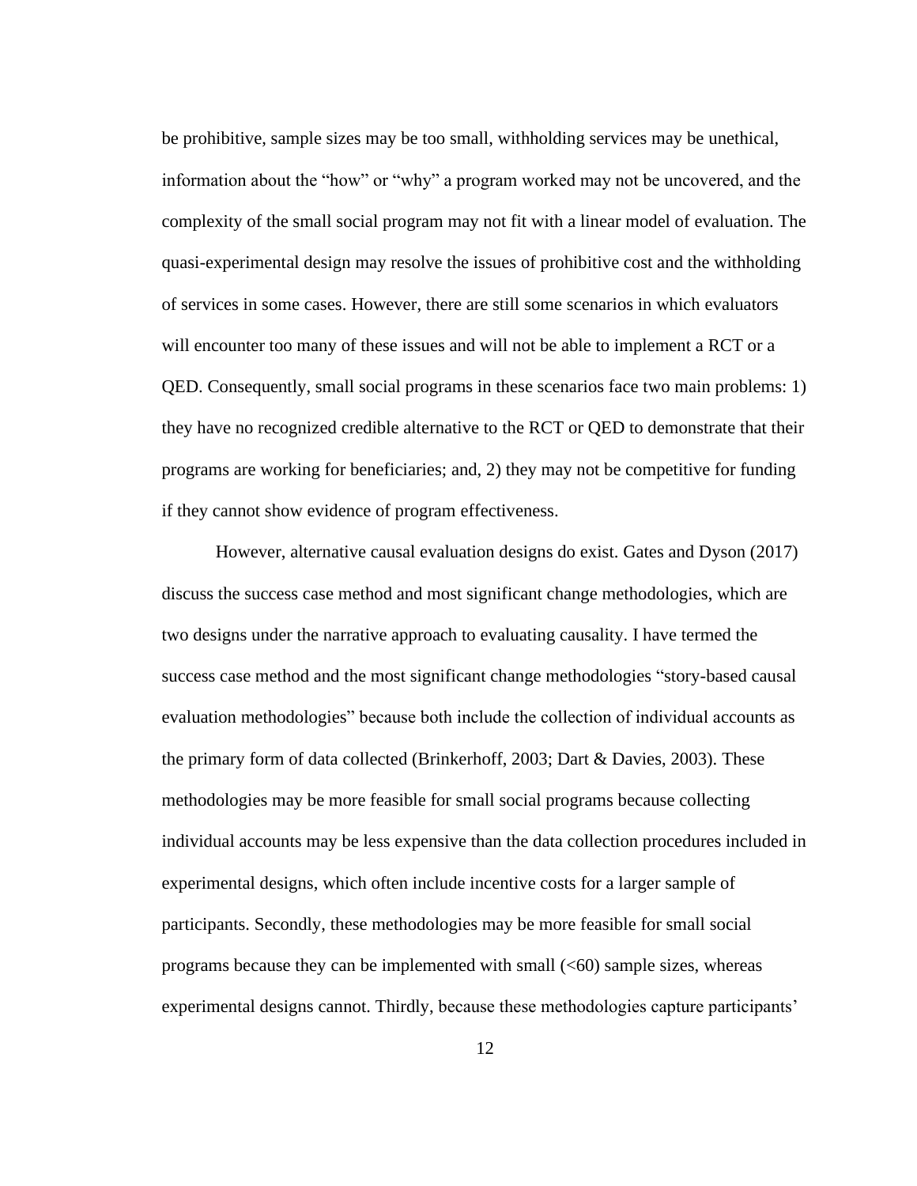be prohibitive, sample sizes may be too small, withholding services may be unethical, information about the "how" or "why" a program worked may not be uncovered, and the complexity of the small social program may not fit with a linear model of evaluation. The quasi-experimental design may resolve the issues of prohibitive cost and the withholding of services in some cases. However, there are still some scenarios in which evaluators will encounter too many of these issues and will not be able to implement a RCT or a QED. Consequently, small social programs in these scenarios face two main problems: 1) they have no recognized credible alternative to the RCT or QED to demonstrate that their programs are working for beneficiaries; and, 2) they may not be competitive for funding if they cannot show evidence of program effectiveness.

However, alternative causal evaluation designs do exist. Gates and Dyson (2017) discuss the success case method and most significant change methodologies, which are two designs under the narrative approach to evaluating causality. I have termed the success case method and the most significant change methodologies "story-based causal evaluation methodologies" because both include the collection of individual accounts as the primary form of data collected (Brinkerhoff, 2003; Dart & Davies, 2003). These methodologies may be more feasible for small social programs because collecting individual accounts may be less expensive than the data collection procedures included in experimental designs, which often include incentive costs for a larger sample of participants. Secondly, these methodologies may be more feasible for small social programs because they can be implemented with small (<60) sample sizes, whereas experimental designs cannot. Thirdly, because these methodologies capture participants'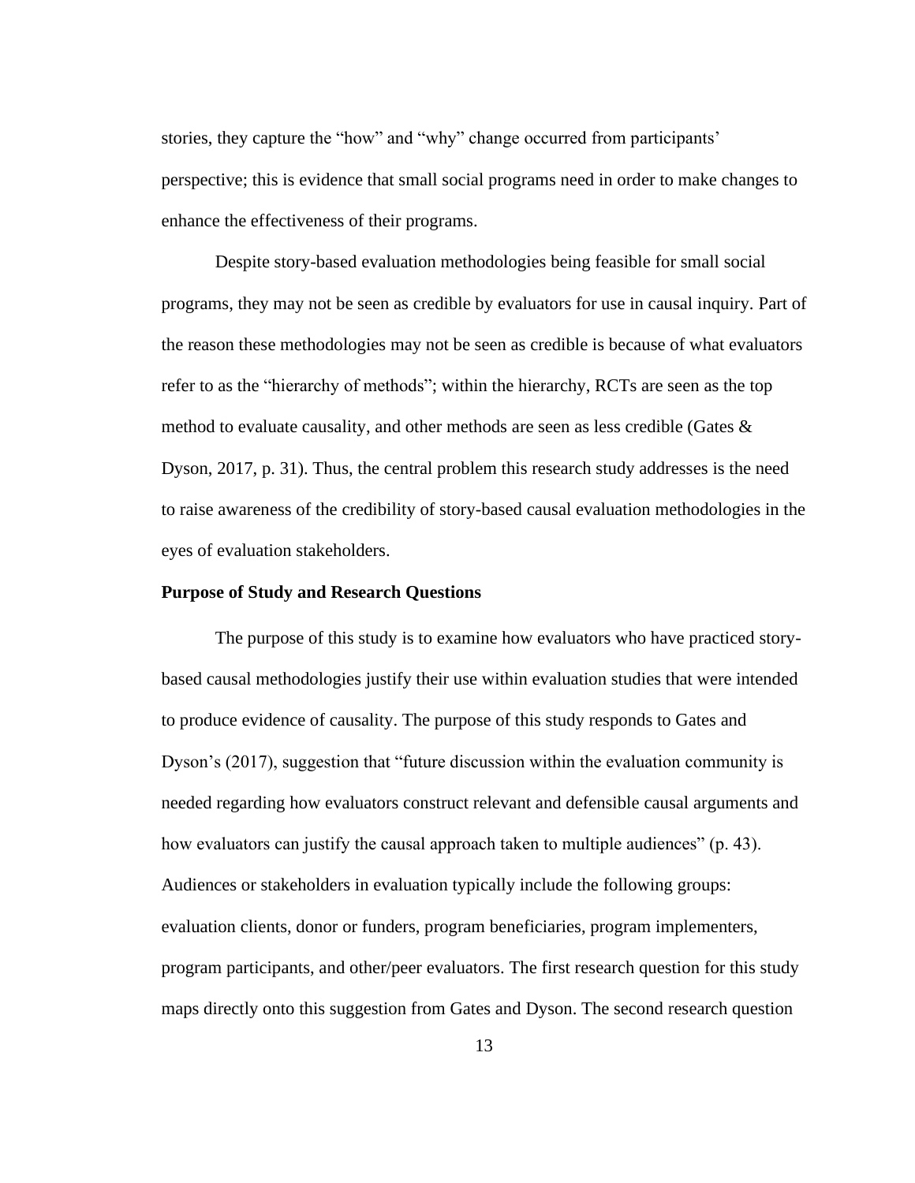stories, they capture the "how" and "why" change occurred from participants' perspective; this is evidence that small social programs need in order to make changes to enhance the effectiveness of their programs.

Despite story-based evaluation methodologies being feasible for small social programs, they may not be seen as credible by evaluators for use in causal inquiry. Part of the reason these methodologies may not be seen as credible is because of what evaluators refer to as the "hierarchy of methods"; within the hierarchy, RCTs are seen as the top method to evaluate causality, and other methods are seen as less credible (Gates & Dyson, 2017, p. 31). Thus, the central problem this research study addresses is the need to raise awareness of the credibility of story-based causal evaluation methodologies in the eyes of evaluation stakeholders.

**Purpose of Study and Research Questions**

The purpose of this study is to examine how evaluators who have practiced story-based causal methodologies justify their use within evaluation studies that were intended to produce evidence of causality. The purpose of this study responds to Gates and Dyson's (2017), suggestion that "future discussion within the evaluation community is needed regarding how evaluators construct relevant and defensible causal arguments and how evaluators can justify the causal approach taken to multiple audiences" (p. 43). Audiences or stakeholders in evaluation typically include the following groups: evaluation clients, donor or funders, program beneficiaries, program implementers, program participants, and other/peer evaluators. The first research question for this study maps directly onto this suggestion from Gates and Dyson. The second research question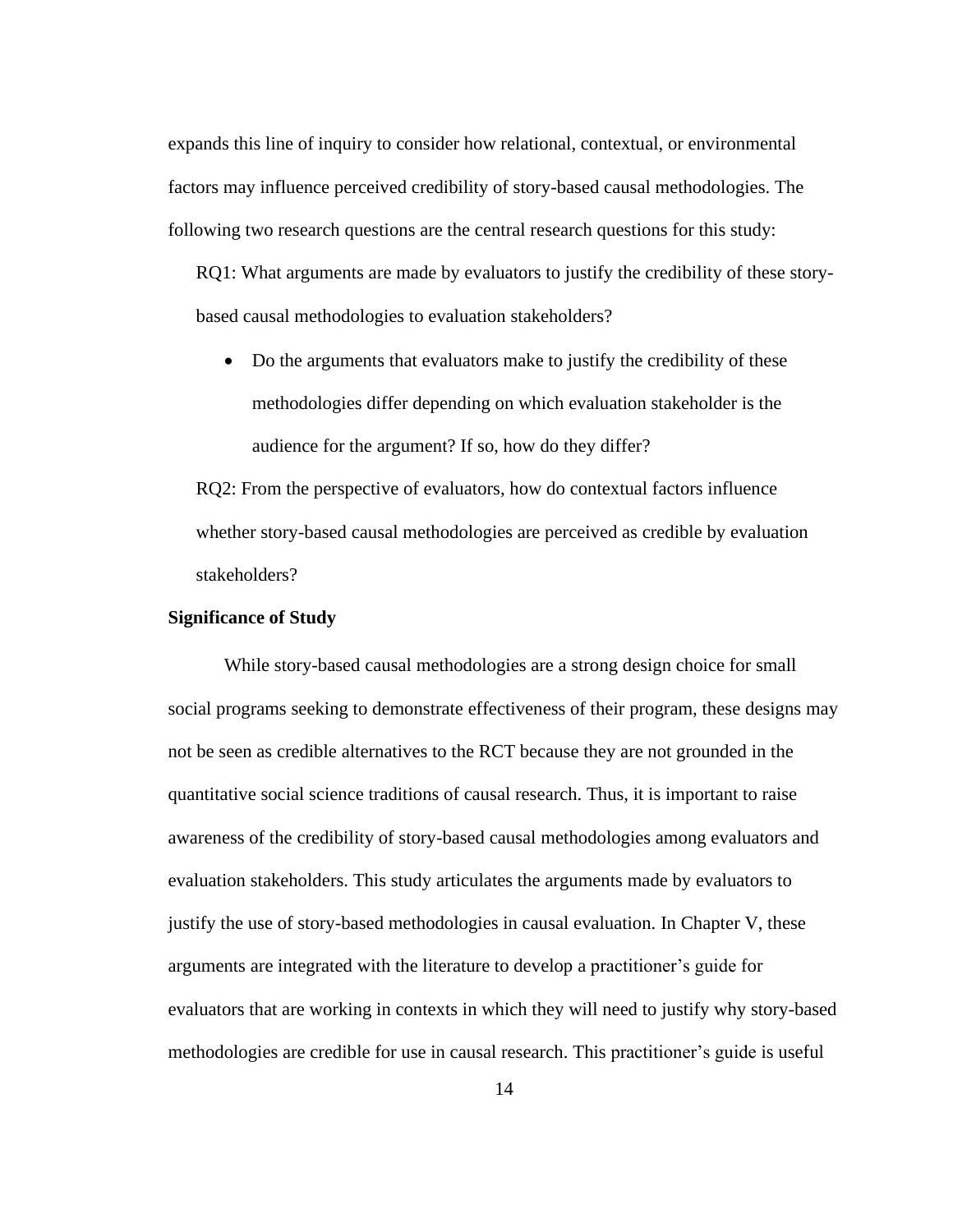expands this line of inquiry to consider how relational, contextual, or environmental factors may influence perceived credibility of story-based causal methodologies. The following two research questions are the central research questions for this study:

RQ1: What arguments are made by evaluators to justify the credibility of these story-based causal methodologies to evaluation stakeholders?

- Do the arguments that evaluators make to justify the credibility of these methodologies differ depending on which evaluation stakeholder is the audience for the argument? If so, how do they differ?

RQ2: From the perspective of evaluators, how do contextual factors influence whether story-based causal methodologies are perceived as credible by evaluation stakeholders?

**Significance of Study**

While story-based causal methodologies are a strong design choice for small social programs seeking to demonstrate effectiveness of their program, these designs may not be seen as credible alternatives to the RCT because they are not grounded in the quantitative social science traditions of causal research. Thus, it is important to raise awareness of the credibility of story-based causal methodologies among evaluators and evaluation stakeholders. This study articulates the arguments made by evaluators to justify the use of story-based methodologies in causal evaluation. In Chapter V, these arguments are integrated with the literature to develop a practitioner's guide for evaluators that are working in contexts in which they will need to justify why story-based methodologies are credible for use in causal research. This practitioner's guide is useful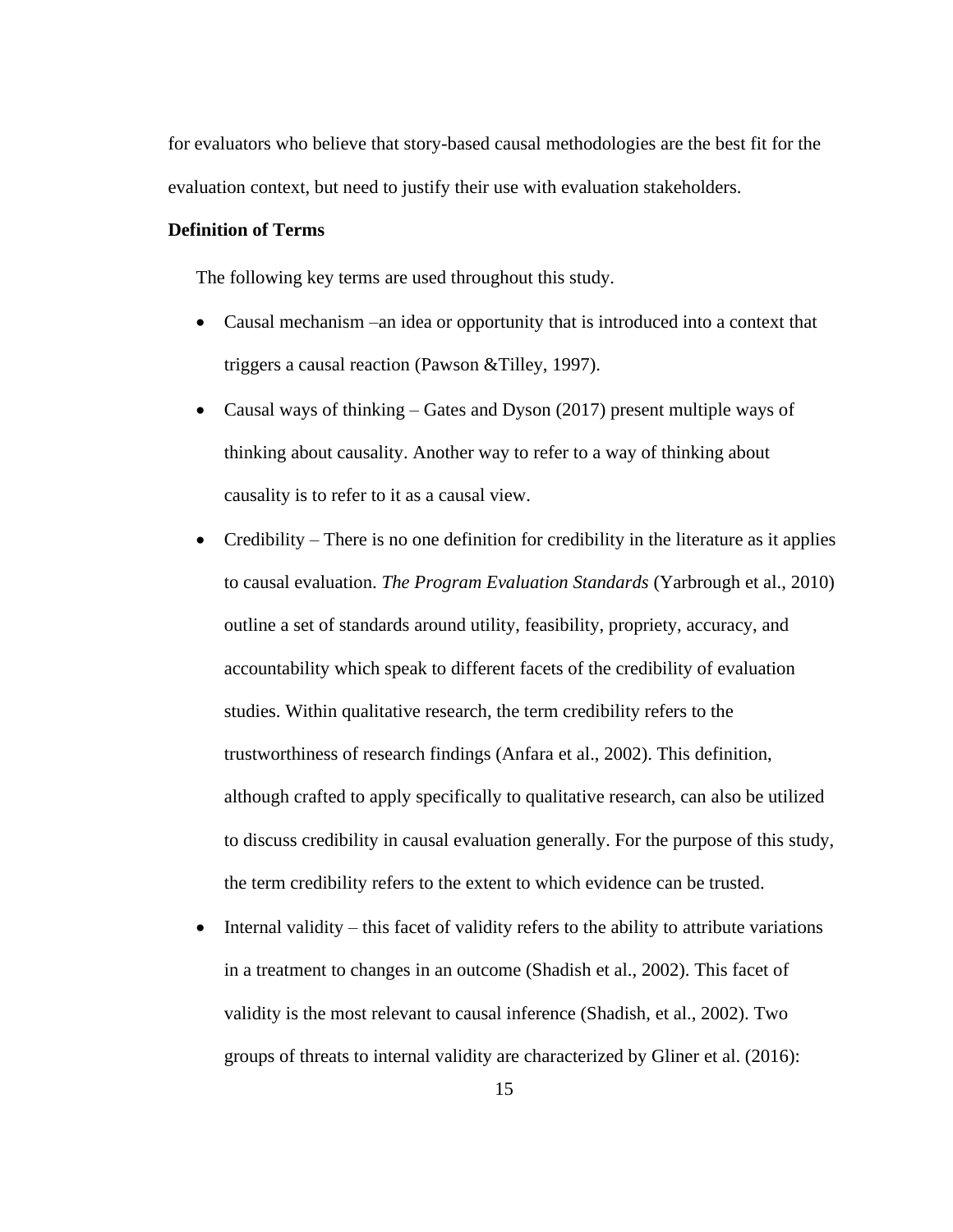for evaluators who believe that story-based causal methodologies are the best fit for the evaluation context, but need to justify their use with evaluation stakeholders.

**Definition of Terms**

The following key terms are used throughout this study.

- Causal mechanism –an idea or opportunity that is introduced into a context that triggers a causal reaction (Pawson &Tilley, 1997).
- Causal ways of thinking – Gates and Dyson (2017) present multiple ways of thinking about causality. Another way to refer to a way of thinking about causality is to refer to it as a causal view.
- Credibility – There is no one definition for credibility in the literature as it applies to causal evaluation. *The Program Evaluation Standards* (Yarbrough et al., 2010) outline a set of standards around utility, feasibility, propriety, accuracy, and accountability which speak to different facets of the credibility of evaluation studies. Within qualitative research, the term credibility refers to the trustworthiness of research findings (Anfara et al., 2002). This definition, although crafted to apply specifically to qualitative research, can also be utilized to discuss credibility in causal evaluation generally. For the purpose of this study, the term credibility refers to the extent to which evidence can be trusted.
- Internal validity – this facet of validity refers to the ability to attribute variations in a treatment to changes in an outcome (Shadish et al., 2002). This facet of validity is the most relevant to causal inference (Shadish, et al., 2002). Two groups of threats to internal validity are characterized by Gliner et al. (2016):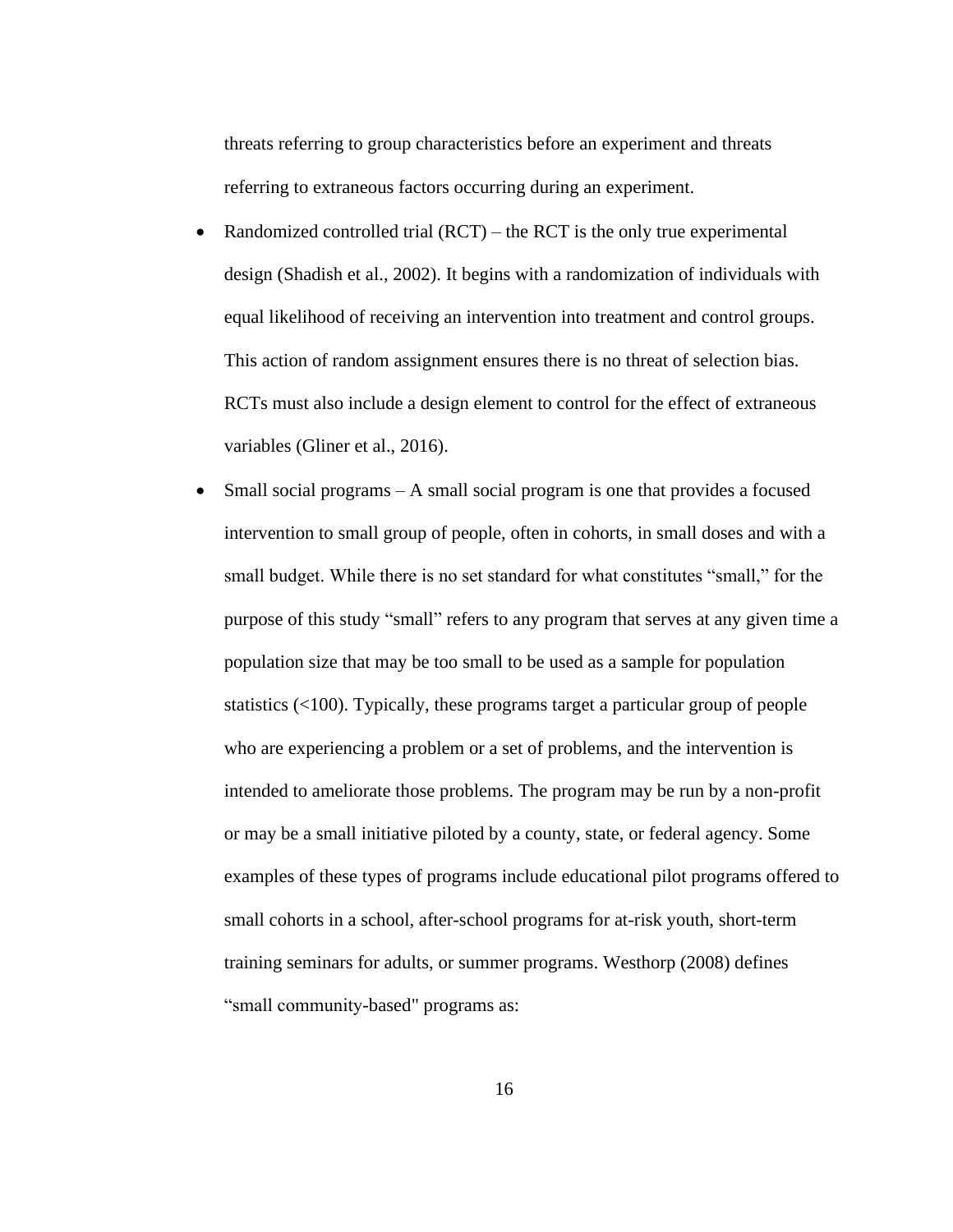threats referring to group characteristics before an experiment and threats referring to extraneous factors occurring during an experiment.

- Randomized controlled trial (RCT) – the RCT is the only true experimental design (Shadish et al., 2002). It begins with a randomization of individuals with equal likelihood of receiving an intervention into treatment and control groups. This action of random assignment ensures there is no threat of selection bias. RCTs must also include a design element to control for the effect of extraneous variables (Gliner et al., 2016).
- Small social programs – A small social program is one that provides a focused intervention to small group of people, often in cohorts, in small doses and with a small budget. While there is no set standard for what constitutes "small," for the purpose of this study "small" refers to any program that serves at any given time a population size that may be too small to be used as a sample for population statistics (<100). Typically, these programs target a particular group of people who are experiencing a problem or a set of problems, and the intervention is intended to ameliorate those problems. The program may be run by a non-profit or may be a small initiative piloted by a county, state, or federal agency. Some examples of these types of programs include educational pilot programs offered to small cohorts in a school, after-school programs for at-risk youth, short-term training seminars for adults, or summer programs. Westhorp (2008) defines "small community-based" programs as: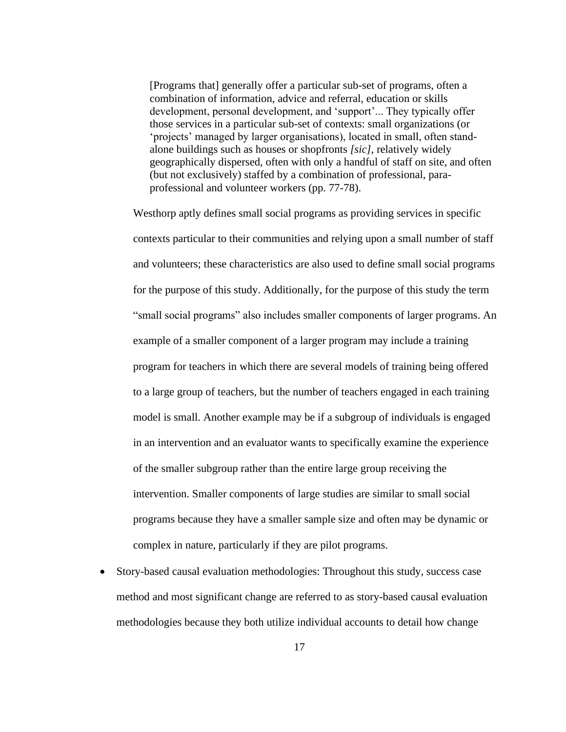> [Programs that] generally offer a particular sub-set of programs, often a combination of information, advice and referral, education or skills development, personal development, and 'support'... They typically offer those services in a particular sub-set of contexts: small organizations (or 'projects' managed by larger organisations), located in small, often stand-alone buildings such as houses or shopfronts *[sic]*, relatively widely geographically dispersed, often with only a handful of staff on site, and often (but not exclusively) staffed by a combination of professional, para-professional and volunteer workers (pp. 77-78).

Westhorp aptly defines small social programs as providing services in specific contexts particular to their communities and relying upon a small number of staff and volunteers; these characteristics are also used to define small social programs for the purpose of this study. Additionally, for the purpose of this study the term "small social programs" also includes smaller components of larger programs. An example of a smaller component of a larger program may include a training program for teachers in which there are several models of training being offered to a large group of teachers, but the number of teachers engaged in each training model is small. Another example may be if a subgroup of individuals is engaged in an intervention and an evaluator wants to specifically examine the experience of the smaller subgroup rather than the entire large group receiving the intervention. Smaller components of large studies are similar to small social programs because they have a smaller sample size and often may be dynamic or complex in nature, particularly if they are pilot programs.

- Story-based causal evaluation methodologies: Throughout this study, success case method and most significant change are referred to as story-based causal evaluation methodologies because they both utilize individual accounts to detail how change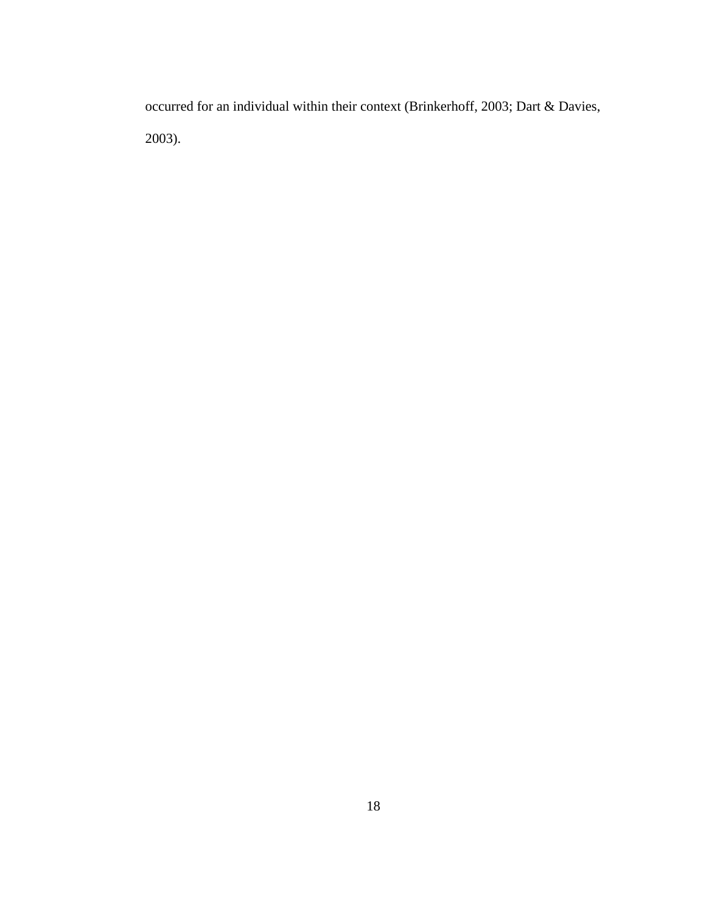occurred for an individual within their context (Brinkerhoff, 2003; Dart & Davies, 2003).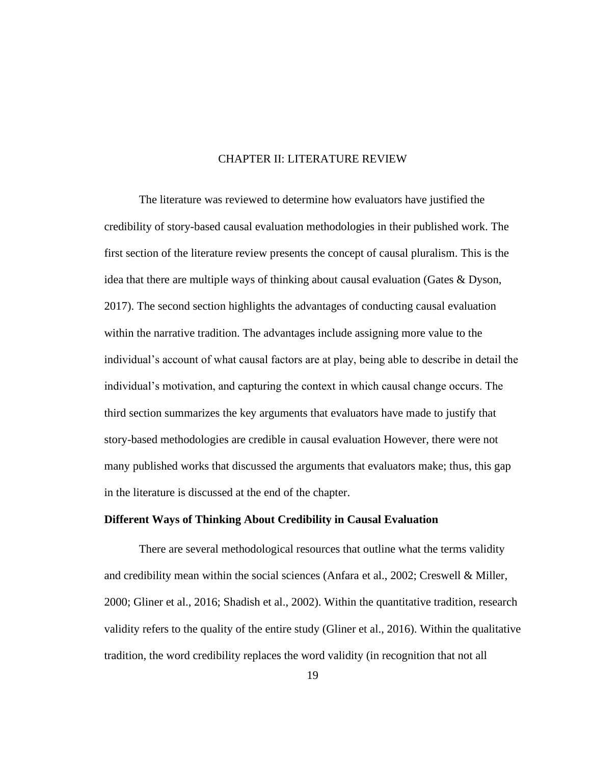# CHAPTER II: LITERATURE REVIEW

The literature was reviewed to determine how evaluators have justified the credibility of story-based causal evaluation methodologies in their published work. The first section of the literature review presents the concept of causal pluralism. This is the idea that there are multiple ways of thinking about causal evaluation (Gates & Dyson, 2017). The second section highlights the advantages of conducting causal evaluation within the narrative tradition. The advantages include assigning more value to the individual's account of what causal factors are at play, being able to describe in detail the individual's motivation, and capturing the context in which causal change occurs. The third section summarizes the key arguments that evaluators have made to justify that story-based methodologies are credible in causal evaluation However, there were not many published works that discussed the arguments that evaluators make; thus, this gap in the literature is discussed at the end of the chapter.

## Different Ways of Thinking About Credibility in Causal Evaluation

There are several methodological resources that outline what the terms validity and credibility mean within the social sciences (Anfara et al., 2002; Creswell & Miller, 2000; Gliner et al., 2016; Shadish et al., 2002). Within the quantitative tradition, research validity refers to the quality of the entire study (Gliner et al., 2016). Within the qualitative tradition, the word credibility replaces the word validity (in recognition that not all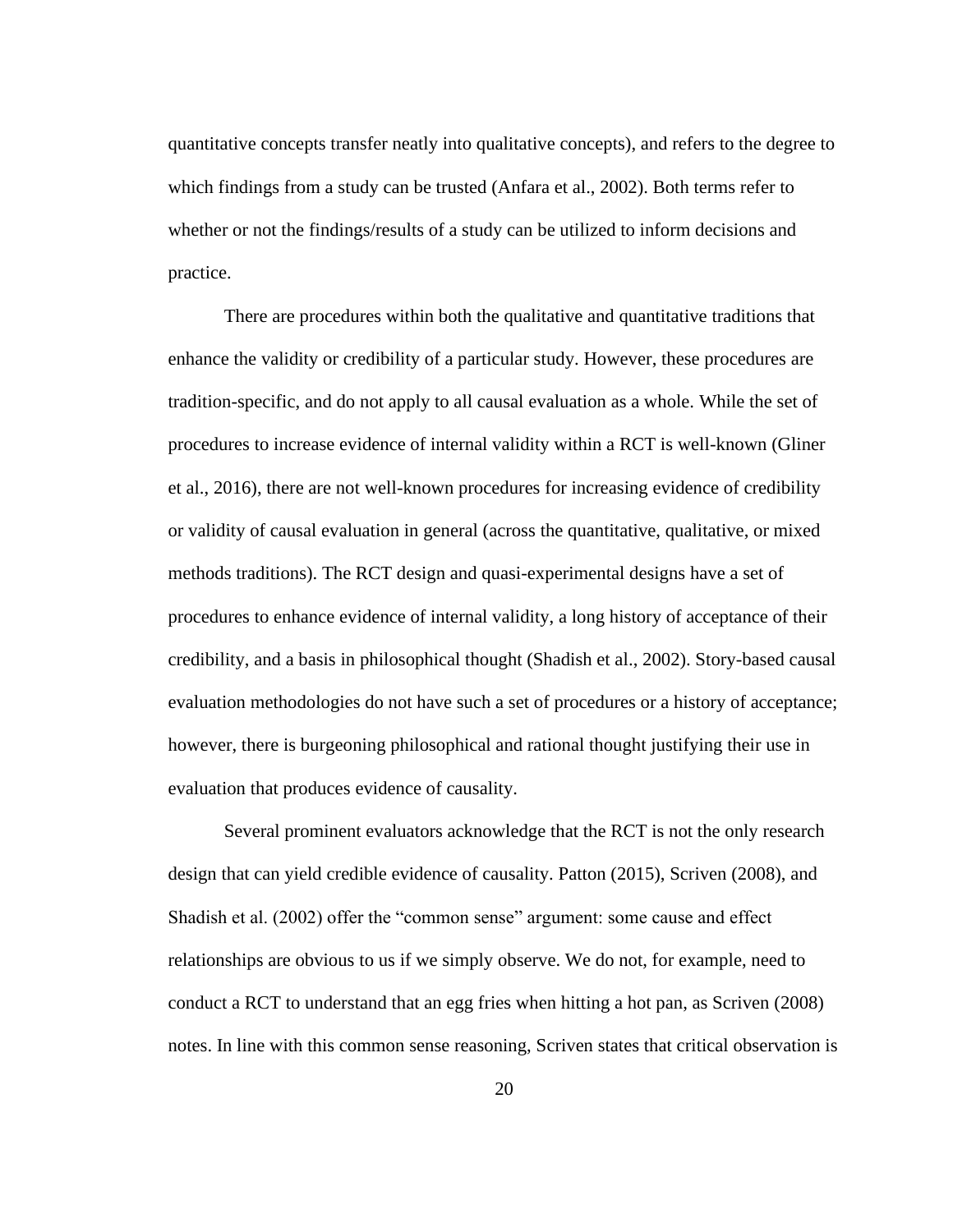quantitative concepts transfer neatly into qualitative concepts), and refers to the degree to which findings from a study can be trusted (Anfara et al., 2002). Both terms refer to whether or not the findings/results of a study can be utilized to inform decisions and practice.

There are procedures within both the qualitative and quantitative traditions that enhance the validity or credibility of a particular study. However, these procedures are tradition-specific, and do not apply to all causal evaluation as a whole. While the set of procedures to increase evidence of internal validity within a RCT is well-known (Gliner et al., 2016), there are not well-known procedures for increasing evidence of credibility or validity of causal evaluation in general (across the quantitative, qualitative, or mixed methods traditions). The RCT design and quasi-experimental designs have a set of procedures to enhance evidence of internal validity, a long history of acceptance of their credibility, and a basis in philosophical thought (Shadish et al., 2002). Story-based causal evaluation methodologies do not have such a set of procedures or a history of acceptance; however, there is burgeoning philosophical and rational thought justifying their use in evaluation that produces evidence of causality.

Several prominent evaluators acknowledge that the RCT is not the only research design that can yield credible evidence of causality. Patton (2015), Scriven (2008), and Shadish et al. (2002) offer the "common sense" argument: some cause and effect relationships are obvious to us if we simply observe. We do not, for example, need to conduct a RCT to understand that an egg fries when hitting a hot pan, as Scriven (2008) notes. In line with this common sense reasoning, Scriven states that critical observation is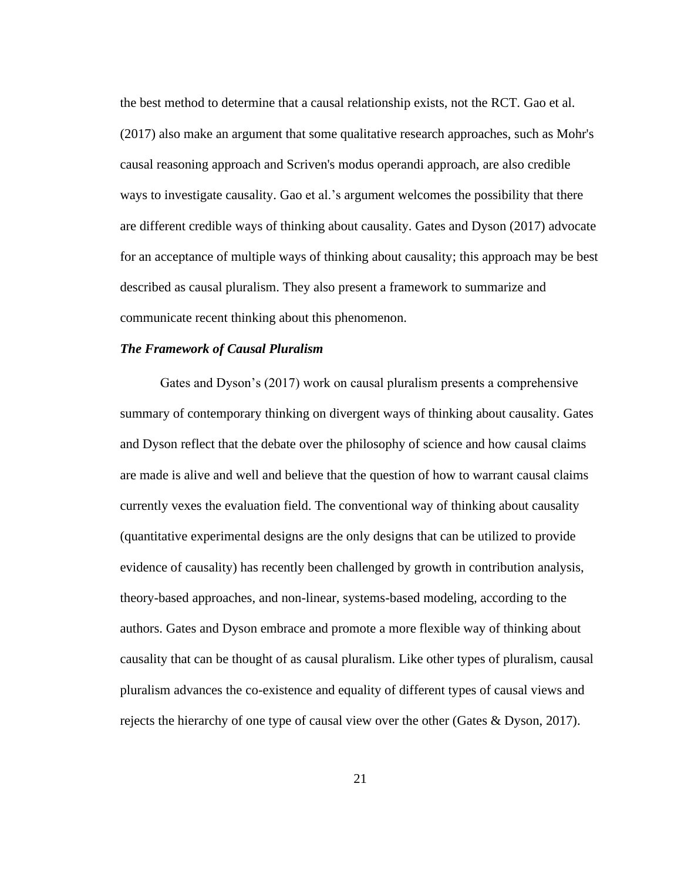the best method to determine that a causal relationship exists, not the RCT. Gao et al. (2017) also make an argument that some qualitative research approaches, such as Mohr's causal reasoning approach and Scriven's modus operandi approach, are also credible ways to investigate causality. Gao et al.'s argument welcomes the possibility that there are different credible ways of thinking about causality. Gates and Dyson (2017) advocate for an acceptance of multiple ways of thinking about causality; this approach may be best described as causal pluralism. They also present a framework to summarize and communicate recent thinking about this phenomenon.

### *The Framework of Causal Pluralism*

Gates and Dyson's (2017) work on causal pluralism presents a comprehensive summary of contemporary thinking on divergent ways of thinking about causality. Gates and Dyson reflect that the debate over the philosophy of science and how causal claims are made is alive and well and believe that the question of how to warrant causal claims currently vexes the evaluation field. The conventional way of thinking about causality (quantitative experimental designs are the only designs that can be utilized to provide evidence of causality) has recently been challenged by growth in contribution analysis, theory-based approaches, and non-linear, systems-based modeling, according to the authors. Gates and Dyson embrace and promote a more flexible way of thinking about causality that can be thought of as causal pluralism. Like other types of pluralism, causal pluralism advances the co-existence and equality of different types of causal views and rejects the hierarchy of one type of causal view over the other (Gates & Dyson, 2017).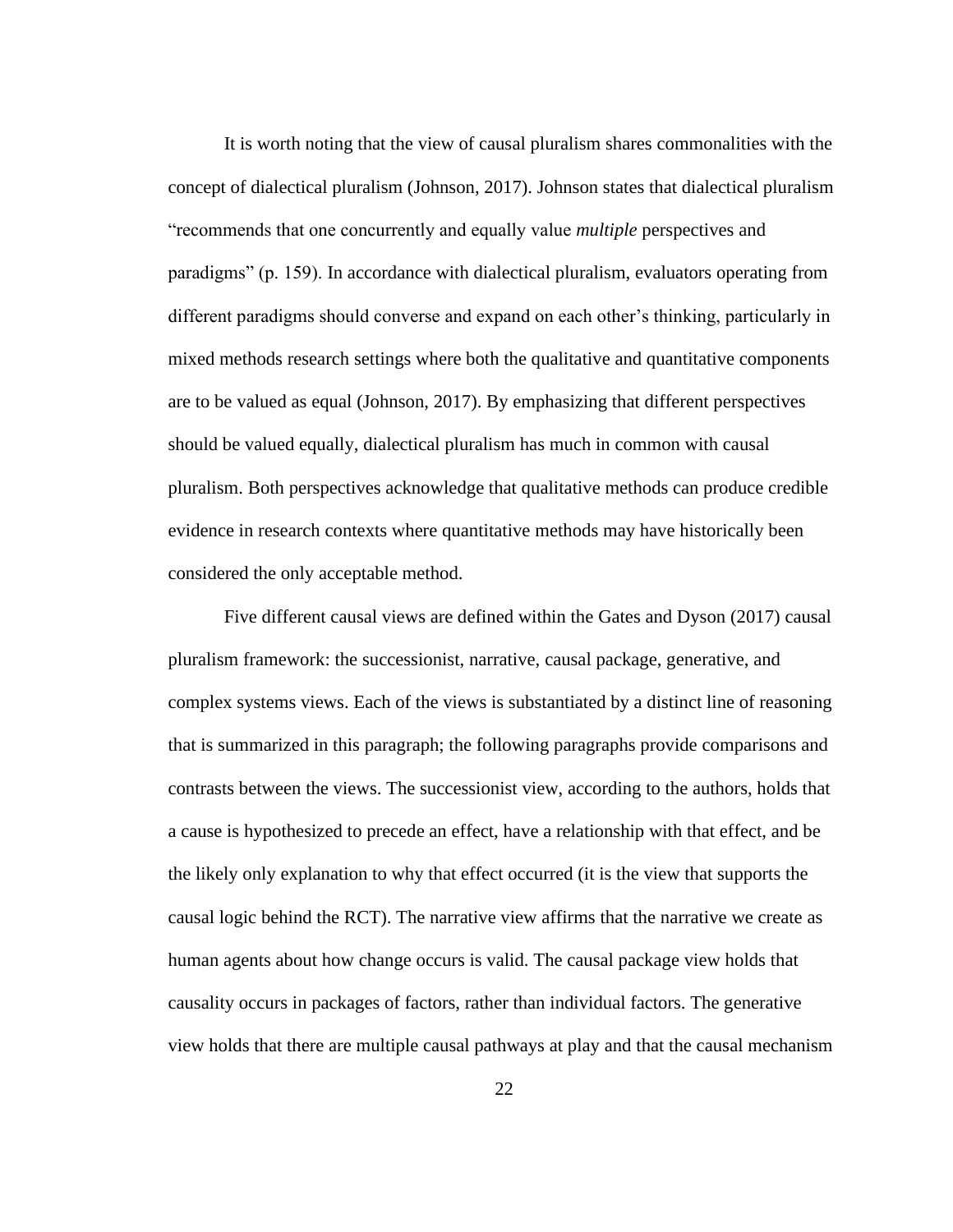It is worth noting that the view of causal pluralism shares commonalities with the concept of dialectical pluralism (Johnson, 2017). Johnson states that dialectical pluralism "recommends that one concurrently and equally value *multiple* perspectives and paradigms" (p. 159). In accordance with dialectical pluralism, evaluators operating from different paradigms should converse and expand on each other's thinking, particularly in mixed methods research settings where both the qualitative and quantitative components are to be valued as equal (Johnson, 2017). By emphasizing that different perspectives should be valued equally, dialectical pluralism has much in common with causal pluralism. Both perspectives acknowledge that qualitative methods can produce credible evidence in research contexts where quantitative methods may have historically been considered the only acceptable method.

Five different causal views are defined within the Gates and Dyson (2017) causal pluralism framework: the successionist, narrative, causal package, generative, and complex systems views. Each of the views is substantiated by a distinct line of reasoning that is summarized in this paragraph; the following paragraphs provide comparisons and contrasts between the views. The successionist view, according to the authors, holds that a cause is hypothesized to precede an effect, have a relationship with that effect, and be the likely only explanation to why that effect occurred (it is the view that supports the causal logic behind the RCT). The narrative view affirms that the narrative we create as human agents about how change occurs is valid. The causal package view holds that causality occurs in packages of factors, rather than individual factors. The generative view holds that there are multiple causal pathways at play and that the causal mechanism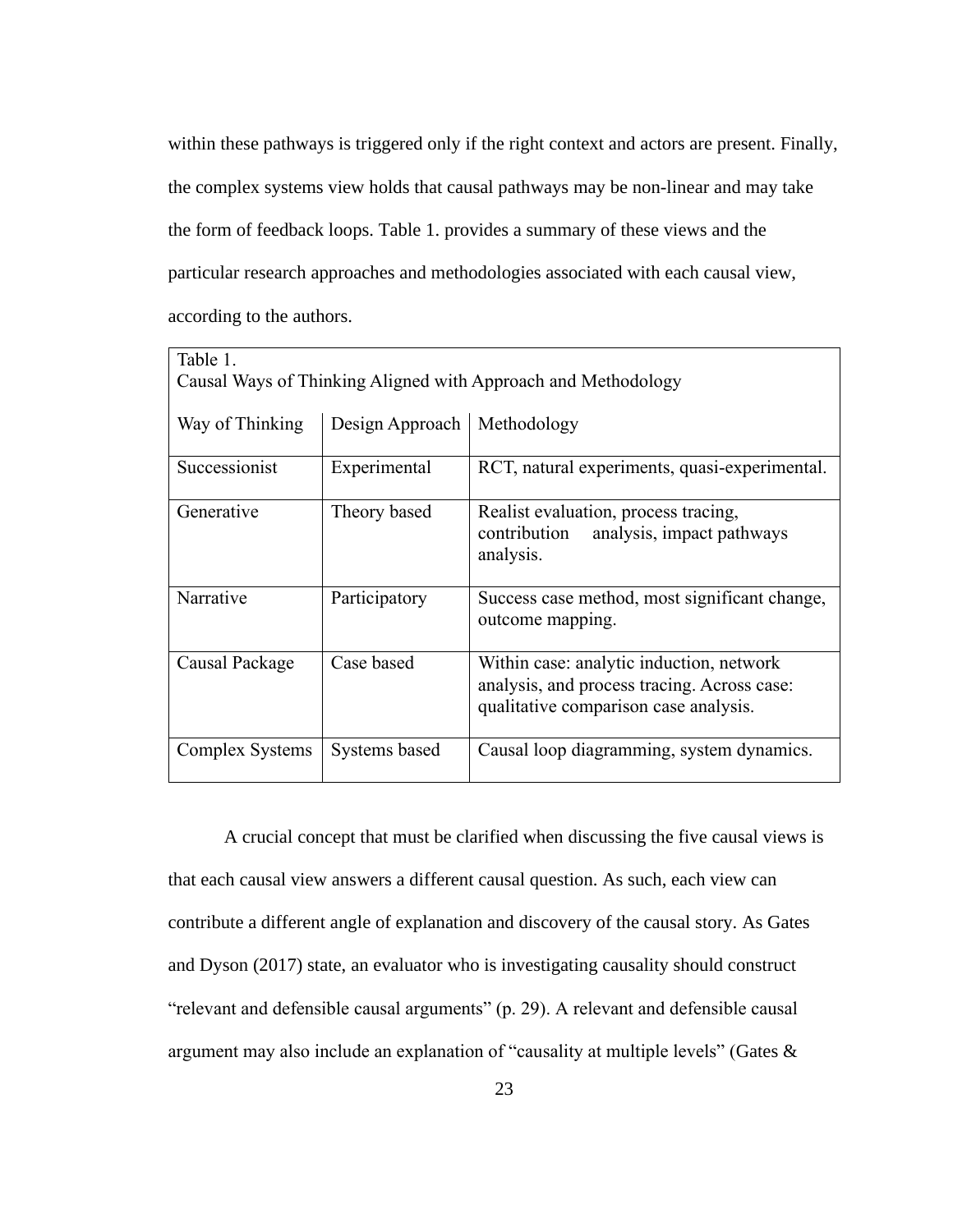within these pathways is triggered only if the right context and actors are present. Finally, the complex systems view holds that causal pathways may be non-linear and may take the form of feedback loops. Table 1. provides a summary of these views and the particular research approaches and methodologies associated with each causal view, according to the authors.

Table 1.
Causal Ways of Thinking Aligned with Approach and Methodology

| Way of Thinking | Design Approach | Methodology |
|---|---|---|
| Successionist | Experimental | RCT, natural experiments, quasi-experimental. |
| Generative | Theory based | Realist evaluation, process tracing, contribution analysis, impact pathways analysis. |
| Narrative | Participatory | Success case method, most significant change, outcome mapping. |
| Causal Package | Case based | Within case: analytic induction, network analysis, and process tracing. Across case: qualitative comparison case analysis. |
| Complex Systems | Systems based | Causal loop diagramming, system dynamics. |

A crucial concept that must be clarified when discussing the five causal views is that each causal view answers a different causal question. As such, each view can contribute a different angle of explanation and discovery of the causal story. As Gates and Dyson (2017) state, an evaluator who is investigating causality should construct "relevant and defensible causal arguments" (p. 29). A relevant and defensible causal argument may also include an explanation of "causality at multiple levels" (Gates &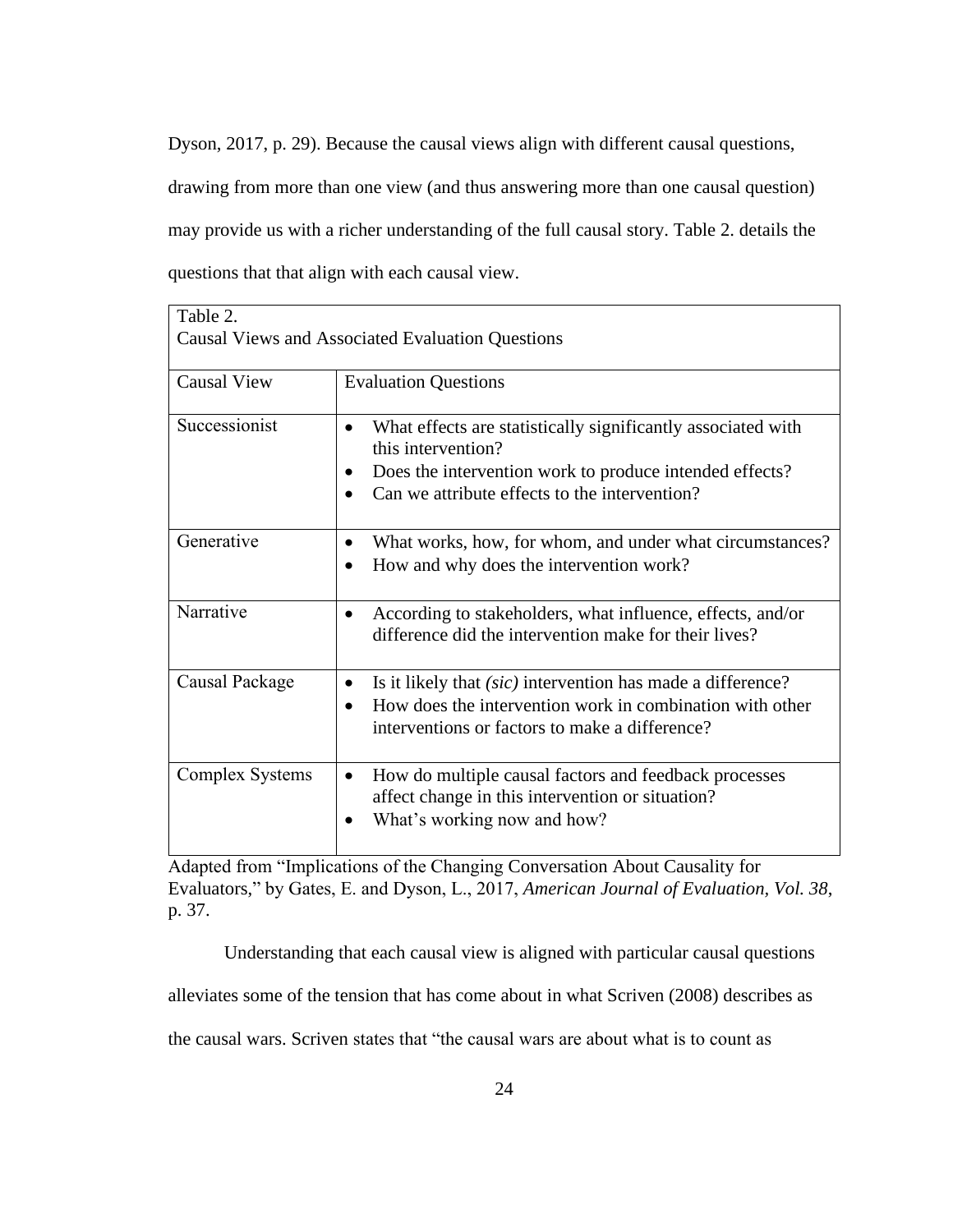Dyson, 2017, p. 29). Because the causal views align with different causal questions, drawing from more than one view (and thus answering more than one causal question) may provide us with a richer understanding of the full causal story. Table 2. details the questions that that align with each causal view.

Table 2.
Causal Views and Associated Evaluation Questions

| Causal View | Evaluation Questions |
|---|---|
| Successionist | • What effects are statistically significantly associated with this intervention?<br>• Does the intervention work to produce intended effects?<br>• Can we attribute effects to the intervention? |
| Generative | • What works, how, for whom, and under what circumstances?<br>• How and why does the intervention work? |
| Narrative | • According to stakeholders, what influence, effects, and/or difference did the intervention make for their lives? |
| Causal Package | • Is it likely that *(sic)* intervention has made a difference?<br>• How does the intervention work in combination with other interventions or factors to make a difference? |
| Complex Systems | • How do multiple causal factors and feedback processes affect change in this intervention or situation?<br>• What's working now and how? |

Adapted from "Implications of the Changing Conversation About Causality for Evaluators," by Gates, E. and Dyson, L., 2017, *American Journal of Evaluation, Vol. 38*, p. 37.

Understanding that each causal view is aligned with particular causal questions alleviates some of the tension that has come about in what Scriven (2008) describes as the causal wars. Scriven states that "the causal wars are about what is to count as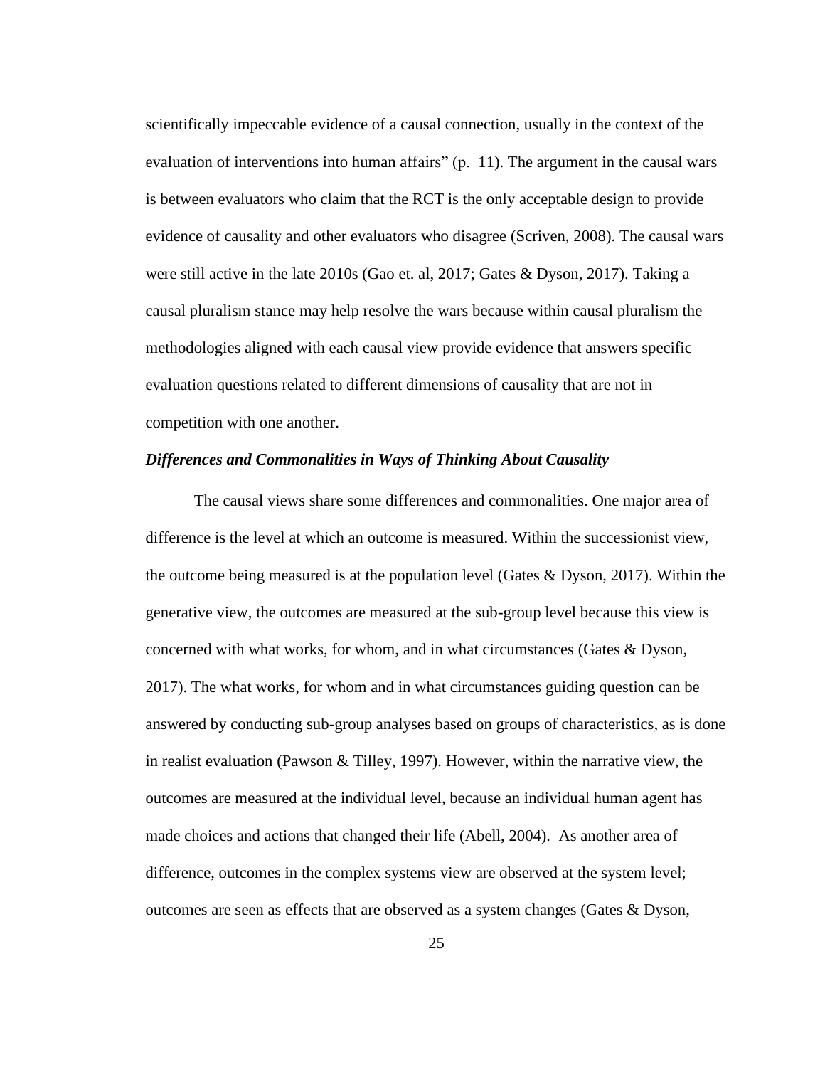scientifically impeccable evidence of a causal connection, usually in the context of the evaluation of interventions into human affairs" (p. 11). The argument in the causal wars is between evaluators who claim that the RCT is the only acceptable design to provide evidence of causality and other evaluators who disagree (Scriven, 2008). The causal wars were still active in the late 2010s (Gao et. al, 2017; Gates & Dyson, 2017). Taking a causal pluralism stance may help resolve the wars because within causal pluralism the methodologies aligned with each causal view provide evidence that answers specific evaluation questions related to different dimensions of causality that are not in competition with one another.

***Differences and Commonalities in Ways of Thinking About Causality***

The causal views share some differences and commonalities. One major area of difference is the level at which an outcome is measured. Within the successionist view, the outcome being measured is at the population level (Gates & Dyson, 2017). Within the generative view, the outcomes are measured at the sub-group level because this view is concerned with what works, for whom, and in what circumstances (Gates & Dyson, 2017). The what works, for whom and in what circumstances guiding question can be answered by conducting sub-group analyses based on groups of characteristics, as is done in realist evaluation (Pawson & Tilley, 1997). However, within the narrative view, the outcomes are measured at the individual level, because an individual human agent has made choices and actions that changed their life (Abell, 2004). As another area of difference, outcomes in the complex systems view are observed at the system level; outcomes are seen as effects that are observed as a system changes (Gates & Dyson,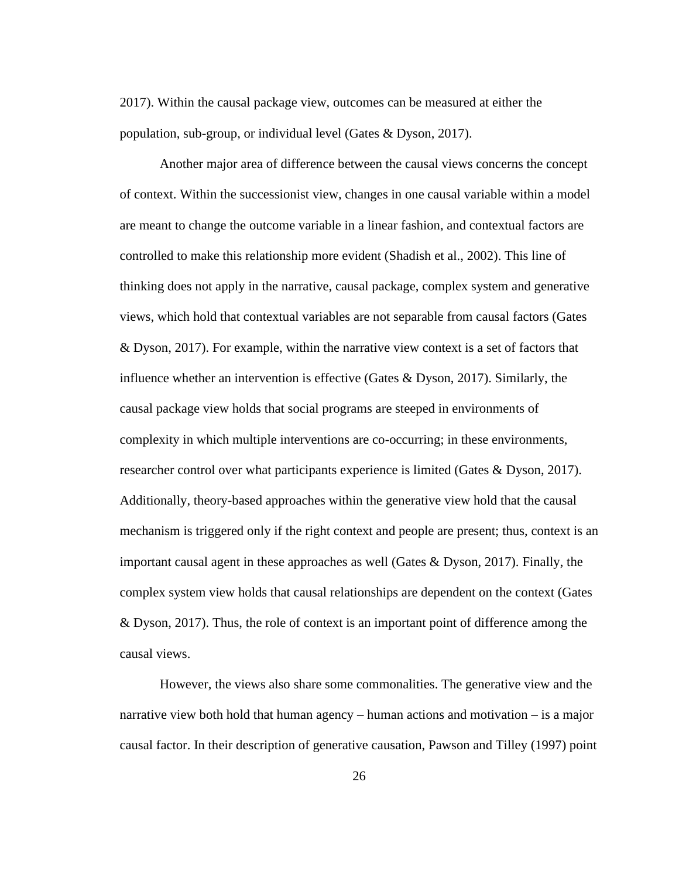2017). Within the causal package view, outcomes can be measured at either the population, sub-group, or individual level (Gates & Dyson, 2017).

Another major area of difference between the causal views concerns the concept of context. Within the successionist view, changes in one causal variable within a model are meant to change the outcome variable in a linear fashion, and contextual factors are controlled to make this relationship more evident (Shadish et al., 2002). This line of thinking does not apply in the narrative, causal package, complex system and generative views, which hold that contextual variables are not separable from causal factors (Gates & Dyson, 2017). For example, within the narrative view context is a set of factors that influence whether an intervention is effective (Gates & Dyson, 2017). Similarly, the causal package view holds that social programs are steeped in environments of complexity in which multiple interventions are co-occurring; in these environments, researcher control over what participants experience is limited (Gates & Dyson, 2017). Additionally, theory-based approaches within the generative view hold that the causal mechanism is triggered only if the right context and people are present; thus, context is an important causal agent in these approaches as well (Gates & Dyson, 2017). Finally, the complex system view holds that causal relationships are dependent on the context (Gates & Dyson, 2017). Thus, the role of context is an important point of difference among the causal views.

However, the views also share some commonalities. The generative view and the narrative view both hold that human agency – human actions and motivation – is a major causal factor. In their description of generative causation, Pawson and Tilley (1997) point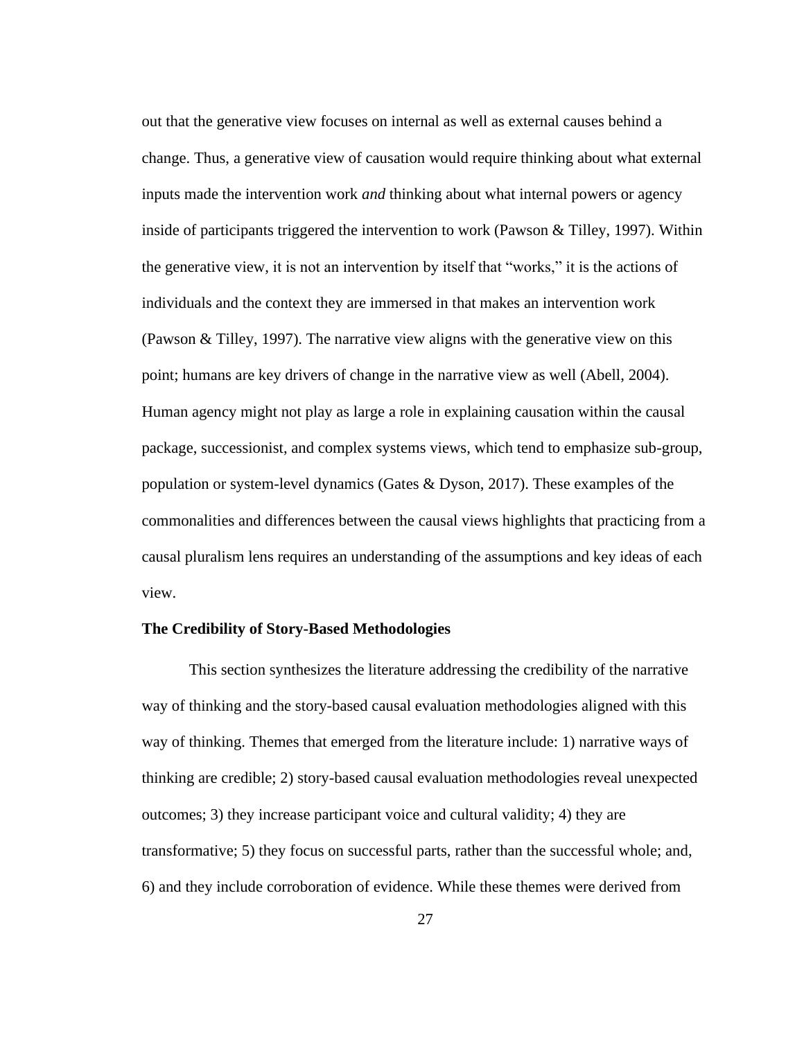out that the generative view focuses on internal as well as external causes behind a change. Thus, a generative view of causation would require thinking about what external inputs made the intervention work *and* thinking about what internal powers or agency inside of participants triggered the intervention to work (Pawson & Tilley, 1997). Within the generative view, it is not an intervention by itself that "works," it is the actions of individuals and the context they are immersed in that makes an intervention work (Pawson & Tilley, 1997). The narrative view aligns with the generative view on this point; humans are key drivers of change in the narrative view as well (Abell, 2004). Human agency might not play as large a role in explaining causation within the causal package, successionist, and complex systems views, which tend to emphasize sub-group, population or system-level dynamics (Gates & Dyson, 2017). These examples of the commonalities and differences between the causal views highlights that practicing from a causal pluralism lens requires an understanding of the assumptions and key ideas of each view.

### The Credibility of Story-Based Methodologies

This section synthesizes the literature addressing the credibility of the narrative way of thinking and the story-based causal evaluation methodologies aligned with this way of thinking. Themes that emerged from the literature include: 1) narrative ways of thinking are credible; 2) story-based causal evaluation methodologies reveal unexpected outcomes; 3) they increase participant voice and cultural validity; 4) they are transformative; 5) they focus on successful parts, rather than the successful whole; and, 6) and they include corroboration of evidence. While these themes were derived from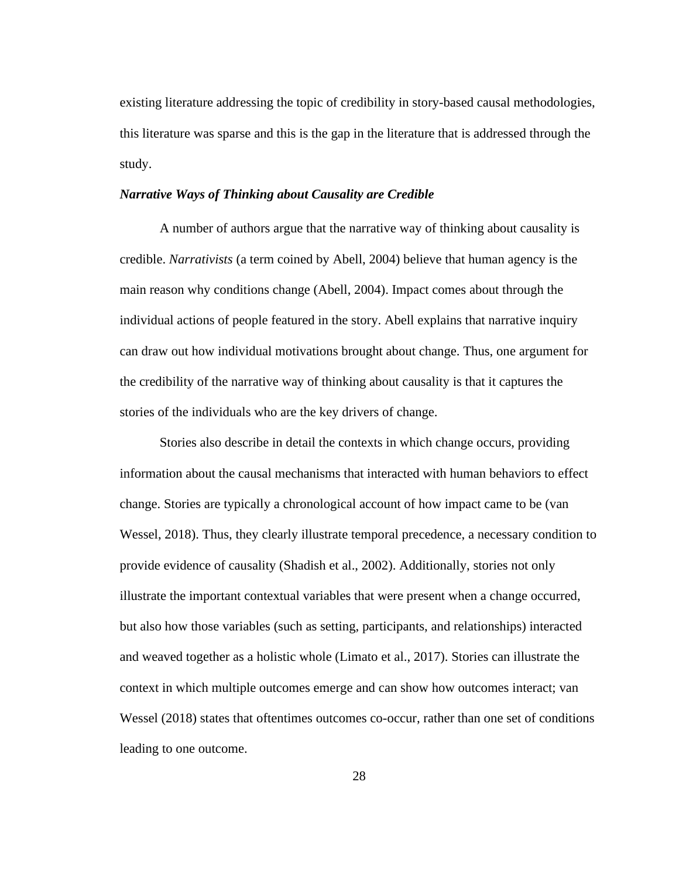existing literature addressing the topic of credibility in story-based causal methodologies, this literature was sparse and this is the gap in the literature that is addressed through the study.

### ***Narrative Ways of Thinking about Causality are Credible***

A number of authors argue that the narrative way of thinking about causality is credible. *Narrativists* (a term coined by Abell, 2004) believe that human agency is the main reason why conditions change (Abell, 2004). Impact comes about through the individual actions of people featured in the story. Abell explains that narrative inquiry can draw out how individual motivations brought about change. Thus, one argument for the credibility of the narrative way of thinking about causality is that it captures the stories of the individuals who are the key drivers of change.

Stories also describe in detail the contexts in which change occurs, providing information about the causal mechanisms that interacted with human behaviors to effect change. Stories are typically a chronological account of how impact came to be (van Wessel, 2018). Thus, they clearly illustrate temporal precedence, a necessary condition to provide evidence of causality (Shadish et al., 2002). Additionally, stories not only illustrate the important contextual variables that were present when a change occurred, but also how those variables (such as setting, participants, and relationships) interacted and weaved together as a holistic whole (Limato et al., 2017). Stories can illustrate the context in which multiple outcomes emerge and can show how outcomes interact; van Wessel (2018) states that oftentimes outcomes co-occur, rather than one set of conditions leading to one outcome.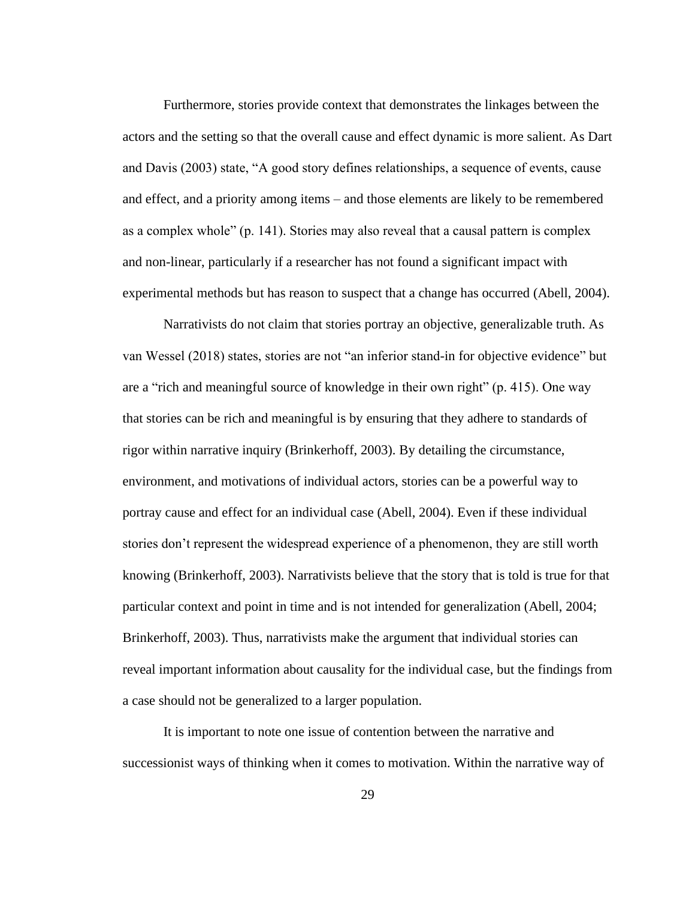Furthermore, stories provide context that demonstrates the linkages between the actors and the setting so that the overall cause and effect dynamic is more salient. As Dart and Davis (2003) state, "A good story defines relationships, a sequence of events, cause and effect, and a priority among items – and those elements are likely to be remembered as a complex whole" (p. 141). Stories may also reveal that a causal pattern is complex and non-linear, particularly if a researcher has not found a significant impact with experimental methods but has reason to suspect that a change has occurred (Abell, 2004).

Narrativists do not claim that stories portray an objective, generalizable truth. As van Wessel (2018) states, stories are not "an inferior stand-in for objective evidence" but are a "rich and meaningful source of knowledge in their own right" (p. 415). One way that stories can be rich and meaningful is by ensuring that they adhere to standards of rigor within narrative inquiry (Brinkerhoff, 2003). By detailing the circumstance, environment, and motivations of individual actors, stories can be a powerful way to portray cause and effect for an individual case (Abell, 2004). Even if these individual stories don't represent the widespread experience of a phenomenon, they are still worth knowing (Brinkerhoff, 2003). Narrativists believe that the story that is told is true for that particular context and point in time and is not intended for generalization (Abell, 2004; Brinkerhoff, 2003). Thus, narrativists make the argument that individual stories can reveal important information about causality for the individual case, but the findings from a case should not be generalized to a larger population.

It is important to note one issue of contention between the narrative and successionist ways of thinking when it comes to motivation. Within the narrative way of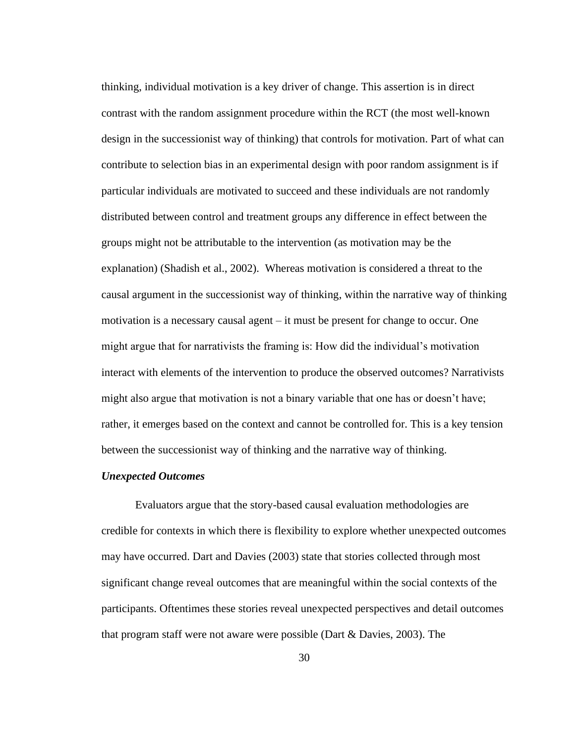thinking, individual motivation is a key driver of change. This assertion is in direct contrast with the random assignment procedure within the RCT (the most well-known design in the successionist way of thinking) that controls for motivation. Part of what can contribute to selection bias in an experimental design with poor random assignment is if particular individuals are motivated to succeed and these individuals are not randomly distributed between control and treatment groups any difference in effect between the groups might not be attributable to the intervention (as motivation may be the explanation) (Shadish et al., 2002). Whereas motivation is considered a threat to the causal argument in the successionist way of thinking, within the narrative way of thinking motivation is a necessary causal agent – it must be present for change to occur. One might argue that for narrativists the framing is: How did the individual's motivation interact with elements of the intervention to produce the observed outcomes? Narrativists might also argue that motivation is not a binary variable that one has or doesn't have; rather, it emerges based on the context and cannot be controlled for. This is a key tension between the successionist way of thinking and the narrative way of thinking.

***Unexpected Outcomes***

Evaluators argue that the story-based causal evaluation methodologies are credible for contexts in which there is flexibility to explore whether unexpected outcomes may have occurred. Dart and Davies (2003) state that stories collected through most significant change reveal outcomes that are meaningful within the social contexts of the participants. Oftentimes these stories reveal unexpected perspectives and detail outcomes that program staff were not aware were possible (Dart & Davies, 2003). The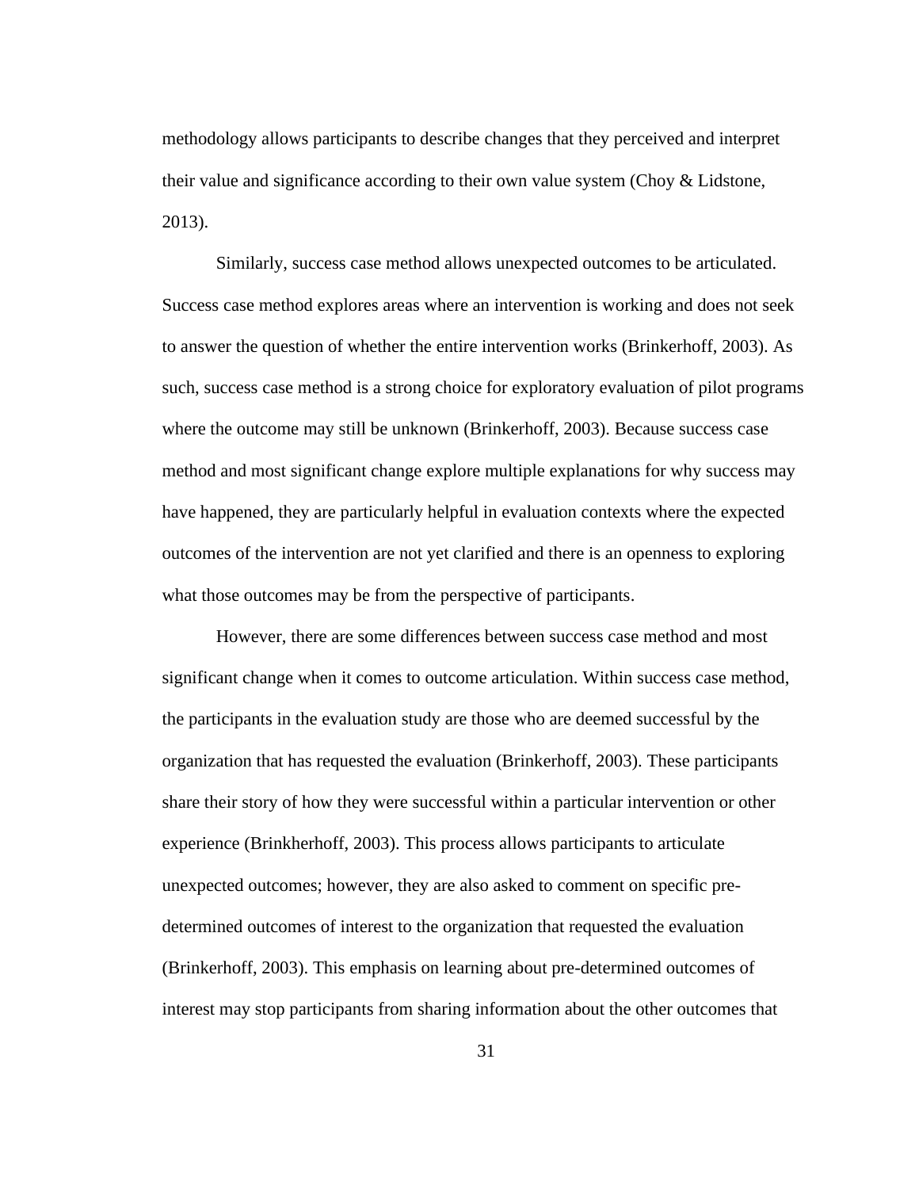methodology allows participants to describe changes that they perceived and interpret their value and significance according to their own value system (Choy & Lidstone, 2013).

Similarly, success case method allows unexpected outcomes to be articulated. Success case method explores areas where an intervention is working and does not seek to answer the question of whether the entire intervention works (Brinkerhoff, 2003). As such, success case method is a strong choice for exploratory evaluation of pilot programs where the outcome may still be unknown (Brinkerhoff, 2003). Because success case method and most significant change explore multiple explanations for why success may have happened, they are particularly helpful in evaluation contexts where the expected outcomes of the intervention are not yet clarified and there is an openness to exploring what those outcomes may be from the perspective of participants.

However, there are some differences between success case method and most significant change when it comes to outcome articulation. Within success case method, the participants in the evaluation study are those who are deemed successful by the organization that has requested the evaluation (Brinkerhoff, 2003). These participants share their story of how they were successful within a particular intervention or other experience (Brinkherhoff, 2003). This process allows participants to articulate unexpected outcomes; however, they are also asked to comment on specific pre-determined outcomes of interest to the organization that requested the evaluation (Brinkerhoff, 2003). This emphasis on learning about pre-determined outcomes of interest may stop participants from sharing information about the other outcomes that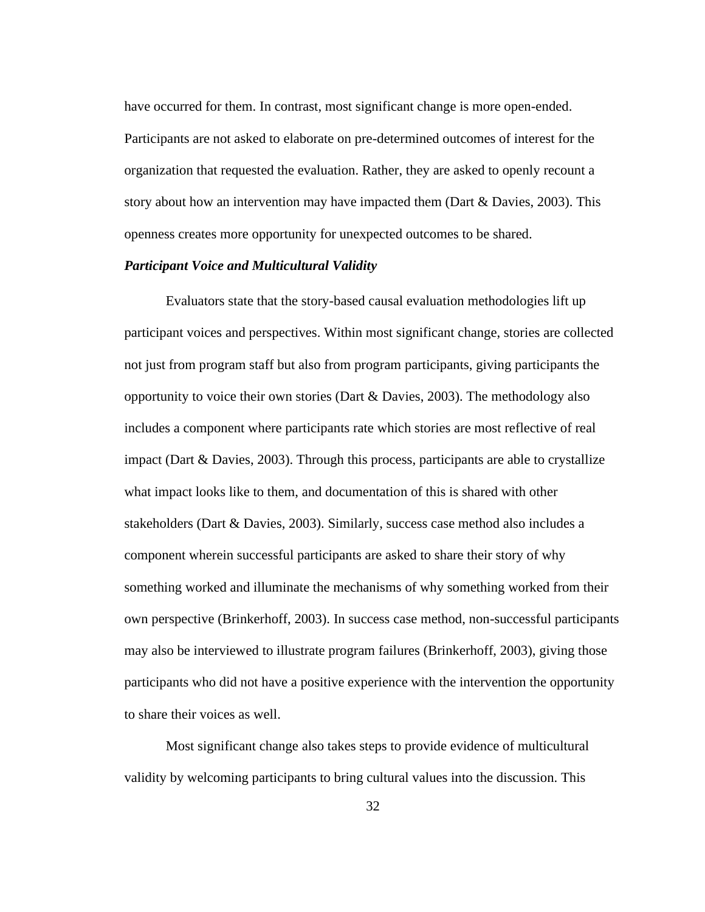have occurred for them. In contrast, most significant change is more open-ended. Participants are not asked to elaborate on pre-determined outcomes of interest for the organization that requested the evaluation. Rather, they are asked to openly recount a story about how an intervention may have impacted them (Dart & Davies, 2003). This openness creates more opportunity for unexpected outcomes to be shared.

### ***Participant Voice and Multicultural Validity***

Evaluators state that the story-based causal evaluation methodologies lift up participant voices and perspectives. Within most significant change, stories are collected not just from program staff but also from program participants, giving participants the opportunity to voice their own stories (Dart & Davies, 2003). The methodology also includes a component where participants rate which stories are most reflective of real impact (Dart & Davies, 2003). Through this process, participants are able to crystallize what impact looks like to them, and documentation of this is shared with other stakeholders (Dart & Davies, 2003). Similarly, success case method also includes a component wherein successful participants are asked to share their story of why something worked and illuminate the mechanisms of why something worked from their own perspective (Brinkerhoff, 2003). In success case method, non-successful participants may also be interviewed to illustrate program failures (Brinkerhoff, 2003), giving those participants who did not have a positive experience with the intervention the opportunity to share their voices as well.

Most significant change also takes steps to provide evidence of multicultural validity by welcoming participants to bring cultural values into the discussion. This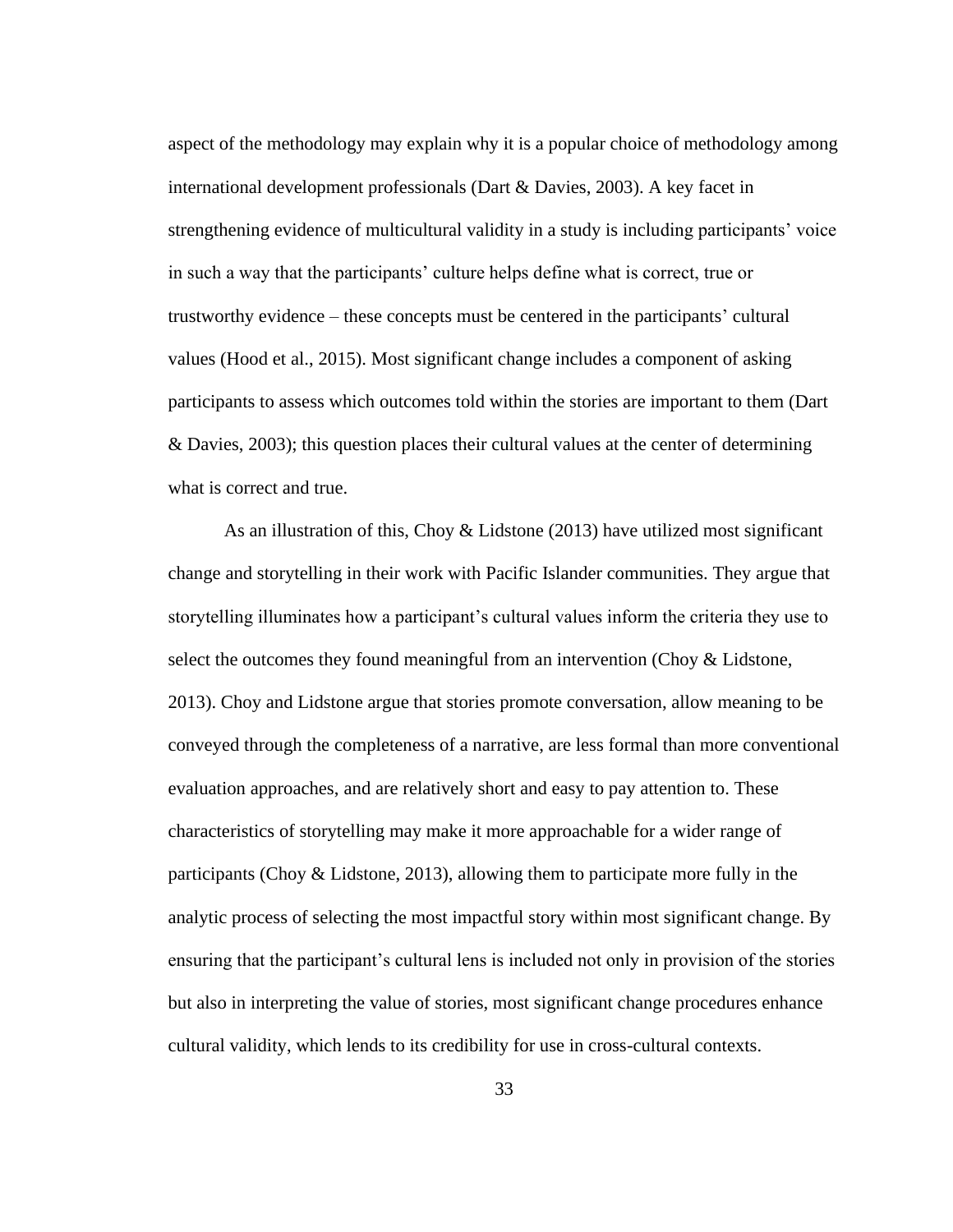aspect of the methodology may explain why it is a popular choice of methodology among international development professionals (Dart & Davies, 2003). A key facet in strengthening evidence of multicultural validity in a study is including participants' voice in such a way that the participants' culture helps define what is correct, true or trustworthy evidence – these concepts must be centered in the participants' cultural values (Hood et al., 2015). Most significant change includes a component of asking participants to assess which outcomes told within the stories are important to them (Dart & Davies, 2003); this question places their cultural values at the center of determining what is correct and true.

As an illustration of this, Choy & Lidstone (2013) have utilized most significant change and storytelling in their work with Pacific Islander communities. They argue that storytelling illuminates how a participant's cultural values inform the criteria they use to select the outcomes they found meaningful from an intervention (Choy & Lidstone, 2013). Choy and Lidstone argue that stories promote conversation, allow meaning to be conveyed through the completeness of a narrative, are less formal than more conventional evaluation approaches, and are relatively short and easy to pay attention to. These characteristics of storytelling may make it more approachable for a wider range of participants (Choy & Lidstone, 2013), allowing them to participate more fully in the analytic process of selecting the most impactful story within most significant change. By ensuring that the participant's cultural lens is included not only in provision of the stories but also in interpreting the value of stories, most significant change procedures enhance cultural validity, which lends to its credibility for use in cross-cultural contexts.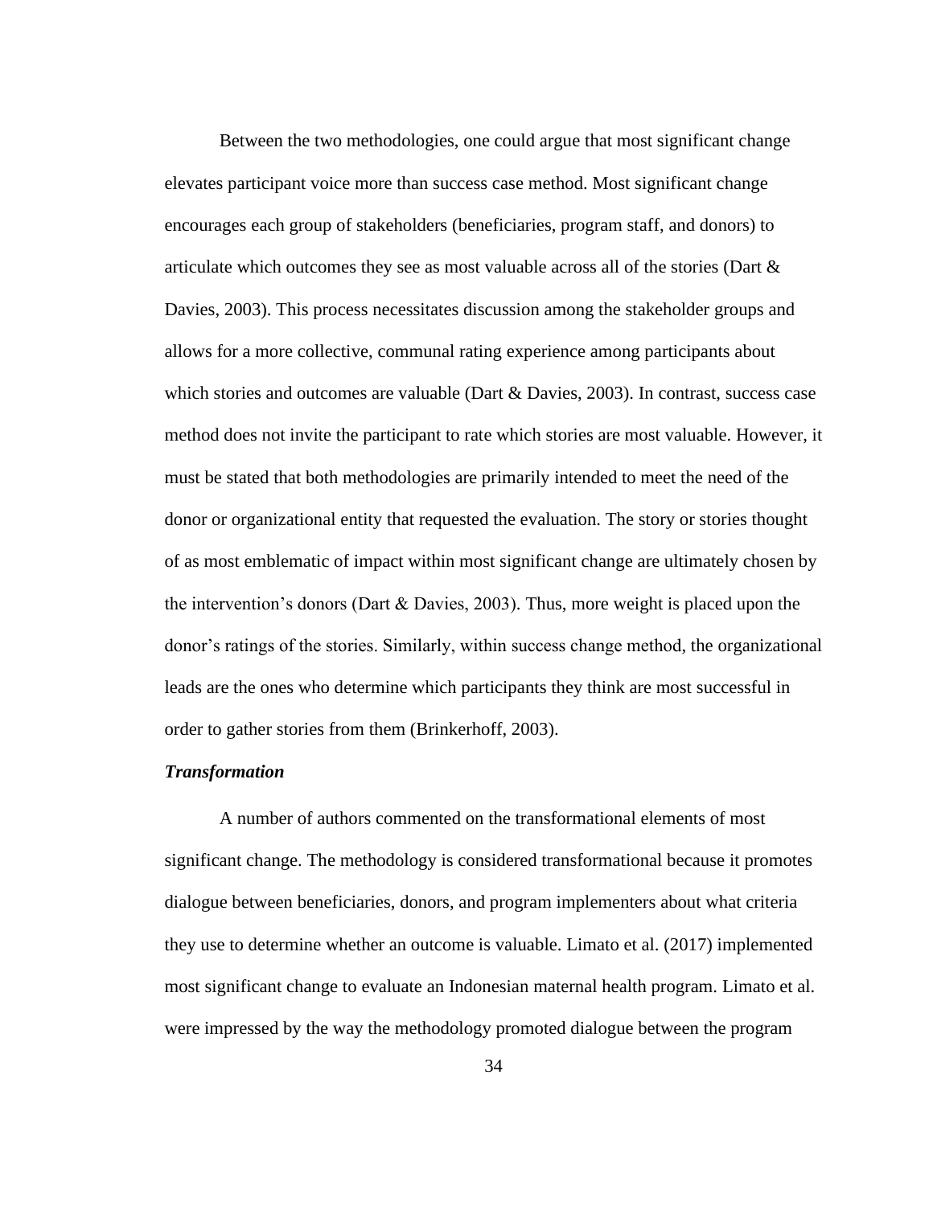Between the two methodologies, one could argue that most significant change elevates participant voice more than success case method. Most significant change encourages each group of stakeholders (beneficiaries, program staff, and donors) to articulate which outcomes they see as most valuable across all of the stories (Dart & Davies, 2003). This process necessitates discussion among the stakeholder groups and allows for a more collective, communal rating experience among participants about which stories and outcomes are valuable (Dart & Davies, 2003). In contrast, success case method does not invite the participant to rate which stories are most valuable. However, it must be stated that both methodologies are primarily intended to meet the need of the donor or organizational entity that requested the evaluation. The story or stories thought of as most emblematic of impact within most significant change are ultimately chosen by the intervention's donors (Dart & Davies, 2003). Thus, more weight is placed upon the donor's ratings of the stories. Similarly, within success change method, the organizational leads are the ones who determine which participants they think are most successful in order to gather stories from them (Brinkerhoff, 2003).

### *Transformation*

A number of authors commented on the transformational elements of most significant change. The methodology is considered transformational because it promotes dialogue between beneficiaries, donors, and program implementers about what criteria they use to determine whether an outcome is valuable. Limato et al. (2017) implemented most significant change to evaluate an Indonesian maternal health program. Limato et al. were impressed by the way the methodology promoted dialogue between the program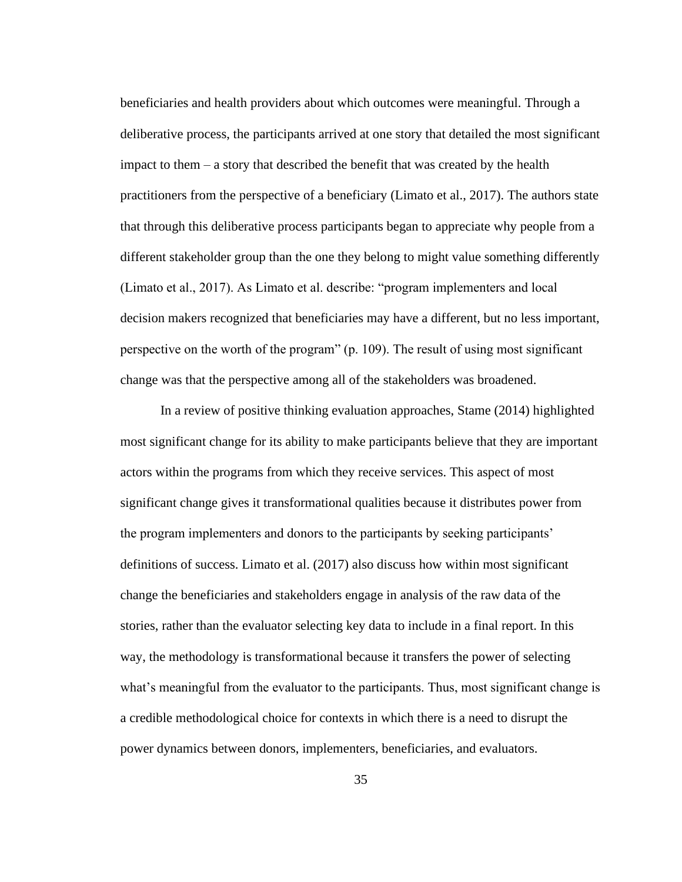beneficiaries and health providers about which outcomes were meaningful. Through a deliberative process, the participants arrived at one story that detailed the most significant impact to them – a story that described the benefit that was created by the health practitioners from the perspective of a beneficiary (Limato et al., 2017). The authors state that through this deliberative process participants began to appreciate why people from a different stakeholder group than the one they belong to might value something differently (Limato et al., 2017). As Limato et al. describe: "program implementers and local decision makers recognized that beneficiaries may have a different, but no less important, perspective on the worth of the program" (p. 109). The result of using most significant change was that the perspective among all of the stakeholders was broadened.

In a review of positive thinking evaluation approaches, Stame (2014) highlighted most significant change for its ability to make participants believe that they are important actors within the programs from which they receive services. This aspect of most significant change gives it transformational qualities because it distributes power from the program implementers and donors to the participants by seeking participants' definitions of success. Limato et al. (2017) also discuss how within most significant change the beneficiaries and stakeholders engage in analysis of the raw data of the stories, rather than the evaluator selecting key data to include in a final report. In this way, the methodology is transformational because it transfers the power of selecting what's meaningful from the evaluator to the participants. Thus, most significant change is a credible methodological choice for contexts in which there is a need to disrupt the power dynamics between donors, implementers, beneficiaries, and evaluators.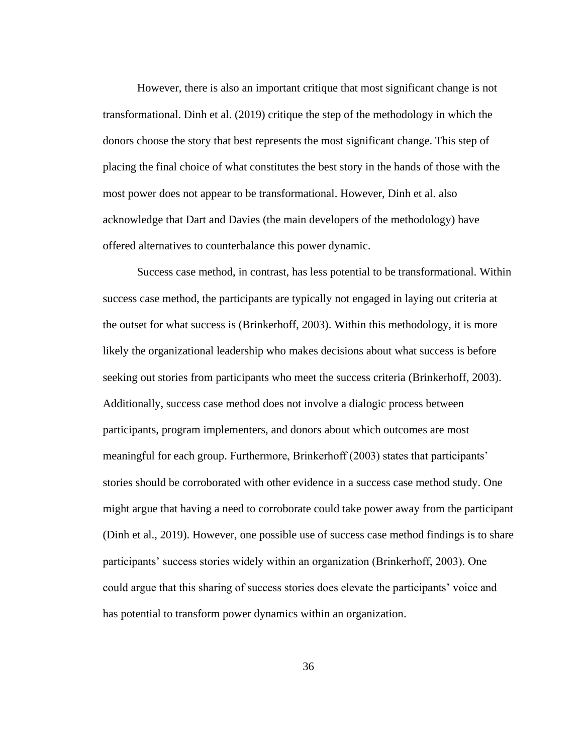However, there is also an important critique that most significant change is not transformational. Dinh et al. (2019) critique the step of the methodology in which the donors choose the story that best represents the most significant change. This step of placing the final choice of what constitutes the best story in the hands of those with the most power does not appear to be transformational. However, Dinh et al. also acknowledge that Dart and Davies (the main developers of the methodology) have offered alternatives to counterbalance this power dynamic.

Success case method, in contrast, has less potential to be transformational. Within success case method, the participants are typically not engaged in laying out criteria at the outset for what success is (Brinkerhoff, 2003). Within this methodology, it is more likely the organizational leadership who makes decisions about what success is before seeking out stories from participants who meet the success criteria (Brinkerhoff, 2003). Additionally, success case method does not involve a dialogic process between participants, program implementers, and donors about which outcomes are most meaningful for each group. Furthermore, Brinkerhoff (2003) states that participants' stories should be corroborated with other evidence in a success case method study. One might argue that having a need to corroborate could take power away from the participant (Dinh et al., 2019). However, one possible use of success case method findings is to share participants' success stories widely within an organization (Brinkerhoff, 2003). One could argue that this sharing of success stories does elevate the participants' voice and has potential to transform power dynamics within an organization.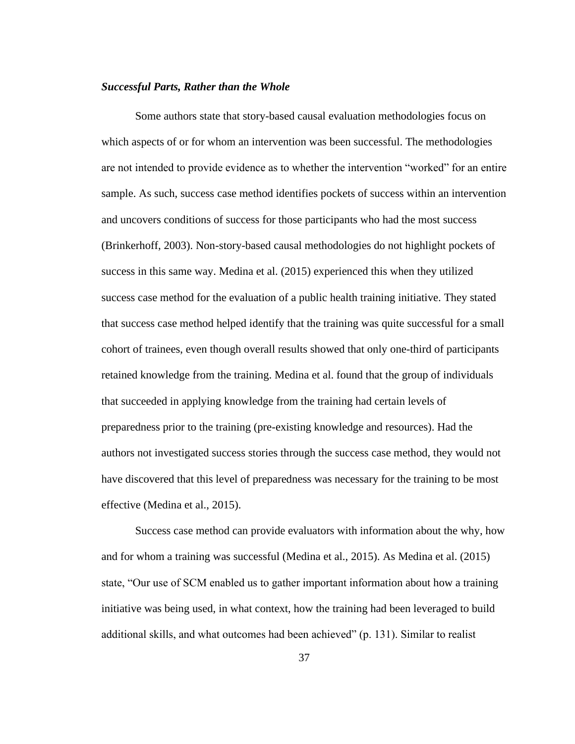### ***Successful Parts, Rather than the Whole***

Some authors state that story-based causal evaluation methodologies focus on which aspects of or for whom an intervention was been successful. The methodologies are not intended to provide evidence as to whether the intervention "worked" for an entire sample. As such, success case method identifies pockets of success within an intervention and uncovers conditions of success for those participants who had the most success (Brinkerhoff, 2003). Non-story-based causal methodologies do not highlight pockets of success in this same way. Medina et al. (2015) experienced this when they utilized success case method for the evaluation of a public health training initiative. They stated that success case method helped identify that the training was quite successful for a small cohort of trainees, even though overall results showed that only one-third of participants retained knowledge from the training. Medina et al. found that the group of individuals that succeeded in applying knowledge from the training had certain levels of preparedness prior to the training (pre-existing knowledge and resources). Had the authors not investigated success stories through the success case method, they would not have discovered that this level of preparedness was necessary for the training to be most effective (Medina et al., 2015).

Success case method can provide evaluators with information about the why, how and for whom a training was successful (Medina et al., 2015). As Medina et al. (2015) state, "Our use of SCM enabled us to gather important information about how a training initiative was being used, in what context, how the training had been leveraged to build additional skills, and what outcomes had been achieved" (p. 131). Similar to realist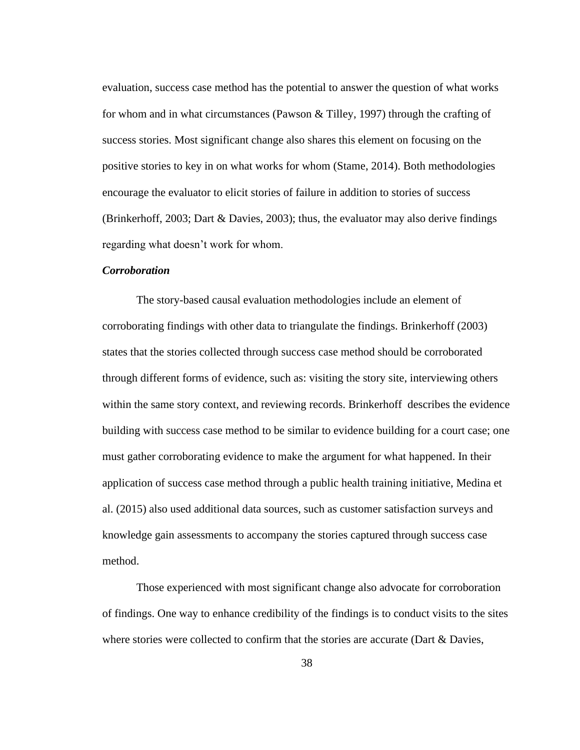evaluation, success case method has the potential to answer the question of what works for whom and in what circumstances (Pawson & Tilley, 1997) through the crafting of success stories. Most significant change also shares this element on focusing on the positive stories to key in on what works for whom (Stame, 2014). Both methodologies encourage the evaluator to elicit stories of failure in addition to stories of success (Brinkerhoff, 2003; Dart & Davies, 2003); thus, the evaluator may also derive findings regarding what doesn't work for whom.

### *Corroboration*

The story-based causal evaluation methodologies include an element of corroborating findings with other data to triangulate the findings. Brinkerhoff (2003) states that the stories collected through success case method should be corroborated through different forms of evidence, such as: visiting the story site, interviewing others within the same story context, and reviewing records. Brinkerhoff describes the evidence building with success case method to be similar to evidence building for a court case; one must gather corroborating evidence to make the argument for what happened. In their application of success case method through a public health training initiative, Medina et al. (2015) also used additional data sources, such as customer satisfaction surveys and knowledge gain assessments to accompany the stories captured through success case method.

Those experienced with most significant change also advocate for corroboration of findings. One way to enhance credibility of the findings is to conduct visits to the sites where stories were collected to confirm that the stories are accurate (Dart & Davies,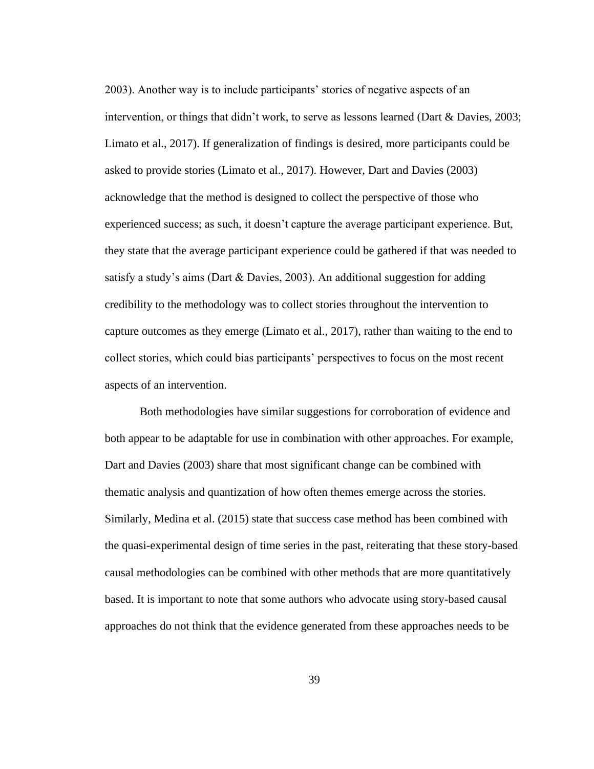2003). Another way is to include participants' stories of negative aspects of an intervention, or things that didn't work, to serve as lessons learned (Dart & Davies, 2003; Limato et al., 2017). If generalization of findings is desired, more participants could be asked to provide stories (Limato et al., 2017). However, Dart and Davies (2003) acknowledge that the method is designed to collect the perspective of those who experienced success; as such, it doesn't capture the average participant experience. But, they state that the average participant experience could be gathered if that was needed to satisfy a study's aims (Dart & Davies, 2003). An additional suggestion for adding credibility to the methodology was to collect stories throughout the intervention to capture outcomes as they emerge (Limato et al., 2017), rather than waiting to the end to collect stories, which could bias participants' perspectives to focus on the most recent aspects of an intervention.

Both methodologies have similar suggestions for corroboration of evidence and both appear to be adaptable for use in combination with other approaches. For example, Dart and Davies (2003) share that most significant change can be combined with thematic analysis and quantization of how often themes emerge across the stories. Similarly, Medina et al. (2015) state that success case method has been combined with the quasi-experimental design of time series in the past, reiterating that these story-based causal methodologies can be combined with other methods that are more quantitatively based. It is important to note that some authors who advocate using story-based causal approaches do not think that the evidence generated from these approaches needs to be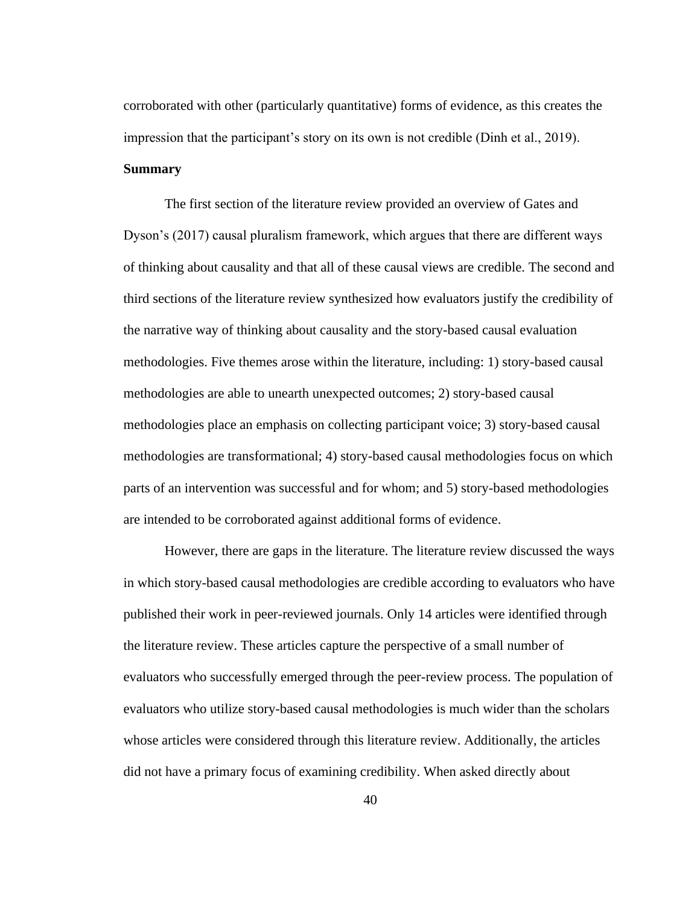corroborated with other (particularly quantitative) forms of evidence, as this creates the impression that the participant's story on its own is not credible (Dinh et al., 2019).

**Summary**

The first section of the literature review provided an overview of Gates and Dyson's (2017) causal pluralism framework, which argues that there are different ways of thinking about causality and that all of these causal views are credible. The second and third sections of the literature review synthesized how evaluators justify the credibility of the narrative way of thinking about causality and the story-based causal evaluation methodologies. Five themes arose within the literature, including: 1) story-based causal methodologies are able to unearth unexpected outcomes; 2) story-based causal methodologies place an emphasis on collecting participant voice; 3) story-based causal methodologies are transformational; 4) story-based causal methodologies focus on which parts of an intervention was successful and for whom; and 5) story-based methodologies are intended to be corroborated against additional forms of evidence.

However, there are gaps in the literature. The literature review discussed the ways in which story-based causal methodologies are credible according to evaluators who have published their work in peer-reviewed journals. Only 14 articles were identified through the literature review. These articles capture the perspective of a small number of evaluators who successfully emerged through the peer-review process. The population of evaluators who utilize story-based causal methodologies is much wider than the scholars whose articles were considered through this literature review. Additionally, the articles did not have a primary focus of examining credibility. When asked directly about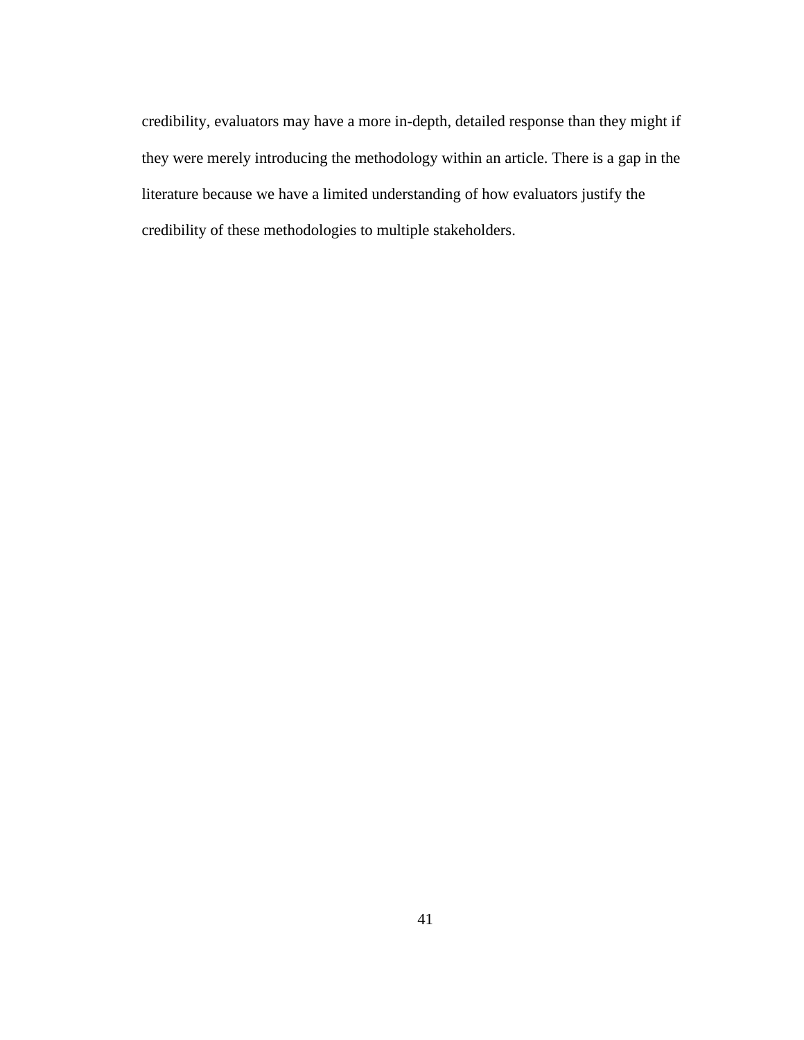credibility, evaluators may have a more in-depth, detailed response than they might if they were merely introducing the methodology within an article. There is a gap in the literature because we have a limited understanding of how evaluators justify the credibility of these methodologies to multiple stakeholders.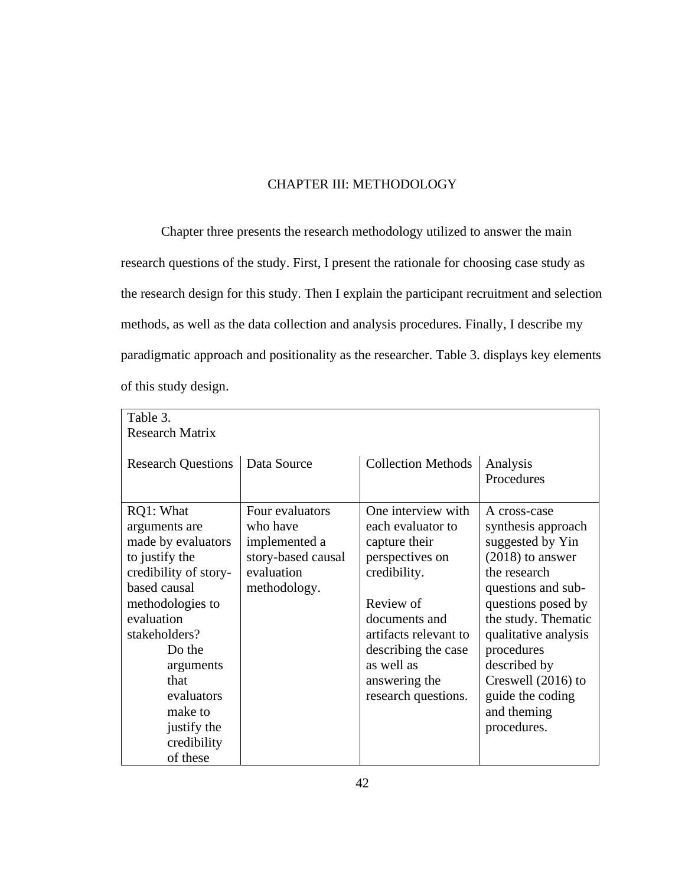# CHAPTER III: METHODOLOGY

Chapter three presents the research methodology utilized to answer the main research questions of the study. First, I present the rationale for choosing case study as the research design for this study. Then I explain the participant recruitment and selection methods, as well as the data collection and analysis procedures. Finally, I describe my paradigmatic approach and positionality as the researcher. Table 3. displays key elements of this study design.

Table 3.
Research Matrix

| Research Questions | Data Source | Collection Methods | Analysis Procedures |
|---|---|---|---|
| RQ1: What arguments are made by evaluators to justify the credibility of story-based causal methodologies to evaluation stakeholders? Do the arguments that evaluators make to justify the credibility of these | Four evaluators who have implemented a story-based causal evaluation methodology. | One interview with each evaluator to capture their perspectives on credibility.<br><br>Review of documents and artifacts relevant to describing the case as well as answering the research questions. | A cross-case synthesis approach suggested by Yin (2018) to answer the research questions and sub-questions posed by the study. Thematic qualitative analysis procedures described by Creswell (2016) to guide the coding and theming procedures. |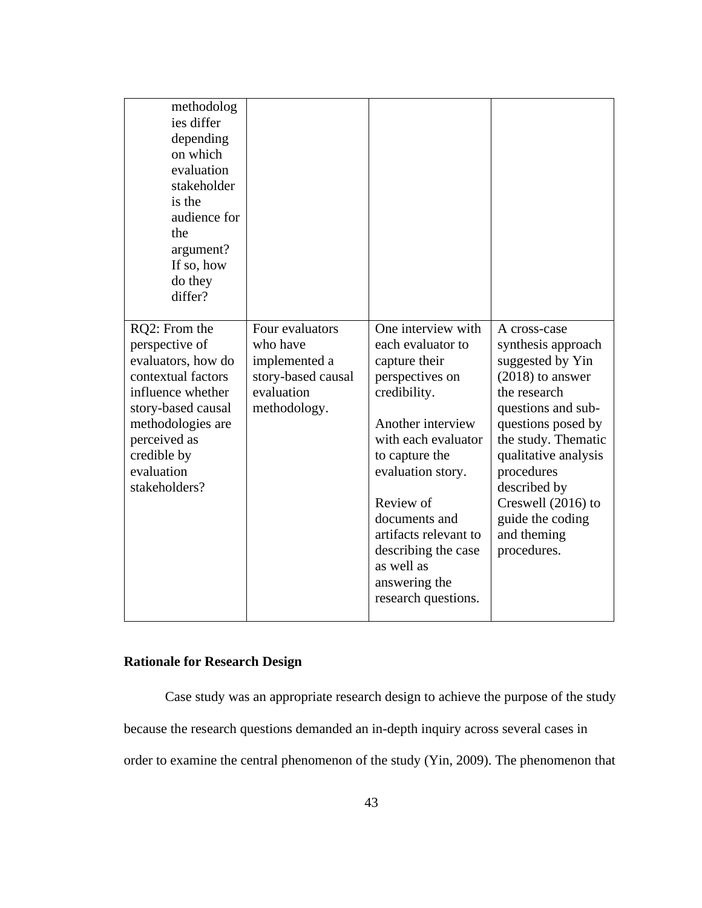| | | | |
|---|---|---|---|
| methodologies differ depending on which evaluation stakeholder is the audience for the argument? If so, how do they differ? | | | |
| RQ2: From the perspective of evaluators, how do contextual factors influence whether story-based causal methodologies are perceived as credible by evaluation stakeholders? | Four evaluators who have implemented a story-based causal evaluation methodology. | One interview with each evaluator to capture their perspectives on credibility.<br><br>Another interview with each evaluator to capture the evaluation story.<br><br>Review of documents and artifacts relevant to describing the case as well as answering the research questions. | A cross-case synthesis approach suggested by Yin (2018) to answer the research questions and sub-questions posed by the study. Thematic qualitative analysis procedures described by Creswell (2016) to guide the coding and theming procedures. |

**Rationale for Research Design**

Case study was an appropriate research design to achieve the purpose of the study because the research questions demanded an in-depth inquiry across several cases in order to examine the central phenomenon of the study (Yin, 2009). The phenomenon that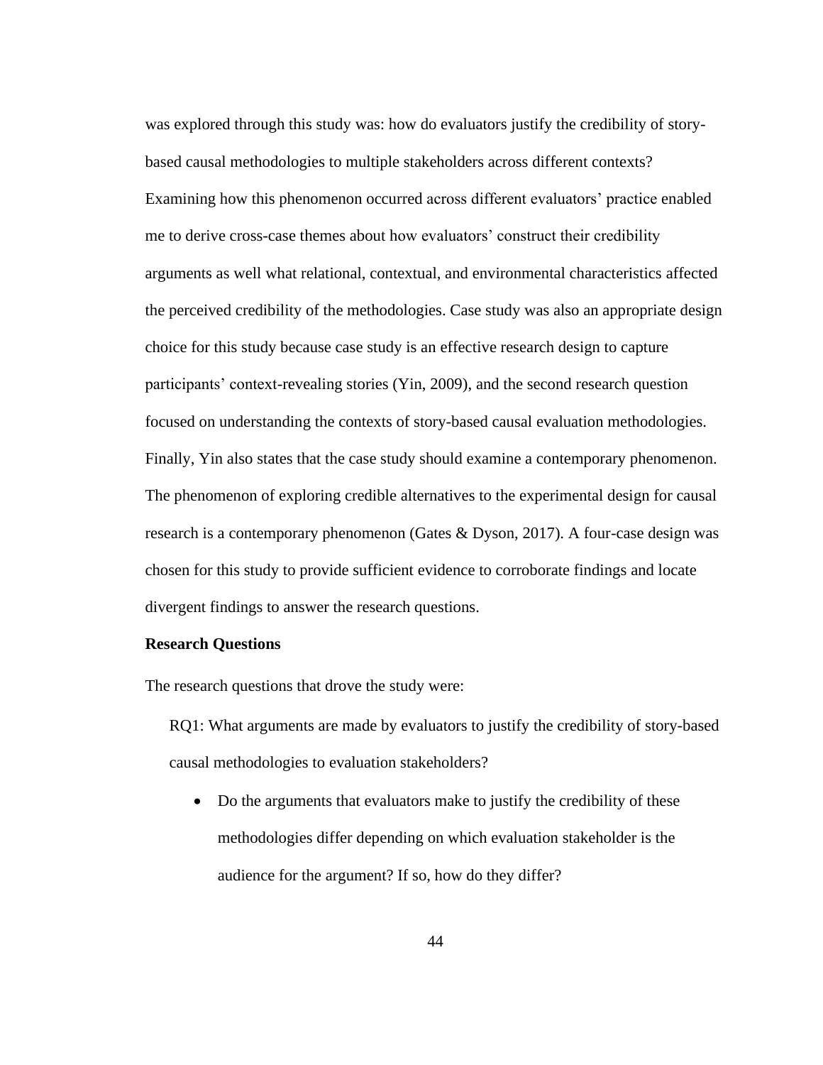was explored through this study was: how do evaluators justify the credibility of story-based causal methodologies to multiple stakeholders across different contexts? Examining how this phenomenon occurred across different evaluators' practice enabled me to derive cross-case themes about how evaluators' construct their credibility arguments as well what relational, contextual, and environmental characteristics affected the perceived credibility of the methodologies. Case study was also an appropriate design choice for this study because case study is an effective research design to capture participants' context-revealing stories (Yin, 2009), and the second research question focused on understanding the contexts of story-based causal evaluation methodologies. Finally, Yin also states that the case study should examine a contemporary phenomenon. The phenomenon of exploring credible alternatives to the experimental design for causal research is a contemporary phenomenon (Gates & Dyson, 2017). A four-case design was chosen for this study to provide sufficient evidence to corroborate findings and locate divergent findings to answer the research questions.

**Research Questions**

The research questions that drove the study were:

RQ1: What arguments are made by evaluators to justify the credibility of story-based causal methodologies to evaluation stakeholders?

- Do the arguments that evaluators make to justify the credibility of these methodologies differ depending on which evaluation stakeholder is the audience for the argument? If so, how do they differ?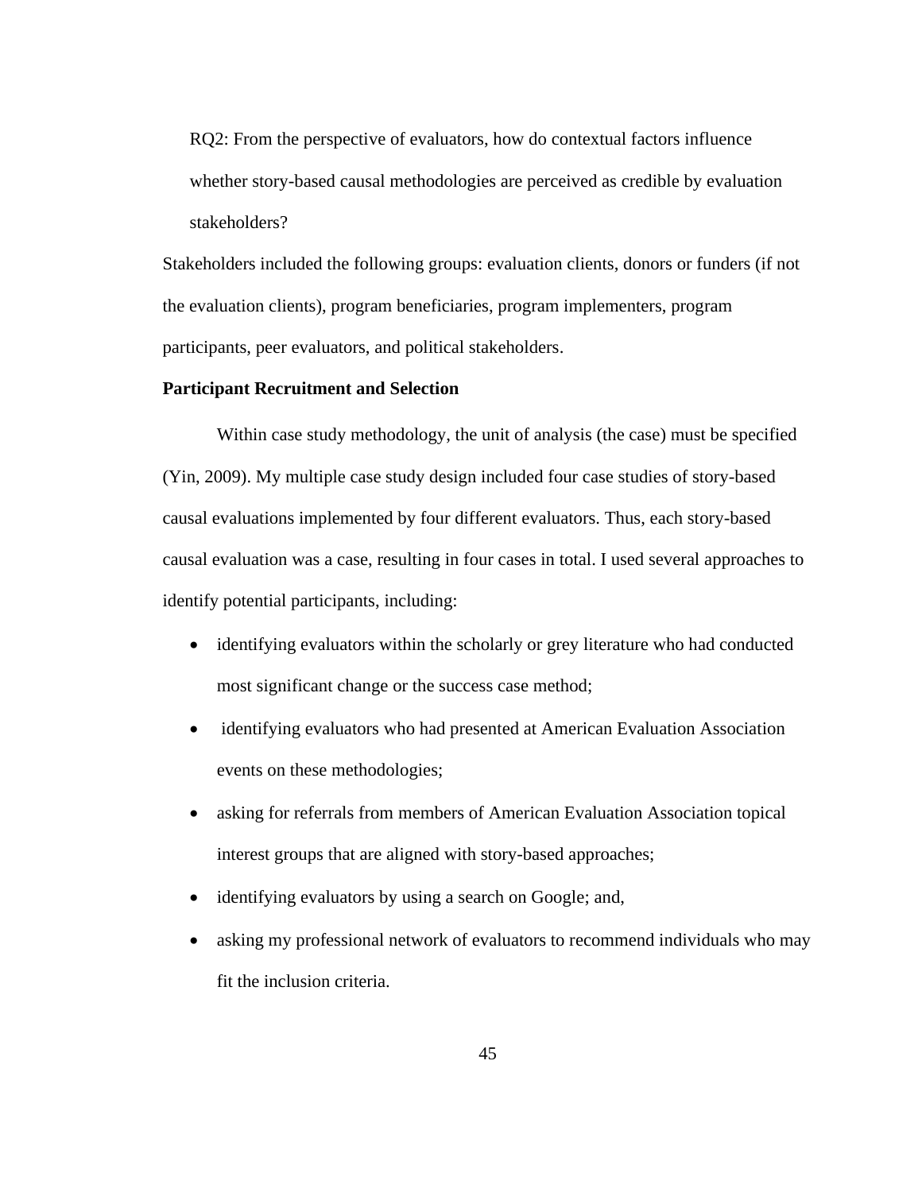RQ2: From the perspective of evaluators, how do contextual factors influence whether story-based causal methodologies are perceived as credible by evaluation stakeholders?

Stakeholders included the following groups: evaluation clients, donors or funders (if not the evaluation clients), program beneficiaries, program implementers, program participants, peer evaluators, and political stakeholders.

**Participant Recruitment and Selection**

Within case study methodology, the unit of analysis (the case) must be specified (Yin, 2009). My multiple case study design included four case studies of story-based causal evaluations implemented by four different evaluators. Thus, each story-based causal evaluation was a case, resulting in four cases in total. I used several approaches to identify potential participants, including:

- identifying evaluators within the scholarly or grey literature who had conducted most significant change or the success case method;
- identifying evaluators who had presented at American Evaluation Association events on these methodologies;
- asking for referrals from members of American Evaluation Association topical interest groups that are aligned with story-based approaches;
- identifying evaluators by using a search on Google; and,
- asking my professional network of evaluators to recommend individuals who may fit the inclusion criteria.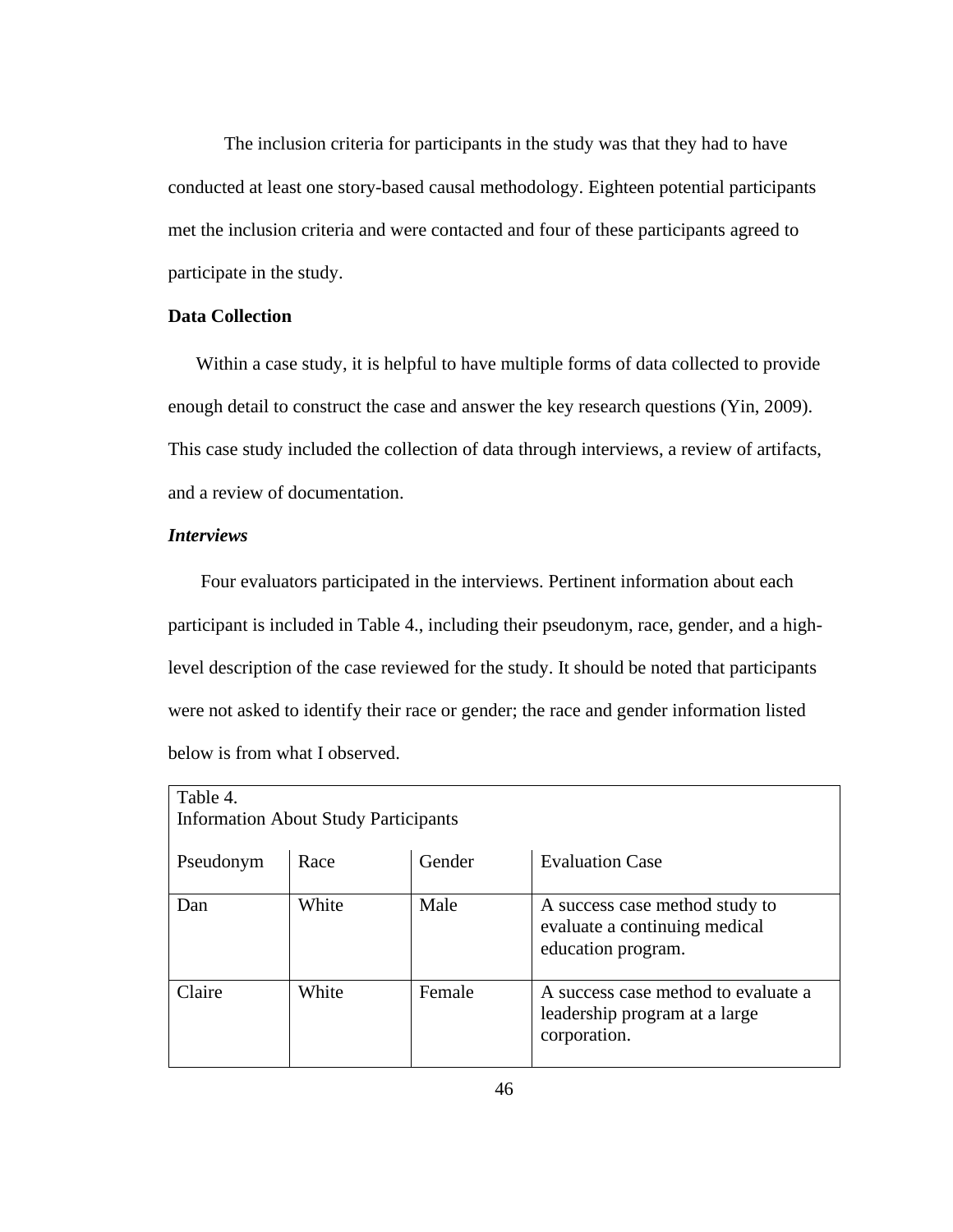The inclusion criteria for participants in the study was that they had to have conducted at least one story-based causal methodology. Eighteen potential participants met the inclusion criteria and were contacted and four of these participants agreed to participate in the study.

## Data Collection

Within a case study, it is helpful to have multiple forms of data collected to provide enough detail to construct the case and answer the key research questions (Yin, 2009). This case study included the collection of data through interviews, a review of artifacts, and a review of documentation.

### *Interviews*

Four evaluators participated in the interviews. Pertinent information about each participant is included in Table 4., including their pseudonym, race, gender, and a high-level description of the case reviewed for the study. It should be noted that participants were not asked to identify their race or gender; the race and gender information listed below is from what I observed.

Table 4.
Information About Study Participants

| Pseudonym | Race | Gender | Evaluation Case |
| --- | --- | --- | --- |
| Dan | White | Male | A success case method study to evaluate a continuing medical education program. |
| Claire | White | Female | A success case method to evaluate a leadership program at a large corporation. |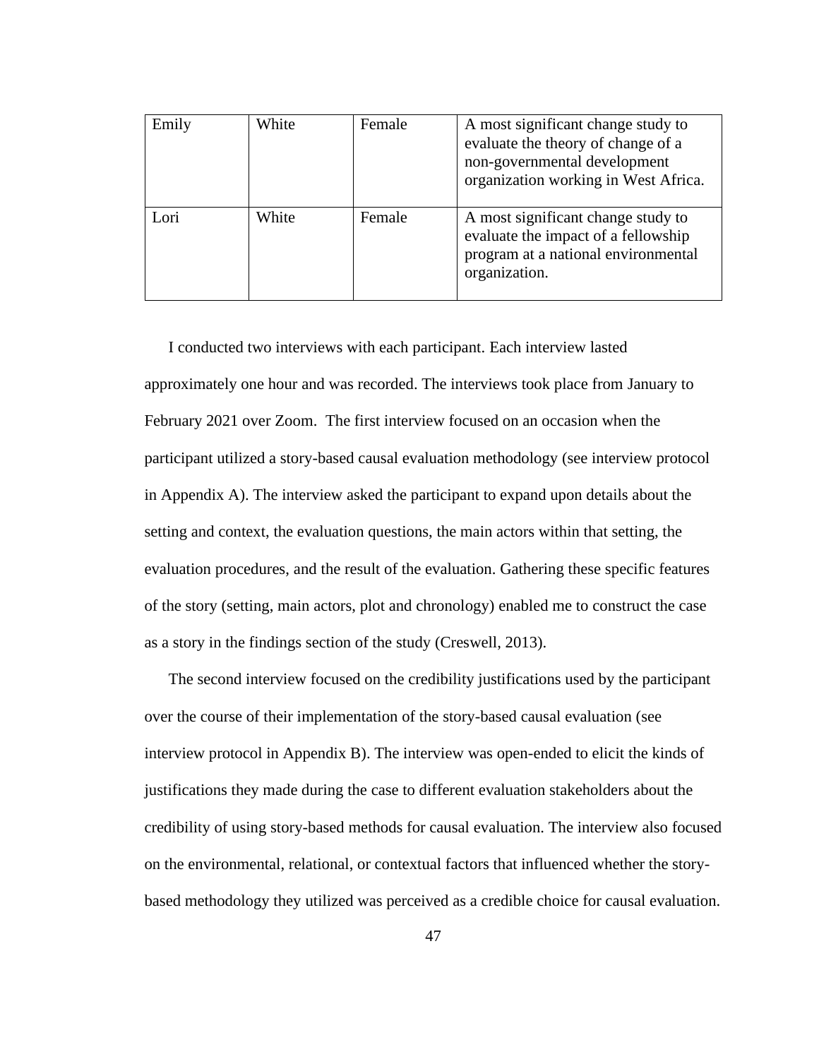| | | | |
|---|---|---|---|
| Emily | White | Female | A most significant change study to evaluate the theory of change of a non-governmental development organization working in West Africa. |
| Lori | White | Female | A most significant change study to evaluate the impact of a fellowship program at a national environmental organization. |

I conducted two interviews with each participant. Each interview lasted approximately one hour and was recorded. The interviews took place from January to February 2021 over Zoom. The first interview focused on an occasion when the participant utilized a story-based causal evaluation methodology (see interview protocol in Appendix A). The interview asked the participant to expand upon details about the setting and context, the evaluation questions, the main actors within that setting, the evaluation procedures, and the result of the evaluation. Gathering these specific features of the story (setting, main actors, plot and chronology) enabled me to construct the case as a story in the findings section of the study (Creswell, 2013).

The second interview focused on the credibility justifications used by the participant over the course of their implementation of the story-based causal evaluation (see interview protocol in Appendix B). The interview was open-ended to elicit the kinds of justifications they made during the case to different evaluation stakeholders about the credibility of using story-based methods for causal evaluation. The interview also focused on the environmental, relational, or contextual factors that influenced whether the story-based methodology they utilized was perceived as a credible choice for causal evaluation.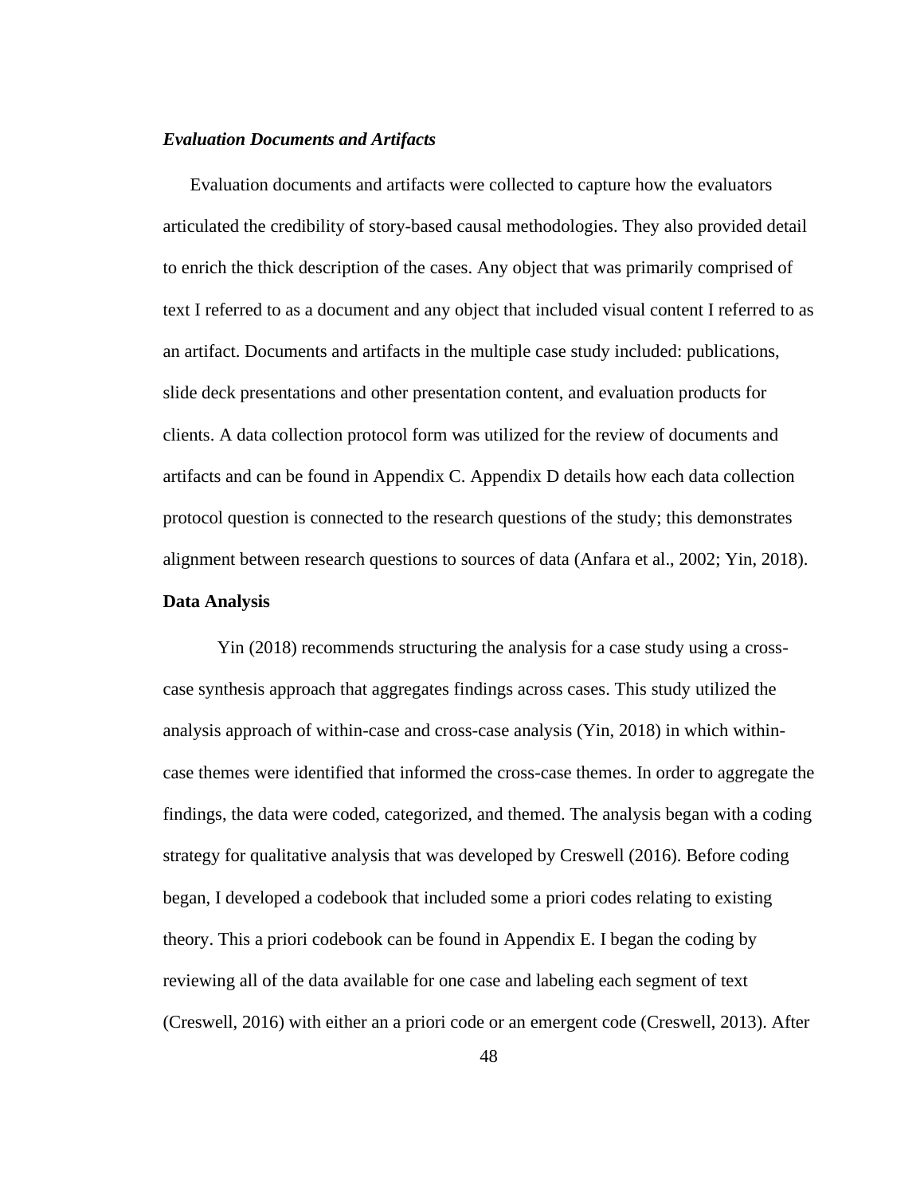### *Evaluation Documents and Artifacts*

Evaluation documents and artifacts were collected to capture how the evaluators articulated the credibility of story-based causal methodologies. They also provided detail to enrich the thick description of the cases. Any object that was primarily comprised of text I referred to as a document and any object that included visual content I referred to as an artifact. Documents and artifacts in the multiple case study included: publications, slide deck presentations and other presentation content, and evaluation products for clients. A data collection protocol form was utilized for the review of documents and artifacts and can be found in Appendix C. Appendix D details how each data collection protocol question is connected to the research questions of the study; this demonstrates alignment between research questions to sources of data (Anfara et al., 2002; Yin, 2018).

## Data Analysis

Yin (2018) recommends structuring the analysis for a case study using a cross-case synthesis approach that aggregates findings across cases. This study utilized the analysis approach of within-case and cross-case analysis (Yin, 2018) in which within-case themes were identified that informed the cross-case themes. In order to aggregate the findings, the data were coded, categorized, and themed. The analysis began with a coding strategy for qualitative analysis that was developed by Creswell (2016). Before coding began, I developed a codebook that included some a priori codes relating to existing theory. This a priori codebook can be found in Appendix E. I began the coding by reviewing all of the data available for one case and labeling each segment of text (Creswell, 2016) with either an a priori code or an emergent code (Creswell, 2013). After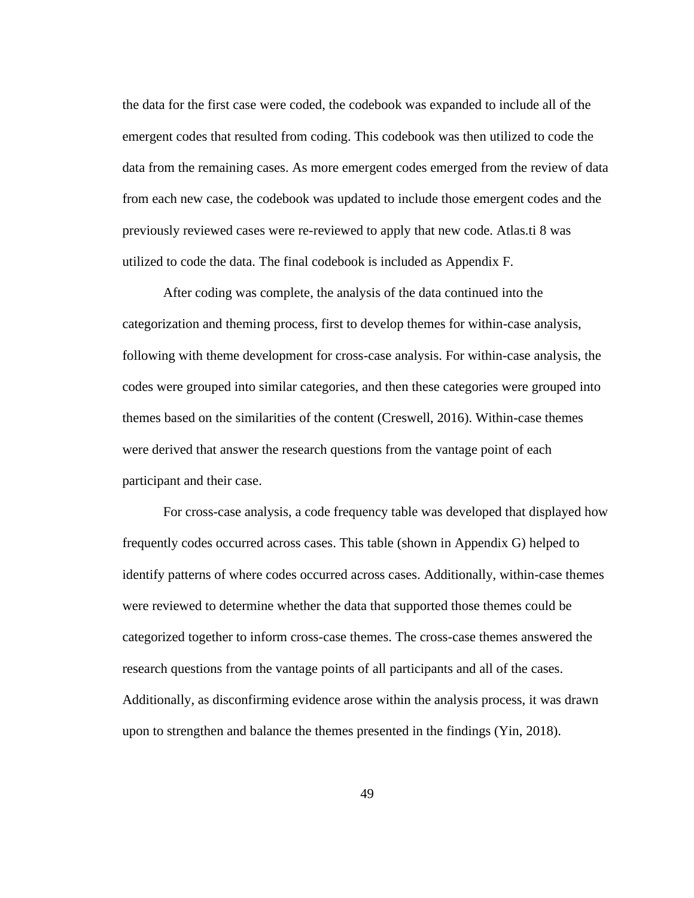the data for the first case were coded, the codebook was expanded to include all of the emergent codes that resulted from coding. This codebook was then utilized to code the data from the remaining cases. As more emergent codes emerged from the review of data from each new case, the codebook was updated to include those emergent codes and the previously reviewed cases were re-reviewed to apply that new code. Atlas.ti 8 was utilized to code the data. The final codebook is included as Appendix F.

After coding was complete, the analysis of the data continued into the categorization and theming process, first to develop themes for within-case analysis, following with theme development for cross-case analysis. For within-case analysis, the codes were grouped into similar categories, and then these categories were grouped into themes based on the similarities of the content (Creswell, 2016). Within-case themes were derived that answer the research questions from the vantage point of each participant and their case.

For cross-case analysis, a code frequency table was developed that displayed how frequently codes occurred across cases. This table (shown in Appendix G) helped to identify patterns of where codes occurred across cases. Additionally, within-case themes were reviewed to determine whether the data that supported those themes could be categorized together to inform cross-case themes. The cross-case themes answered the research questions from the vantage points of all participants and all of the cases. Additionally, as disconfirming evidence arose within the analysis process, it was drawn upon to strengthen and balance the themes presented in the findings (Yin, 2018).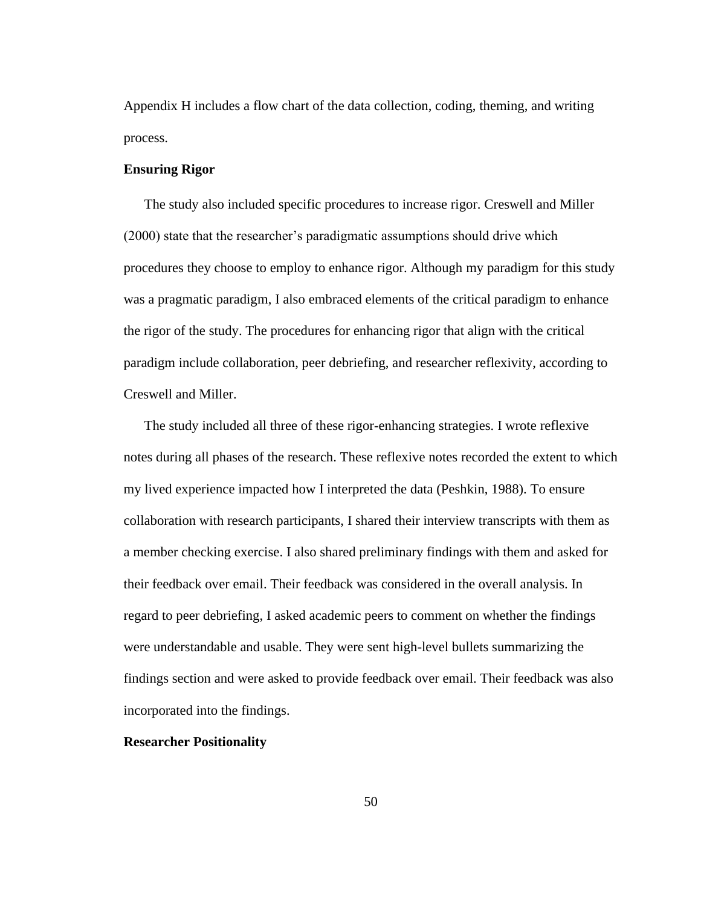Appendix H includes a flow chart of the data collection, coding, theming, and writing process.

**Ensuring Rigor**

The study also included specific procedures to increase rigor. Creswell and Miller (2000) state that the researcher's paradigmatic assumptions should drive which procedures they choose to employ to enhance rigor. Although my paradigm for this study was a pragmatic paradigm, I also embraced elements of the critical paradigm to enhance the rigor of the study. The procedures for enhancing rigor that align with the critical paradigm include collaboration, peer debriefing, and researcher reflexivity, according to Creswell and Miller.

The study included all three of these rigor-enhancing strategies. I wrote reflexive notes during all phases of the research. These reflexive notes recorded the extent to which my lived experience impacted how I interpreted the data (Peshkin, 1988). To ensure collaboration with research participants, I shared their interview transcripts with them as a member checking exercise. I also shared preliminary findings with them and asked for their feedback over email. Their feedback was considered in the overall analysis. In regard to peer debriefing, I asked academic peers to comment on whether the findings were understandable and usable. They were sent high-level bullets summarizing the findings section and were asked to provide feedback over email. Their feedback was also incorporated into the findings.

**Researcher Positionality**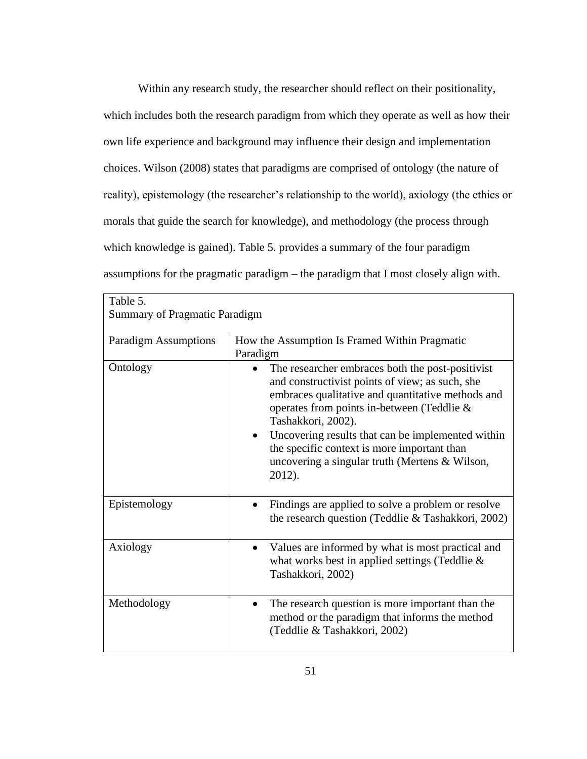Within any research study, the researcher should reflect on their positionality, which includes both the research paradigm from which they operate as well as how their own life experience and background may influence their design and implementation choices. Wilson (2008) states that paradigms are comprised of ontology (the nature of reality), epistemology (the researcher's relationship to the world), axiology (the ethics or morals that guide the search for knowledge), and methodology (the process through which knowledge is gained). Table 5. provides a summary of the four paradigm assumptions for the pragmatic paradigm – the paradigm that I most closely align with.

Table 5.
Summary of Pragmatic Paradigm

| Paradigm Assumptions | How the Assumption Is Framed Within Pragmatic Paradigm |
|---|---|
| Ontology | • The researcher embraces both the post-positivist and constructivist points of view; as such, she embraces qualitative and quantitative methods and operates from points in-between (Teddlie & Tashakkori, 2002). <br> • Uncovering results that can be implemented within the specific context is more important than uncovering a singular truth (Mertens & Wilson, 2012). |
| Epistemology | • Findings are applied to solve a problem or resolve the research question (Teddlie & Tashakkori, 2002) |
| Axiology | • Values are informed by what is most practical and what works best in applied settings (Teddlie & Tashakkori, 2002) |
| Methodology | • The research question is more important than the method or the paradigm that informs the method (Teddlie & Tashakkori, 2002) |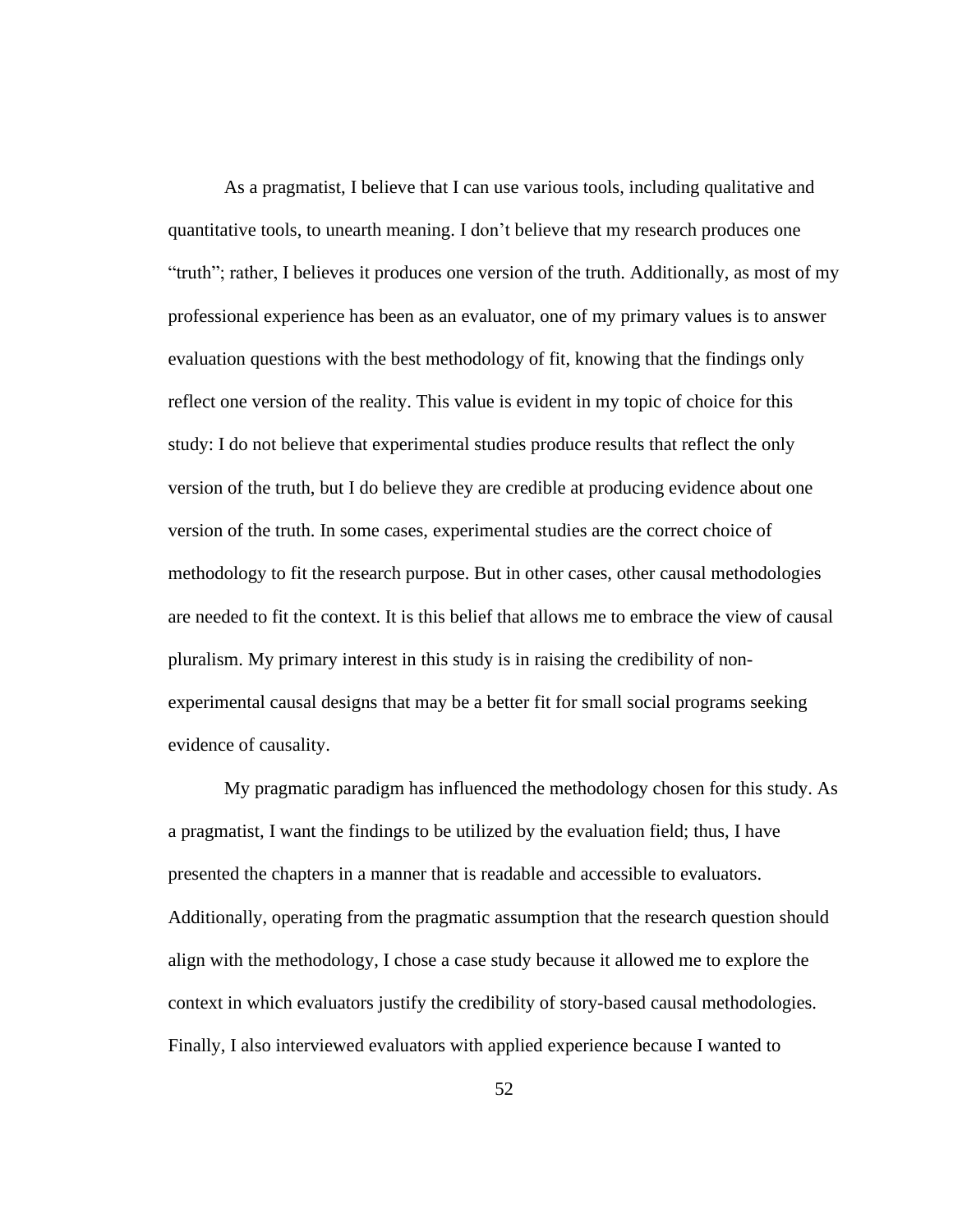As a pragmatist, I believe that I can use various tools, including qualitative and quantitative tools, to unearth meaning. I don't believe that my research produces one "truth"; rather, I believes it produces one version of the truth. Additionally, as most of my professional experience has been as an evaluator, one of my primary values is to answer evaluation questions with the best methodology of fit, knowing that the findings only reflect one version of the reality. This value is evident in my topic of choice for this study: I do not believe that experimental studies produce results that reflect the only version of the truth, but I do believe they are credible at producing evidence about one version of the truth. In some cases, experimental studies are the correct choice of methodology to fit the research purpose. But in other cases, other causal methodologies are needed to fit the context. It is this belief that allows me to embrace the view of causal pluralism. My primary interest in this study is in raising the credibility of non-experimental causal designs that may be a better fit for small social programs seeking evidence of causality.

My pragmatic paradigm has influenced the methodology chosen for this study. As a pragmatist, I want the findings to be utilized by the evaluation field; thus, I have presented the chapters in a manner that is readable and accessible to evaluators. Additionally, operating from the pragmatic assumption that the research question should align with the methodology, I chose a case study because it allowed me to explore the context in which evaluators justify the credibility of story-based causal methodologies. Finally, I also interviewed evaluators with applied experience because I wanted to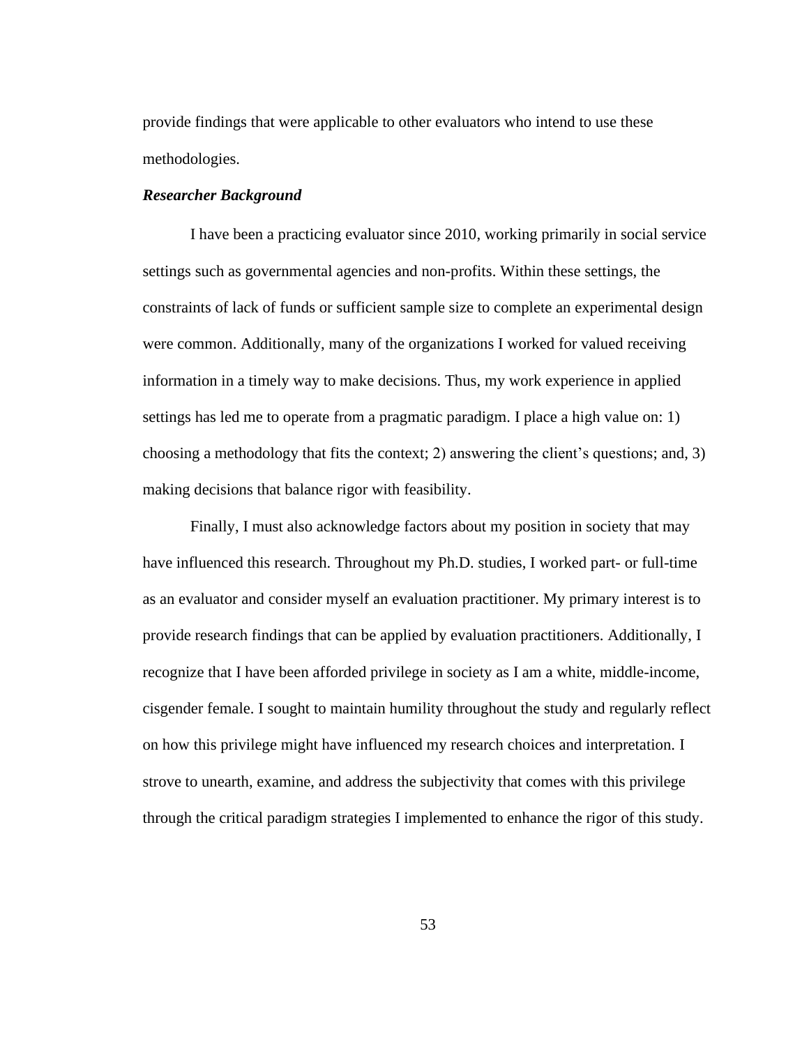provide findings that were applicable to other evaluators who intend to use these methodologies.

### *Researcher Background*

I have been a practicing evaluator since 2010, working primarily in social service settings such as governmental agencies and non-profits. Within these settings, the constraints of lack of funds or sufficient sample size to complete an experimental design were common. Additionally, many of the organizations I worked for valued receiving information in a timely way to make decisions. Thus, my work experience in applied settings has led me to operate from a pragmatic paradigm. I place a high value on: 1) choosing a methodology that fits the context; 2) answering the client's questions; and, 3) making decisions that balance rigor with feasibility.

Finally, I must also acknowledge factors about my position in society that may have influenced this research. Throughout my Ph.D. studies, I worked part- or full-time as an evaluator and consider myself an evaluation practitioner. My primary interest is to provide research findings that can be applied by evaluation practitioners. Additionally, I recognize that I have been afforded privilege in society as I am a white, middle-income, cisgender female. I sought to maintain humility throughout the study and regularly reflect on how this privilege might have influenced my research choices and interpretation. I strove to unearth, examine, and address the subjectivity that comes with this privilege through the critical paradigm strategies I implemented to enhance the rigor of this study.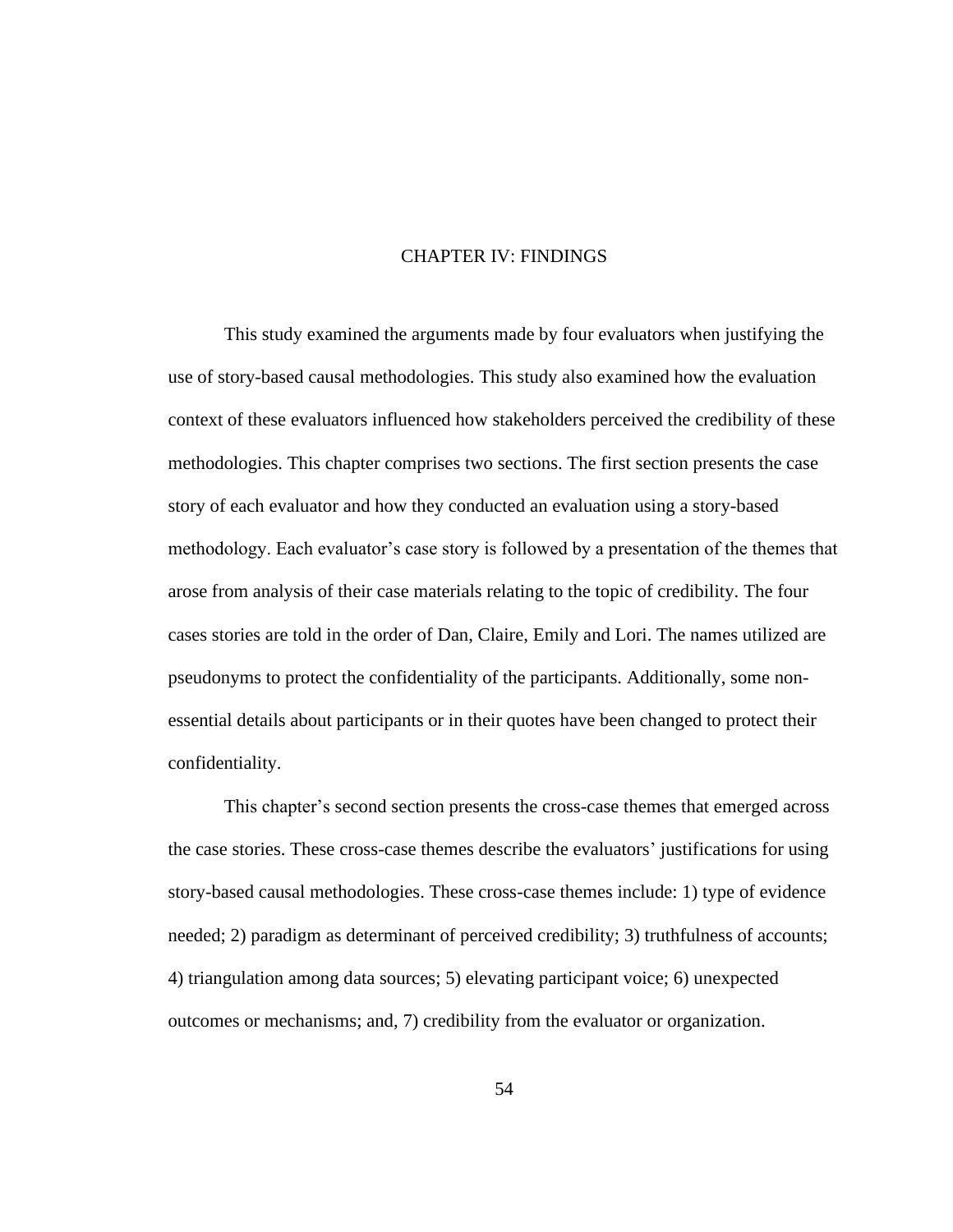# CHAPTER IV: FINDINGS

This study examined the arguments made by four evaluators when justifying the use of story-based causal methodologies. This study also examined how the evaluation context of these evaluators influenced how stakeholders perceived the credibility of these methodologies. This chapter comprises two sections. The first section presents the case story of each evaluator and how they conducted an evaluation using a story-based methodology. Each evaluator's case story is followed by a presentation of the themes that arose from analysis of their case materials relating to the topic of credibility. The four cases stories are told in the order of Dan, Claire, Emily and Lori. The names utilized are pseudonyms to protect the confidentiality of the participants. Additionally, some non-essential details about participants or in their quotes have been changed to protect their confidentiality.

This chapter's second section presents the cross-case themes that emerged across the case stories. These cross-case themes describe the evaluators' justifications for using story-based causal methodologies. These cross-case themes include: 1) type of evidence needed; 2) paradigm as determinant of perceived credibility; 3) truthfulness of accounts; 4) triangulation among data sources; 5) elevating participant voice; 6) unexpected outcomes or mechanisms; and, 7) credibility from the evaluator or organization.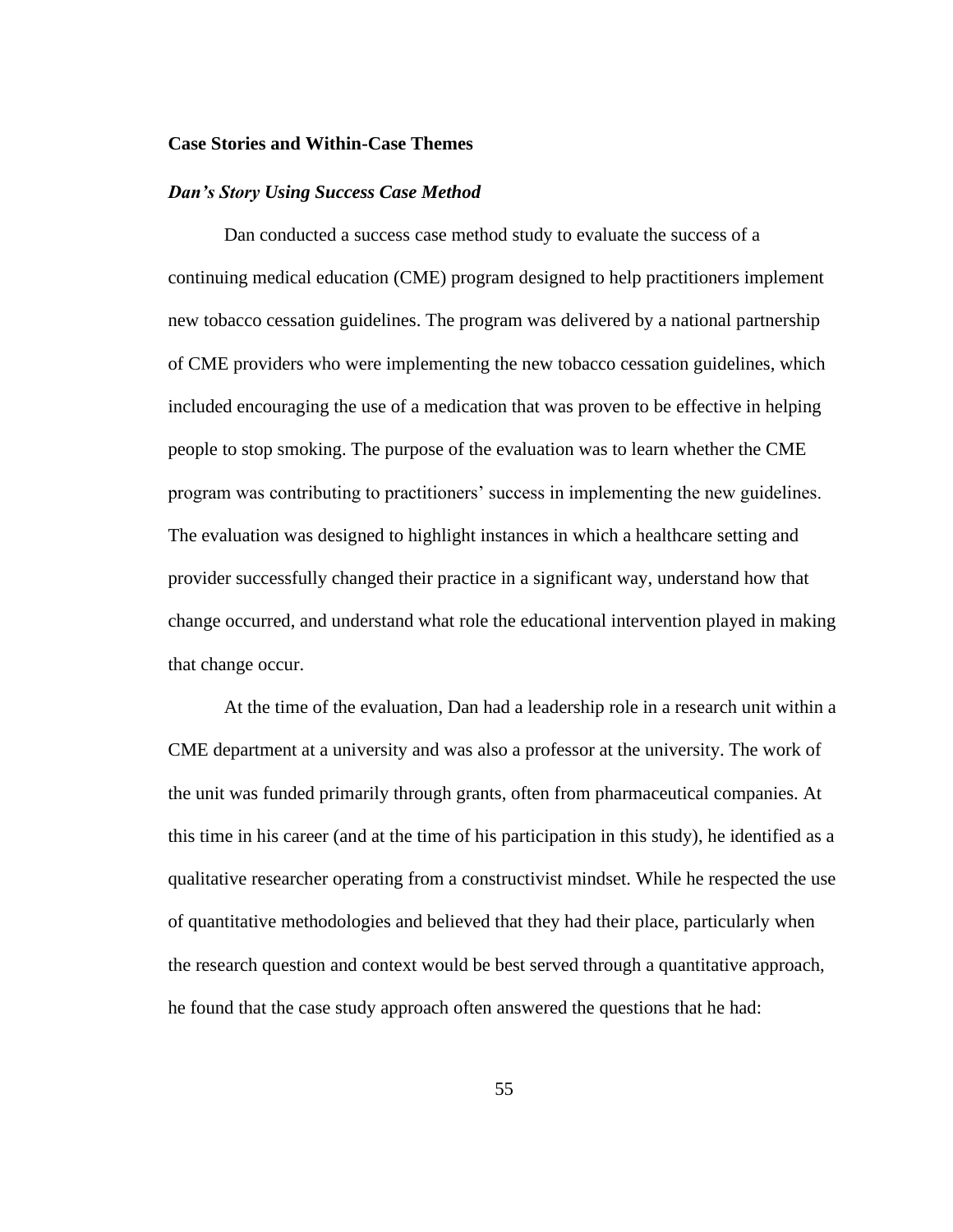## Case Stories and Within-Case Themes

### *Dan's Story Using Success Case Method*

Dan conducted a success case method study to evaluate the success of a continuing medical education (CME) program designed to help practitioners implement new tobacco cessation guidelines. The program was delivered by a national partnership of CME providers who were implementing the new tobacco cessation guidelines, which included encouraging the use of a medication that was proven to be effective in helping people to stop smoking. The purpose of the evaluation was to learn whether the CME program was contributing to practitioners' success in implementing the new guidelines. The evaluation was designed to highlight instances in which a healthcare setting and provider successfully changed their practice in a significant way, understand how that change occurred, and understand what role the educational intervention played in making that change occur.

At the time of the evaluation, Dan had a leadership role in a research unit within a CME department at a university and was also a professor at the university. The work of the unit was funded primarily through grants, often from pharmaceutical companies. At this time in his career (and at the time of his participation in this study), he identified as a qualitative researcher operating from a constructivist mindset. While he respected the use of quantitative methodologies and believed that they had their place, particularly when the research question and context would be best served through a quantitative approach, he found that the case study approach often answered the questions that he had: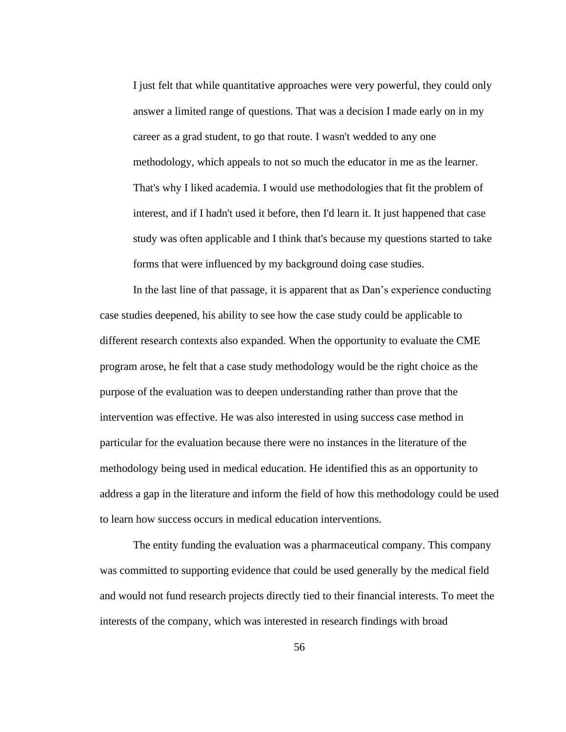> I just felt that while quantitative approaches were very powerful, they could only answer a limited range of questions. That was a decision I made early on in my career as a grad student, to go that route. I wasn't wedded to any one methodology, which appeals to not so much the educator in me as the learner. That's why I liked academia. I would use methodologies that fit the problem of interest, and if I hadn't used it before, then I'd learn it. It just happened that case study was often applicable and I think that's because my questions started to take forms that were influenced by my background doing case studies.

In the last line of that passage, it is apparent that as Dan's experience conducting case studies deepened, his ability to see how the case study could be applicable to different research contexts also expanded. When the opportunity to evaluate the CME program arose, he felt that a case study methodology would be the right choice as the purpose of the evaluation was to deepen understanding rather than prove that the intervention was effective. He was also interested in using success case method in particular for the evaluation because there were no instances in the literature of the methodology being used in medical education. He identified this as an opportunity to address a gap in the literature and inform the field of how this methodology could be used to learn how success occurs in medical education interventions.

The entity funding the evaluation was a pharmaceutical company. This company was committed to supporting evidence that could be used generally by the medical field and would not fund research projects directly tied to their financial interests. To meet the interests of the company, which was interested in research findings with broad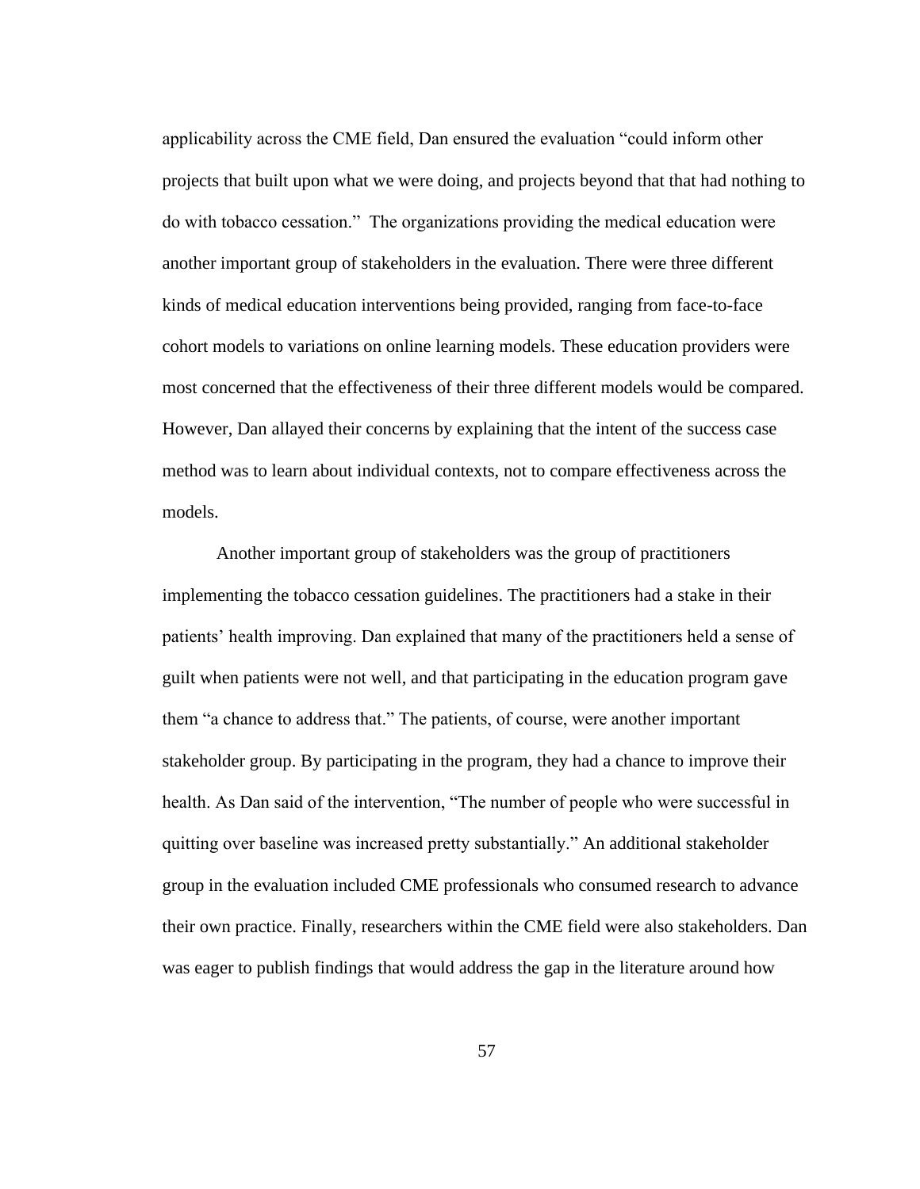applicability across the CME field, Dan ensured the evaluation "could inform other projects that built upon what we were doing, and projects beyond that that had nothing to do with tobacco cessation." The organizations providing the medical education were another important group of stakeholders in the evaluation. There were three different kinds of medical education interventions being provided, ranging from face-to-face cohort models to variations on online learning models. These education providers were most concerned that the effectiveness of their three different models would be compared. However, Dan allayed their concerns by explaining that the intent of the success case method was to learn about individual contexts, not to compare effectiveness across the models.

Another important group of stakeholders was the group of practitioners implementing the tobacco cessation guidelines. The practitioners had a stake in their patients' health improving. Dan explained that many of the practitioners held a sense of guilt when patients were not well, and that participating in the education program gave them "a chance to address that." The patients, of course, were another important stakeholder group. By participating in the program, they had a chance to improve their health. As Dan said of the intervention, "The number of people who were successful in quitting over baseline was increased pretty substantially." An additional stakeholder group in the evaluation included CME professionals who consumed research to advance their own practice. Finally, researchers within the CME field were also stakeholders. Dan was eager to publish findings that would address the gap in the literature around how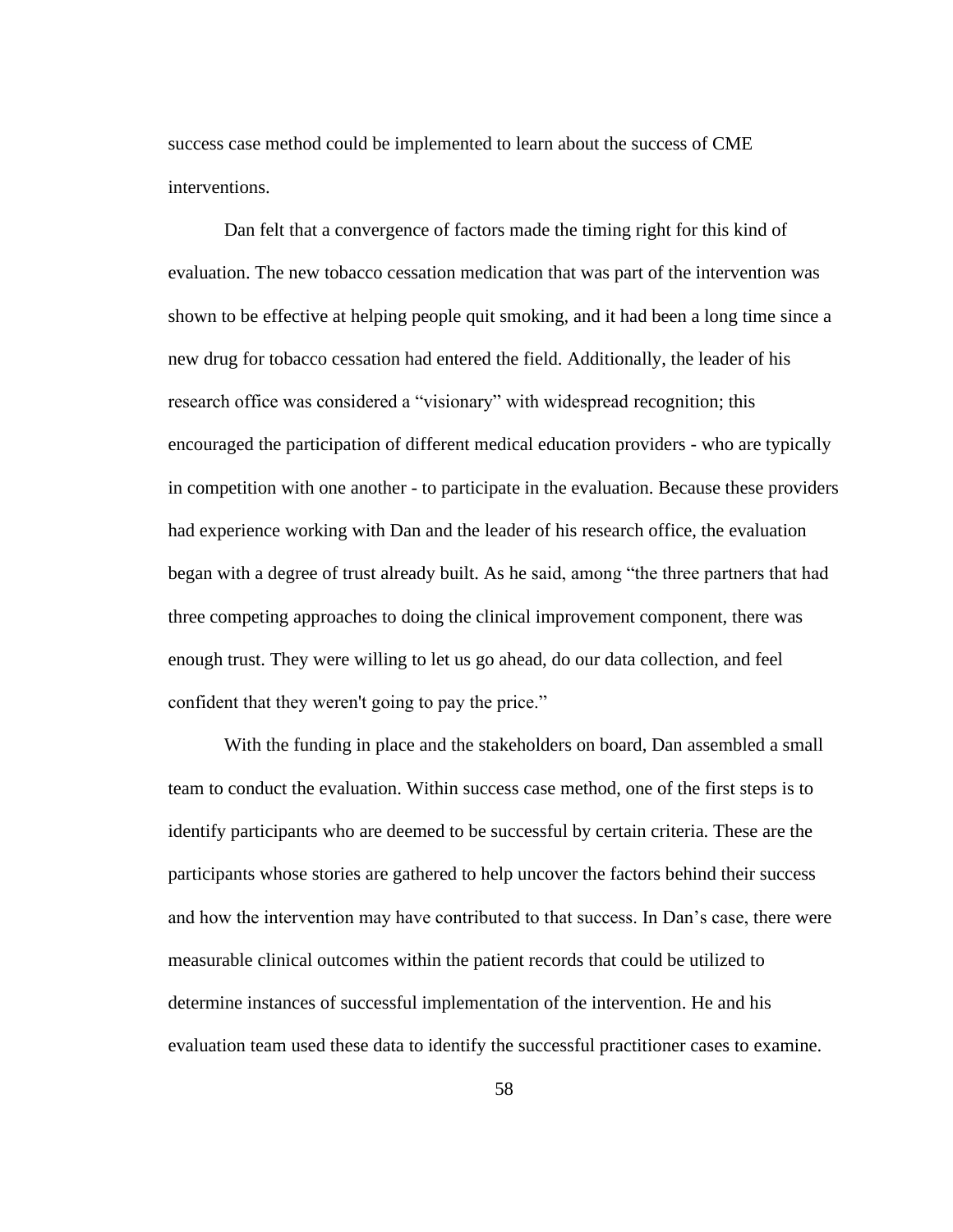success case method could be implemented to learn about the success of CME interventions.

Dan felt that a convergence of factors made the timing right for this kind of evaluation. The new tobacco cessation medication that was part of the intervention was shown to be effective at helping people quit smoking, and it had been a long time since a new drug for tobacco cessation had entered the field. Additionally, the leader of his research office was considered a "visionary" with widespread recognition; this encouraged the participation of different medical education providers - who are typically in competition with one another - to participate in the evaluation. Because these providers had experience working with Dan and the leader of his research office, the evaluation began with a degree of trust already built. As he said, among "the three partners that had three competing approaches to doing the clinical improvement component, there was enough trust. They were willing to let us go ahead, do our data collection, and feel confident that they weren't going to pay the price."

With the funding in place and the stakeholders on board, Dan assembled a small team to conduct the evaluation. Within success case method, one of the first steps is to identify participants who are deemed to be successful by certain criteria. These are the participants whose stories are gathered to help uncover the factors behind their success and how the intervention may have contributed to that success. In Dan's case, there were measurable clinical outcomes within the patient records that could be utilized to determine instances of successful implementation of the intervention. He and his evaluation team used these data to identify the successful practitioner cases to examine.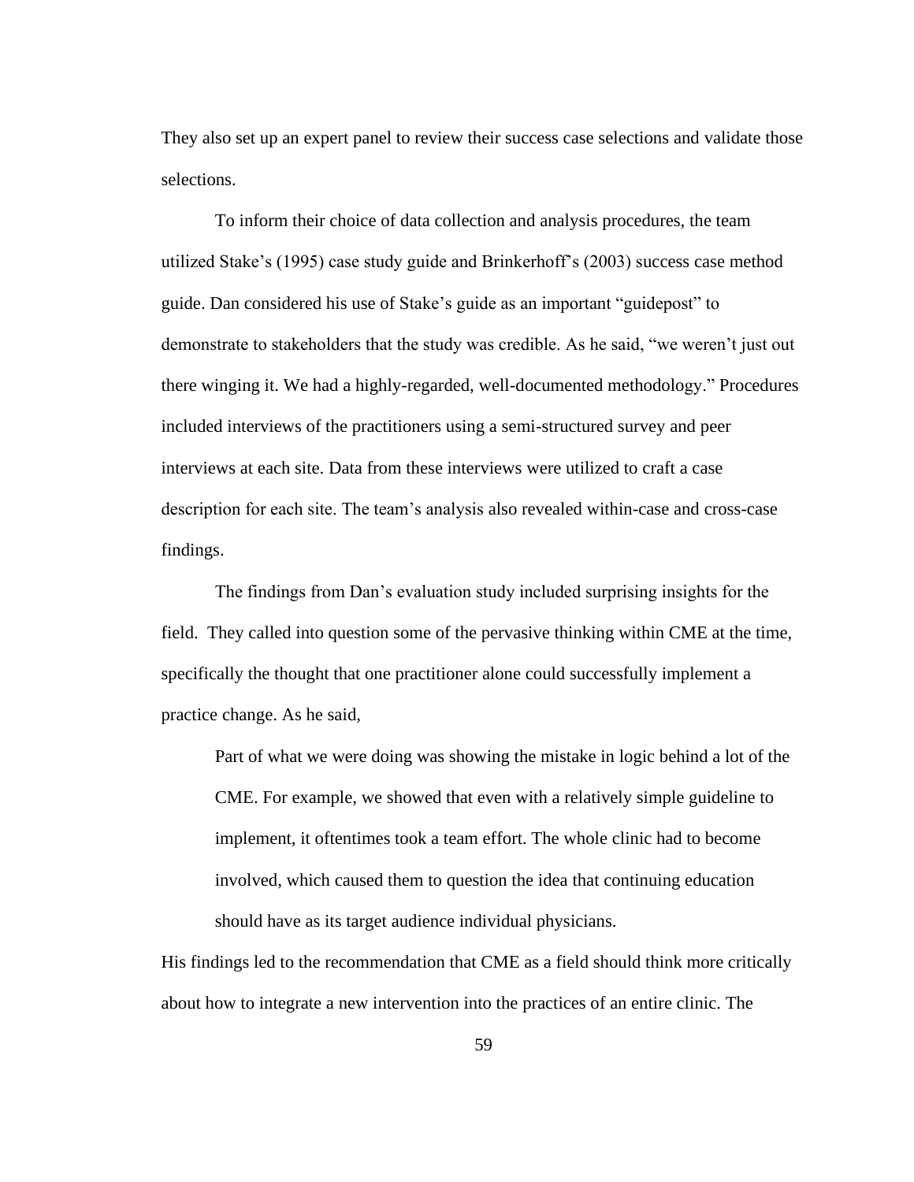They also set up an expert panel to review their success case selections and validate those selections.

To inform their choice of data collection and analysis procedures, the team utilized Stake's (1995) case study guide and Brinkerhoff's (2003) success case method guide. Dan considered his use of Stake's guide as an important "guidepost" to demonstrate to stakeholders that the study was credible. As he said, "we weren't just out there winging it. We had a highly-regarded, well-documented methodology." Procedures included interviews of the practitioners using a semi-structured survey and peer interviews at each site. Data from these interviews were utilized to craft a case description for each site. The team's analysis also revealed within-case and cross-case findings.

The findings from Dan's evaluation study included surprising insights for the field. They called into question some of the pervasive thinking within CME at the time, specifically the thought that one practitioner alone could successfully implement a practice change. As he said,

> Part of what we were doing was showing the mistake in logic behind a lot of the CME. For example, we showed that even with a relatively simple guideline to implement, it oftentimes took a team effort. The whole clinic had to become involved, which caused them to question the idea that continuing education should have as its target audience individual physicians.

His findings led to the recommendation that CME as a field should think more critically about how to integrate a new intervention into the practices of an entire clinic. The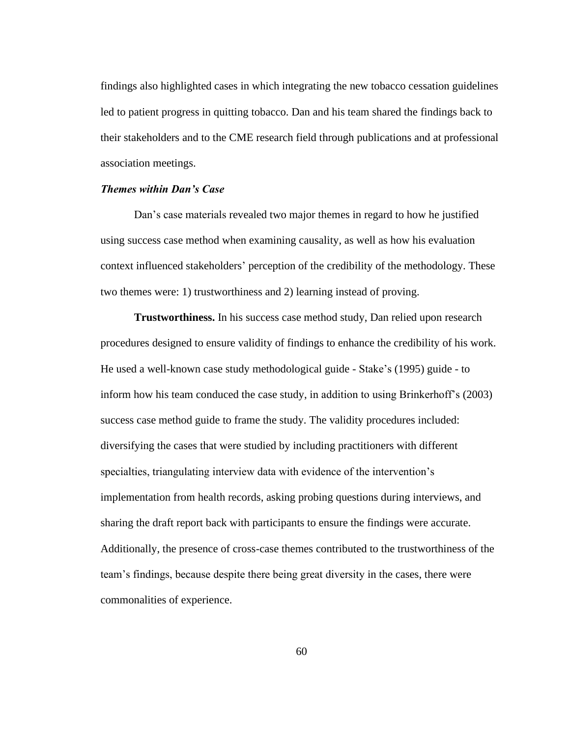findings also highlighted cases in which integrating the new tobacco cessation guidelines led to patient progress in quitting tobacco. Dan and his team shared the findings back to their stakeholders and to the CME research field through publications and at professional association meetings.

### *Themes within Dan's Case*

Dan's case materials revealed two major themes in regard to how he justified using success case method when examining causality, as well as how his evaluation context influenced stakeholders' perception of the credibility of the methodology. These two themes were: 1) trustworthiness and 2) learning instead of proving.

**Trustworthiness.** In his success case method study, Dan relied upon research procedures designed to ensure validity of findings to enhance the credibility of his work. He used a well-known case study methodological guide - Stake's (1995) guide - to inform how his team conduced the case study, in addition to using Brinkerhoff's (2003) success case method guide to frame the study. The validity procedures included: diversifying the cases that were studied by including practitioners with different specialties, triangulating interview data with evidence of the intervention's implementation from health records, asking probing questions during interviews, and sharing the draft report back with participants to ensure the findings were accurate. Additionally, the presence of cross-case themes contributed to the trustworthiness of the team's findings, because despite there being great diversity in the cases, there were commonalities of experience.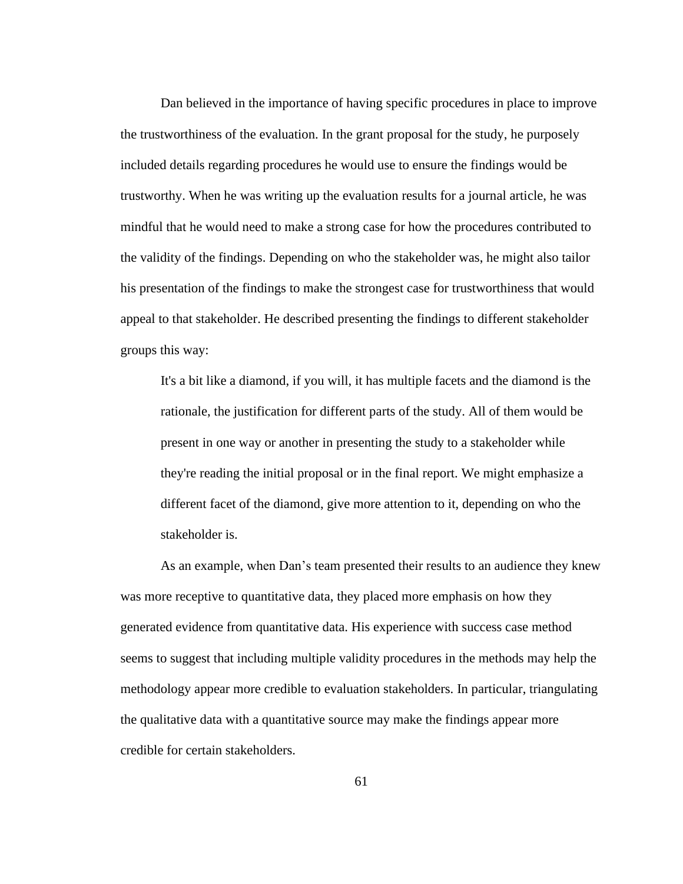Dan believed in the importance of having specific procedures in place to improve the trustworthiness of the evaluation. In the grant proposal for the study, he purposely included details regarding procedures he would use to ensure the findings would be trustworthy. When he was writing up the evaluation results for a journal article, he was mindful that he would need to make a strong case for how the procedures contributed to the validity of the findings. Depending on who the stakeholder was, he might also tailor his presentation of the findings to make the strongest case for trustworthiness that would appeal to that stakeholder. He described presenting the findings to different stakeholder groups this way:

> It's a bit like a diamond, if you will, it has multiple facets and the diamond is the rationale, the justification for different parts of the study. All of them would be present in one way or another in presenting the study to a stakeholder while they're reading the initial proposal or in the final report. We might emphasize a different facet of the diamond, give more attention to it, depending on who the stakeholder is.

As an example, when Dan's team presented their results to an audience they knew was more receptive to quantitative data, they placed more emphasis on how they generated evidence from quantitative data. His experience with success case method seems to suggest that including multiple validity procedures in the methods may help the methodology appear more credible to evaluation stakeholders. In particular, triangulating the qualitative data with a quantitative source may make the findings appear more credible for certain stakeholders.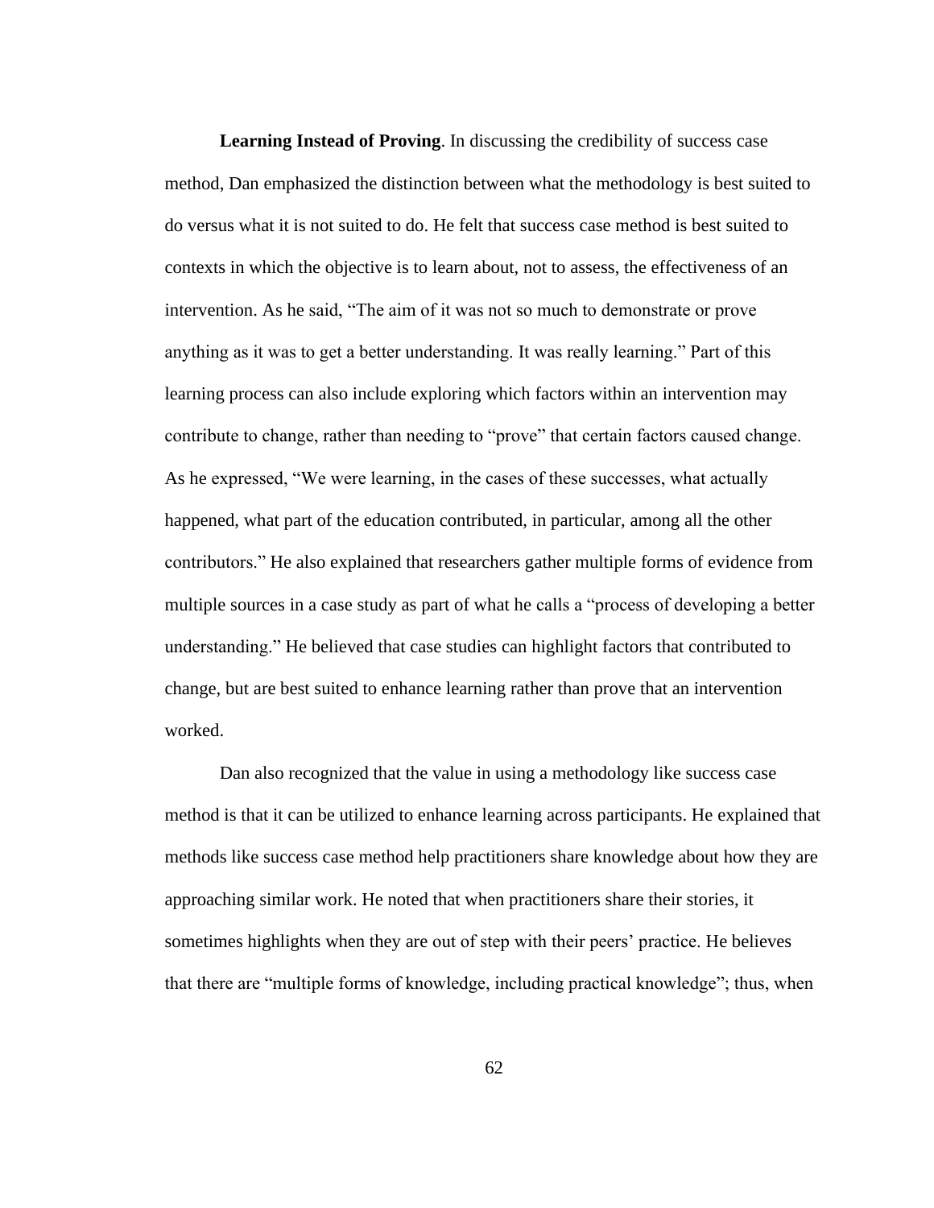**Learning Instead of Proving**. In discussing the credibility of success case method, Dan emphasized the distinction between what the methodology is best suited to do versus what it is not suited to do. He felt that success case method is best suited to contexts in which the objective is to learn about, not to assess, the effectiveness of an intervention. As he said, "The aim of it was not so much to demonstrate or prove anything as it was to get a better understanding. It was really learning." Part of this learning process can also include exploring which factors within an intervention may contribute to change, rather than needing to "prove" that certain factors caused change. As he expressed, "We were learning, in the cases of these successes, what actually happened, what part of the education contributed, in particular, among all the other contributors." He also explained that researchers gather multiple forms of evidence from multiple sources in a case study as part of what he calls a "process of developing a better understanding." He believed that case studies can highlight factors that contributed to change, but are best suited to enhance learning rather than prove that an intervention worked.

Dan also recognized that the value in using a methodology like success case method is that it can be utilized to enhance learning across participants. He explained that methods like success case method help practitioners share knowledge about how they are approaching similar work. He noted that when practitioners share their stories, it sometimes highlights when they are out of step with their peers' practice. He believes that there are "multiple forms of knowledge, including practical knowledge"; thus, when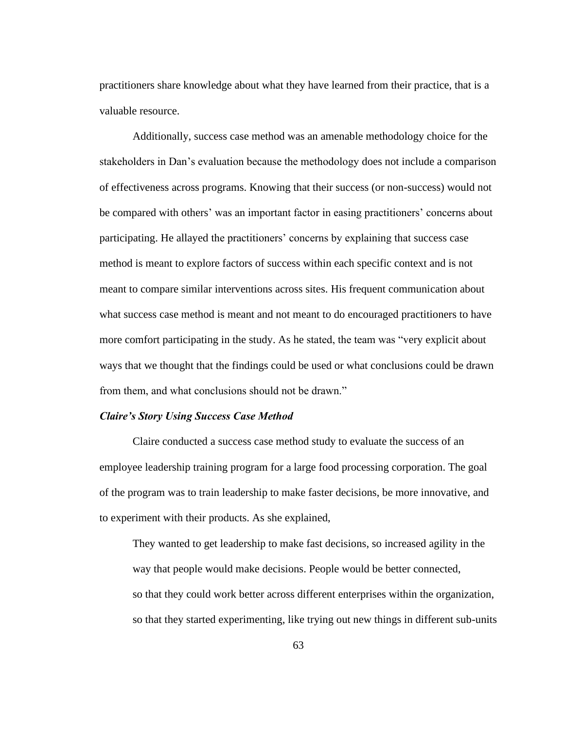practitioners share knowledge about what they have learned from their practice, that is a valuable resource.

Additionally, success case method was an amenable methodology choice for the stakeholders in Dan's evaluation because the methodology does not include a comparison of effectiveness across programs. Knowing that their success (or non-success) would not be compared with others' was an important factor in easing practitioners' concerns about participating. He allayed the practitioners' concerns by explaining that success case method is meant to explore factors of success within each specific context and is not meant to compare similar interventions across sites. His frequent communication about what success case method is meant and not meant to do encouraged practitioners to have more comfort participating in the study. As he stated, the team was "very explicit about ways that we thought that the findings could be used or what conclusions could be drawn from them, and what conclusions should not be drawn."

### *Claire's Story Using Success Case Method*

Claire conducted a success case method study to evaluate the success of an employee leadership training program for a large food processing corporation. The goal of the program was to train leadership to make faster decisions, be more innovative, and to experiment with their products. As she explained,

> They wanted to get leadership to make fast decisions, so increased agility in the way that people would make decisions. People would be better connected, so that they could work better across different enterprises within the organization, so that they started experimenting, like trying out new things in different sub-units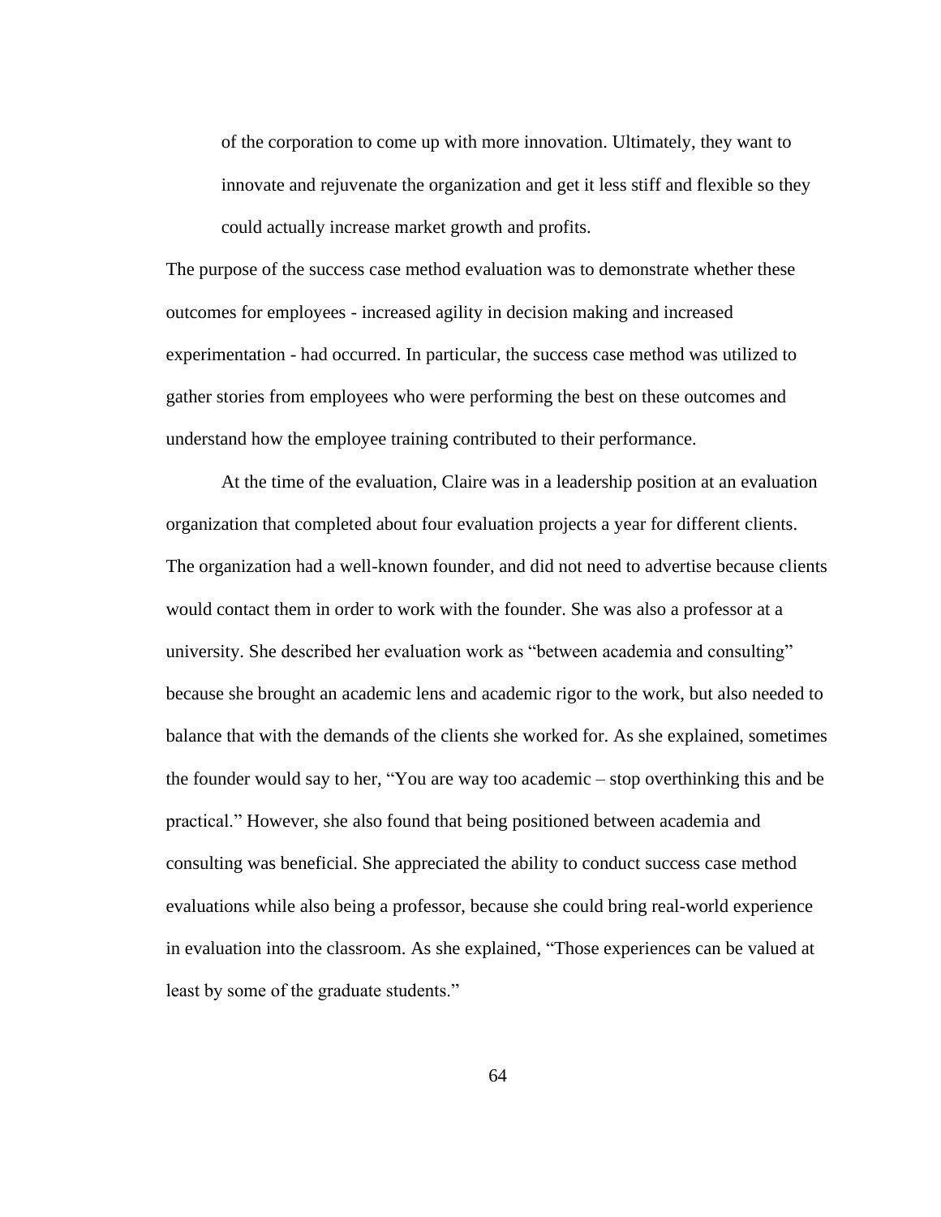> of the corporation to come up with more innovation. Ultimately, they want to innovate and rejuvenate the organization and get it less stiff and flexible so they could actually increase market growth and profits.

The purpose of the success case method evaluation was to demonstrate whether these outcomes for employees - increased agility in decision making and increased experimentation - had occurred. In particular, the success case method was utilized to gather stories from employees who were performing the best on these outcomes and understand how the employee training contributed to their performance.

At the time of the evaluation, Claire was in a leadership position at an evaluation organization that completed about four evaluation projects a year for different clients. The organization had a well-known founder, and did not need to advertise because clients would contact them in order to work with the founder. She was also a professor at a university. She described her evaluation work as "between academia and consulting" because she brought an academic lens and academic rigor to the work, but also needed to balance that with the demands of the clients she worked for. As she explained, sometimes the founder would say to her, "You are way too academic – stop overthinking this and be practical." However, she also found that being positioned between academia and consulting was beneficial. She appreciated the ability to conduct success case method evaluations while also being a professor, because she could bring real-world experience in evaluation into the classroom. As she explained, "Those experiences can be valued at least by some of the graduate students."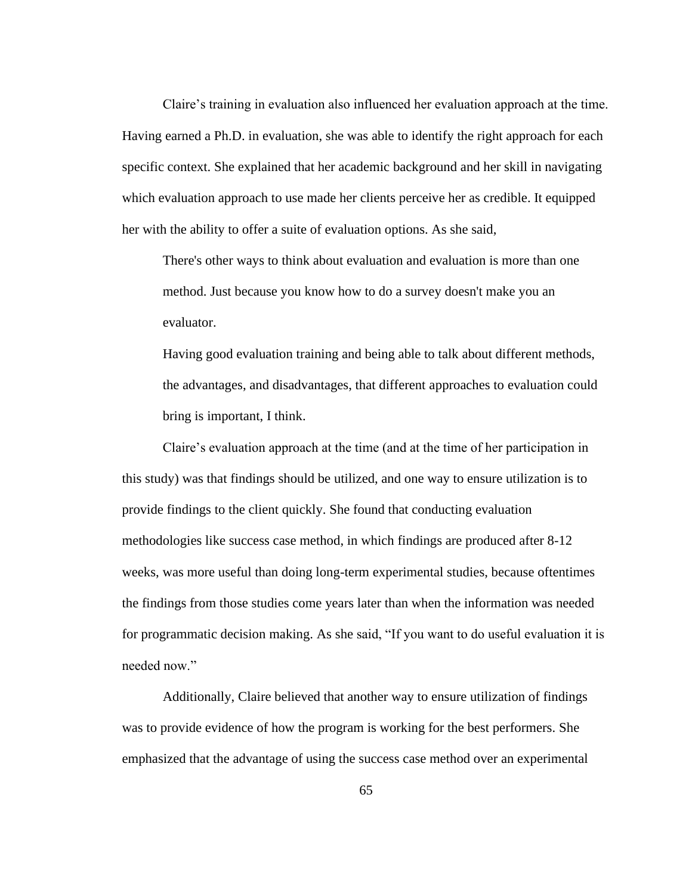Claire's training in evaluation also influenced her evaluation approach at the time. Having earned a Ph.D. in evaluation, she was able to identify the right approach for each specific context. She explained that her academic background and her skill in navigating which evaluation approach to use made her clients perceive her as credible. It equipped her with the ability to offer a suite of evaluation options. As she said,

> There's other ways to think about evaluation and evaluation is more than one method. Just because you know how to do a survey doesn't make you an evaluator.
>
> Having good evaluation training and being able to talk about different methods, the advantages, and disadvantages, that different approaches to evaluation could bring is important, I think.

Claire's evaluation approach at the time (and at the time of her participation in this study) was that findings should be utilized, and one way to ensure utilization is to provide findings to the client quickly. She found that conducting evaluation methodologies like success case method, in which findings are produced after 8-12 weeks, was more useful than doing long-term experimental studies, because oftentimes the findings from those studies come years later than when the information was needed for programmatic decision making. As she said, "If you want to do useful evaluation it is needed now."

Additionally, Claire believed that another way to ensure utilization of findings was to provide evidence of how the program is working for the best performers. She emphasized that the advantage of using the success case method over an experimental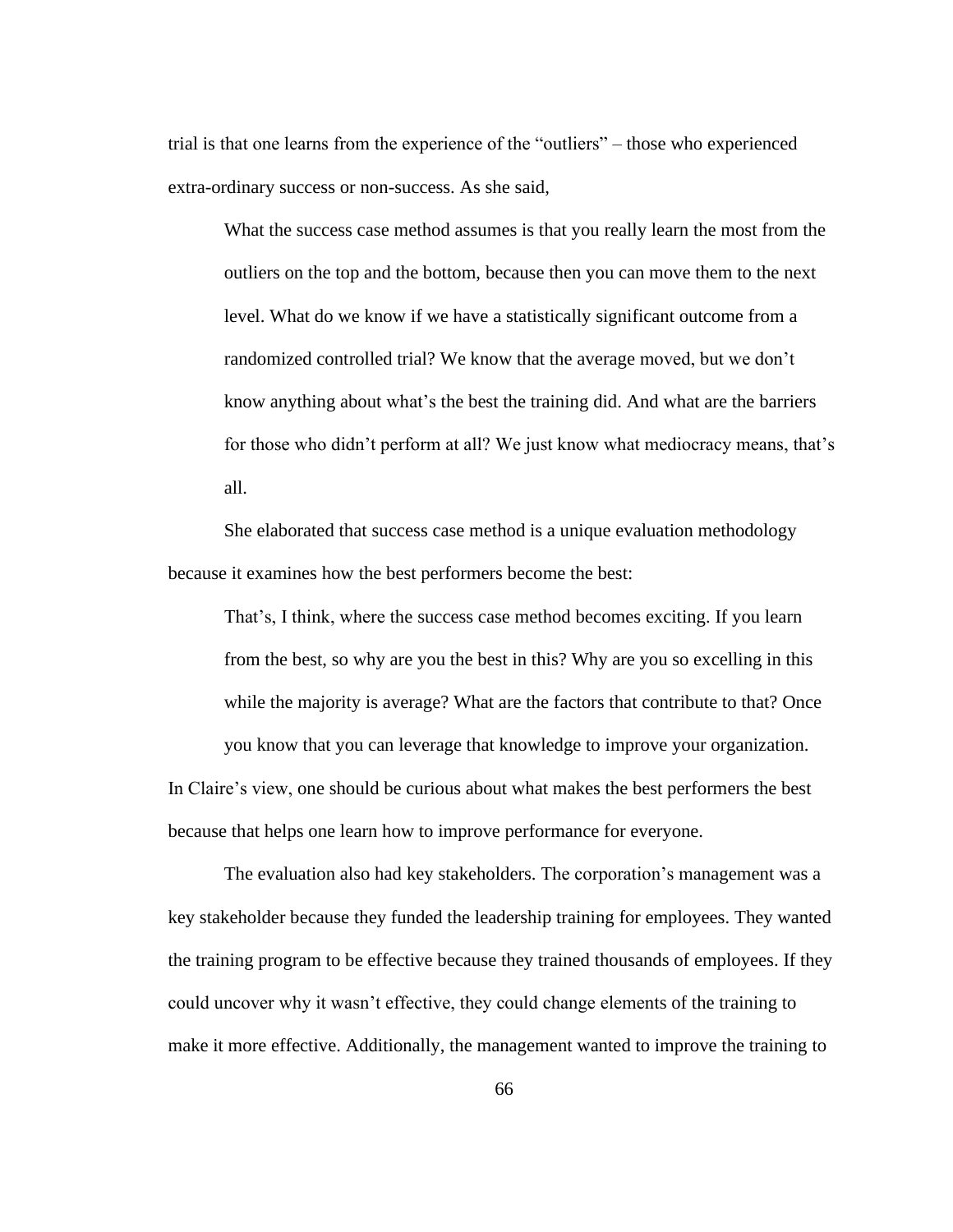trial is that one learns from the experience of the "outliers" – those who experienced extra-ordinary success or non-success. As she said,

> What the success case method assumes is that you really learn the most from the outliers on the top and the bottom, because then you can move them to the next level. What do we know if we have a statistically significant outcome from a randomized controlled trial? We know that the average moved, but we don't know anything about what's the best the training did. And what are the barriers for those who didn't perform at all? We just know what mediocracy means, that's all.

She elaborated that success case method is a unique evaluation methodology because it examines how the best performers become the best:

> That's, I think, where the success case method becomes exciting. If you learn from the best, so why are you the best in this? Why are you so excelling in this while the majority is average? What are the factors that contribute to that? Once you know that you can leverage that knowledge to improve your organization.

In Claire's view, one should be curious about what makes the best performers the best because that helps one learn how to improve performance for everyone.

The evaluation also had key stakeholders. The corporation's management was a key stakeholder because they funded the leadership training for employees. They wanted the training program to be effective because they trained thousands of employees. If they could uncover why it wasn't effective, they could change elements of the training to make it more effective. Additionally, the management wanted to improve the training to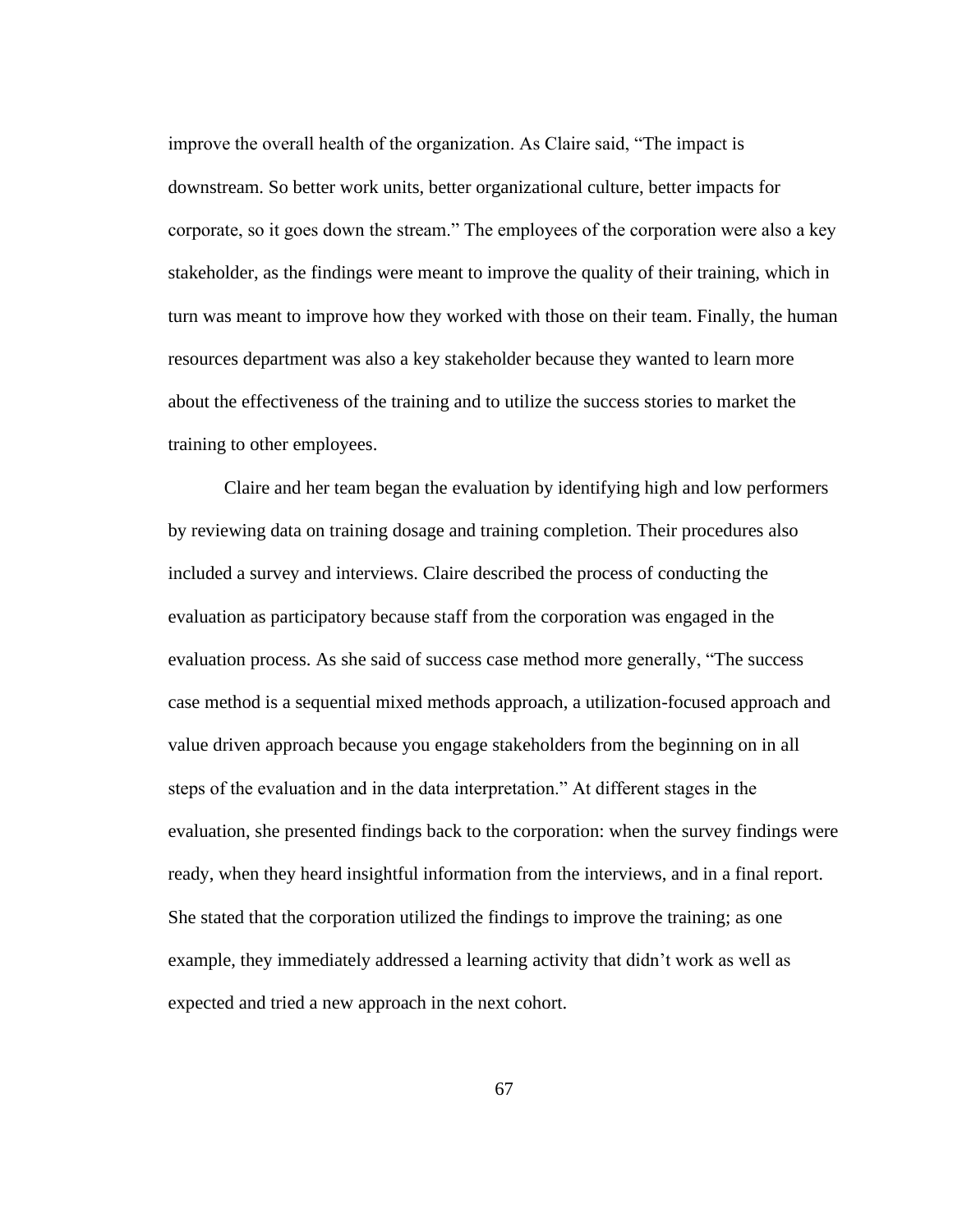improve the overall health of the organization. As Claire said, "The impact is downstream. So better work units, better organizational culture, better impacts for corporate, so it goes down the stream." The employees of the corporation were also a key stakeholder, as the findings were meant to improve the quality of their training, which in turn was meant to improve how they worked with those on their team. Finally, the human resources department was also a key stakeholder because they wanted to learn more about the effectiveness of the training and to utilize the success stories to market the training to other employees.

Claire and her team began the evaluation by identifying high and low performers by reviewing data on training dosage and training completion. Their procedures also included a survey and interviews. Claire described the process of conducting the evaluation as participatory because staff from the corporation was engaged in the evaluation process. As she said of success case method more generally, "The success case method is a sequential mixed methods approach, a utilization-focused approach and value driven approach because you engage stakeholders from the beginning on in all steps of the evaluation and in the data interpretation." At different stages in the evaluation, she presented findings back to the corporation: when the survey findings were ready, when they heard insightful information from the interviews, and in a final report. She stated that the corporation utilized the findings to improve the training; as one example, they immediately addressed a learning activity that didn't work as well as expected and tried a new approach in the next cohort.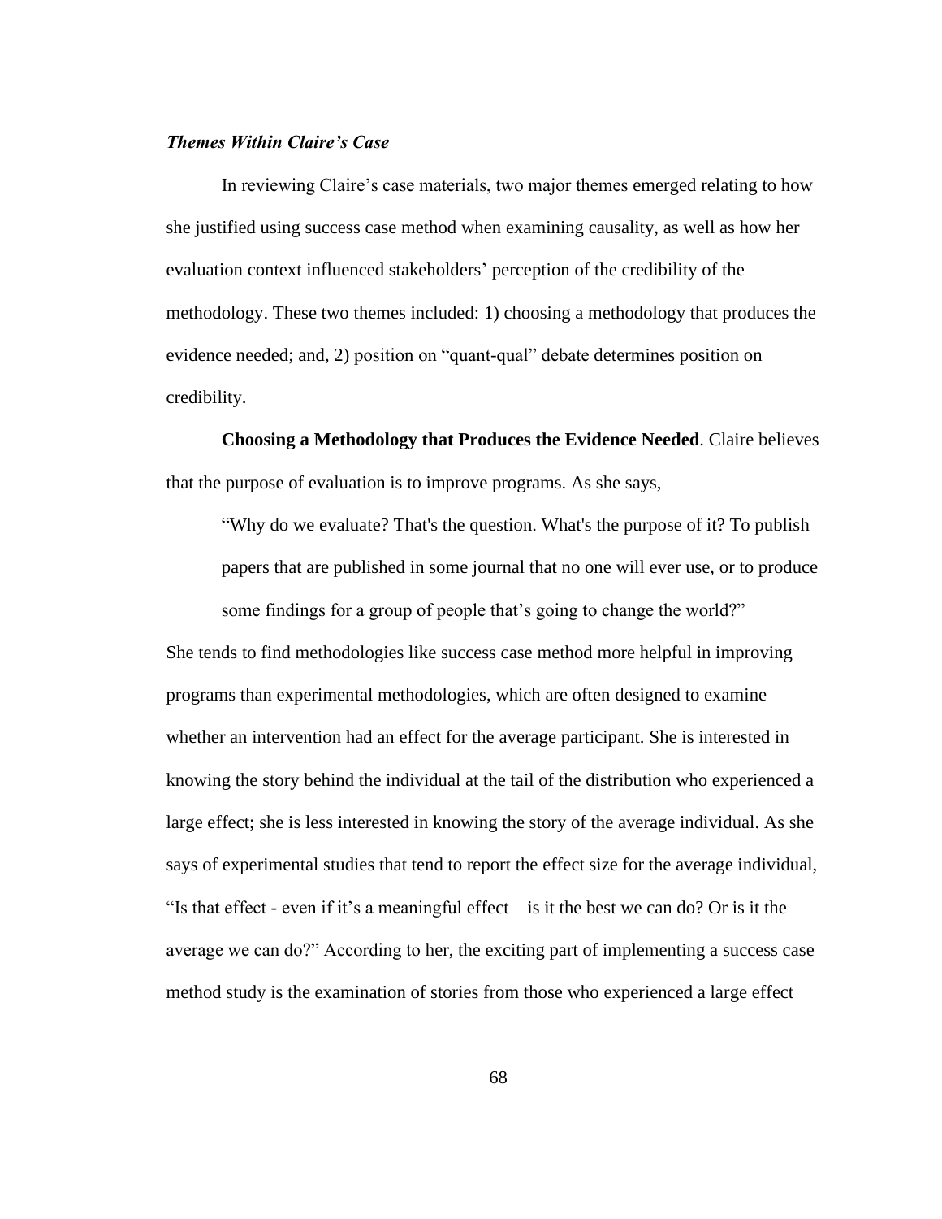### *Themes Within Claire's Case*

In reviewing Claire's case materials, two major themes emerged relating to how she justified using success case method when examining causality, as well as how her evaluation context influenced stakeholders' perception of the credibility of the methodology. These two themes included: 1) choosing a methodology that produces the evidence needed; and, 2) position on "quant-qual" debate determines position on credibility.

**Choosing a Methodology that Produces the Evidence Needed**. Claire believes that the purpose of evaluation is to improve programs. As she says,

> "Why do we evaluate? That's the question. What's the purpose of it? To publish papers that are published in some journal that no one will ever use, or to produce some findings for a group of people that's going to change the world?"

She tends to find methodologies like success case method more helpful in improving programs than experimental methodologies, which are often designed to examine whether an intervention had an effect for the average participant. She is interested in knowing the story behind the individual at the tail of the distribution who experienced a large effect; she is less interested in knowing the story of the average individual. As she says of experimental studies that tend to report the effect size for the average individual, "Is that effect - even if it's a meaningful effect – is it the best we can do? Or is it the average we can do?" According to her, the exciting part of implementing a success case method study is the examination of stories from those who experienced a large effect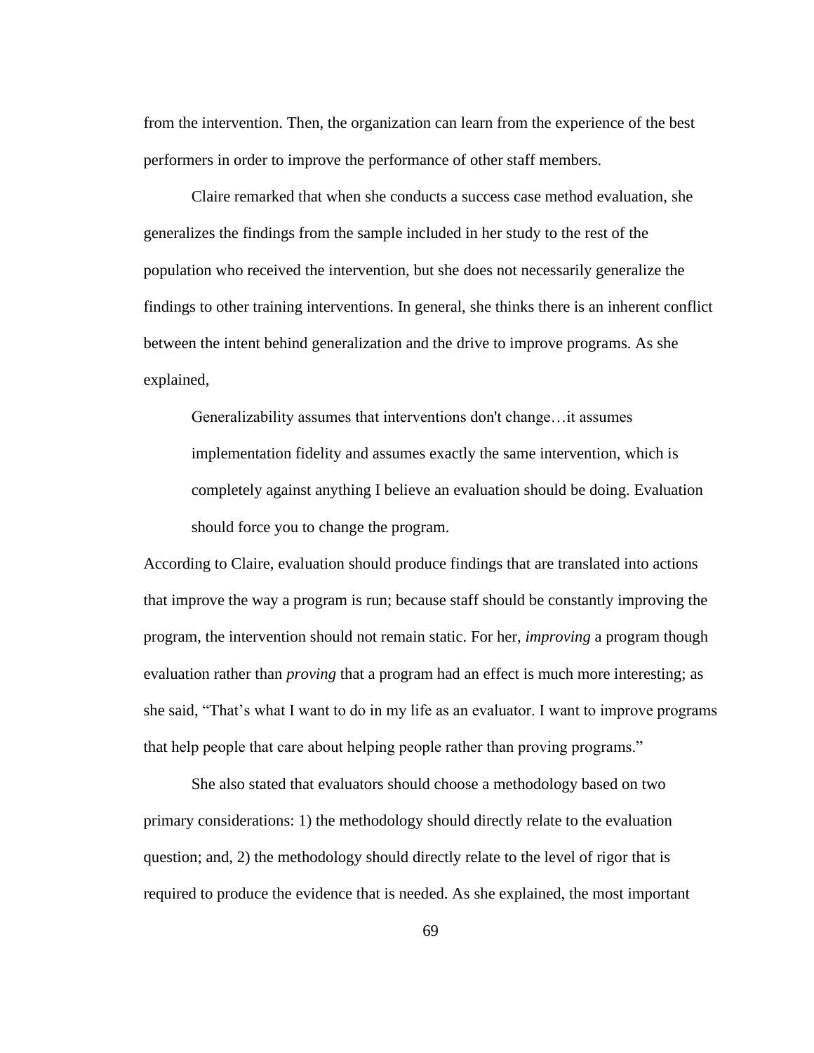from the intervention. Then, the organization can learn from the experience of the best performers in order to improve the performance of other staff members.

Claire remarked that when she conducts a success case method evaluation, she generalizes the findings from the sample included in her study to the rest of the population who received the intervention, but she does not necessarily generalize the findings to other training interventions. In general, she thinks there is an inherent conflict between the intent behind generalization and the drive to improve programs. As she explained,

> Generalizability assumes that interventions don't change…it assumes implementation fidelity and assumes exactly the same intervention, which is completely against anything I believe an evaluation should be doing. Evaluation should force you to change the program.

According to Claire, evaluation should produce findings that are translated into actions that improve the way a program is run; because staff should be constantly improving the program, the intervention should not remain static. For her, *improving* a program though evaluation rather than *proving* that a program had an effect is much more interesting; as she said, "That's what I want to do in my life as an evaluator. I want to improve programs that help people that care about helping people rather than proving programs."

She also stated that evaluators should choose a methodology based on two primary considerations: 1) the methodology should directly relate to the evaluation question; and, 2) the methodology should directly relate to the level of rigor that is required to produce the evidence that is needed. As she explained, the most important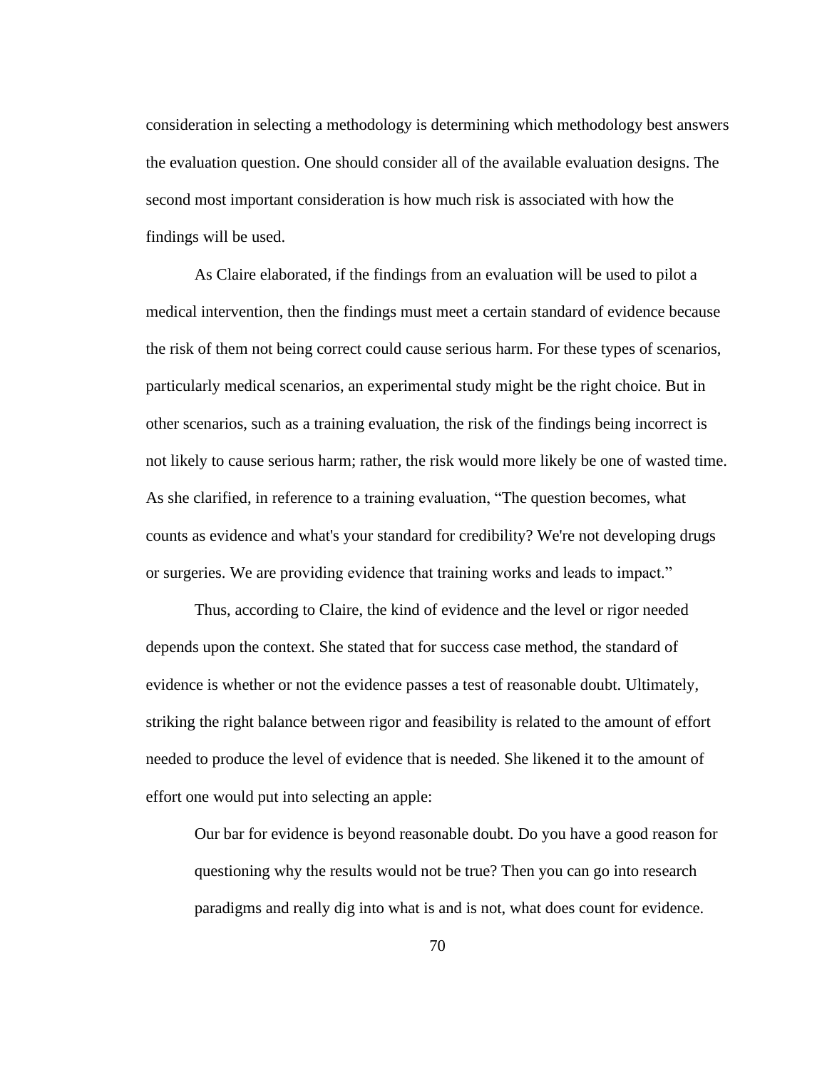consideration in selecting a methodology is determining which methodology best answers the evaluation question. One should consider all of the available evaluation designs. The second most important consideration is how much risk is associated with how the findings will be used.

As Claire elaborated, if the findings from an evaluation will be used to pilot a medical intervention, then the findings must meet a certain standard of evidence because the risk of them not being correct could cause serious harm. For these types of scenarios, particularly medical scenarios, an experimental study might be the right choice. But in other scenarios, such as a training evaluation, the risk of the findings being incorrect is not likely to cause serious harm; rather, the risk would more likely be one of wasted time. As she clarified, in reference to a training evaluation, "The question becomes, what counts as evidence and what's your standard for credibility? We're not developing drugs or surgeries. We are providing evidence that training works and leads to impact."

Thus, according to Claire, the kind of evidence and the level or rigor needed depends upon the context. She stated that for success case method, the standard of evidence is whether or not the evidence passes a test of reasonable doubt. Ultimately, striking the right balance between rigor and feasibility is related to the amount of effort needed to produce the level of evidence that is needed. She likened it to the amount of effort one would put into selecting an apple:

> Our bar for evidence is beyond reasonable doubt. Do you have a good reason for questioning why the results would not be true? Then you can go into research paradigms and really dig into what is and is not, what does count for evidence.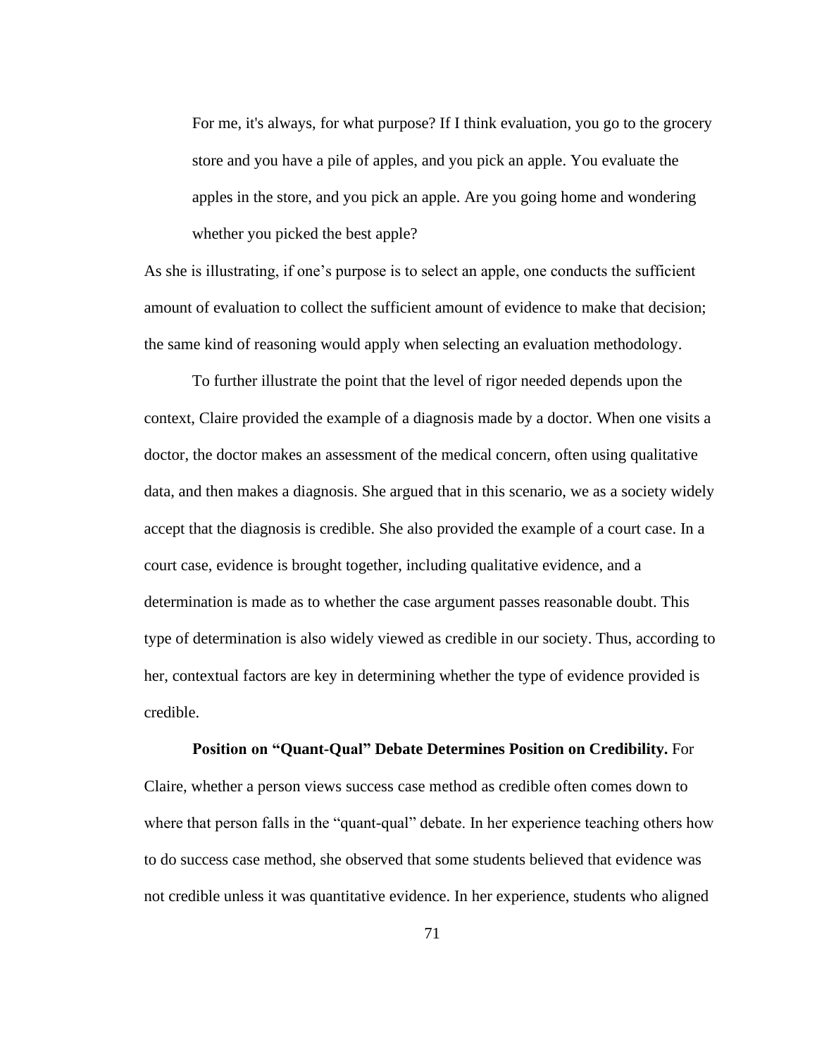> For me, it's always, for what purpose? If I think evaluation, you go to the grocery store and you have a pile of apples, and you pick an apple. You evaluate the apples in the store, and you pick an apple. Are you going home and wondering whether you picked the best apple?

As she is illustrating, if one's purpose is to select an apple, one conducts the sufficient amount of evaluation to collect the sufficient amount of evidence to make that decision; the same kind of reasoning would apply when selecting an evaluation methodology.

To further illustrate the point that the level of rigor needed depends upon the context, Claire provided the example of a diagnosis made by a doctor. When one visits a doctor, the doctor makes an assessment of the medical concern, often using qualitative data, and then makes a diagnosis. She argued that in this scenario, we as a society widely accept that the diagnosis is credible. She also provided the example of a court case. In a court case, evidence is brought together, including qualitative evidence, and a determination is made as to whether the case argument passes reasonable doubt. This type of determination is also widely viewed as credible in our society. Thus, according to her, contextual factors are key in determining whether the type of evidence provided is credible.

**Position on "Quant-Qual" Debate Determines Position on Credibility.** For Claire, whether a person views success case method as credible often comes down to where that person falls in the "quant-qual" debate. In her experience teaching others how to do success case method, she observed that some students believed that evidence was not credible unless it was quantitative evidence. In her experience, students who aligned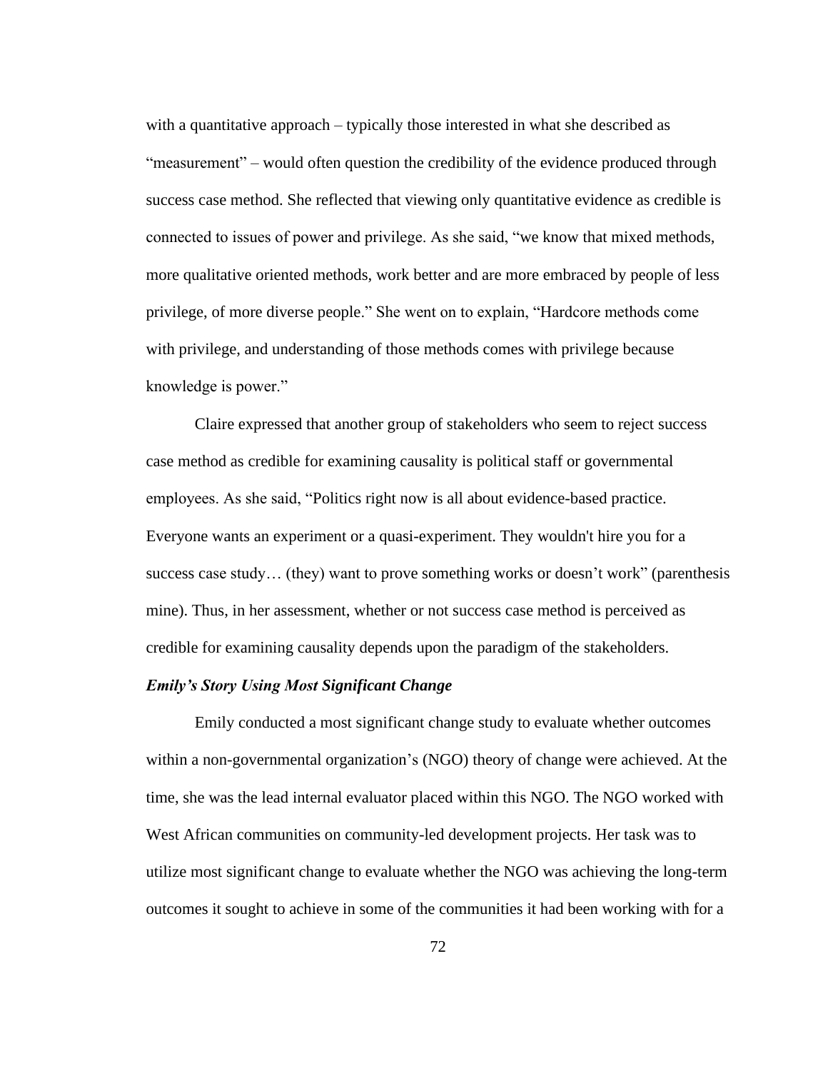with a quantitative approach – typically those interested in what she described as "measurement" – would often question the credibility of the evidence produced through success case method. She reflected that viewing only quantitative evidence as credible is connected to issues of power and privilege. As she said, "we know that mixed methods, more qualitative oriented methods, work better and are more embraced by people of less privilege, of more diverse people." She went on to explain, "Hardcore methods come with privilege, and understanding of those methods comes with privilege because knowledge is power."

Claire expressed that another group of stakeholders who seem to reject success case method as credible for examining causality is political staff or governmental employees. As she said, "Politics right now is all about evidence-based practice. Everyone wants an experiment or a quasi-experiment. They wouldn't hire you for a success case study… (they) want to prove something works or doesn't work" (parenthesis mine). Thus, in her assessment, whether or not success case method is perceived as credible for examining causality depends upon the paradigm of the stakeholders.

### *Emily's Story Using Most Significant Change*

Emily conducted a most significant change study to evaluate whether outcomes within a non-governmental organization's (NGO) theory of change were achieved. At the time, she was the lead internal evaluator placed within this NGO. The NGO worked with West African communities on community-led development projects. Her task was to utilize most significant change to evaluate whether the NGO was achieving the long-term outcomes it sought to achieve in some of the communities it had been working with for a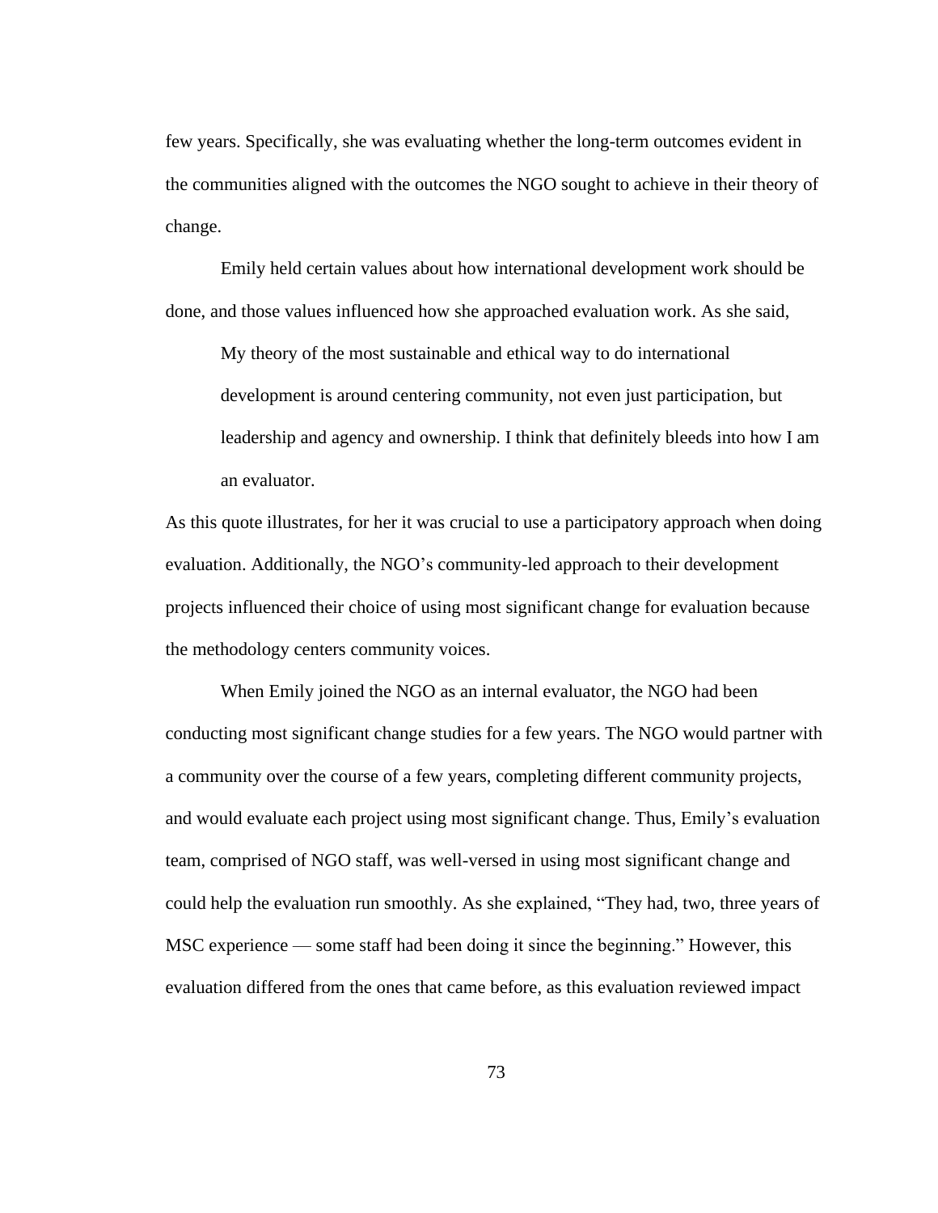few years. Specifically, she was evaluating whether the long-term outcomes evident in the communities aligned with the outcomes the NGO sought to achieve in their theory of change.

Emily held certain values about how international development work should be done, and those values influenced how she approached evaluation work. As she said,

> My theory of the most sustainable and ethical way to do international development is around centering community, not even just participation, but leadership and agency and ownership. I think that definitely bleeds into how I am an evaluator.

As this quote illustrates, for her it was crucial to use a participatory approach when doing evaluation. Additionally, the NGO's community-led approach to their development projects influenced their choice of using most significant change for evaluation because the methodology centers community voices.

When Emily joined the NGO as an internal evaluator, the NGO had been conducting most significant change studies for a few years. The NGO would partner with a community over the course of a few years, completing different community projects, and would evaluate each project using most significant change. Thus, Emily's evaluation team, comprised of NGO staff, was well-versed in using most significant change and could help the evaluation run smoothly. As she explained, "They had, two, three years of MSC experience — some staff had been doing it since the beginning." However, this evaluation differed from the ones that came before, as this evaluation reviewed impact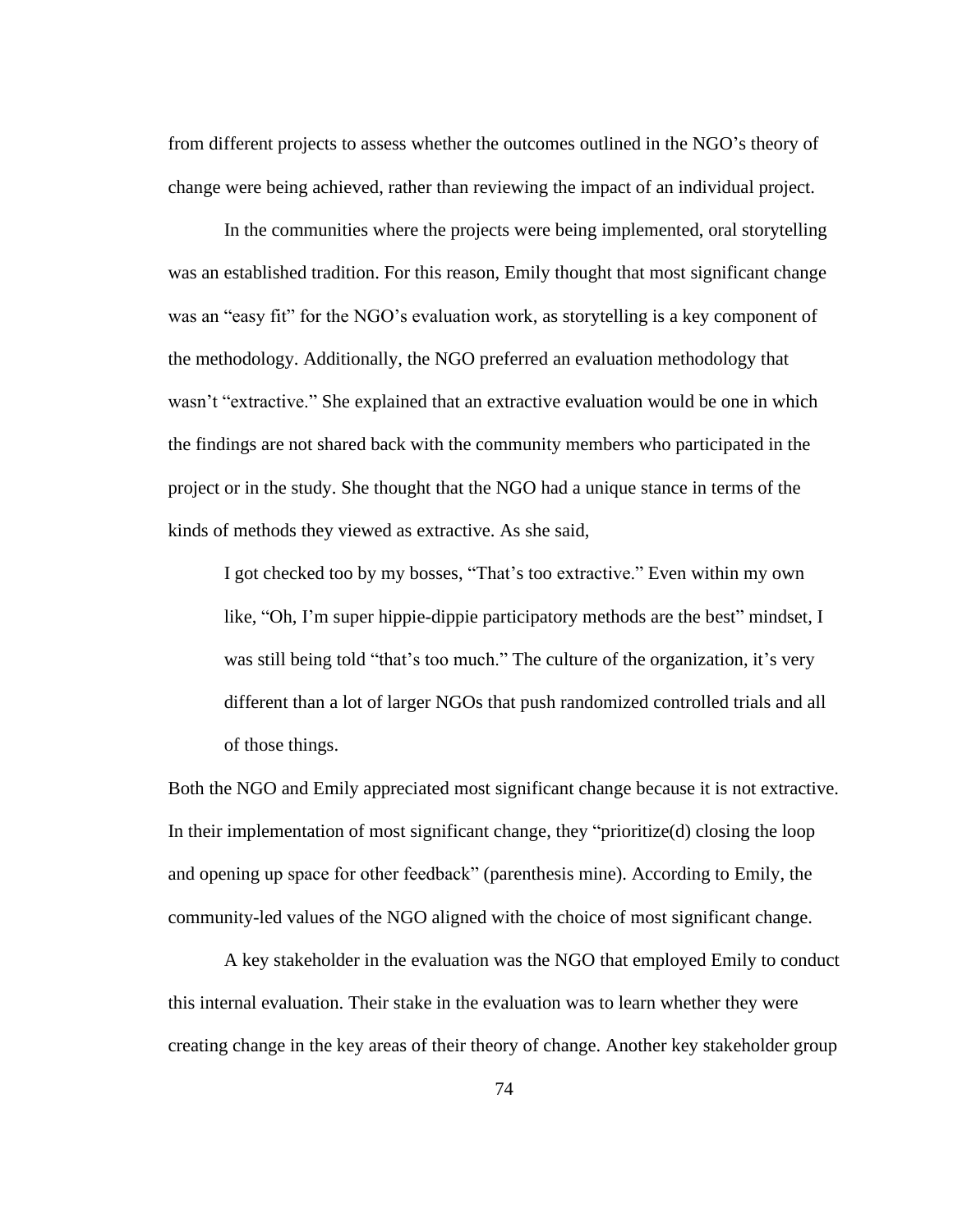from different projects to assess whether the outcomes outlined in the NGO's theory of change were being achieved, rather than reviewing the impact of an individual project.

In the communities where the projects were being implemented, oral storytelling was an established tradition. For this reason, Emily thought that most significant change was an "easy fit" for the NGO's evaluation work, as storytelling is a key component of the methodology. Additionally, the NGO preferred an evaluation methodology that wasn't "extractive." She explained that an extractive evaluation would be one in which the findings are not shared back with the community members who participated in the project or in the study. She thought that the NGO had a unique stance in terms of the kinds of methods they viewed as extractive. As she said,

> I got checked too by my bosses, "That's too extractive." Even within my own like, "Oh, I'm super hippie-dippie participatory methods are the best" mindset, I was still being told "that's too much." The culture of the organization, it's very different than a lot of larger NGOs that push randomized controlled trials and all of those things.

Both the NGO and Emily appreciated most significant change because it is not extractive. In their implementation of most significant change, they "prioritize(d) closing the loop and opening up space for other feedback" (parenthesis mine). According to Emily, the community-led values of the NGO aligned with the choice of most significant change.

A key stakeholder in the evaluation was the NGO that employed Emily to conduct this internal evaluation. Their stake in the evaluation was to learn whether they were creating change in the key areas of their theory of change. Another key stakeholder group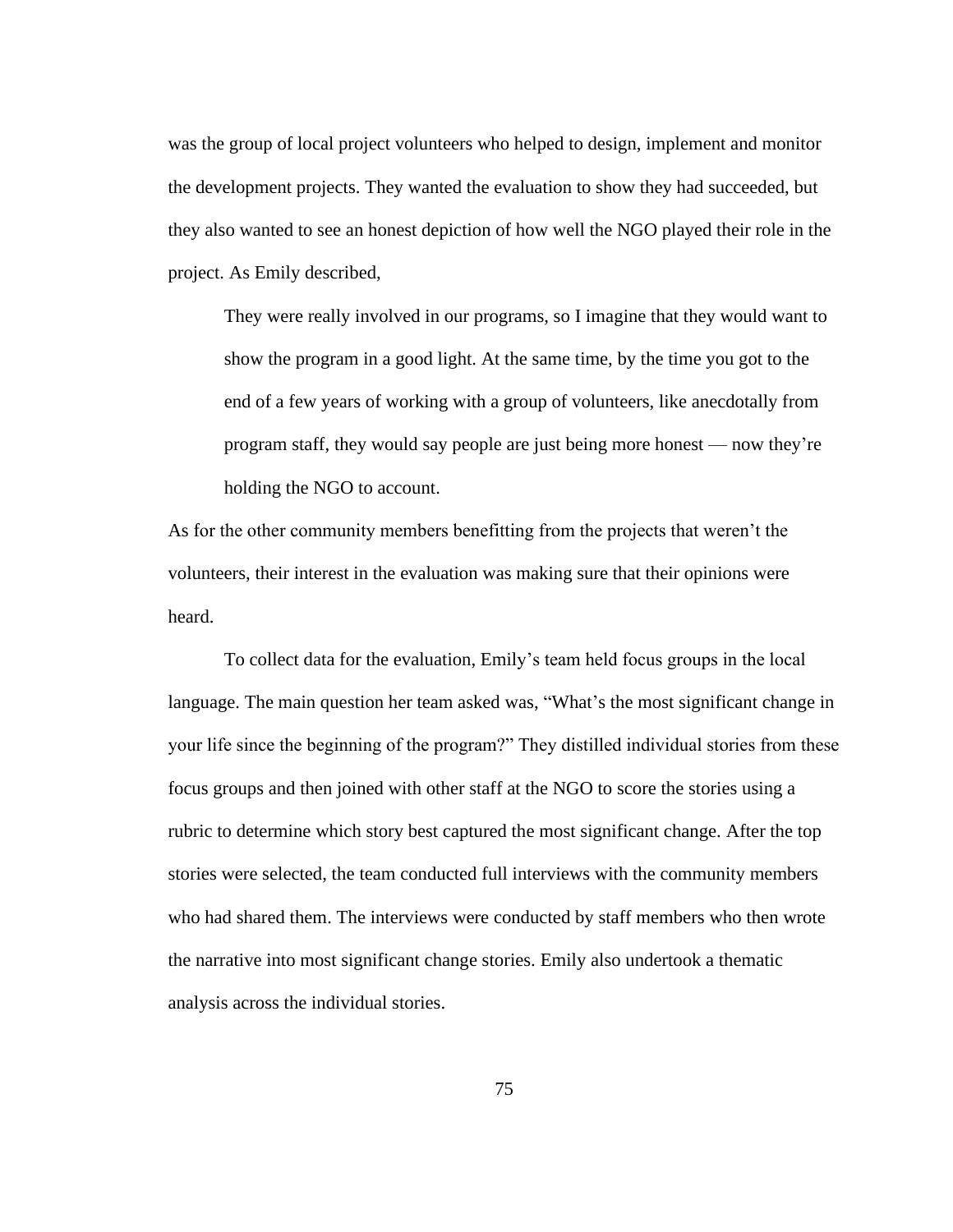was the group of local project volunteers who helped to design, implement and monitor the development projects. They wanted the evaluation to show they had succeeded, but they also wanted to see an honest depiction of how well the NGO played their role in the project. As Emily described,

> They were really involved in our programs, so I imagine that they would want to show the program in a good light. At the same time, by the time you got to the end of a few years of working with a group of volunteers, like anecdotally from program staff, they would say people are just being more honest — now they're holding the NGO to account.

As for the other community members benefitting from the projects that weren't the volunteers, their interest in the evaluation was making sure that their opinions were heard.

To collect data for the evaluation, Emily's team held focus groups in the local language. The main question her team asked was, "What's the most significant change in your life since the beginning of the program?" They distilled individual stories from these focus groups and then joined with other staff at the NGO to score the stories using a rubric to determine which story best captured the most significant change. After the top stories were selected, the team conducted full interviews with the community members who had shared them. The interviews were conducted by staff members who then wrote the narrative into most significant change stories. Emily also undertook a thematic analysis across the individual stories.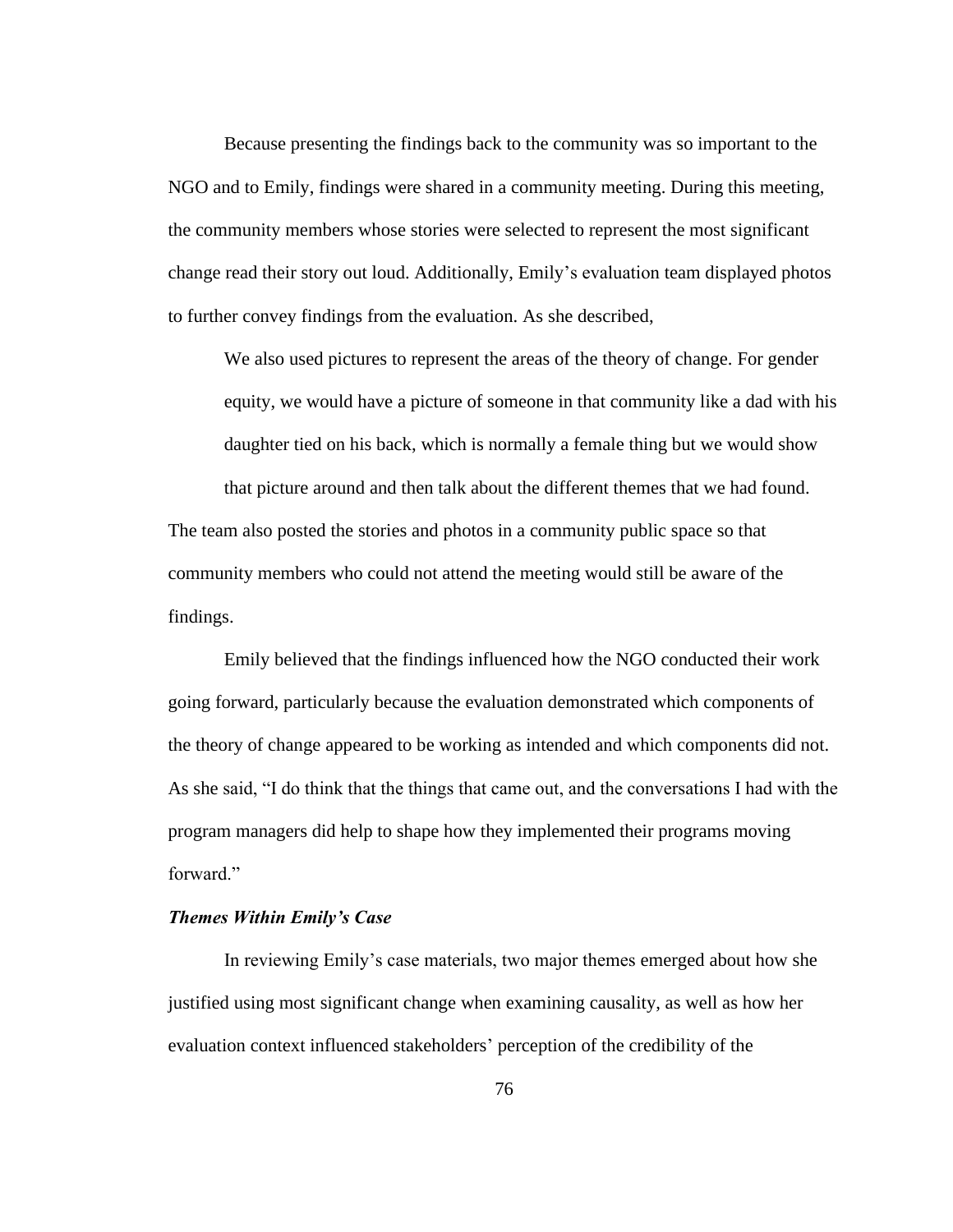Because presenting the findings back to the community was so important to the NGO and to Emily, findings were shared in a community meeting. During this meeting, the community members whose stories were selected to represent the most significant change read their story out loud. Additionally, Emily's evaluation team displayed photos to further convey findings from the evaluation. As she described,

> We also used pictures to represent the areas of the theory of change. For gender equity, we would have a picture of someone in that community like a dad with his daughter tied on his back, which is normally a female thing but we would show that picture around and then talk about the different themes that we had found.

The team also posted the stories and photos in a community public space so that community members who could not attend the meeting would still be aware of the findings.

Emily believed that the findings influenced how the NGO conducted their work going forward, particularly because the evaluation demonstrated which components of the theory of change appeared to be working as intended and which components did not. As she said, "I do think that the things that came out, and the conversations I had with the program managers did help to shape how they implemented their programs moving forward."

### *Themes Within Emily's Case*

In reviewing Emily's case materials, two major themes emerged about how she justified using most significant change when examining causality, as well as how her evaluation context influenced stakeholders' perception of the credibility of the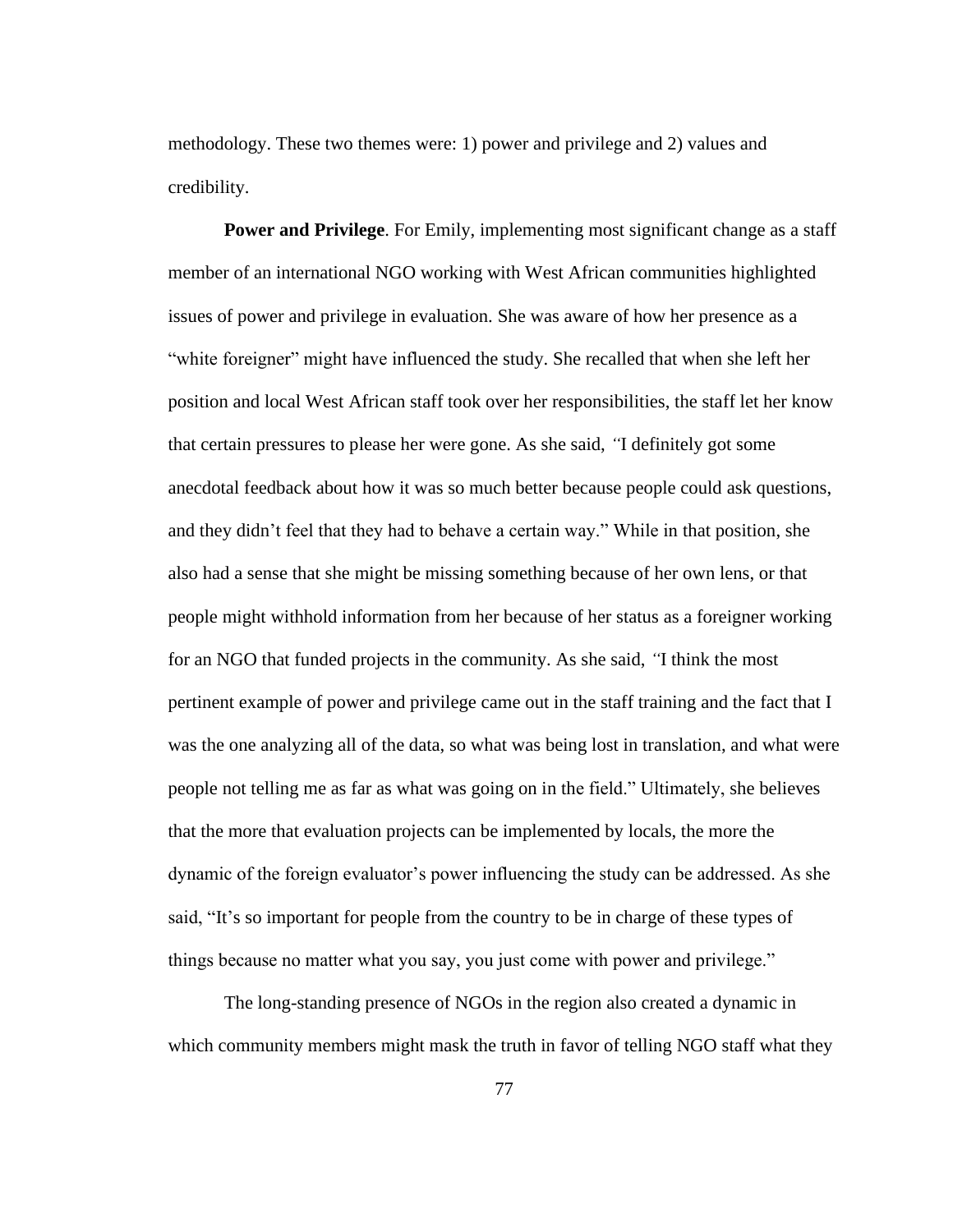methodology. These two themes were: 1) power and privilege and 2) values and credibility.

**Power and Privilege**. For Emily, implementing most significant change as a staff member of an international NGO working with West African communities highlighted issues of power and privilege in evaluation. She was aware of how her presence as a "white foreigner" might have influenced the study. She recalled that when she left her position and local West African staff took over her responsibilities, the staff let her know that certain pressures to please her were gone. As she said, "I definitely got some anecdotal feedback about how it was so much better because people could ask questions, and they didn't feel that they had to behave a certain way." While in that position, she also had a sense that she might be missing something because of her own lens, or that people might withhold information from her because of her status as a foreigner working for an NGO that funded projects in the community. As she said, "I think the most pertinent example of power and privilege came out in the staff training and the fact that I was the one analyzing all of the data, so what was being lost in translation, and what were people not telling me as far as what was going on in the field." Ultimately, she believes that the more that evaluation projects can be implemented by locals, the more the dynamic of the foreign evaluator's power influencing the study can be addressed. As she said, "It's so important for people from the country to be in charge of these types of things because no matter what you say, you just come with power and privilege."

The long-standing presence of NGOs in the region also created a dynamic in which community members might mask the truth in favor of telling NGO staff what they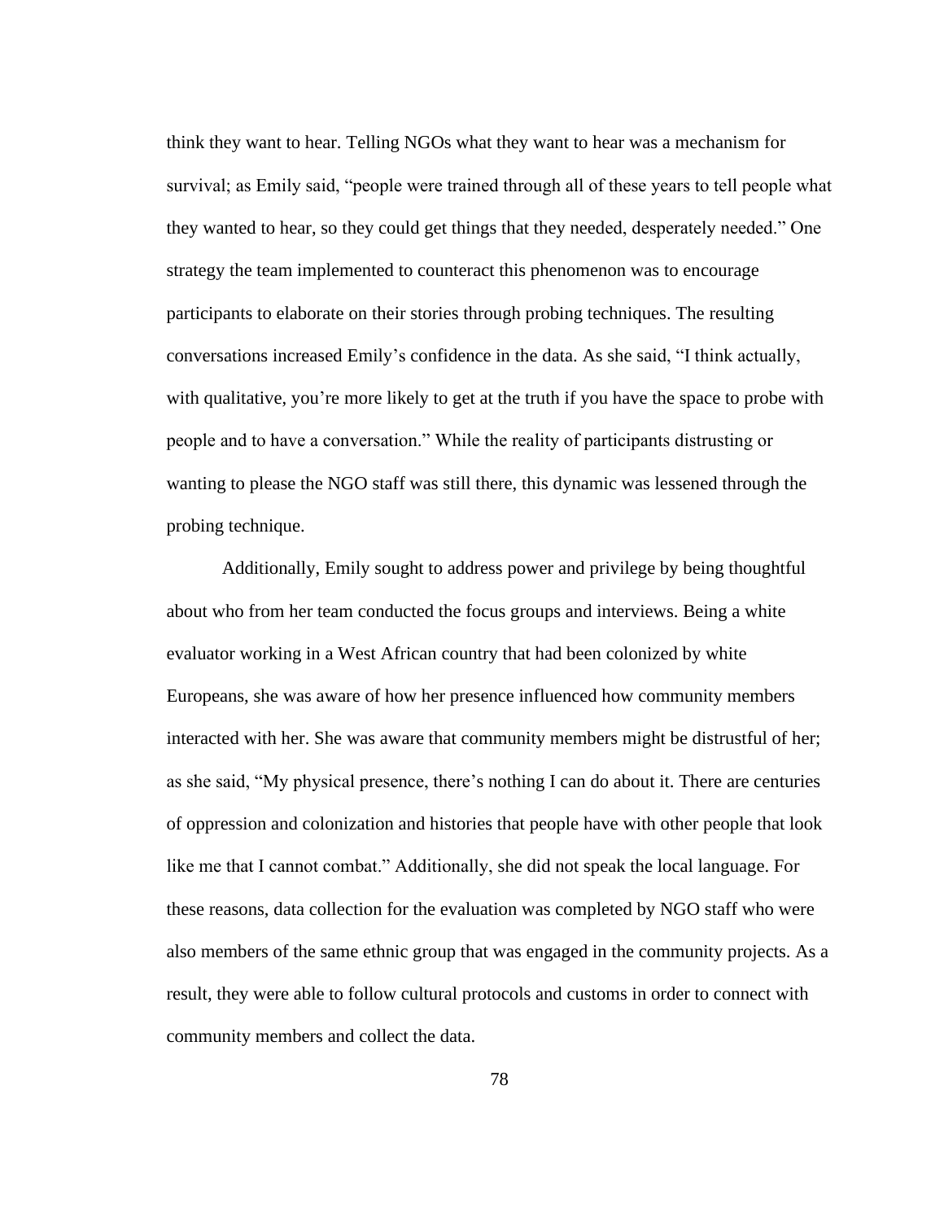think they want to hear. Telling NGOs what they want to hear was a mechanism for survival; as Emily said, "people were trained through all of these years to tell people what they wanted to hear, so they could get things that they needed, desperately needed." One strategy the team implemented to counteract this phenomenon was to encourage participants to elaborate on their stories through probing techniques. The resulting conversations increased Emily's confidence in the data. As she said, "I think actually, with qualitative, you're more likely to get at the truth if you have the space to probe with people and to have a conversation." While the reality of participants distrusting or wanting to please the NGO staff was still there, this dynamic was lessened through the probing technique.

Additionally, Emily sought to address power and privilege by being thoughtful about who from her team conducted the focus groups and interviews. Being a white evaluator working in a West African country that had been colonized by white Europeans, she was aware of how her presence influenced how community members interacted with her. She was aware that community members might be distrustful of her; as she said, "My physical presence, there's nothing I can do about it. There are centuries of oppression and colonization and histories that people have with other people that look like me that I cannot combat." Additionally, she did not speak the local language. For these reasons, data collection for the evaluation was completed by NGO staff who were also members of the same ethnic group that was engaged in the community projects. As a result, they were able to follow cultural protocols and customs in order to connect with community members and collect the data.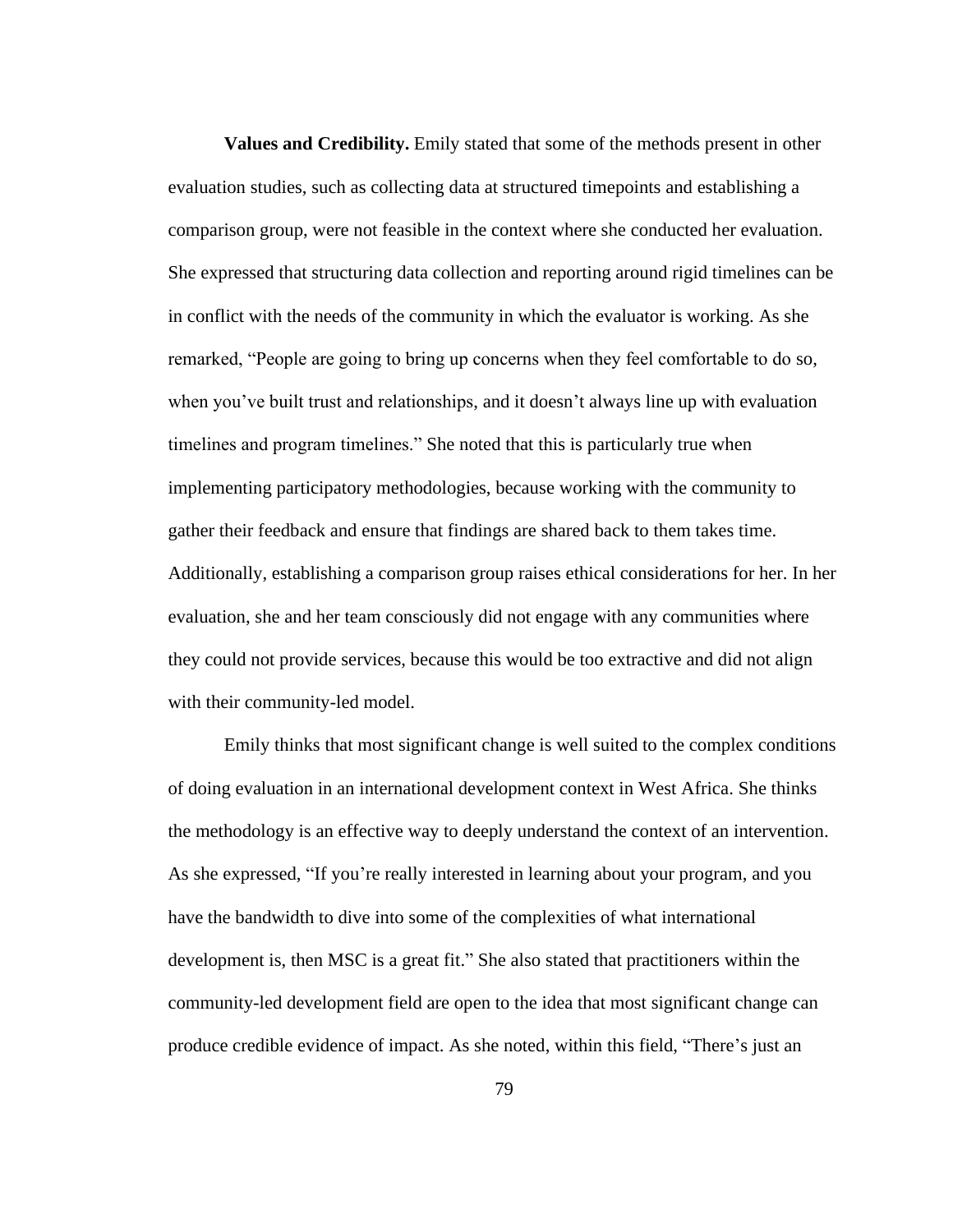**Values and Credibility.** Emily stated that some of the methods present in other evaluation studies, such as collecting data at structured timepoints and establishing a comparison group, were not feasible in the context where she conducted her evaluation. She expressed that structuring data collection and reporting around rigid timelines can be in conflict with the needs of the community in which the evaluator is working. As she remarked, "People are going to bring up concerns when they feel comfortable to do so, when you've built trust and relationships, and it doesn't always line up with evaluation timelines and program timelines." She noted that this is particularly true when implementing participatory methodologies, because working with the community to gather their feedback and ensure that findings are shared back to them takes time. Additionally, establishing a comparison group raises ethical considerations for her. In her evaluation, she and her team consciously did not engage with any communities where they could not provide services, because this would be too extractive and did not align with their community-led model.

Emily thinks that most significant change is well suited to the complex conditions of doing evaluation in an international development context in West Africa. She thinks the methodology is an effective way to deeply understand the context of an intervention. As she expressed, "If you're really interested in learning about your program, and you have the bandwidth to dive into some of the complexities of what international development is, then MSC is a great fit." She also stated that practitioners within the community-led development field are open to the idea that most significant change can produce credible evidence of impact. As she noted, within this field, "There's just an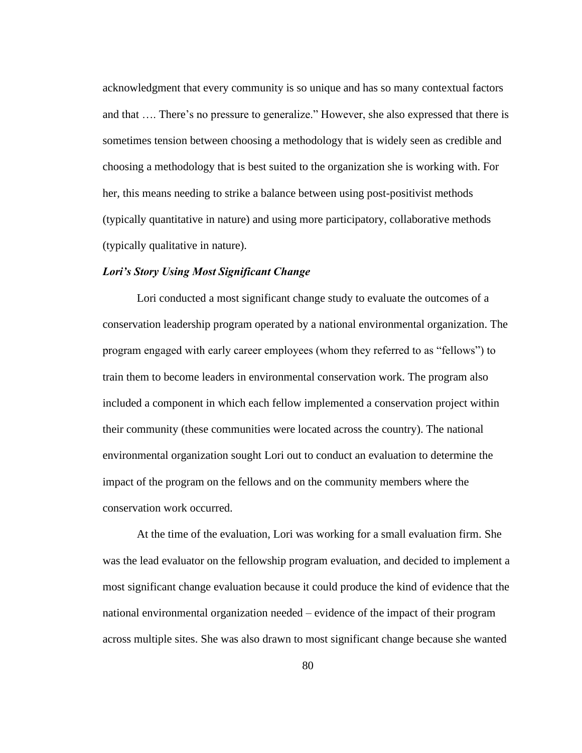acknowledgment that every community is so unique and has so many contextual factors and that …. There's no pressure to generalize." However, she also expressed that there is sometimes tension between choosing a methodology that is widely seen as credible and choosing a methodology that is best suited to the organization she is working with. For her, this means needing to strike a balance between using post-positivist methods (typically quantitative in nature) and using more participatory, collaborative methods (typically qualitative in nature).

### ***Lori's Story Using Most Significant Change***

Lori conducted a most significant change study to evaluate the outcomes of a conservation leadership program operated by a national environmental organization. The program engaged with early career employees (whom they referred to as "fellows") to train them to become leaders in environmental conservation work. The program also included a component in which each fellow implemented a conservation project within their community (these communities were located across the country). The national environmental organization sought Lori out to conduct an evaluation to determine the impact of the program on the fellows and on the community members where the conservation work occurred.

At the time of the evaluation, Lori was working for a small evaluation firm. She was the lead evaluator on the fellowship program evaluation, and decided to implement a most significant change evaluation because it could produce the kind of evidence that the national environmental organization needed – evidence of the impact of their program across multiple sites. She was also drawn to most significant change because she wanted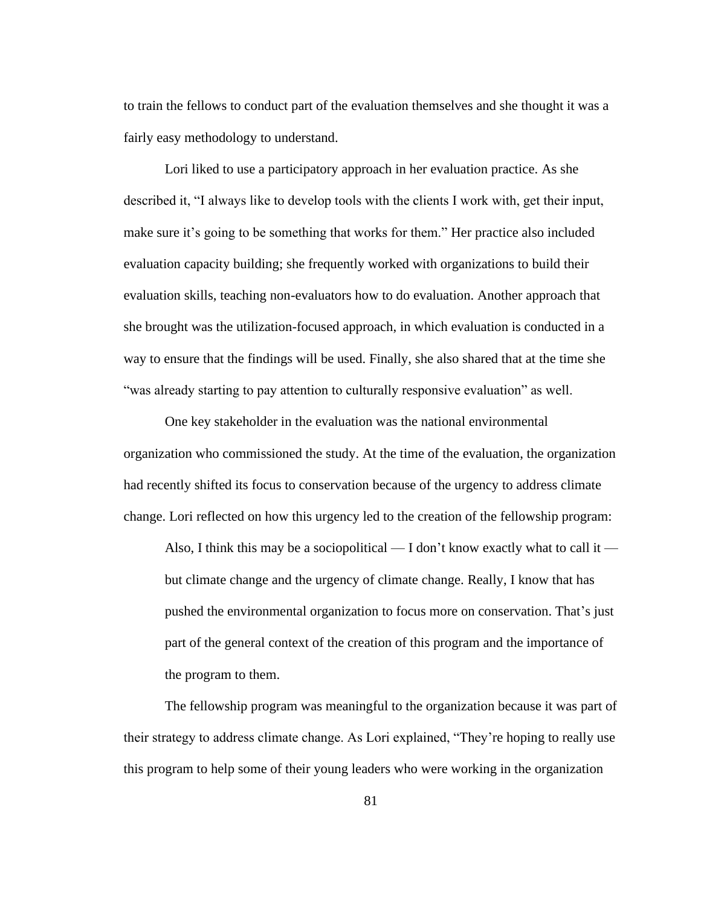to train the fellows to conduct part of the evaluation themselves and she thought it was a fairly easy methodology to understand.

Lori liked to use a participatory approach in her evaluation practice. As she described it, "I always like to develop tools with the clients I work with, get their input, make sure it's going to be something that works for them." Her practice also included evaluation capacity building; she frequently worked with organizations to build their evaluation skills, teaching non-evaluators how to do evaluation. Another approach that she brought was the utilization-focused approach, in which evaluation is conducted in a way to ensure that the findings will be used. Finally, she also shared that at the time she "was already starting to pay attention to culturally responsive evaluation" as well.

One key stakeholder in the evaluation was the national environmental organization who commissioned the study. At the time of the evaluation, the organization had recently shifted its focus to conservation because of the urgency to address climate change. Lori reflected on how this urgency led to the creation of the fellowship program:

> Also, I think this may be a sociopolitical — I don't know exactly what to call it — but climate change and the urgency of climate change. Really, I know that has pushed the environmental organization to focus more on conservation. That's just part of the general context of the creation of this program and the importance of the program to them.

The fellowship program was meaningful to the organization because it was part of their strategy to address climate change. As Lori explained, "They're hoping to really use this program to help some of their young leaders who were working in the organization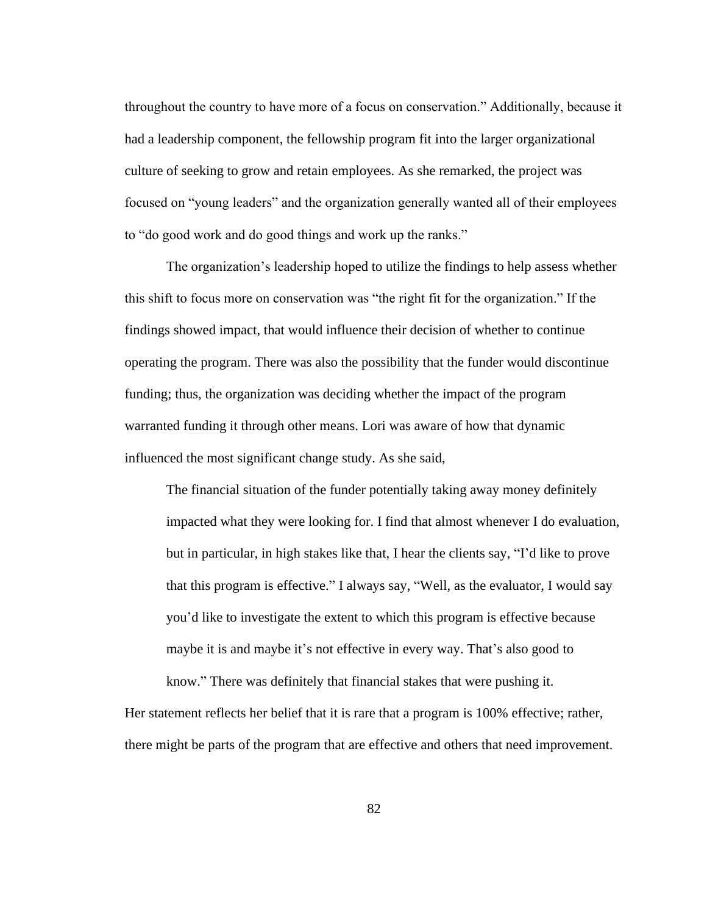throughout the country to have more of a focus on conservation." Additionally, because it had a leadership component, the fellowship program fit into the larger organizational culture of seeking to grow and retain employees. As she remarked, the project was focused on "young leaders" and the organization generally wanted all of their employees to "do good work and do good things and work up the ranks."

The organization's leadership hoped to utilize the findings to help assess whether this shift to focus more on conservation was "the right fit for the organization." If the findings showed impact, that would influence their decision of whether to continue operating the program. There was also the possibility that the funder would discontinue funding; thus, the organization was deciding whether the impact of the program warranted funding it through other means. Lori was aware of how that dynamic influenced the most significant change study. As she said,

> The financial situation of the funder potentially taking away money definitely impacted what they were looking for. I find that almost whenever I do evaluation, but in particular, in high stakes like that, I hear the clients say, "I'd like to prove that this program is effective." I always say, "Well, as the evaluator, I would say you'd like to investigate the extent to which this program is effective because maybe it is and maybe it's not effective in every way. That's also good to know." There was definitely that financial stakes that were pushing it.

Her statement reflects her belief that it is rare that a program is 100% effective; rather, there might be parts of the program that are effective and others that need improvement.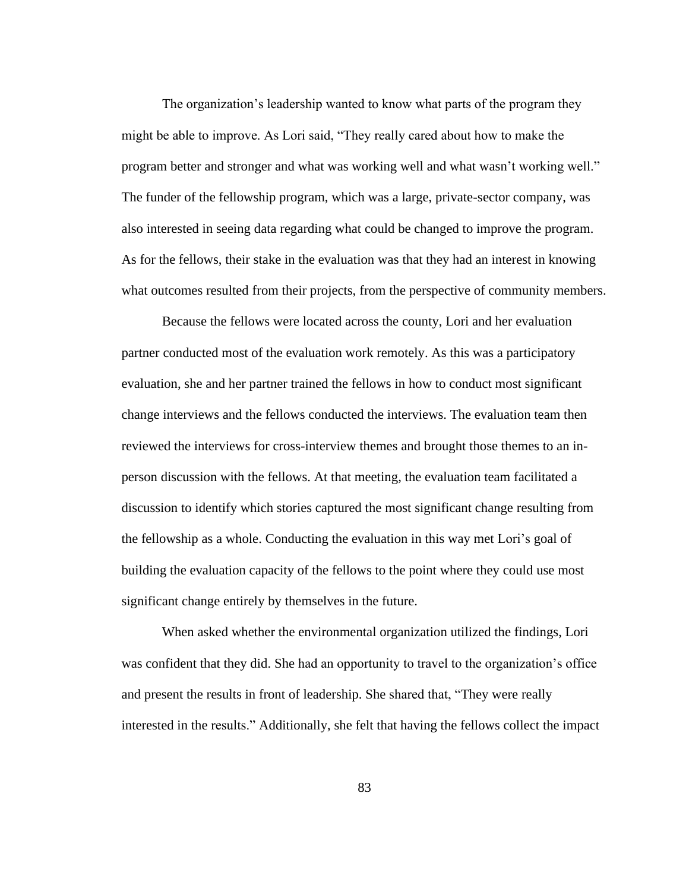The organization's leadership wanted to know what parts of the program they might be able to improve. As Lori said, "They really cared about how to make the program better and stronger and what was working well and what wasn't working well." The funder of the fellowship program, which was a large, private-sector company, was also interested in seeing data regarding what could be changed to improve the program. As for the fellows, their stake in the evaluation was that they had an interest in knowing what outcomes resulted from their projects, from the perspective of community members.

Because the fellows were located across the county, Lori and her evaluation partner conducted most of the evaluation work remotely. As this was a participatory evaluation, she and her partner trained the fellows in how to conduct most significant change interviews and the fellows conducted the interviews. The evaluation team then reviewed the interviews for cross-interview themes and brought those themes to an in-person discussion with the fellows. At that meeting, the evaluation team facilitated a discussion to identify which stories captured the most significant change resulting from the fellowship as a whole. Conducting the evaluation in this way met Lori's goal of building the evaluation capacity of the fellows to the point where they could use most significant change entirely by themselves in the future.

When asked whether the environmental organization utilized the findings, Lori was confident that they did. She had an opportunity to travel to the organization's office and present the results in front of leadership. She shared that, "They were really interested in the results." Additionally, she felt that having the fellows collect the impact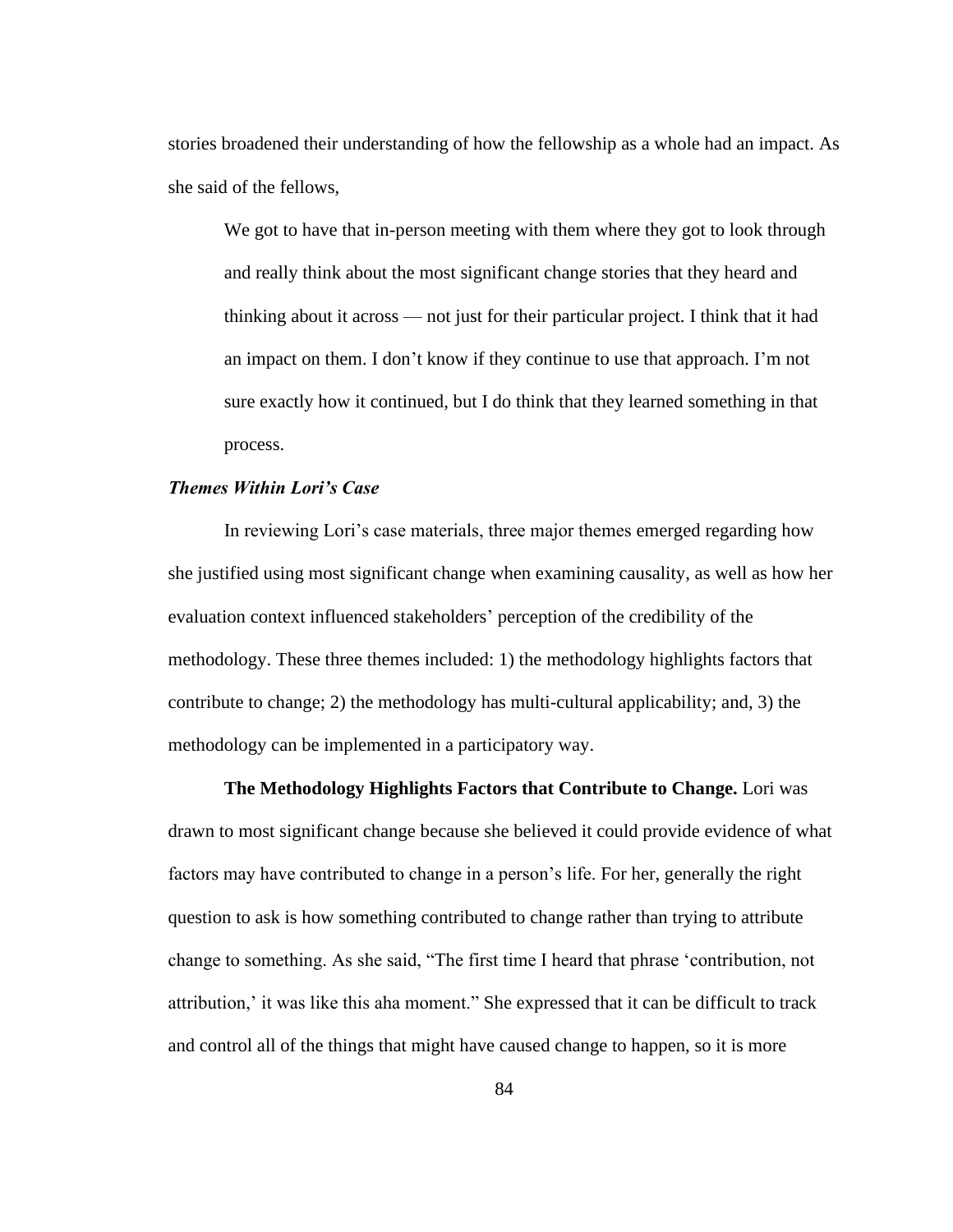stories broadened their understanding of how the fellowship as a whole had an impact. As she said of the fellows,

> We got to have that in-person meeting with them where they got to look through and really think about the most significant change stories that they heard and thinking about it across — not just for their particular project. I think that it had an impact on them. I don't know if they continue to use that approach. I'm not sure exactly how it continued, but I do think that they learned something in that process.

### *Themes Within Lori's Case*

In reviewing Lori's case materials, three major themes emerged regarding how she justified using most significant change when examining causality, as well as how her evaluation context influenced stakeholders' perception of the credibility of the methodology. These three themes included: 1) the methodology highlights factors that contribute to change; 2) the methodology has multi-cultural applicability; and, 3) the methodology can be implemented in a participatory way.

**The Methodology Highlights Factors that Contribute to Change.** Lori was drawn to most significant change because she believed it could provide evidence of what factors may have contributed to change in a person's life. For her, generally the right question to ask is how something contributed to change rather than trying to attribute change to something. As she said, "The first time I heard that phrase 'contribution, not attribution,' it was like this aha moment." She expressed that it can be difficult to track and control all of the things that might have caused change to happen, so it is more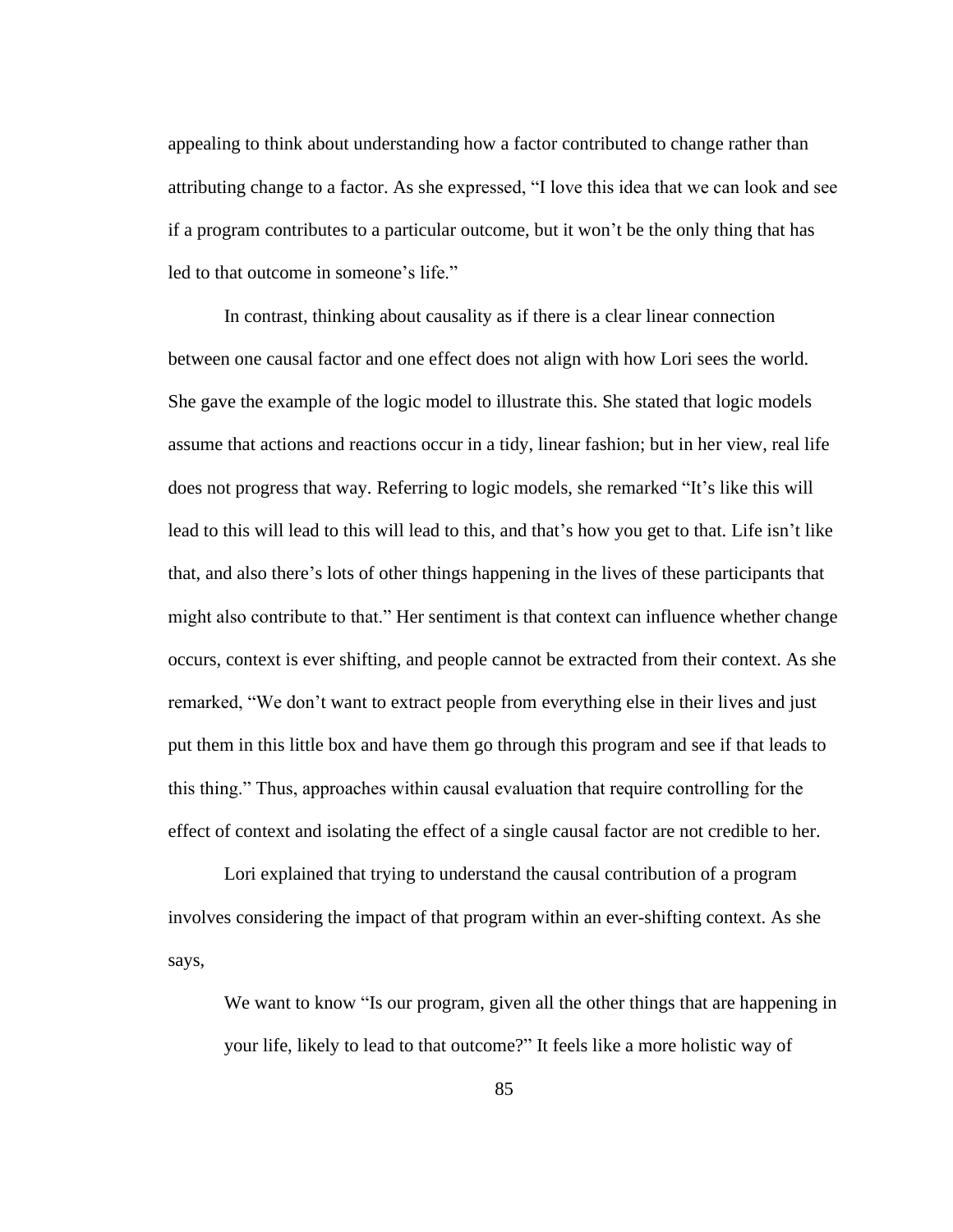appealing to think about understanding how a factor contributed to change rather than attributing change to a factor. As she expressed, "I love this idea that we can look and see if a program contributes to a particular outcome, but it won't be the only thing that has led to that outcome in someone's life."

In contrast, thinking about causality as if there is a clear linear connection between one causal factor and one effect does not align with how Lori sees the world. She gave the example of the logic model to illustrate this. She stated that logic models assume that actions and reactions occur in a tidy, linear fashion; but in her view, real life does not progress that way. Referring to logic models, she remarked "It's like this will lead to this will lead to this will lead to this, and that's how you get to that. Life isn't like that, and also there's lots of other things happening in the lives of these participants that might also contribute to that." Her sentiment is that context can influence whether change occurs, context is ever shifting, and people cannot be extracted from their context. As she remarked, "We don't want to extract people from everything else in their lives and just put them in this little box and have them go through this program and see if that leads to this thing." Thus, approaches within causal evaluation that require controlling for the effect of context and isolating the effect of a single causal factor are not credible to her.

Lori explained that trying to understand the causal contribution of a program involves considering the impact of that program within an ever-shifting context. As she says,

> We want to know "Is our program, given all the other things that are happening in your life, likely to lead to that outcome?" It feels like a more holistic way of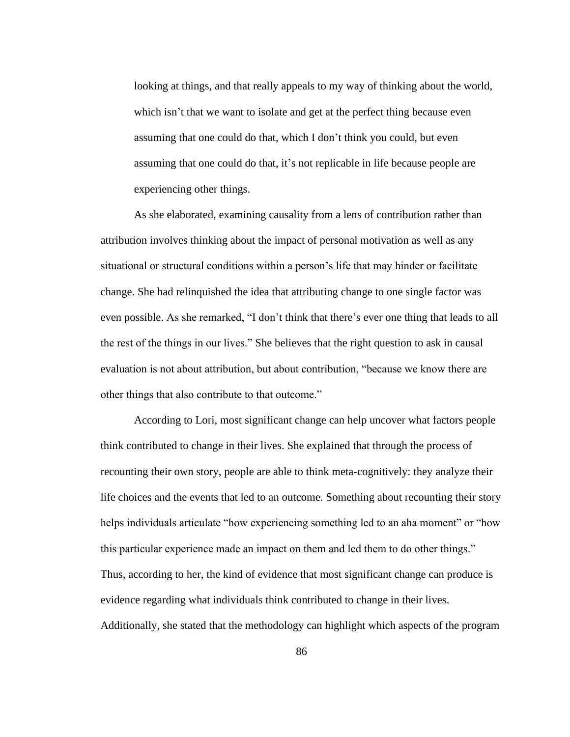> looking at things, and that really appeals to my way of thinking about the world, which isn't that we want to isolate and get at the perfect thing because even assuming that one could do that, which I don't think you could, but even assuming that one could do that, it's not replicable in life because people are experiencing other things.

As she elaborated, examining causality from a lens of contribution rather than attribution involves thinking about the impact of personal motivation as well as any situational or structural conditions within a person's life that may hinder or facilitate change. She had relinquished the idea that attributing change to one single factor was even possible. As she remarked, "I don't think that there's ever one thing that leads to all the rest of the things in our lives." She believes that the right question to ask in causal evaluation is not about attribution, but about contribution, "because we know there are other things that also contribute to that outcome."

According to Lori, most significant change can help uncover what factors people think contributed to change in their lives. She explained that through the process of recounting their own story, people are able to think meta-cognitively: they analyze their life choices and the events that led to an outcome. Something about recounting their story helps individuals articulate "how experiencing something led to an aha moment" or "how this particular experience made an impact on them and led them to do other things." Thus, according to her, the kind of evidence that most significant change can produce is evidence regarding what individuals think contributed to change in their lives. Additionally, she stated that the methodology can highlight which aspects of the program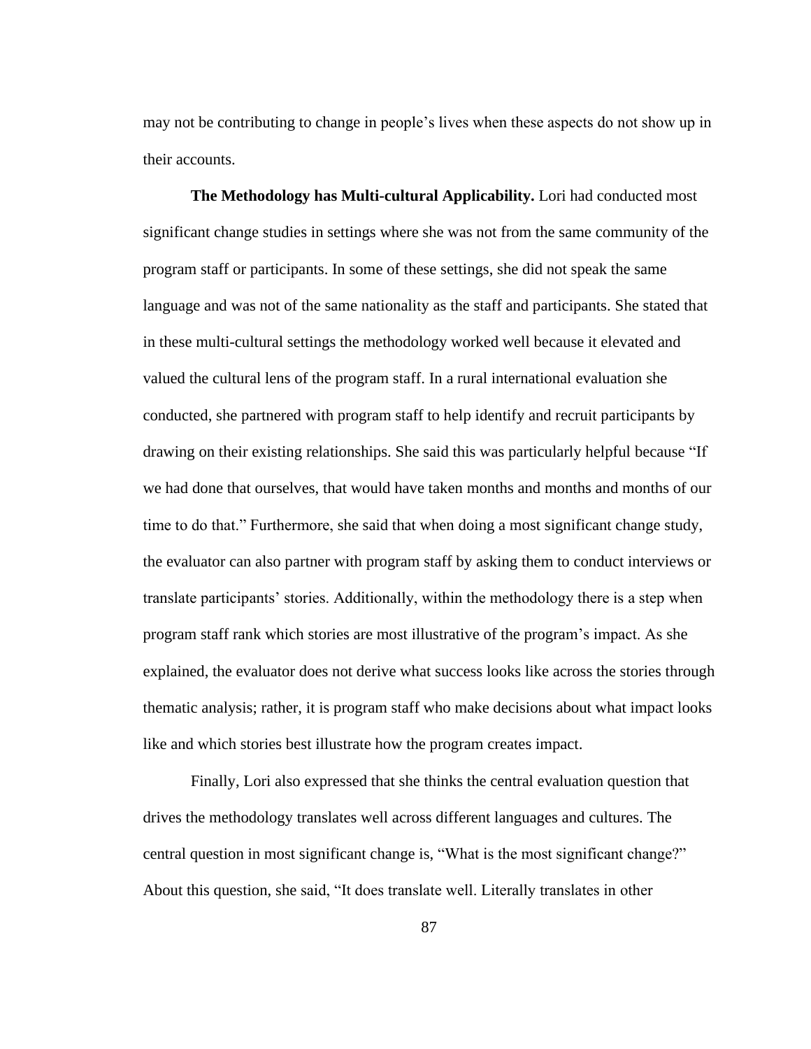may not be contributing to change in people's lives when these aspects do not show up in their accounts.

**The Methodology has Multi-cultural Applicability.** Lori had conducted most significant change studies in settings where she was not from the same community of the program staff or participants. In some of these settings, she did not speak the same language and was not of the same nationality as the staff and participants. She stated that in these multi-cultural settings the methodology worked well because it elevated and valued the cultural lens of the program staff. In a rural international evaluation she conducted, she partnered with program staff to help identify and recruit participants by drawing on their existing relationships. She said this was particularly helpful because "If we had done that ourselves, that would have taken months and months and months of our time to do that." Furthermore, she said that when doing a most significant change study, the evaluator can also partner with program staff by asking them to conduct interviews or translate participants' stories. Additionally, within the methodology there is a step when program staff rank which stories are most illustrative of the program's impact. As she explained, the evaluator does not derive what success looks like across the stories through thematic analysis; rather, it is program staff who make decisions about what impact looks like and which stories best illustrate how the program creates impact.

Finally, Lori also expressed that she thinks the central evaluation question that drives the methodology translates well across different languages and cultures. The central question in most significant change is, "What is the most significant change?" About this question, she said, "It does translate well. Literally translates in other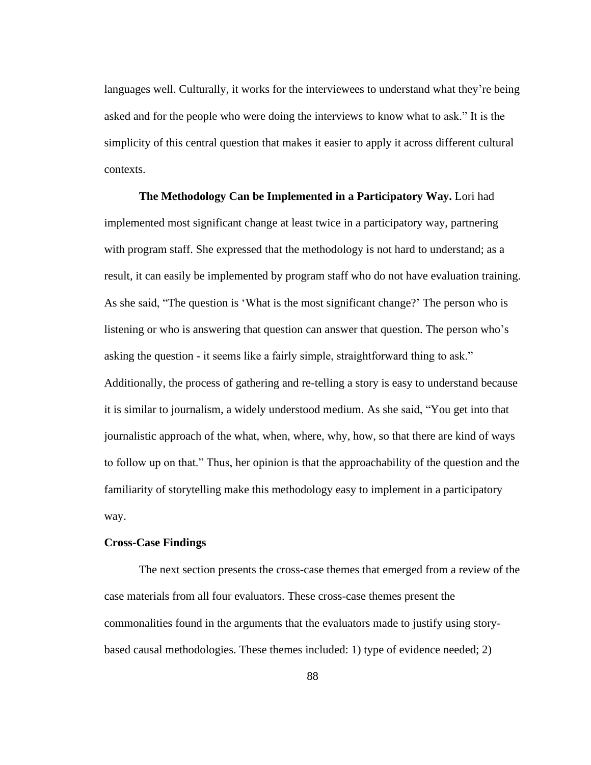languages well. Culturally, it works for the interviewees to understand what they're being asked and for the people who were doing the interviews to know what to ask." It is the simplicity of this central question that makes it easier to apply it across different cultural contexts.

**The Methodology Can be Implemented in a Participatory Way.** Lori had implemented most significant change at least twice in a participatory way, partnering with program staff. She expressed that the methodology is not hard to understand; as a result, it can easily be implemented by program staff who do not have evaluation training. As she said, "The question is 'What is the most significant change?' The person who is listening or who is answering that question can answer that question. The person who's asking the question - it seems like a fairly simple, straightforward thing to ask." Additionally, the process of gathering and re-telling a story is easy to understand because it is similar to journalism, a widely understood medium. As she said, "You get into that journalistic approach of the what, when, where, why, how, so that there are kind of ways to follow up on that." Thus, her opinion is that the approachability of the question and the familiarity of storytelling make this methodology easy to implement in a participatory way.

### Cross-Case Findings

The next section presents the cross-case themes that emerged from a review of the case materials from all four evaluators. These cross-case themes present the commonalities found in the arguments that the evaluators made to justify using story-based causal methodologies. These themes included: 1) type of evidence needed; 2)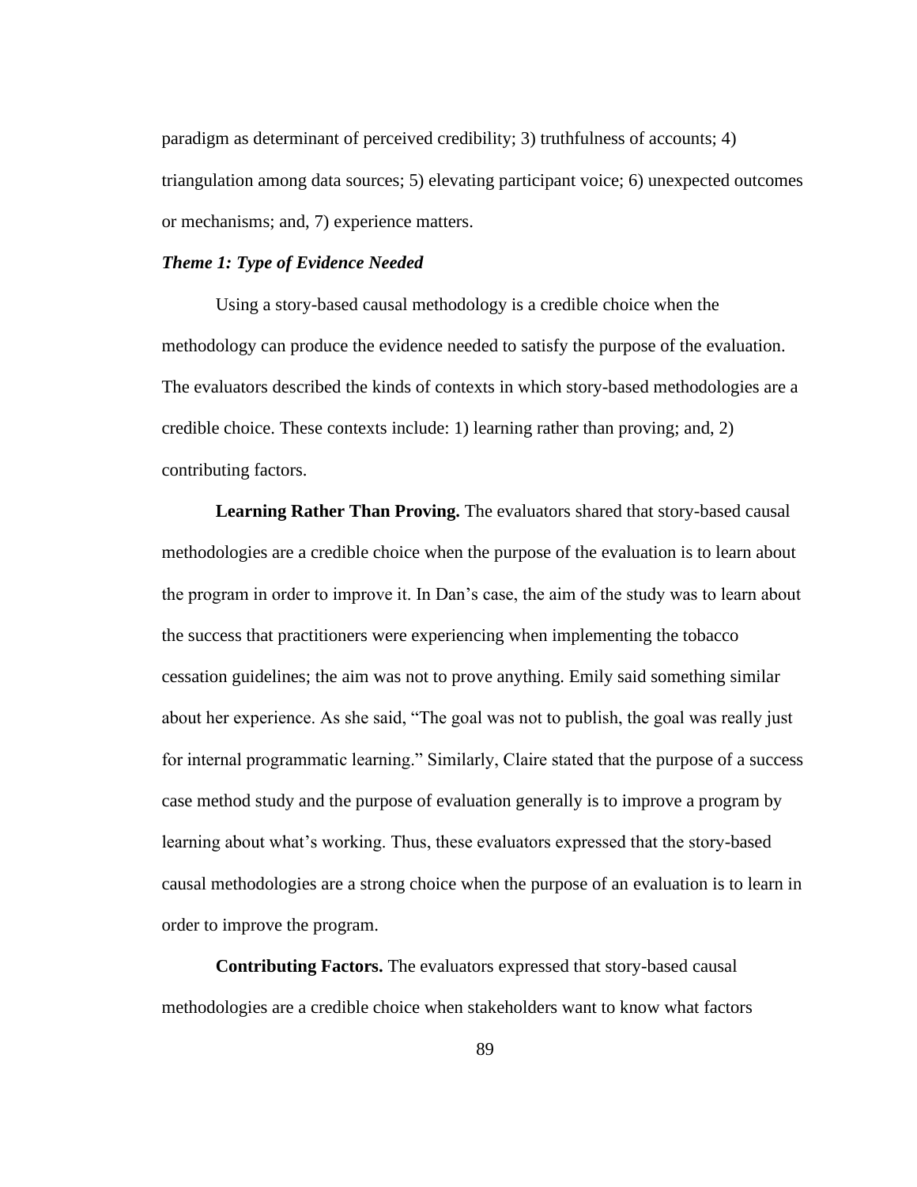paradigm as determinant of perceived credibility; 3) truthfulness of accounts; 4) triangulation among data sources; 5) elevating participant voice; 6) unexpected outcomes or mechanisms; and, 7) experience matters.

### *Theme 1: Type of Evidence Needed*

Using a story-based causal methodology is a credible choice when the methodology can produce the evidence needed to satisfy the purpose of the evaluation. The evaluators described the kinds of contexts in which story-based methodologies are a credible choice. These contexts include: 1) learning rather than proving; and, 2) contributing factors.

**Learning Rather Than Proving.** The evaluators shared that story-based causal methodologies are a credible choice when the purpose of the evaluation is to learn about the program in order to improve it. In Dan's case, the aim of the study was to learn about the success that practitioners were experiencing when implementing the tobacco cessation guidelines; the aim was not to prove anything. Emily said something similar about her experience. As she said, "The goal was not to publish, the goal was really just for internal programmatic learning." Similarly, Claire stated that the purpose of a success case method study and the purpose of evaluation generally is to improve a program by learning about what's working. Thus, these evaluators expressed that the story-based causal methodologies are a strong choice when the purpose of an evaluation is to learn in order to improve the program.

**Contributing Factors.** The evaluators expressed that story-based causal methodologies are a credible choice when stakeholders want to know what factors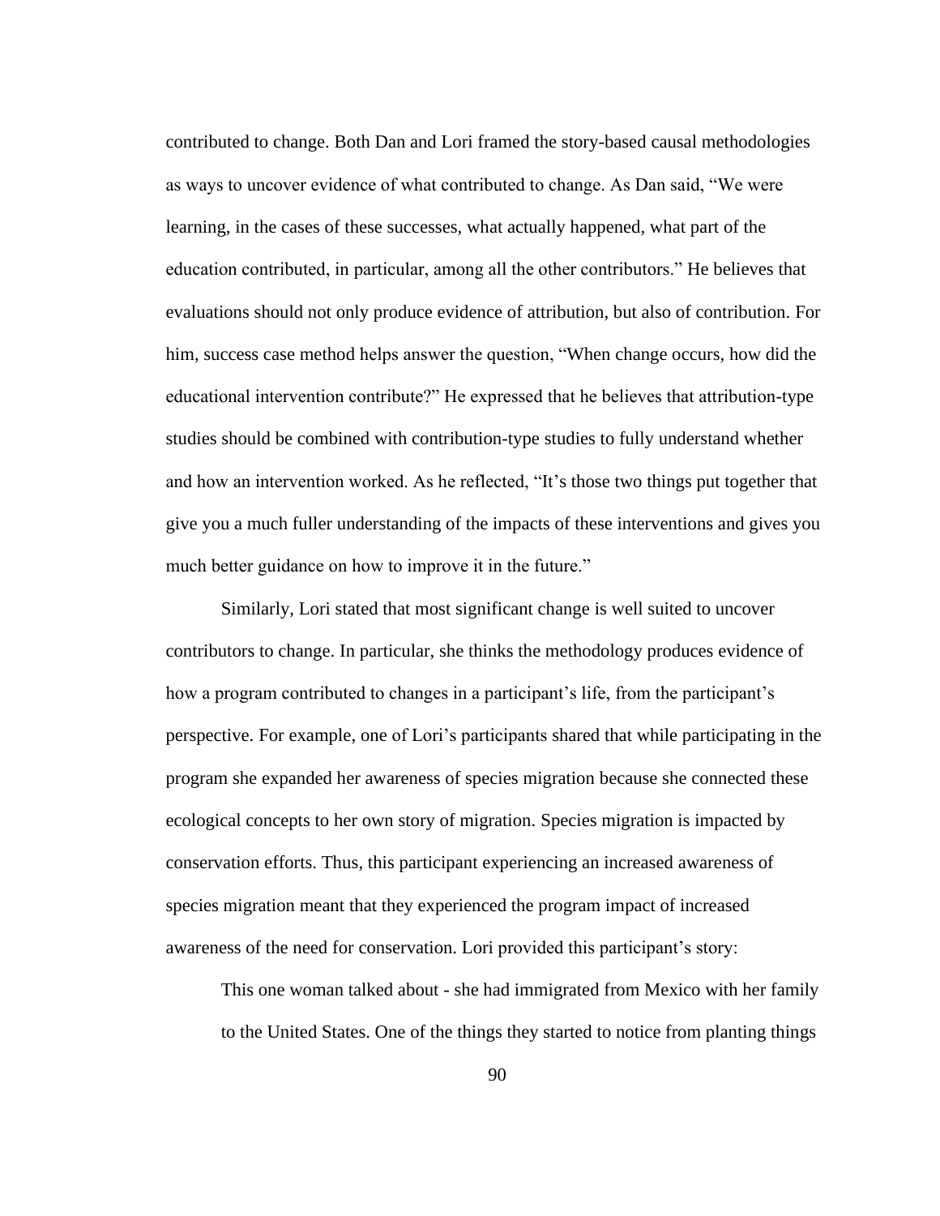contributed to change. Both Dan and Lori framed the story-based causal methodologies as ways to uncover evidence of what contributed to change. As Dan said, "We were learning, in the cases of these successes, what actually happened, what part of the education contributed, in particular, among all the other contributors." He believes that evaluations should not only produce evidence of attribution, but also of contribution. For him, success case method helps answer the question, "When change occurs, how did the educational intervention contribute?" He expressed that he believes that attribution-type studies should be combined with contribution-type studies to fully understand whether and how an intervention worked. As he reflected, "It's those two things put together that give you a much fuller understanding of the impacts of these interventions and gives you much better guidance on how to improve it in the future."

Similarly, Lori stated that most significant change is well suited to uncover contributors to change. In particular, she thinks the methodology produces evidence of how a program contributed to changes in a participant's life, from the participant's perspective. For example, one of Lori's participants shared that while participating in the program she expanded her awareness of species migration because she connected these ecological concepts to her own story of migration. Species migration is impacted by conservation efforts. Thus, this participant experiencing an increased awareness of species migration meant that they experienced the program impact of increased awareness of the need for conservation. Lori provided this participant's story:

> This one woman talked about - she had immigrated from Mexico with her family to the United States. One of the things they started to notice from planting things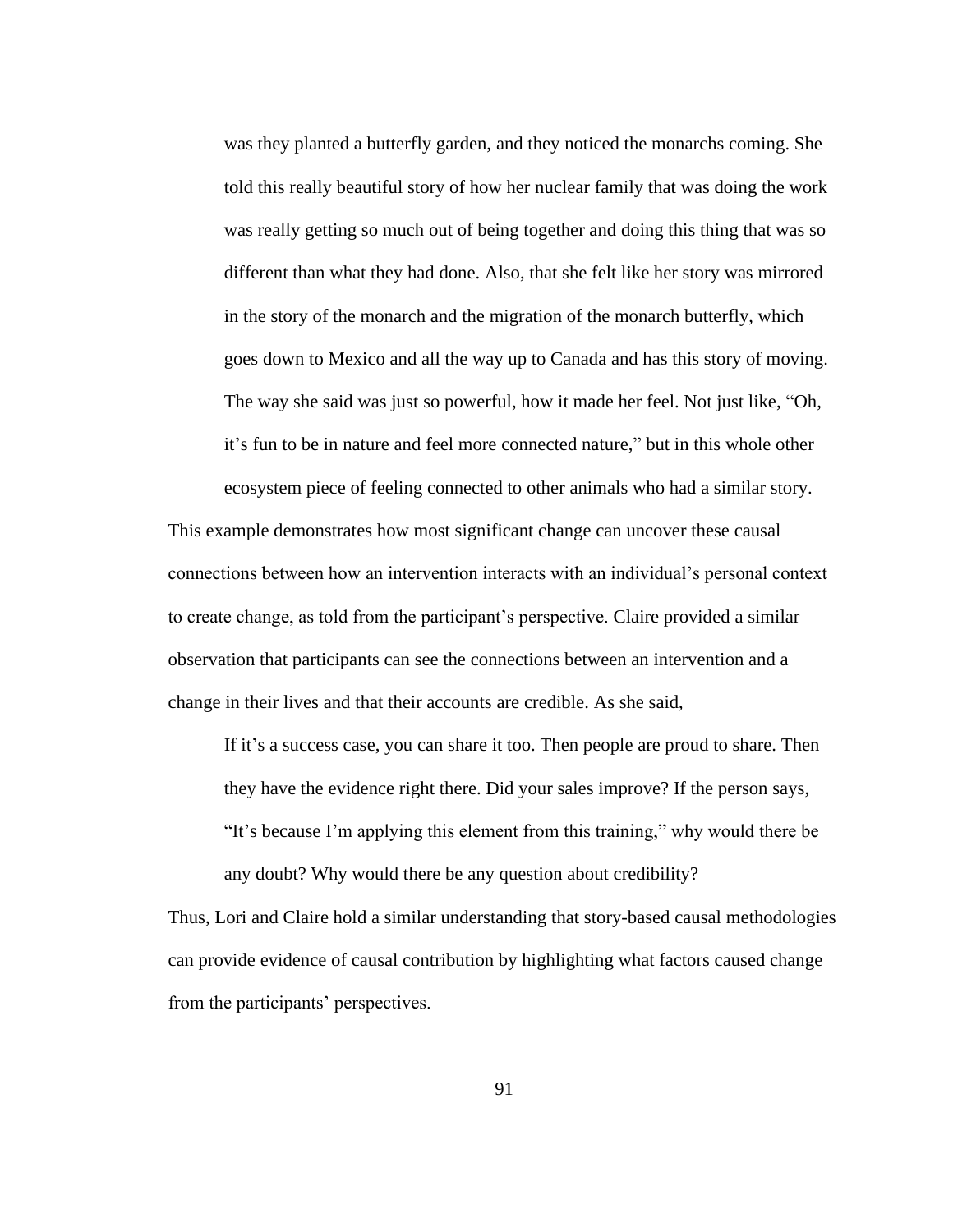> was they planted a butterfly garden, and they noticed the monarchs coming. She told this really beautiful story of how her nuclear family that was doing the work was really getting so much out of being together and doing this thing that was so different than what they had done. Also, that she felt like her story was mirrored in the story of the monarch and the migration of the monarch butterfly, which goes down to Mexico and all the way up to Canada and has this story of moving. The way she said was just so powerful, how it made her feel. Not just like, "Oh, it's fun to be in nature and feel more connected nature," but in this whole other ecosystem piece of feeling connected to other animals who had a similar story.

This example demonstrates how most significant change can uncover these causal connections between how an intervention interacts with an individual's personal context to create change, as told from the participant's perspective. Claire provided a similar observation that participants can see the connections between an intervention and a change in their lives and that their accounts are credible. As she said,

> If it's a success case, you can share it too. Then people are proud to share. Then they have the evidence right there. Did your sales improve? If the person says, "It's because I'm applying this element from this training," why would there be any doubt? Why would there be any question about credibility?

Thus, Lori and Claire hold a similar understanding that story-based causal methodologies can provide evidence of causal contribution by highlighting what factors caused change from the participants' perspectives.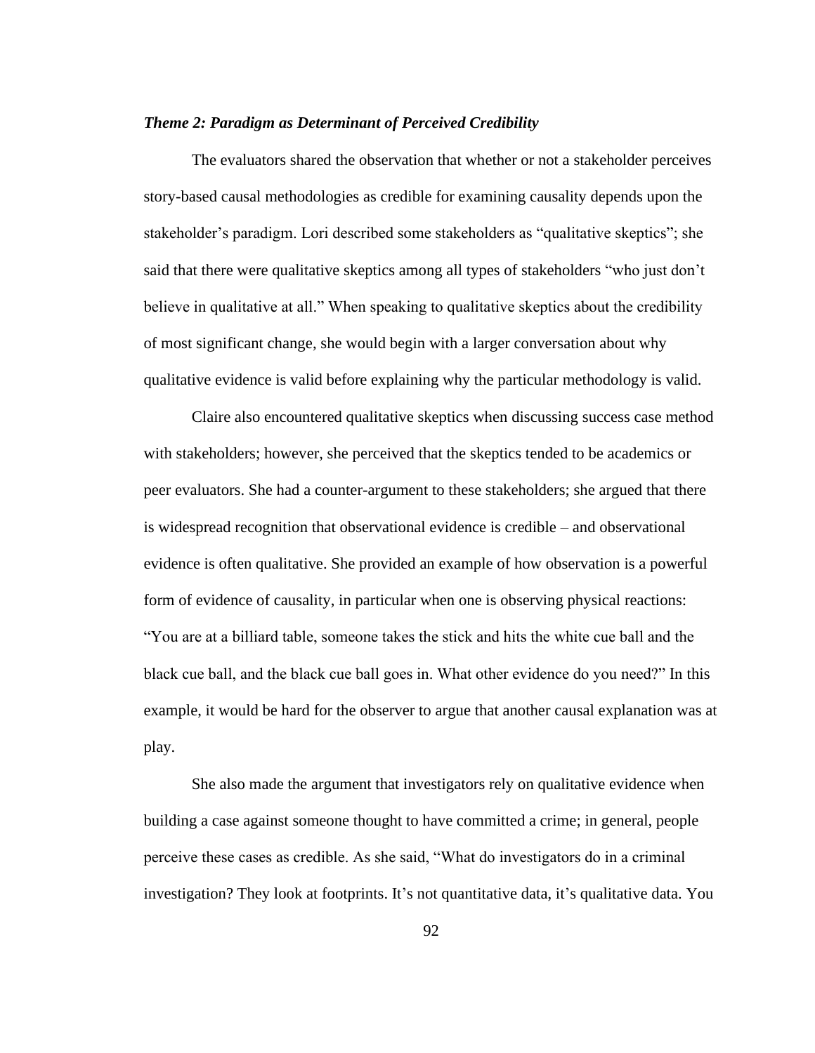### *Theme 2: Paradigm as Determinant of Perceived Credibility*

The evaluators shared the observation that whether or not a stakeholder perceives story-based causal methodologies as credible for examining causality depends upon the stakeholder's paradigm. Lori described some stakeholders as "qualitative skeptics"; she said that there were qualitative skeptics among all types of stakeholders "who just don't believe in qualitative at all." When speaking to qualitative skeptics about the credibility of most significant change, she would begin with a larger conversation about why qualitative evidence is valid before explaining why the particular methodology is valid.

Claire also encountered qualitative skeptics when discussing success case method with stakeholders; however, she perceived that the skeptics tended to be academics or peer evaluators. She had a counter-argument to these stakeholders; she argued that there is widespread recognition that observational evidence is credible – and observational evidence is often qualitative. She provided an example of how observation is a powerful form of evidence of causality, in particular when one is observing physical reactions: "You are at a billiard table, someone takes the stick and hits the white cue ball and the black cue ball, and the black cue ball goes in. What other evidence do you need?" In this example, it would be hard for the observer to argue that another causal explanation was at play.

She also made the argument that investigators rely on qualitative evidence when building a case against someone thought to have committed a crime; in general, people perceive these cases as credible. As she said, "What do investigators do in a criminal investigation? They look at footprints. It's not quantitative data, it's qualitative data. You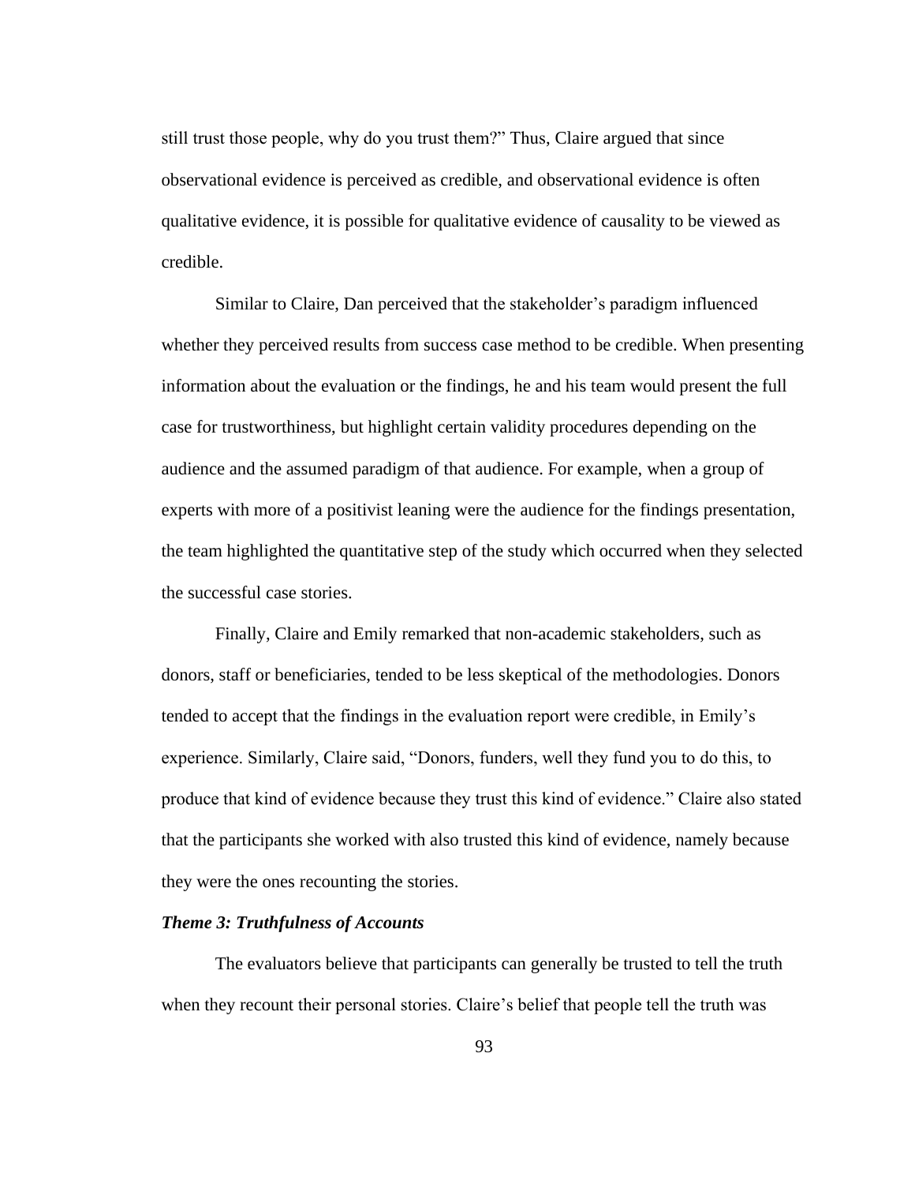still trust those people, why do you trust them?" Thus, Claire argued that since observational evidence is perceived as credible, and observational evidence is often qualitative evidence, it is possible for qualitative evidence of causality to be viewed as credible.

Similar to Claire, Dan perceived that the stakeholder's paradigm influenced whether they perceived results from success case method to be credible. When presenting information about the evaluation or the findings, he and his team would present the full case for trustworthiness, but highlight certain validity procedures depending on the audience and the assumed paradigm of that audience. For example, when a group of experts with more of a positivist leaning were the audience for the findings presentation, the team highlighted the quantitative step of the study which occurred when they selected the successful case stories.

Finally, Claire and Emily remarked that non-academic stakeholders, such as donors, staff or beneficiaries, tended to be less skeptical of the methodologies. Donors tended to accept that the findings in the evaluation report were credible, in Emily's experience. Similarly, Claire said, "Donors, funders, well they fund you to do this, to produce that kind of evidence because they trust this kind of evidence." Claire also stated that the participants she worked with also trusted this kind of evidence, namely because they were the ones recounting the stories.

### *Theme 3: Truthfulness of Accounts*

The evaluators believe that participants can generally be trusted to tell the truth when they recount their personal stories. Claire's belief that people tell the truth was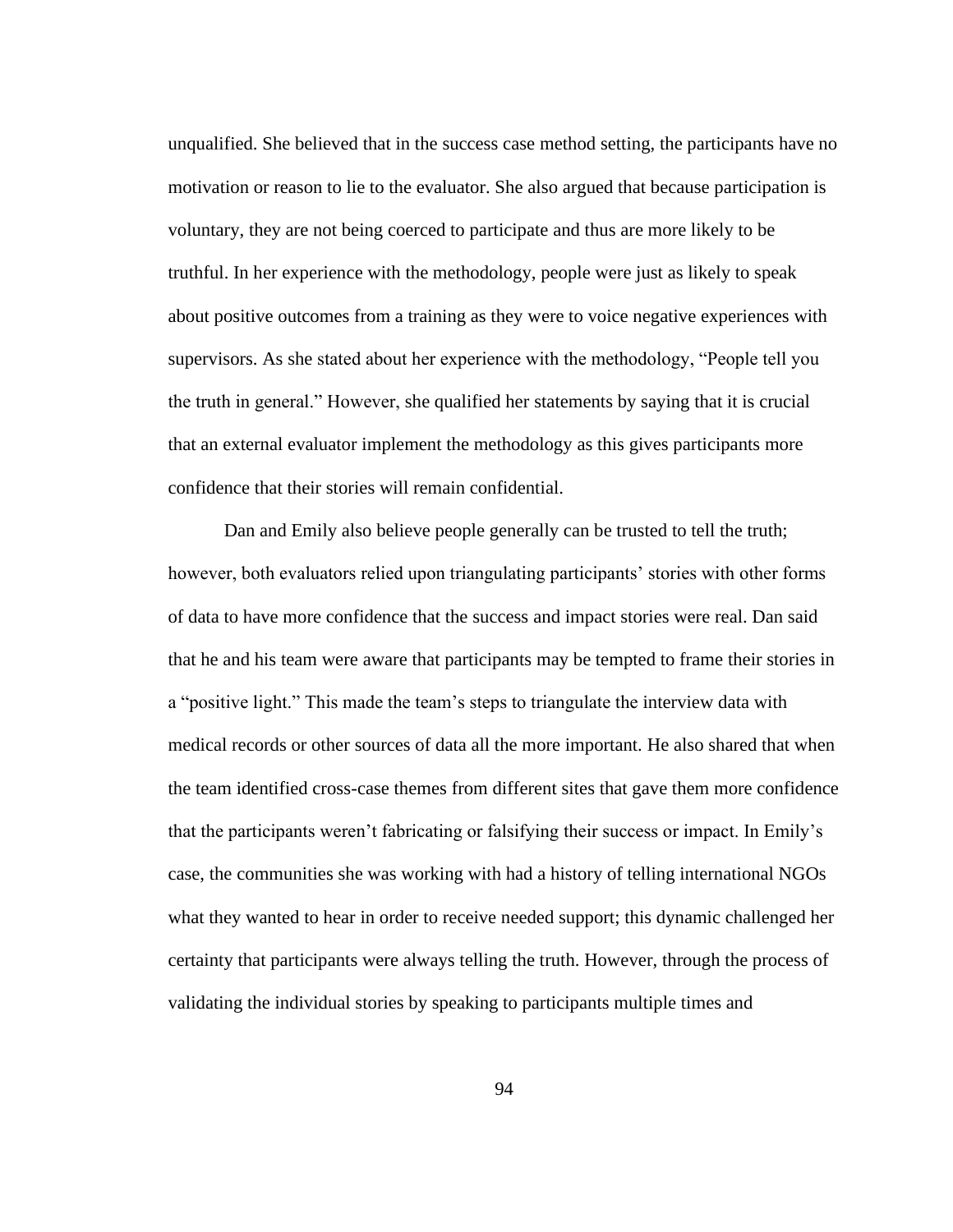unqualified. She believed that in the success case method setting, the participants have no motivation or reason to lie to the evaluator. She also argued that because participation is voluntary, they are not being coerced to participate and thus are more likely to be truthful. In her experience with the methodology, people were just as likely to speak about positive outcomes from a training as they were to voice negative experiences with supervisors. As she stated about her experience with the methodology, "People tell you the truth in general." However, she qualified her statements by saying that it is crucial that an external evaluator implement the methodology as this gives participants more confidence that their stories will remain confidential.

Dan and Emily also believe people generally can be trusted to tell the truth; however, both evaluators relied upon triangulating participants' stories with other forms of data to have more confidence that the success and impact stories were real. Dan said that he and his team were aware that participants may be tempted to frame their stories in a "positive light." This made the team's steps to triangulate the interview data with medical records or other sources of data all the more important. He also shared that when the team identified cross-case themes from different sites that gave them more confidence that the participants weren't fabricating or falsifying their success or impact. In Emily's case, the communities she was working with had a history of telling international NGOs what they wanted to hear in order to receive needed support; this dynamic challenged her certainty that participants were always telling the truth. However, through the process of validating the individual stories by speaking to participants multiple times and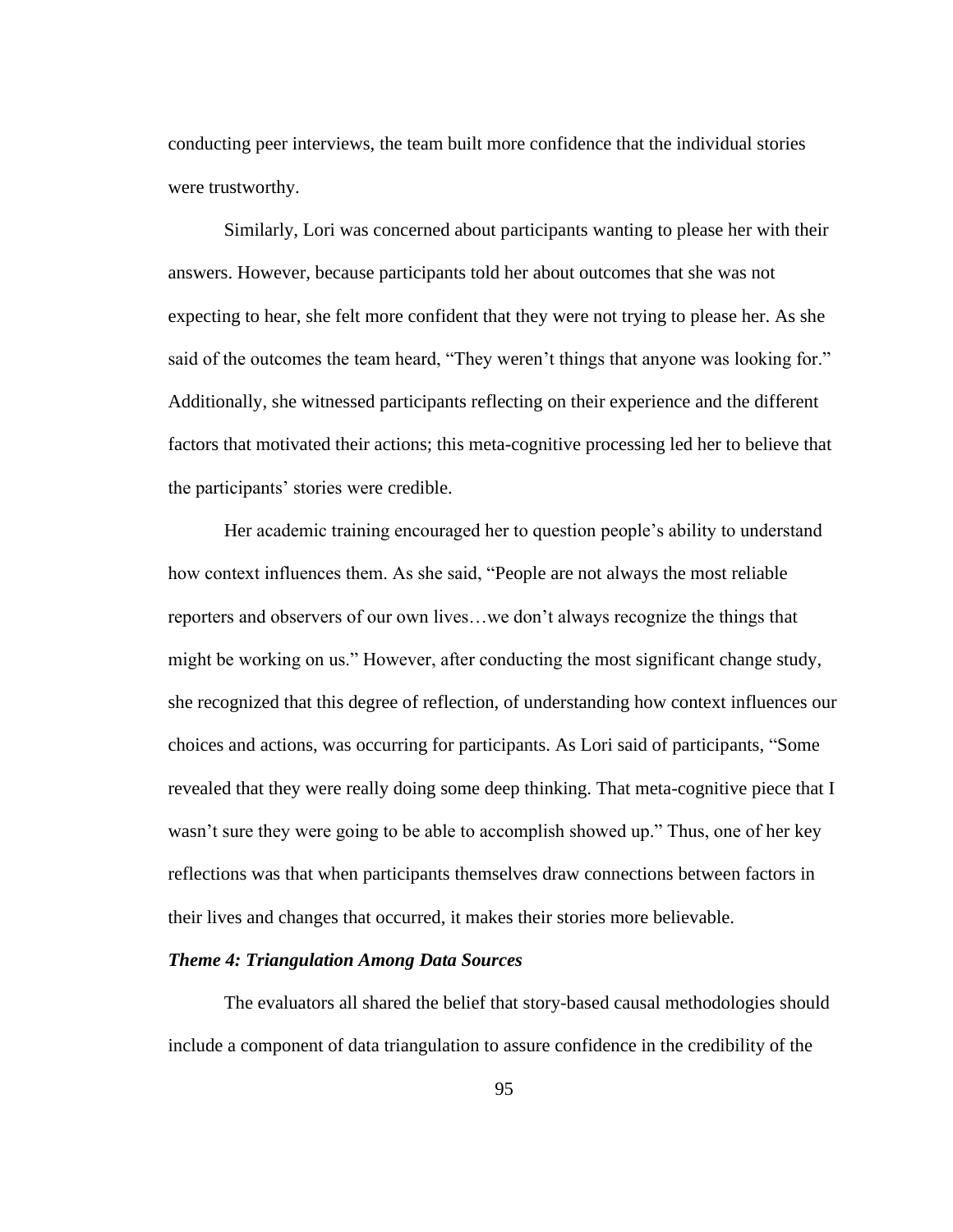conducting peer interviews, the team built more confidence that the individual stories were trustworthy.

Similarly, Lori was concerned about participants wanting to please her with their answers. However, because participants told her about outcomes that she was not expecting to hear, she felt more confident that they were not trying to please her. As she said of the outcomes the team heard, “They weren’t things that anyone was looking for.” Additionally, she witnessed participants reflecting on their experience and the different factors that motivated their actions; this meta-cognitive processing led her to believe that the participants’ stories were credible.

Her academic training encouraged her to question people’s ability to understand how context influences them. As she said, “People are not always the most reliable reporters and observers of our own lives…we don’t always recognize the things that might be working on us.” However, after conducting the most significant change study, she recognized that this degree of reflection, of understanding how context influences our choices and actions, was occurring for participants. As Lori said of participants, “Some revealed that they were really doing some deep thinking. That meta-cognitive piece that I wasn’t sure they were going to be able to accomplish showed up.” Thus, one of her key reflections was that when participants themselves draw connections between factors in their lives and changes that occurred, it makes their stories more believable.

### *Theme 4: Triangulation Among Data Sources*

The evaluators all shared the belief that story-based causal methodologies should include a component of data triangulation to assure confidence in the credibility of the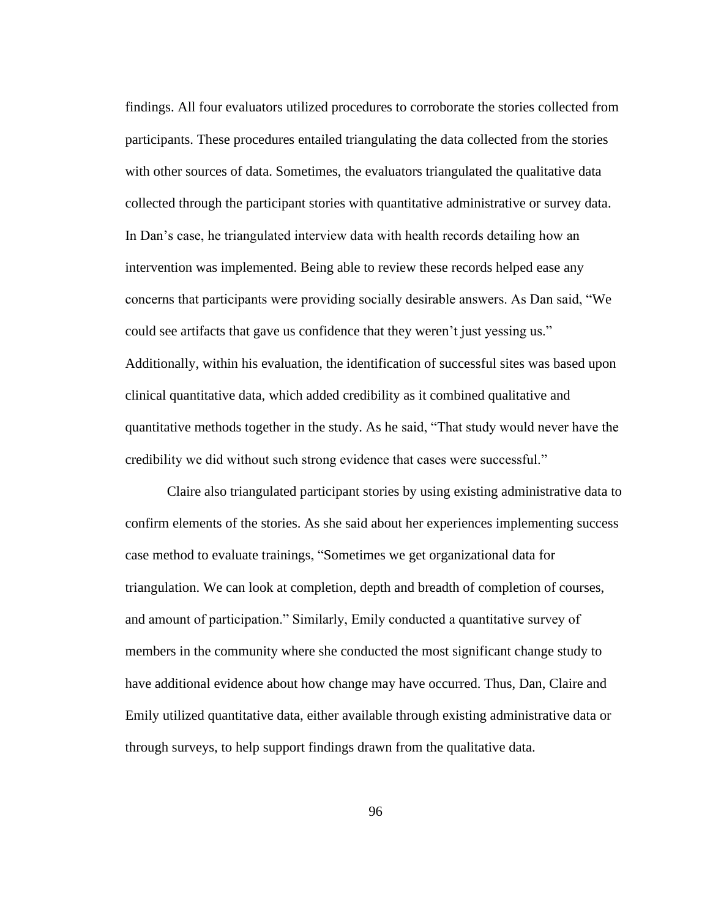findings. All four evaluators utilized procedures to corroborate the stories collected from participants. These procedures entailed triangulating the data collected from the stories with other sources of data. Sometimes, the evaluators triangulated the qualitative data collected through the participant stories with quantitative administrative or survey data. In Dan's case, he triangulated interview data with health records detailing how an intervention was implemented. Being able to review these records helped ease any concerns that participants were providing socially desirable answers. As Dan said, "We could see artifacts that gave us confidence that they weren't just yessing us." Additionally, within his evaluation, the identification of successful sites was based upon clinical quantitative data, which added credibility as it combined qualitative and quantitative methods together in the study. As he said, "That study would never have the credibility we did without such strong evidence that cases were successful."

Claire also triangulated participant stories by using existing administrative data to confirm elements of the stories. As she said about her experiences implementing success case method to evaluate trainings, "Sometimes we get organizational data for triangulation. We can look at completion, depth and breadth of completion of courses, and amount of participation." Similarly, Emily conducted a quantitative survey of members in the community where she conducted the most significant change study to have additional evidence about how change may have occurred. Thus, Dan, Claire and Emily utilized quantitative data, either available through existing administrative data or through surveys, to help support findings drawn from the qualitative data.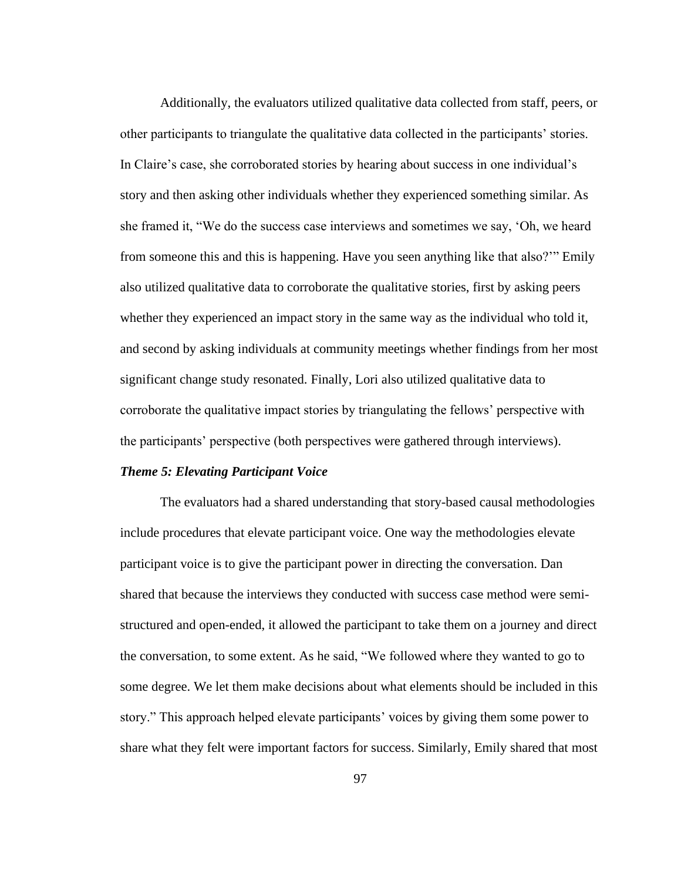Additionally, the evaluators utilized qualitative data collected from staff, peers, or other participants to triangulate the qualitative data collected in the participants' stories. In Claire's case, she corroborated stories by hearing about success in one individual's story and then asking other individuals whether they experienced something similar. As she framed it, "We do the success case interviews and sometimes we say, 'Oh, we heard from someone this and this is happening. Have you seen anything like that also?'" Emily also utilized qualitative data to corroborate the qualitative stories, first by asking peers whether they experienced an impact story in the same way as the individual who told it, and second by asking individuals at community meetings whether findings from her most significant change study resonated. Finally, Lori also utilized qualitative data to corroborate the qualitative impact stories by triangulating the fellows' perspective with the participants' perspective (both perspectives were gathered through interviews).

### *Theme 5: Elevating Participant Voice*

The evaluators had a shared understanding that story-based causal methodologies include procedures that elevate participant voice. One way the methodologies elevate participant voice is to give the participant power in directing the conversation. Dan shared that because the interviews they conducted with success case method were semi-structured and open-ended, it allowed the participant to take them on a journey and direct the conversation, to some extent. As he said, "We followed where they wanted to go to some degree. We let them make decisions about what elements should be included in this story." This approach helped elevate participants' voices by giving them some power to share what they felt were important factors for success. Similarly, Emily shared that most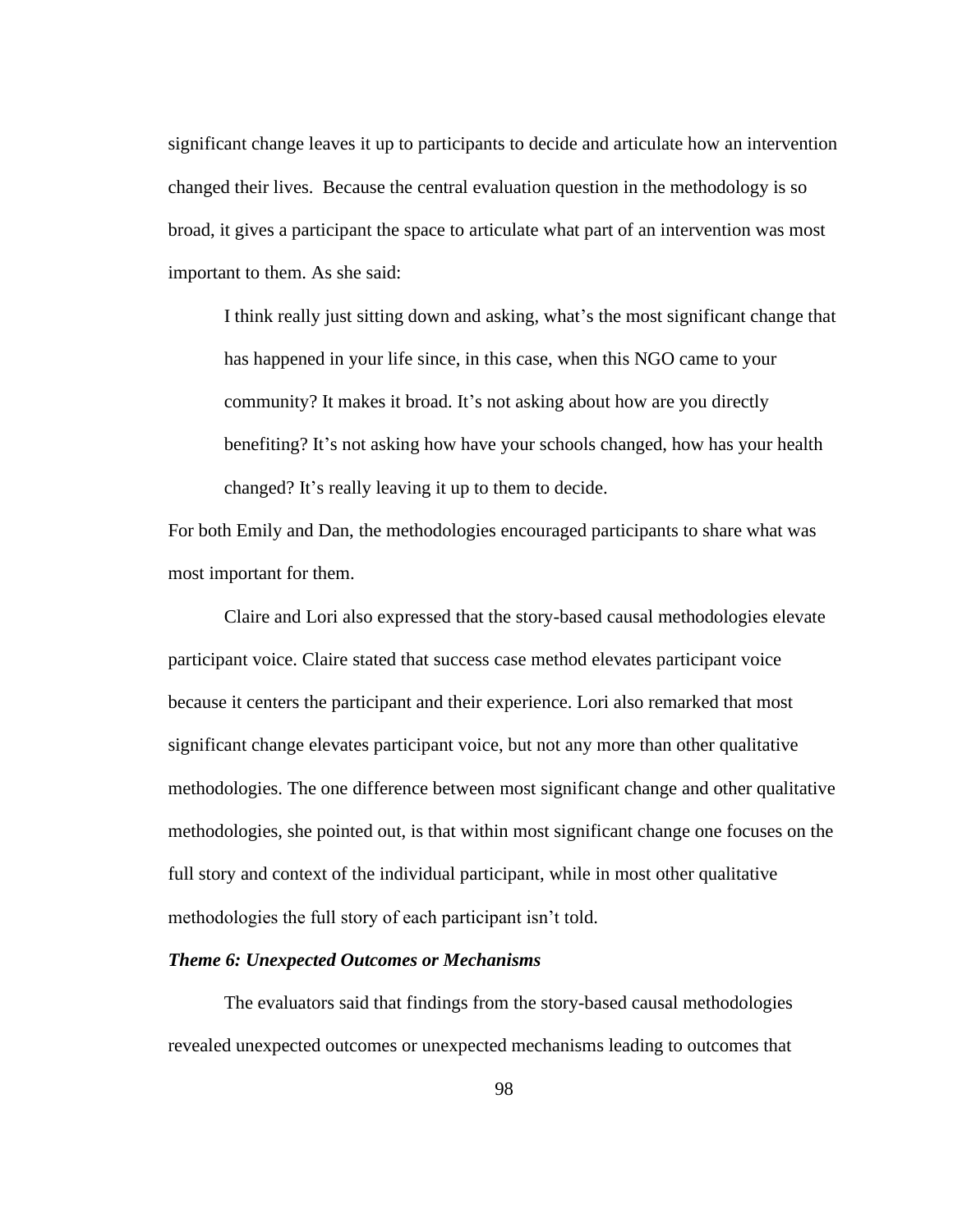significant change leaves it up to participants to decide and articulate how an intervention changed their lives. Because the central evaluation question in the methodology is so broad, it gives a participant the space to articulate what part of an intervention was most important to them. As she said:

> I think really just sitting down and asking, what's the most significant change that has happened in your life since, in this case, when this NGO came to your community? It makes it broad. It's not asking about how are you directly benefiting? It's not asking how have your schools changed, how has your health changed? It's really leaving it up to them to decide.

For both Emily and Dan, the methodologies encouraged participants to share what was most important for them.

Claire and Lori also expressed that the story-based causal methodologies elevate participant voice. Claire stated that success case method elevates participant voice because it centers the participant and their experience. Lori also remarked that most significant change elevates participant voice, but not any more than other qualitative methodologies. The one difference between most significant change and other qualitative methodologies, she pointed out, is that within most significant change one focuses on the full story and context of the individual participant, while in most other qualitative methodologies the full story of each participant isn't told.

### *Theme 6: Unexpected Outcomes or Mechanisms*

The evaluators said that findings from the story-based causal methodologies revealed unexpected outcomes or unexpected mechanisms leading to outcomes that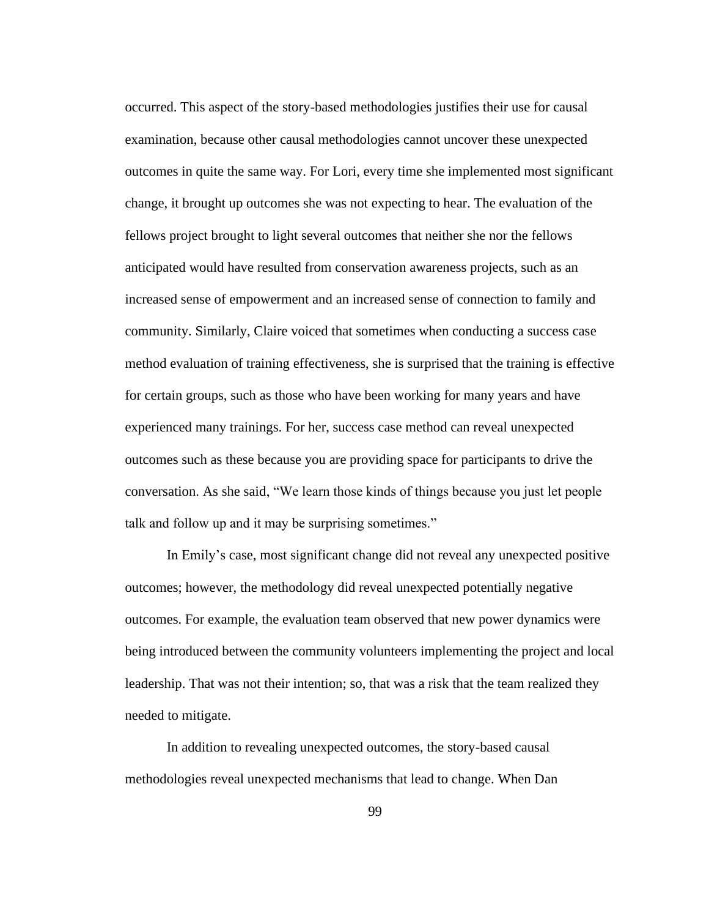occurred. This aspect of the story-based methodologies justifies their use for causal examination, because other causal methodologies cannot uncover these unexpected outcomes in quite the same way. For Lori, every time she implemented most significant change, it brought up outcomes she was not expecting to hear. The evaluation of the fellows project brought to light several outcomes that neither she nor the fellows anticipated would have resulted from conservation awareness projects, such as an increased sense of empowerment and an increased sense of connection to family and community. Similarly, Claire voiced that sometimes when conducting a success case method evaluation of training effectiveness, she is surprised that the training is effective for certain groups, such as those who have been working for many years and have experienced many trainings. For her, success case method can reveal unexpected outcomes such as these because you are providing space for participants to drive the conversation. As she said, "We learn those kinds of things because you just let people talk and follow up and it may be surprising sometimes."

In Emily's case, most significant change did not reveal any unexpected positive outcomes; however, the methodology did reveal unexpected potentially negative outcomes. For example, the evaluation team observed that new power dynamics were being introduced between the community volunteers implementing the project and local leadership. That was not their intention; so, that was a risk that the team realized they needed to mitigate.

In addition to revealing unexpected outcomes, the story-based causal methodologies reveal unexpected mechanisms that lead to change. When Dan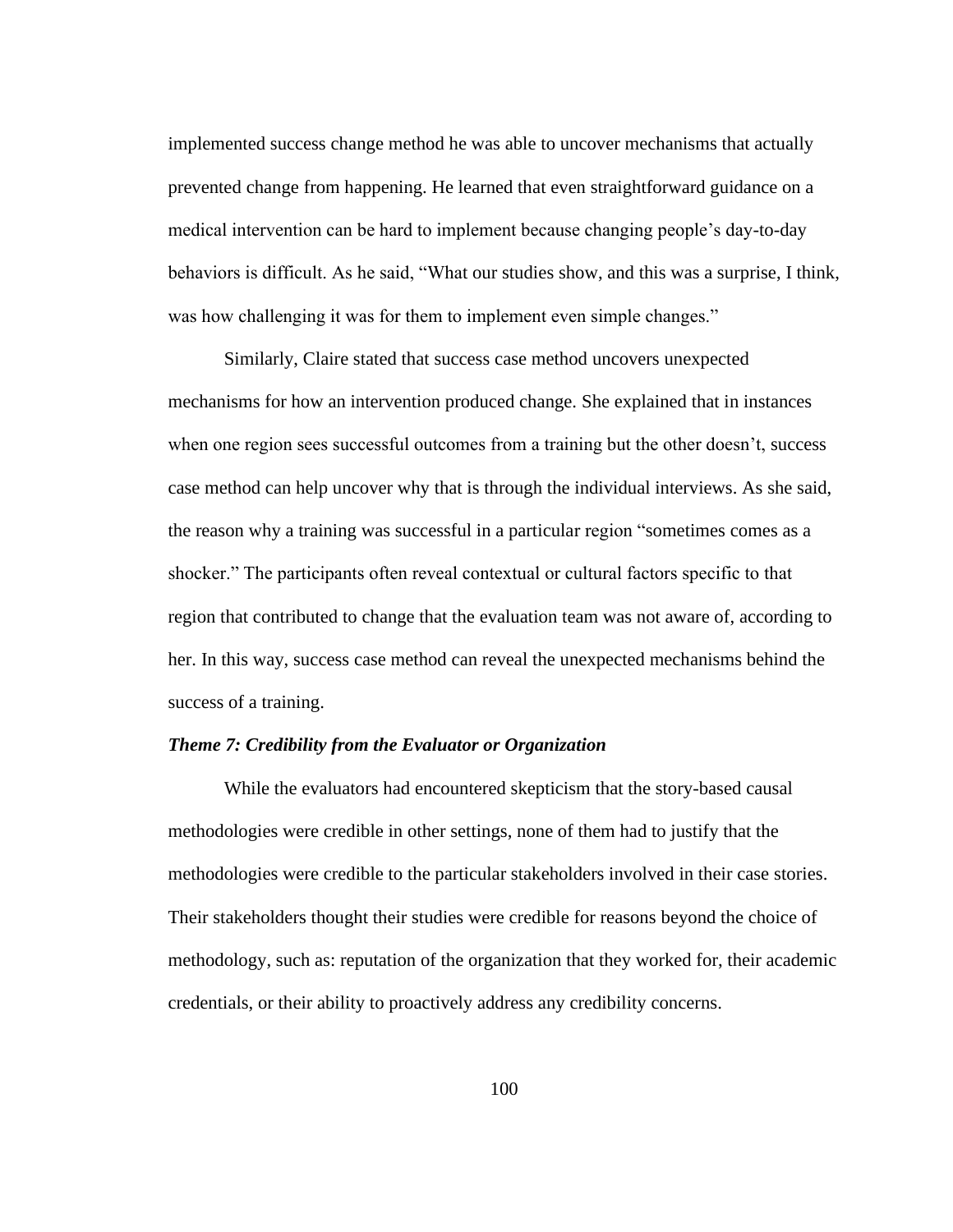implemented success change method he was able to uncover mechanisms that actually prevented change from happening. He learned that even straightforward guidance on a medical intervention can be hard to implement because changing people's day-to-day behaviors is difficult. As he said, "What our studies show, and this was a surprise, I think, was how challenging it was for them to implement even simple changes."

Similarly, Claire stated that success case method uncovers unexpected mechanisms for how an intervention produced change. She explained that in instances when one region sees successful outcomes from a training but the other doesn't, success case method can help uncover why that is through the individual interviews. As she said, the reason why a training was successful in a particular region "sometimes comes as a shocker." The participants often reveal contextual or cultural factors specific to that region that contributed to change that the evaluation team was not aware of, according to her. In this way, success case method can reveal the unexpected mechanisms behind the success of a training.

***Theme 7: Credibility from the Evaluator or Organization***

While the evaluators had encountered skepticism that the story-based causal methodologies were credible in other settings, none of them had to justify that the methodologies were credible to the particular stakeholders involved in their case stories. Their stakeholders thought their studies were credible for reasons beyond the choice of methodology, such as: reputation of the organization that they worked for, their academic credentials, or their ability to proactively address any credibility concerns.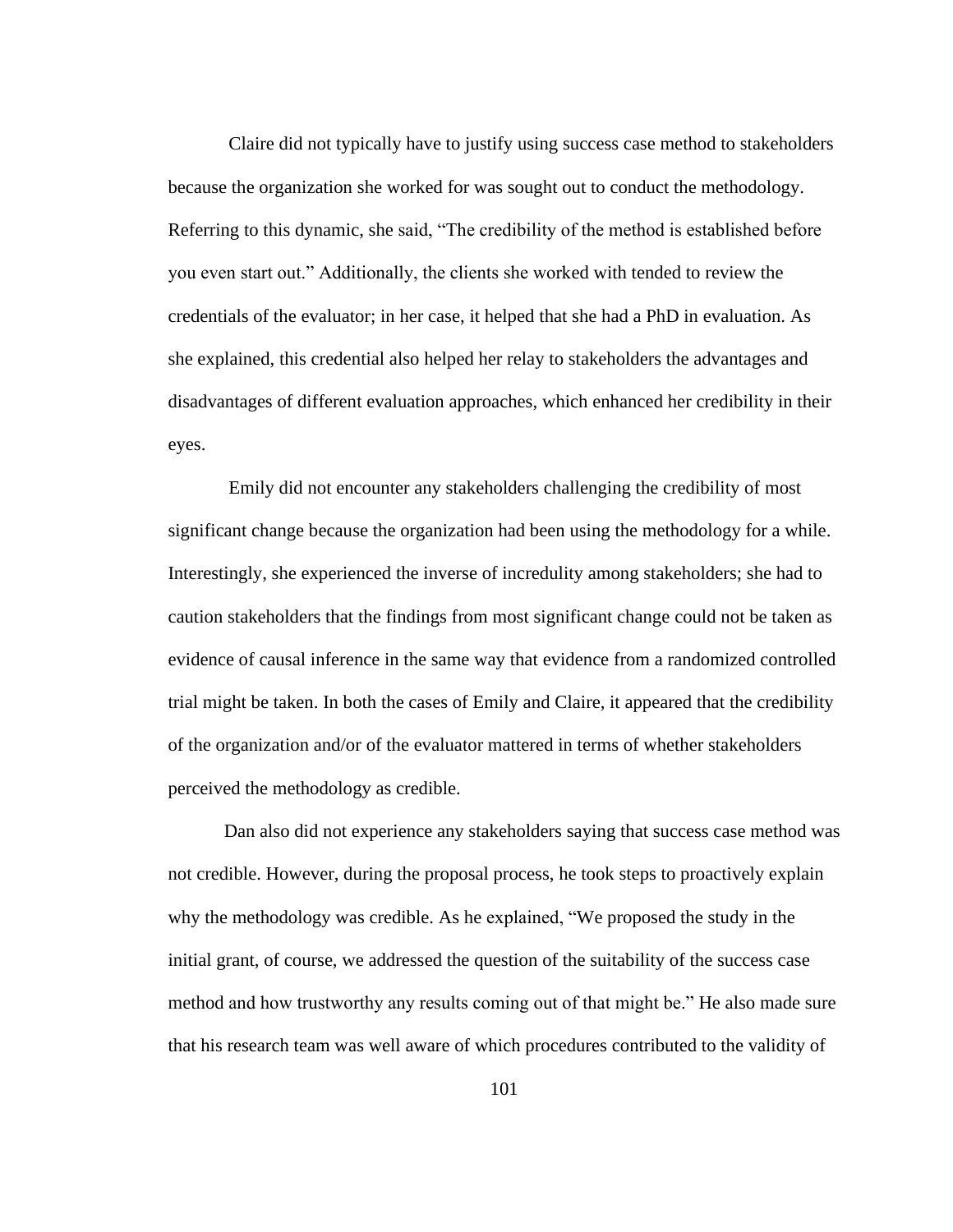Claire did not typically have to justify using success case method to stakeholders because the organization she worked for was sought out to conduct the methodology. Referring to this dynamic, she said, "The credibility of the method is established before you even start out." Additionally, the clients she worked with tended to review the credentials of the evaluator; in her case, it helped that she had a PhD in evaluation. As she explained, this credential also helped her relay to stakeholders the advantages and disadvantages of different evaluation approaches, which enhanced her credibility in their eyes.

Emily did not encounter any stakeholders challenging the credibility of most significant change because the organization had been using the methodology for a while. Interestingly, she experienced the inverse of incredulity among stakeholders; she had to caution stakeholders that the findings from most significant change could not be taken as evidence of causal inference in the same way that evidence from a randomized controlled trial might be taken. In both the cases of Emily and Claire, it appeared that the credibility of the organization and/or of the evaluator mattered in terms of whether stakeholders perceived the methodology as credible.

Dan also did not experience any stakeholders saying that success case method was not credible. However, during the proposal process, he took steps to proactively explain why the methodology was credible. As he explained, "We proposed the study in the initial grant, of course, we addressed the question of the suitability of the success case method and how trustworthy any results coming out of that might be." He also made sure that his research team was well aware of which procedures contributed to the validity of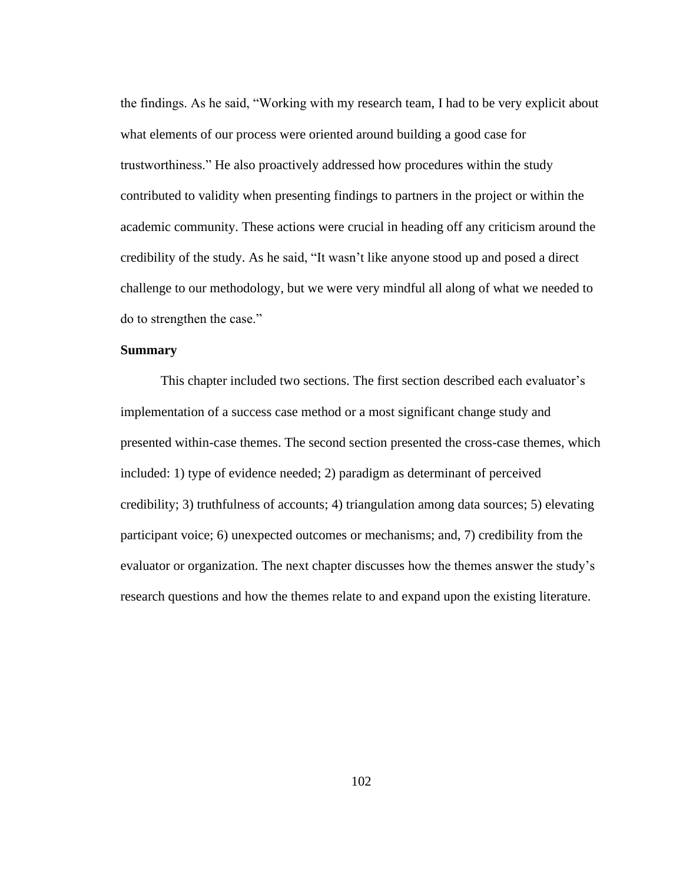the findings. As he said, "Working with my research team, I had to be very explicit about what elements of our process were oriented around building a good case for trustworthiness." He also proactively addressed how procedures within the study contributed to validity when presenting findings to partners in the project or within the academic community. These actions were crucial in heading off any criticism around the credibility of the study. As he said, "It wasn't like anyone stood up and posed a direct challenge to our methodology, but we were very mindful all along of what we needed to do to strengthen the case."

**Summary**

This chapter included two sections. The first section described each evaluator's implementation of a success case method or a most significant change study and presented within-case themes. The second section presented the cross-case themes, which included: 1) type of evidence needed; 2) paradigm as determinant of perceived credibility; 3) truthfulness of accounts; 4) triangulation among data sources; 5) elevating participant voice; 6) unexpected outcomes or mechanisms; and, 7) credibility from the evaluator or organization. The next chapter discusses how the themes answer the study's research questions and how the themes relate to and expand upon the existing literature.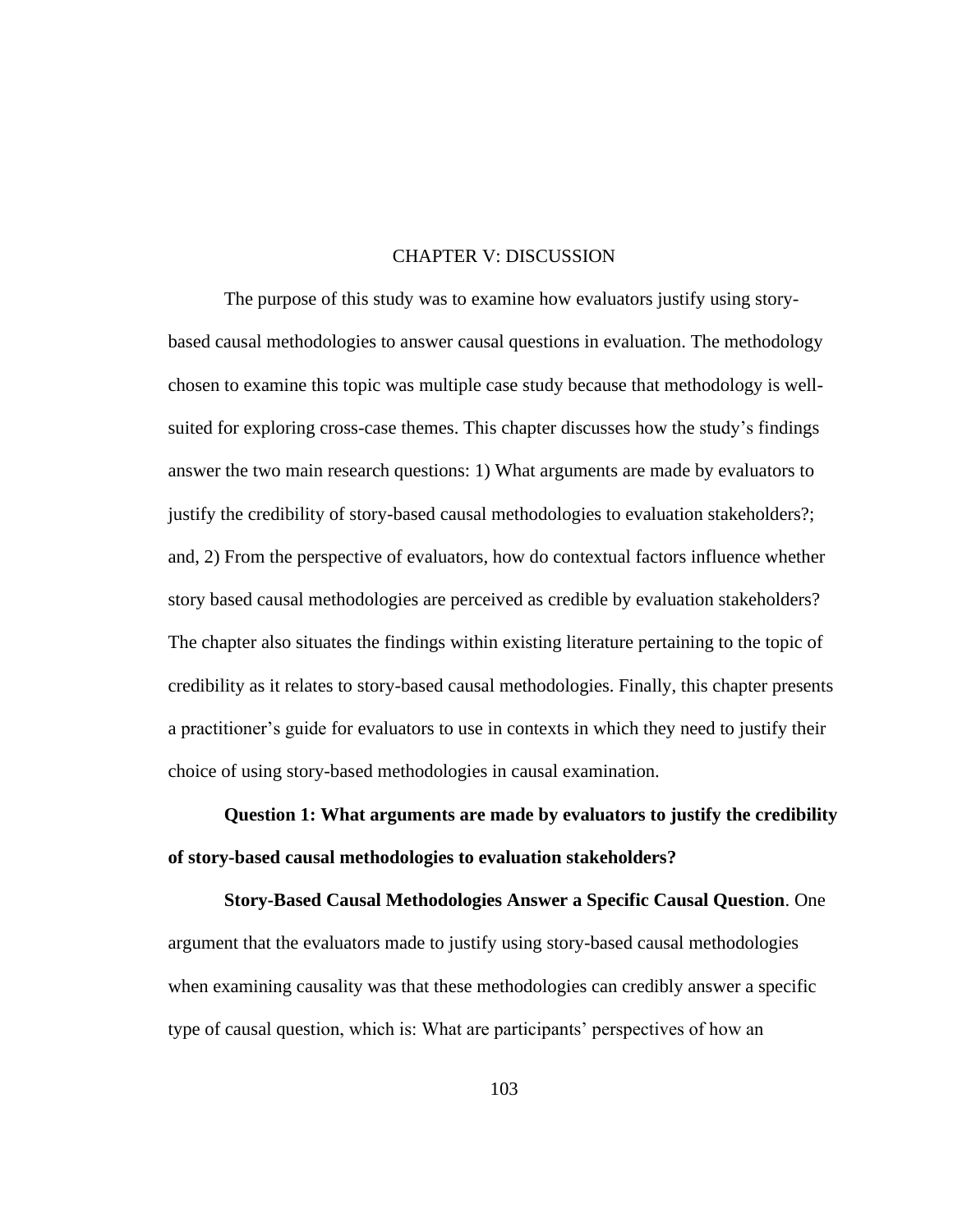# CHAPTER V: DISCUSSION

The purpose of this study was to examine how evaluators justify using story-based causal methodologies to answer causal questions in evaluation. The methodology chosen to examine this topic was multiple case study because that methodology is well-suited for exploring cross-case themes. This chapter discusses how the study's findings answer the two main research questions: 1) What arguments are made by evaluators to justify the credibility of story-based causal methodologies to evaluation stakeholders?; and, 2) From the perspective of evaluators, how do contextual factors influence whether story based causal methodologies are perceived as credible by evaluation stakeholders? The chapter also situates the findings within existing literature pertaining to the topic of credibility as it relates to story-based causal methodologies. Finally, this chapter presents a practitioner's guide for evaluators to use in contexts in which they need to justify their choice of using story-based methodologies in causal examination.

## Question 1: What arguments are made by evaluators to justify the credibility of story-based causal methodologies to evaluation stakeholders?

**Story-Based Causal Methodologies Answer a Specific Causal Question**. One argument that the evaluators made to justify using story-based causal methodologies when examining causality was that these methodologies can credibly answer a specific type of causal question, which is: What are participants' perspectives of how an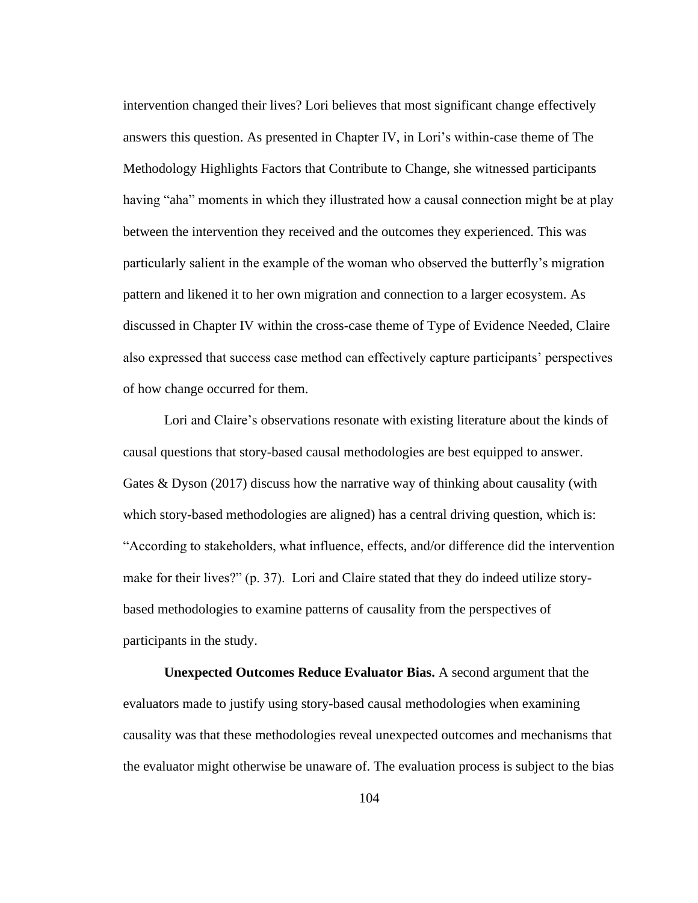intervention changed their lives? Lori believes that most significant change effectively answers this question. As presented in Chapter IV, in Lori's within-case theme of The Methodology Highlights Factors that Contribute to Change, she witnessed participants having "aha" moments in which they illustrated how a causal connection might be at play between the intervention they received and the outcomes they experienced. This was particularly salient in the example of the woman who observed the butterfly's migration pattern and likened it to her own migration and connection to a larger ecosystem. As discussed in Chapter IV within the cross-case theme of Type of Evidence Needed, Claire also expressed that success case method can effectively capture participants' perspectives of how change occurred for them.

Lori and Claire's observations resonate with existing literature about the kinds of causal questions that story-based causal methodologies are best equipped to answer. Gates & Dyson (2017) discuss how the narrative way of thinking about causality (with which story-based methodologies are aligned) has a central driving question, which is: "According to stakeholders, what influence, effects, and/or difference did the intervention make for their lives?" (p. 37). Lori and Claire stated that they do indeed utilize story-based methodologies to examine patterns of causality from the perspectives of participants in the study.

**Unexpected Outcomes Reduce Evaluator Bias.** A second argument that the evaluators made to justify using story-based causal methodologies when examining causality was that these methodologies reveal unexpected outcomes and mechanisms that the evaluator might otherwise be unaware of. The evaluation process is subject to the bias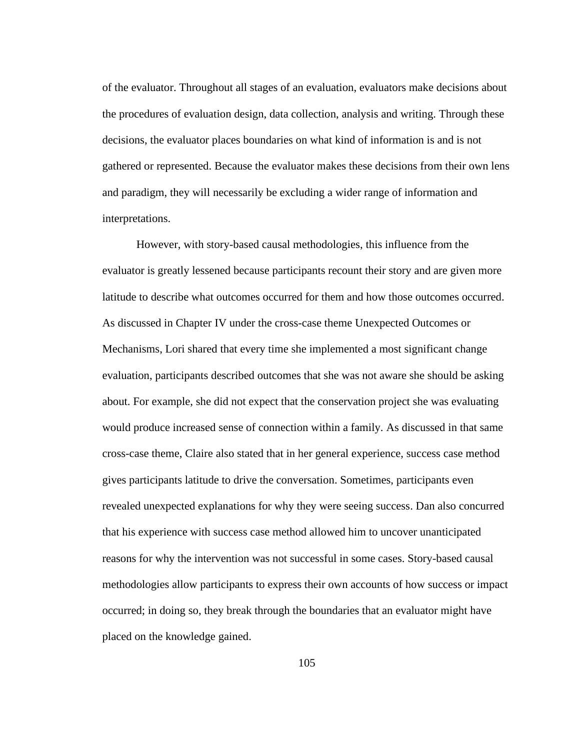of the evaluator. Throughout all stages of an evaluation, evaluators make decisions about the procedures of evaluation design, data collection, analysis and writing. Through these decisions, the evaluator places boundaries on what kind of information is and is not gathered or represented. Because the evaluator makes these decisions from their own lens and paradigm, they will necessarily be excluding a wider range of information and interpretations.

However, with story-based causal methodologies, this influence from the evaluator is greatly lessened because participants recount their story and are given more latitude to describe what outcomes occurred for them and how those outcomes occurred. As discussed in Chapter IV under the cross-case theme Unexpected Outcomes or Mechanisms, Lori shared that every time she implemented a most significant change evaluation, participants described outcomes that she was not aware she should be asking about. For example, she did not expect that the conservation project she was evaluating would produce increased sense of connection within a family. As discussed in that same cross-case theme, Claire also stated that in her general experience, success case method gives participants latitude to drive the conversation. Sometimes, participants even revealed unexpected explanations for why they were seeing success. Dan also concurred that his experience with success case method allowed him to uncover unanticipated reasons for why the intervention was not successful in some cases. Story-based causal methodologies allow participants to express their own accounts of how success or impact occurred; in doing so, they break through the boundaries that an evaluator might have placed on the knowledge gained.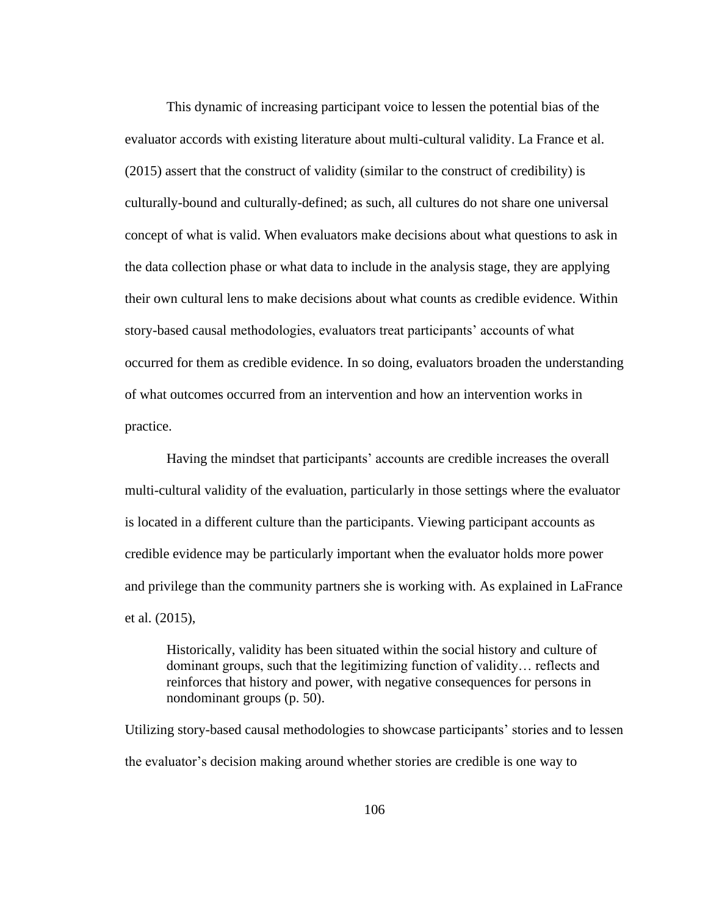This dynamic of increasing participant voice to lessen the potential bias of the evaluator accords with existing literature about multi-cultural validity. La France et al. (2015) assert that the construct of validity (similar to the construct of credibility) is culturally-bound and culturally-defined; as such, all cultures do not share one universal concept of what is valid. When evaluators make decisions about what questions to ask in the data collection phase or what data to include in the analysis stage, they are applying their own cultural lens to make decisions about what counts as credible evidence. Within story-based causal methodologies, evaluators treat participants' accounts of what occurred for them as credible evidence. In so doing, evaluators broaden the understanding of what outcomes occurred from an intervention and how an intervention works in practice.

Having the mindset that participants' accounts are credible increases the overall multi-cultural validity of the evaluation, particularly in those settings where the evaluator is located in a different culture than the participants. Viewing participant accounts as credible evidence may be particularly important when the evaluator holds more power and privilege than the community partners she is working with. As explained in LaFrance et al. (2015),

> Historically, validity has been situated within the social history and culture of dominant groups, such that the legitimizing function of validity… reflects and reinforces that history and power, with negative consequences for persons in nondominant groups (p. 50).

Utilizing story-based causal methodologies to showcase participants' stories and to lessen the evaluator's decision making around whether stories are credible is one way to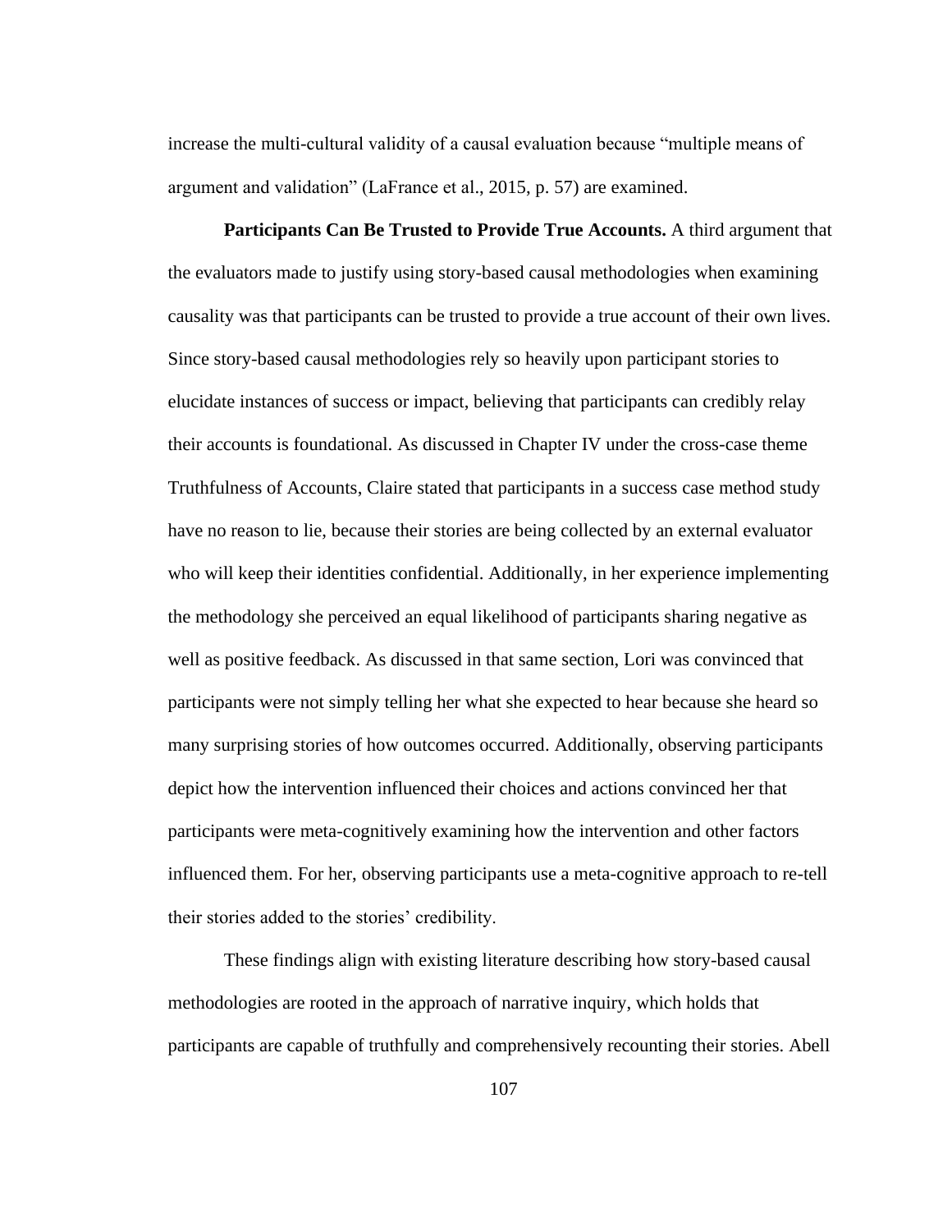increase the multi-cultural validity of a causal evaluation because "multiple means of argument and validation" (LaFrance et al., 2015, p. 57) are examined.

**Participants Can Be Trusted to Provide True Accounts.** A third argument that the evaluators made to justify using story-based causal methodologies when examining causality was that participants can be trusted to provide a true account of their own lives. Since story-based causal methodologies rely so heavily upon participant stories to elucidate instances of success or impact, believing that participants can credibly relay their accounts is foundational. As discussed in Chapter IV under the cross-case theme Truthfulness of Accounts, Claire stated that participants in a success case method study have no reason to lie, because their stories are being collected by an external evaluator who will keep their identities confidential. Additionally, in her experience implementing the methodology she perceived an equal likelihood of participants sharing negative as well as positive feedback. As discussed in that same section, Lori was convinced that participants were not simply telling her what she expected to hear because she heard so many surprising stories of how outcomes occurred. Additionally, observing participants depict how the intervention influenced their choices and actions convinced her that participants were meta-cognitively examining how the intervention and other factors influenced them. For her, observing participants use a meta-cognitive approach to re-tell their stories added to the stories' credibility.

These findings align with existing literature describing how story-based causal methodologies are rooted in the approach of narrative inquiry, which holds that participants are capable of truthfully and comprehensively recounting their stories. Abell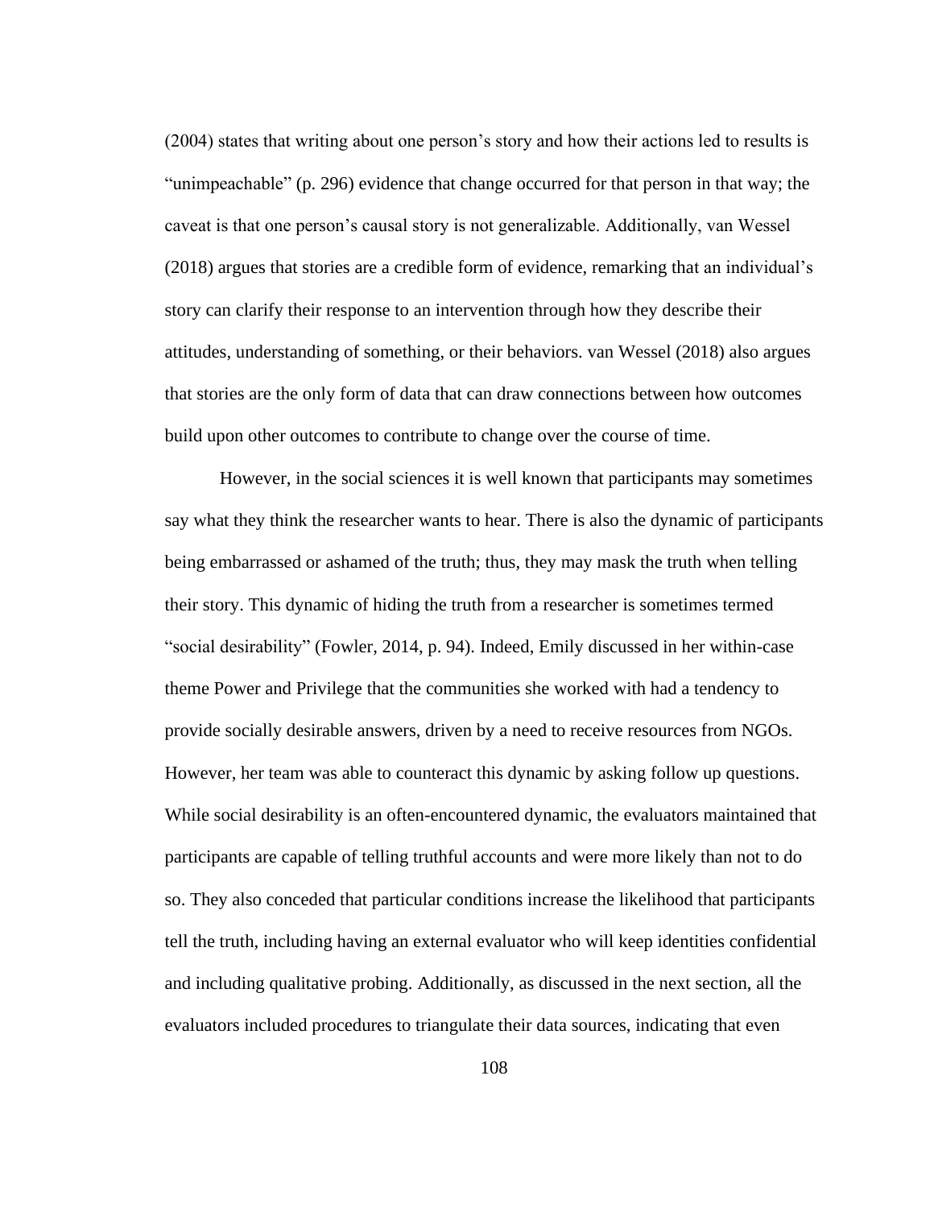(2004) states that writing about one person's story and how their actions led to results is "unimpeachable" (p. 296) evidence that change occurred for that person in that way; the caveat is that one person's causal story is not generalizable. Additionally, van Wessel (2018) argues that stories are a credible form of evidence, remarking that an individual's story can clarify their response to an intervention through how they describe their attitudes, understanding of something, or their behaviors. van Wessel (2018) also argues that stories are the only form of data that can draw connections between how outcomes build upon other outcomes to contribute to change over the course of time.

However, in the social sciences it is well known that participants may sometimes say what they think the researcher wants to hear. There is also the dynamic of participants being embarrassed or ashamed of the truth; thus, they may mask the truth when telling their story. This dynamic of hiding the truth from a researcher is sometimes termed "social desirability" (Fowler, 2014, p. 94). Indeed, Emily discussed in her within-case theme Power and Privilege that the communities she worked with had a tendency to provide socially desirable answers, driven by a need to receive resources from NGOs. However, her team was able to counteract this dynamic by asking follow up questions. While social desirability is an often-encountered dynamic, the evaluators maintained that participants are capable of telling truthful accounts and were more likely than not to do so. They also conceded that particular conditions increase the likelihood that participants tell the truth, including having an external evaluator who will keep identities confidential and including qualitative probing. Additionally, as discussed in the next section, all the evaluators included procedures to triangulate their data sources, indicating that even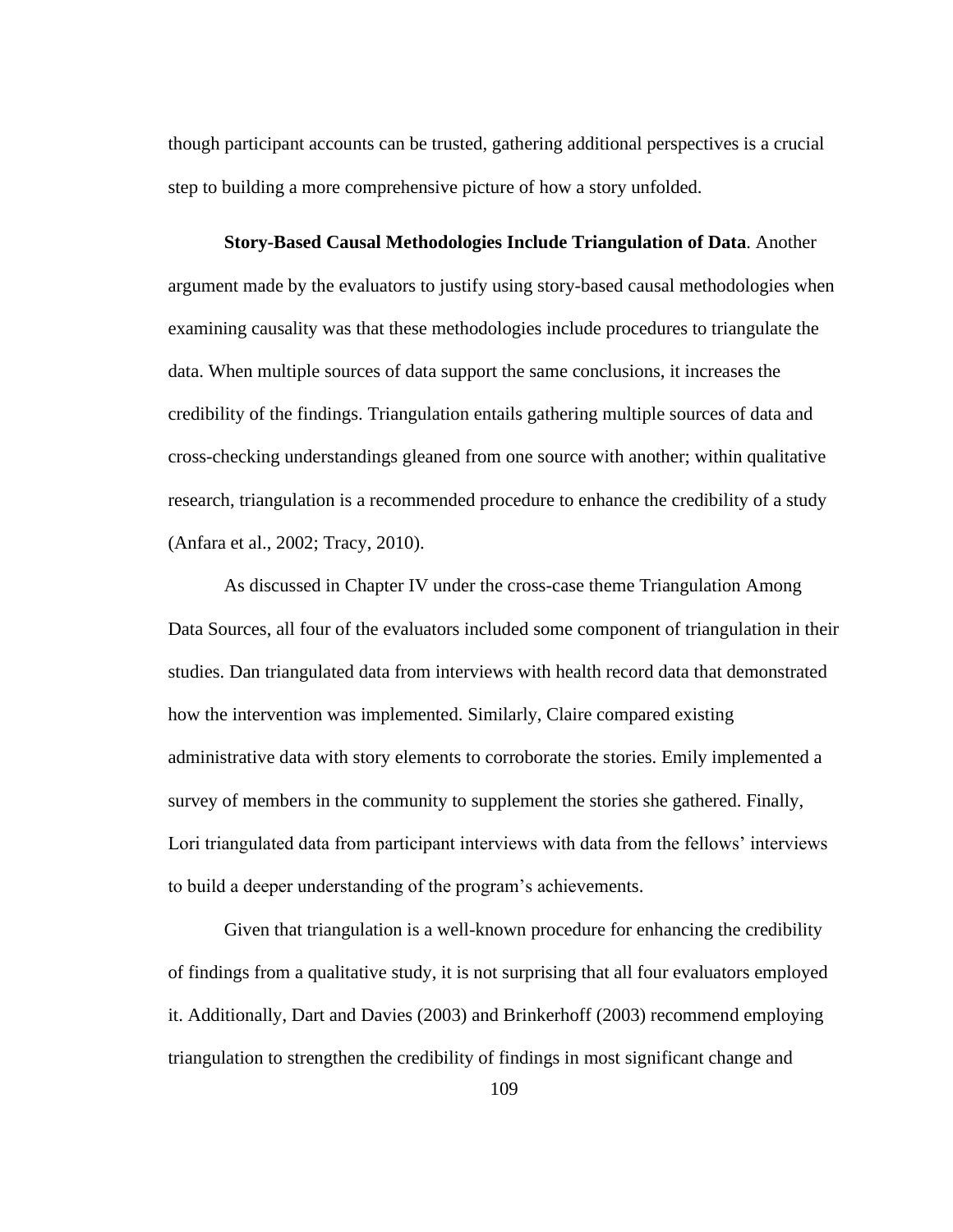though participant accounts can be trusted, gathering additional perspectives is a crucial step to building a more comprehensive picture of how a story unfolded.

**Story-Based Causal Methodologies Include Triangulation of Data**. Another argument made by the evaluators to justify using story-based causal methodologies when examining causality was that these methodologies include procedures to triangulate the data. When multiple sources of data support the same conclusions, it increases the credibility of the findings. Triangulation entails gathering multiple sources of data and cross-checking understandings gleaned from one source with another; within qualitative research, triangulation is a recommended procedure to enhance the credibility of a study (Anfara et al., 2002; Tracy, 2010).

As discussed in Chapter IV under the cross-case theme Triangulation Among Data Sources, all four of the evaluators included some component of triangulation in their studies. Dan triangulated data from interviews with health record data that demonstrated how the intervention was implemented. Similarly, Claire compared existing administrative data with story elements to corroborate the stories. Emily implemented a survey of members in the community to supplement the stories she gathered. Finally, Lori triangulated data from participant interviews with data from the fellows' interviews to build a deeper understanding of the program's achievements.

Given that triangulation is a well-known procedure for enhancing the credibility of findings from a qualitative study, it is not surprising that all four evaluators employed it. Additionally, Dart and Davies (2003) and Brinkerhoff (2003) recommend employing triangulation to strengthen the credibility of findings in most significant change and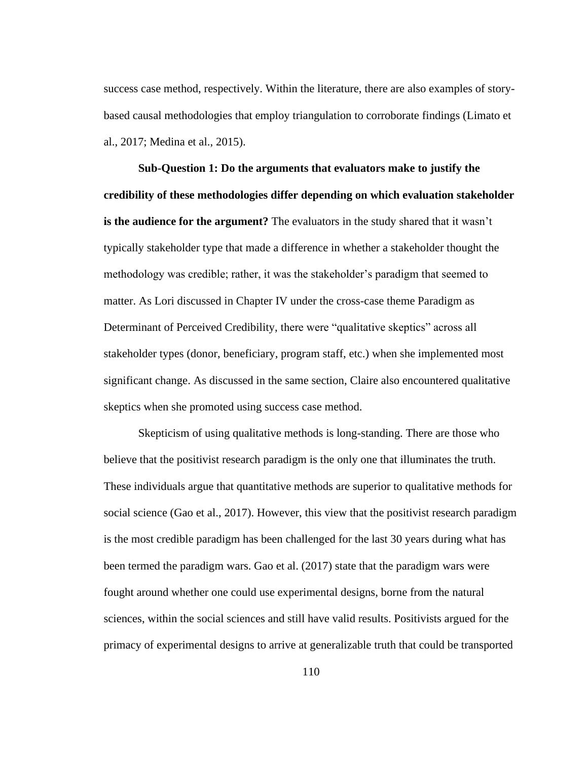success case method, respectively. Within the literature, there are also examples of story-based causal methodologies that employ triangulation to corroborate findings (Limato et al., 2017; Medina et al., 2015).

**Sub-Question 1: Do the arguments that evaluators make to justify the credibility of these methodologies differ depending on which evaluation stakeholder is the audience for the argument?** The evaluators in the study shared that it wasn't typically stakeholder type that made a difference in whether a stakeholder thought the methodology was credible; rather, it was the stakeholder's paradigm that seemed to matter. As Lori discussed in Chapter IV under the cross-case theme Paradigm as Determinant of Perceived Credibility, there were "qualitative skeptics" across all stakeholder types (donor, beneficiary, program staff, etc.) when she implemented most significant change. As discussed in the same section, Claire also encountered qualitative skeptics when she promoted using success case method.

Skepticism of using qualitative methods is long-standing. There are those who believe that the positivist research paradigm is the only one that illuminates the truth. These individuals argue that quantitative methods are superior to qualitative methods for social science (Gao et al., 2017). However, this view that the positivist research paradigm is the most credible paradigm has been challenged for the last 30 years during what has been termed the paradigm wars. Gao et al. (2017) state that the paradigm wars were fought around whether one could use experimental designs, borne from the natural sciences, within the social sciences and still have valid results. Positivists argued for the primacy of experimental designs to arrive at generalizable truth that could be transported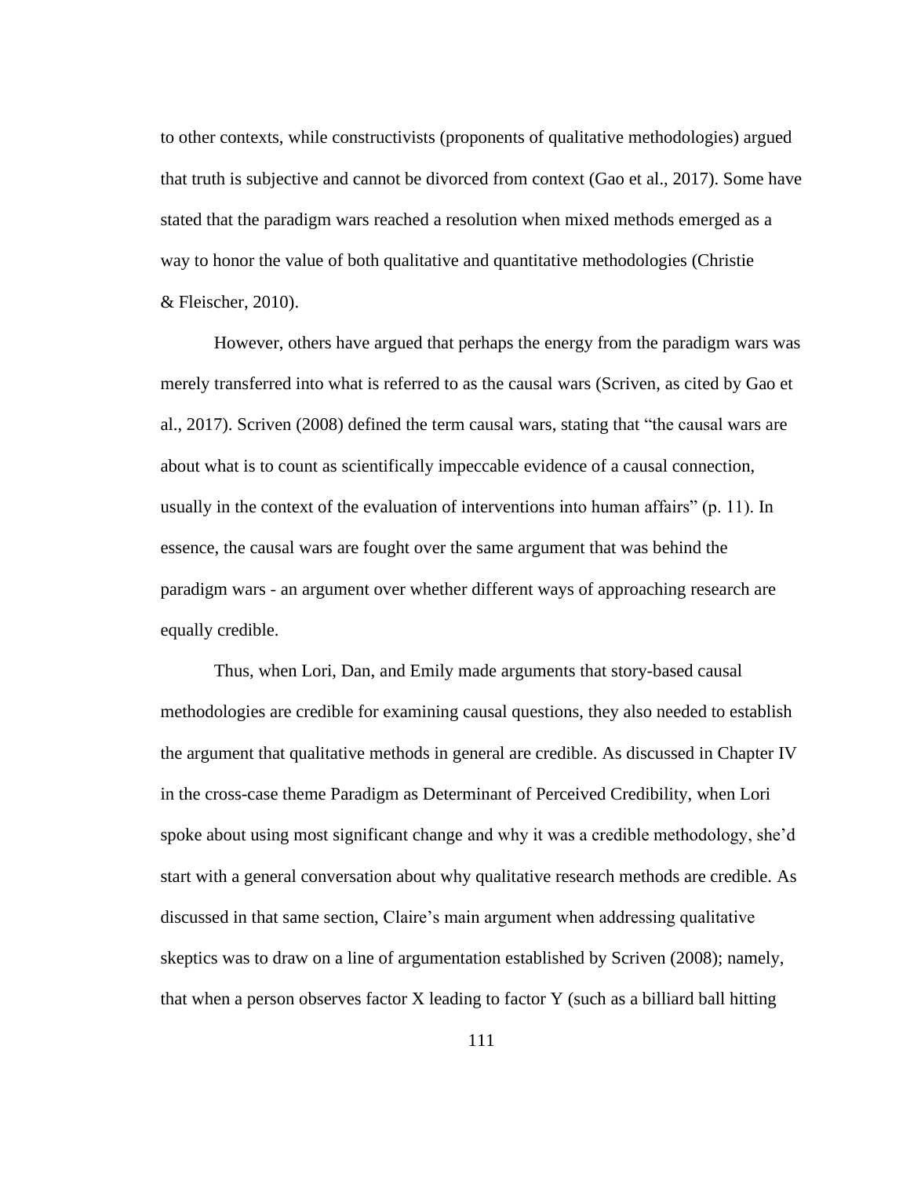to other contexts, while constructivists (proponents of qualitative methodologies) argued that truth is subjective and cannot be divorced from context (Gao et al., 2017). Some have stated that the paradigm wars reached a resolution when mixed methods emerged as a way to honor the value of both qualitative and quantitative methodologies (Christie & Fleischer, 2010).

However, others have argued that perhaps the energy from the paradigm wars was merely transferred into what is referred to as the causal wars (Scriven, as cited by Gao et al., 2017). Scriven (2008) defined the term causal wars, stating that "the causal wars are about what is to count as scientifically impeccable evidence of a causal connection, usually in the context of the evaluation of interventions into human affairs" (p. 11). In essence, the causal wars are fought over the same argument that was behind the paradigm wars - an argument over whether different ways of approaching research are equally credible.

Thus, when Lori, Dan, and Emily made arguments that story-based causal methodologies are credible for examining causal questions, they also needed to establish the argument that qualitative methods in general are credible. As discussed in Chapter IV in the cross-case theme Paradigm as Determinant of Perceived Credibility, when Lori spoke about using most significant change and why it was a credible methodology, she'd start with a general conversation about why qualitative research methods are credible. As discussed in that same section, Claire's main argument when addressing qualitative skeptics was to draw on a line of argumentation established by Scriven (2008); namely, that when a person observes factor X leading to factor Y (such as a billiard ball hitting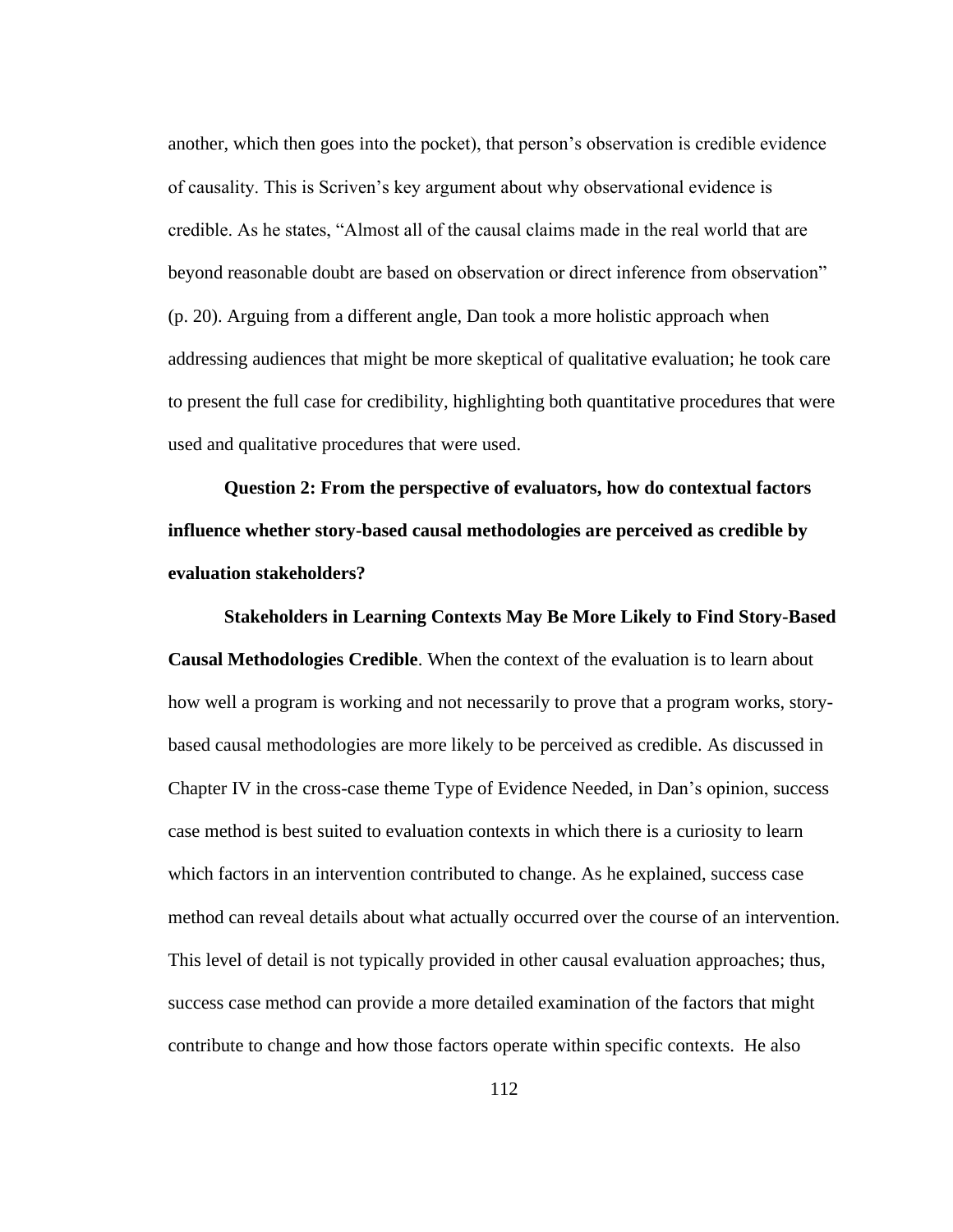another, which then goes into the pocket), that person's observation is credible evidence of causality. This is Scriven's key argument about why observational evidence is credible. As he states, "Almost all of the causal claims made in the real world that are beyond reasonable doubt are based on observation or direct inference from observation" (p. 20). Arguing from a different angle, Dan took a more holistic approach when addressing audiences that might be more skeptical of qualitative evaluation; he took care to present the full case for credibility, highlighting both quantitative procedures that were used and qualitative procedures that were used.

**Question 2: From the perspective of evaluators, how do contextual factors influence whether story-based causal methodologies are perceived as credible by evaluation stakeholders?**

**Stakeholders in Learning Contexts May Be More Likely to Find Story-Based Causal Methodologies Credible**. When the context of the evaluation is to learn about how well a program is working and not necessarily to prove that a program works, story-based causal methodologies are more likely to be perceived as credible. As discussed in Chapter IV in the cross-case theme Type of Evidence Needed, in Dan's opinion, success case method is best suited to evaluation contexts in which there is a curiosity to learn which factors in an intervention contributed to change. As he explained, success case method can reveal details about what actually occurred over the course of an intervention. This level of detail is not typically provided in other causal evaluation approaches; thus, success case method can provide a more detailed examination of the factors that might contribute to change and how those factors operate within specific contexts. He also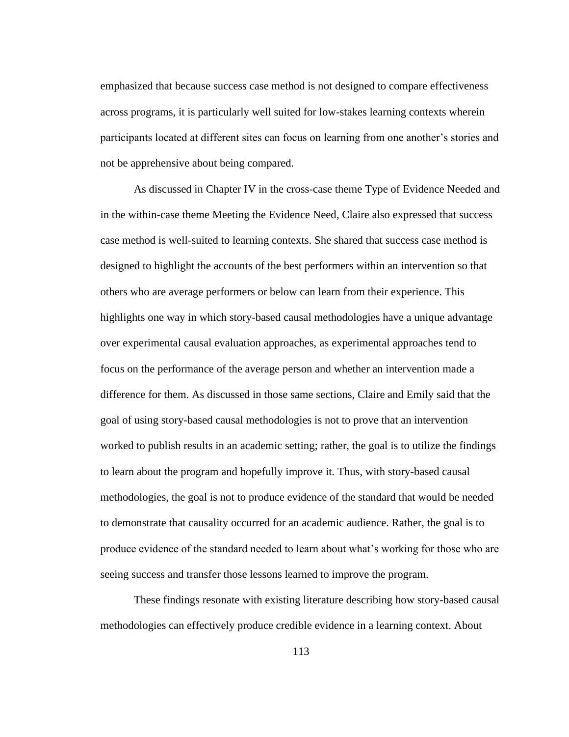emphasized that because success case method is not designed to compare effectiveness across programs, it is particularly well suited for low-stakes learning contexts wherein participants located at different sites can focus on learning from one another's stories and not be apprehensive about being compared.

As discussed in Chapter IV in the cross-case theme Type of Evidence Needed and in the within-case theme Meeting the Evidence Need, Claire also expressed that success case method is well-suited to learning contexts. She shared that success case method is designed to highlight the accounts of the best performers within an intervention so that others who are average performers or below can learn from their experience. This highlights one way in which story-based causal methodologies have a unique advantage over experimental causal evaluation approaches, as experimental approaches tend to focus on the performance of the average person and whether an intervention made a difference for them. As discussed in those same sections, Claire and Emily said that the goal of using story-based causal methodologies is not to prove that an intervention worked to publish results in an academic setting; rather, the goal is to utilize the findings to learn about the program and hopefully improve it. Thus, with story-based causal methodologies, the goal is not to produce evidence of the standard that would be needed to demonstrate that causality occurred for an academic audience. Rather, the goal is to produce evidence of the standard needed to learn about what's working for those who are seeing success and transfer those lessons learned to improve the program.

These findings resonate with existing literature describing how story-based causal methodologies can effectively produce credible evidence in a learning context. About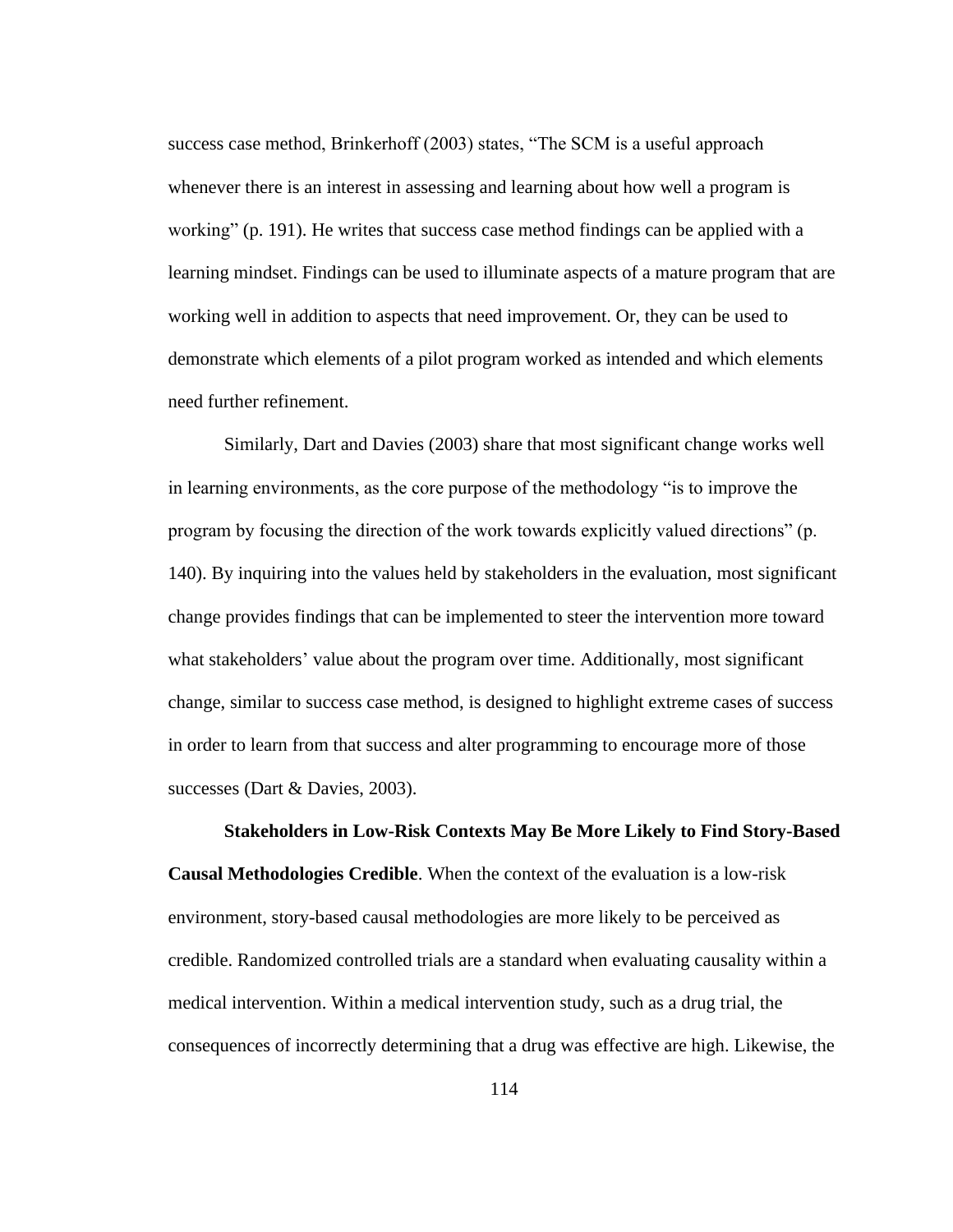success case method, Brinkerhoff (2003) states, "The SCM is a useful approach whenever there is an interest in assessing and learning about how well a program is working" (p. 191). He writes that success case method findings can be applied with a learning mindset. Findings can be used to illuminate aspects of a mature program that are working well in addition to aspects that need improvement. Or, they can be used to demonstrate which elements of a pilot program worked as intended and which elements need further refinement.

Similarly, Dart and Davies (2003) share that most significant change works well in learning environments, as the core purpose of the methodology "is to improve the program by focusing the direction of the work towards explicitly valued directions" (p. 140). By inquiring into the values held by stakeholders in the evaluation, most significant change provides findings that can be implemented to steer the intervention more toward what stakeholders' value about the program over time. Additionally, most significant change, similar to success case method, is designed to highlight extreme cases of success in order to learn from that success and alter programming to encourage more of those successes (Dart & Davies, 2003).

**Stakeholders in Low-Risk Contexts May Be More Likely to Find Story-Based Causal Methodologies Credible**. When the context of the evaluation is a low-risk environment, story-based causal methodologies are more likely to be perceived as credible. Randomized controlled trials are a standard when evaluating causality within a medical intervention. Within a medical intervention study, such as a drug trial, the consequences of incorrectly determining that a drug was effective are high. Likewise, the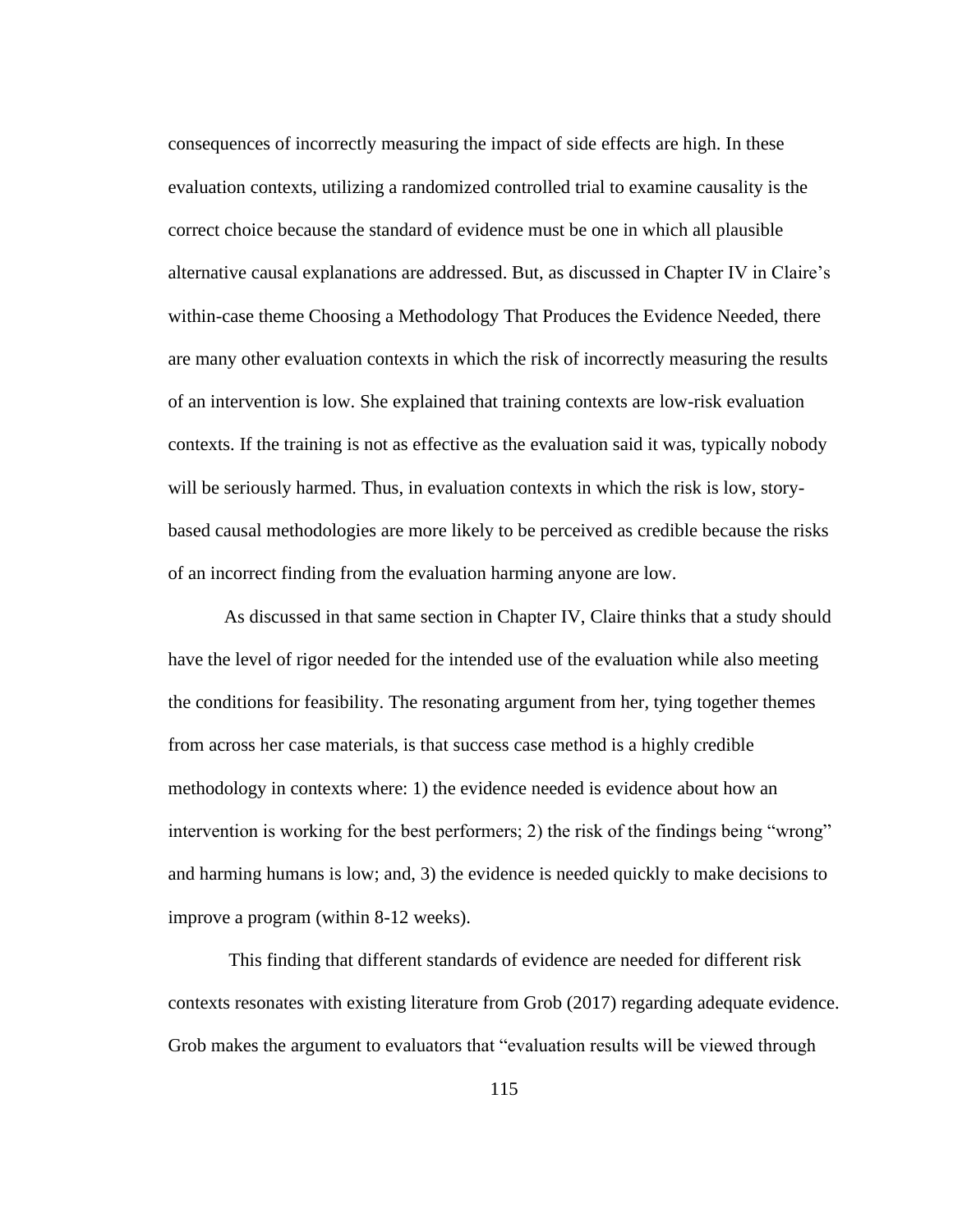consequences of incorrectly measuring the impact of side effects are high. In these evaluation contexts, utilizing a randomized controlled trial to examine causality is the correct choice because the standard of evidence must be one in which all plausible alternative causal explanations are addressed. But, as discussed in Chapter IV in Claire's within-case theme Choosing a Methodology That Produces the Evidence Needed, there are many other evaluation contexts in which the risk of incorrectly measuring the results of an intervention is low. She explained that training contexts are low-risk evaluation contexts. If the training is not as effective as the evaluation said it was, typically nobody will be seriously harmed. Thus, in evaluation contexts in which the risk is low, story-based causal methodologies are more likely to be perceived as credible because the risks of an incorrect finding from the evaluation harming anyone are low.

As discussed in that same section in Chapter IV, Claire thinks that a study should have the level of rigor needed for the intended use of the evaluation while also meeting the conditions for feasibility. The resonating argument from her, tying together themes from across her case materials, is that success case method is a highly credible methodology in contexts where: 1) the evidence needed is evidence about how an intervention is working for the best performers; 2) the risk of the findings being "wrong" and harming humans is low; and, 3) the evidence is needed quickly to make decisions to improve a program (within 8-12 weeks).

This finding that different standards of evidence are needed for different risk contexts resonates with existing literature from Grob (2017) regarding adequate evidence. Grob makes the argument to evaluators that "evaluation results will be viewed through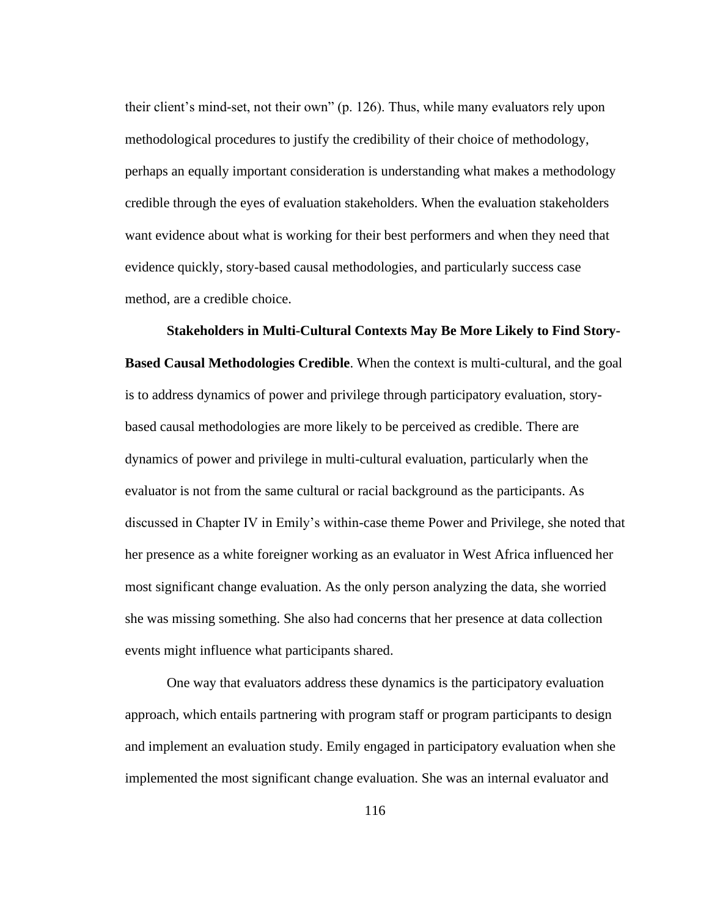their client's mind-set, not their own" (p. 126). Thus, while many evaluators rely upon methodological procedures to justify the credibility of their choice of methodology, perhaps an equally important consideration is understanding what makes a methodology credible through the eyes of evaluation stakeholders. When the evaluation stakeholders want evidence about what is working for their best performers and when they need that evidence quickly, story-based causal methodologies, and particularly success case method, are a credible choice.

**Stakeholders in Multi-Cultural Contexts May Be More Likely to Find Story-Based Causal Methodologies Credible**. When the context is multi-cultural, and the goal is to address dynamics of power and privilege through participatory evaluation, story-based causal methodologies are more likely to be perceived as credible. There are dynamics of power and privilege in multi-cultural evaluation, particularly when the evaluator is not from the same cultural or racial background as the participants. As discussed in Chapter IV in Emily's within-case theme Power and Privilege, she noted that her presence as a white foreigner working as an evaluator in West Africa influenced her most significant change evaluation. As the only person analyzing the data, she worried she was missing something. She also had concerns that her presence at data collection events might influence what participants shared.

One way that evaluators address these dynamics is the participatory evaluation approach, which entails partnering with program staff or program participants to design and implement an evaluation study. Emily engaged in participatory evaluation when she implemented the most significant change evaluation. She was an internal evaluator and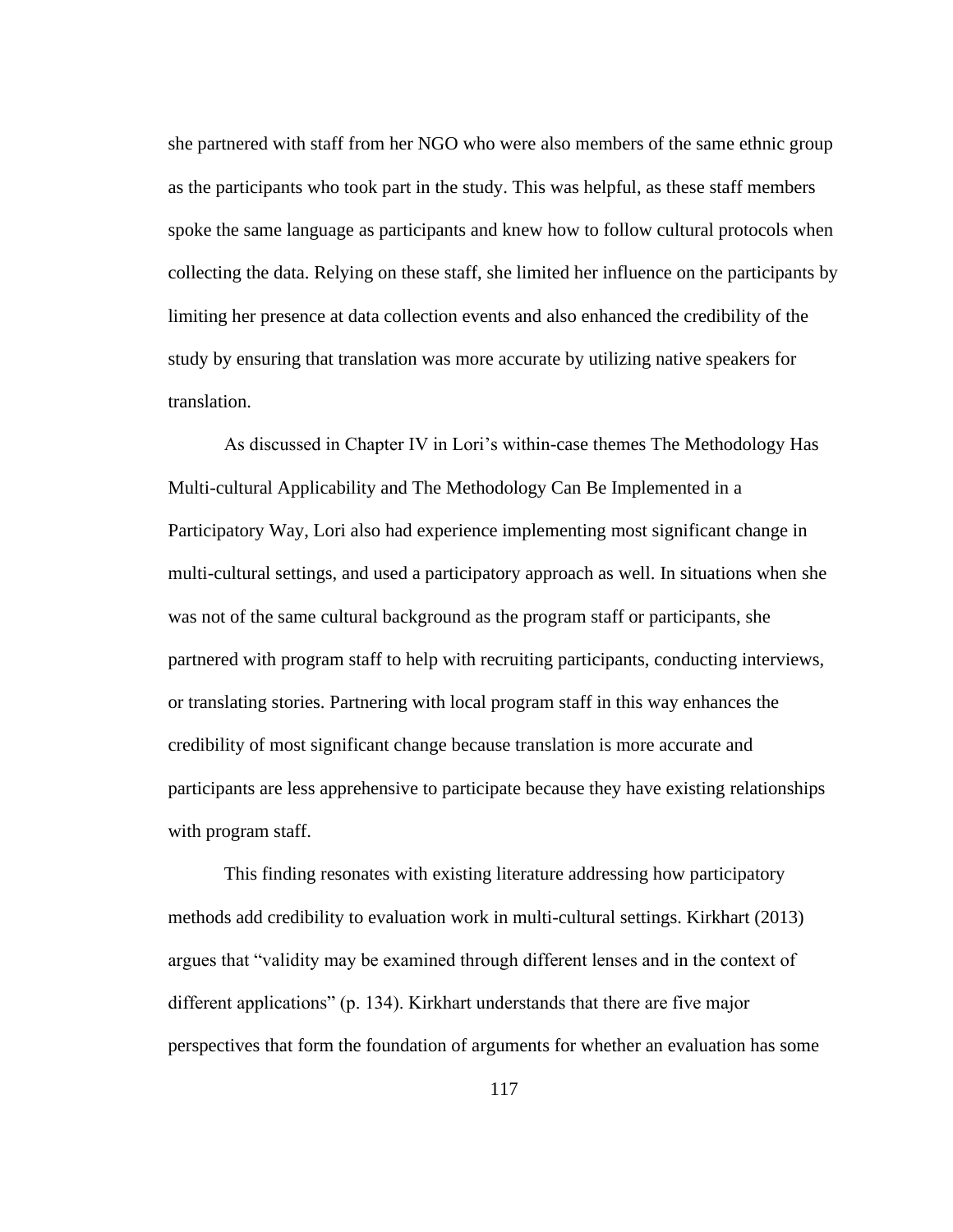she partnered with staff from her NGO who were also members of the same ethnic group as the participants who took part in the study. This was helpful, as these staff members spoke the same language as participants and knew how to follow cultural protocols when collecting the data. Relying on these staff, she limited her influence on the participants by limiting her presence at data collection events and also enhanced the credibility of the study by ensuring that translation was more accurate by utilizing native speakers for translation.

As discussed in Chapter IV in Lori's within-case themes The Methodology Has Multi-cultural Applicability and The Methodology Can Be Implemented in a Participatory Way, Lori also had experience implementing most significant change in multi-cultural settings, and used a participatory approach as well. In situations when she was not of the same cultural background as the program staff or participants, she partnered with program staff to help with recruiting participants, conducting interviews, or translating stories. Partnering with local program staff in this way enhances the credibility of most significant change because translation is more accurate and participants are less apprehensive to participate because they have existing relationships with program staff.

This finding resonates with existing literature addressing how participatory methods add credibility to evaluation work in multi-cultural settings. Kirkhart (2013) argues that "validity may be examined through different lenses and in the context of different applications" (p. 134). Kirkhart understands that there are five major perspectives that form the foundation of arguments for whether an evaluation has some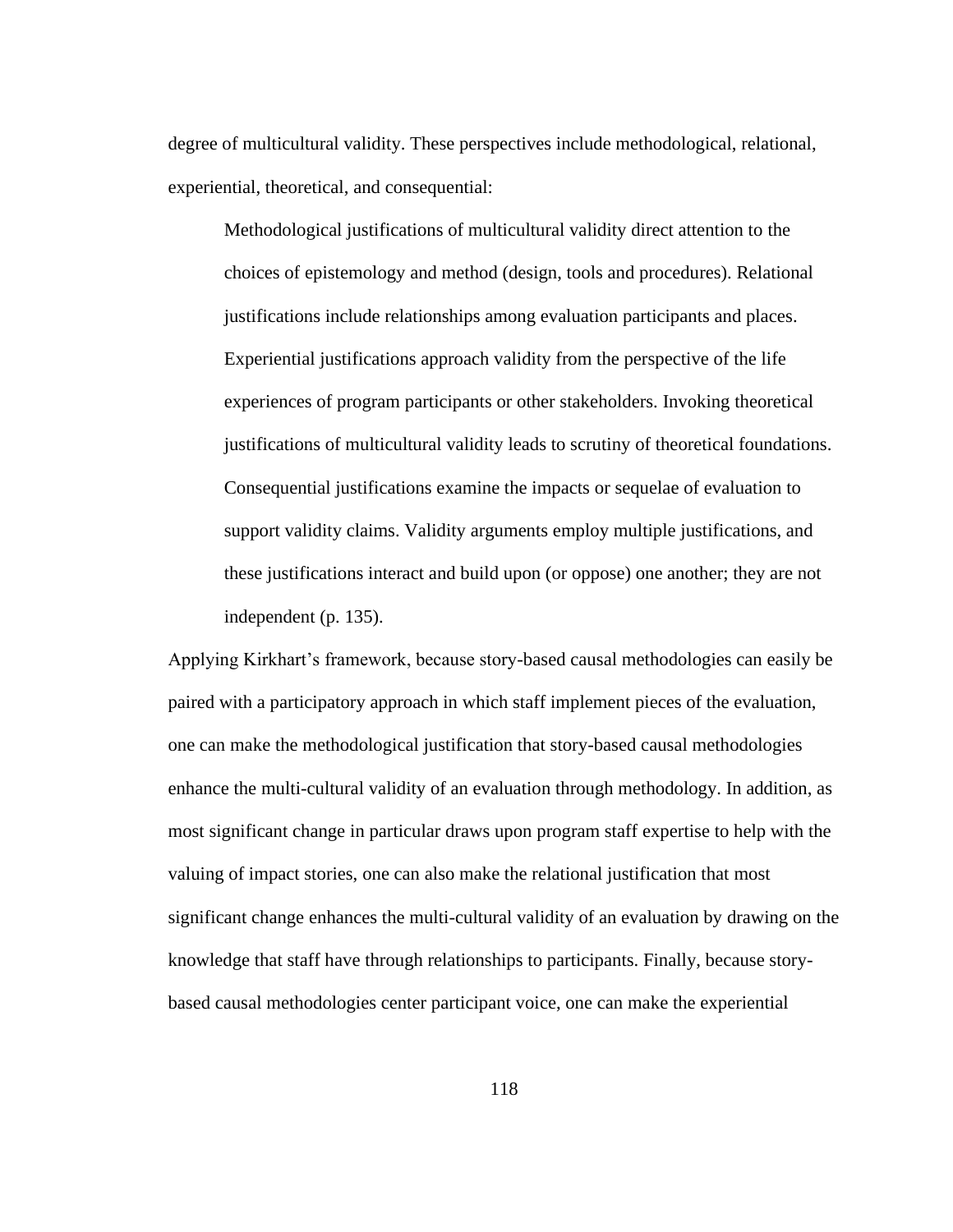degree of multicultural validity. These perspectives include methodological, relational, experiential, theoretical, and consequential:

> Methodological justifications of multicultural validity direct attention to the choices of epistemology and method (design, tools and procedures). Relational justifications include relationships among evaluation participants and places. Experiential justifications approach validity from the perspective of the life experiences of program participants or other stakeholders. Invoking theoretical justifications of multicultural validity leads to scrutiny of theoretical foundations. Consequential justifications examine the impacts or sequelae of evaluation to support validity claims. Validity arguments employ multiple justifications, and these justifications interact and build upon (or oppose) one another; they are not independent (p. 135).

Applying Kirkhart's framework, because story-based causal methodologies can easily be paired with a participatory approach in which staff implement pieces of the evaluation, one can make the methodological justification that story-based causal methodologies enhance the multi-cultural validity of an evaluation through methodology. In addition, as most significant change in particular draws upon program staff expertise to help with the valuing of impact stories, one can also make the relational justification that most significant change enhances the multi-cultural validity of an evaluation by drawing on the knowledge that staff have through relationships to participants. Finally, because story-based causal methodologies center participant voice, one can make the experiential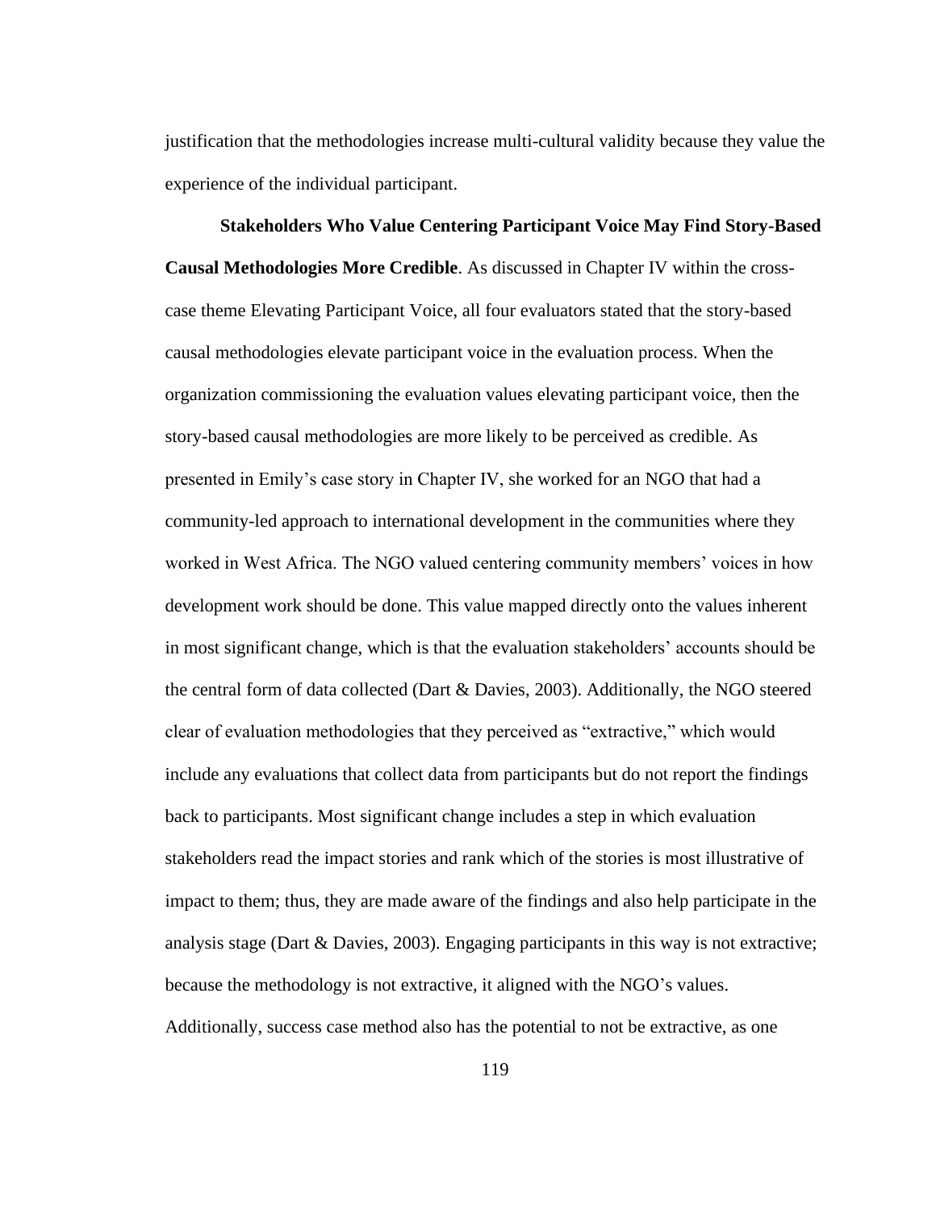justification that the methodologies increase multi-cultural validity because they value the experience of the individual participant.

**Stakeholders Who Value Centering Participant Voice May Find Story-Based Causal Methodologies More Credible**. As discussed in Chapter IV within the cross-case theme Elevating Participant Voice, all four evaluators stated that the story-based causal methodologies elevate participant voice in the evaluation process. When the organization commissioning the evaluation values elevating participant voice, then the story-based causal methodologies are more likely to be perceived as credible. As presented in Emily's case story in Chapter IV, she worked for an NGO that had a community-led approach to international development in the communities where they worked in West Africa. The NGO valued centering community members' voices in how development work should be done. This value mapped directly onto the values inherent in most significant change, which is that the evaluation stakeholders' accounts should be the central form of data collected (Dart & Davies, 2003). Additionally, the NGO steered clear of evaluation methodologies that they perceived as "extractive," which would include any evaluations that collect data from participants but do not report the findings back to participants. Most significant change includes a step in which evaluation stakeholders read the impact stories and rank which of the stories is most illustrative of impact to them; thus, they are made aware of the findings and also help participate in the analysis stage (Dart & Davies, 2003). Engaging participants in this way is not extractive; because the methodology is not extractive, it aligned with the NGO's values. Additionally, success case method also has the potential to not be extractive, as one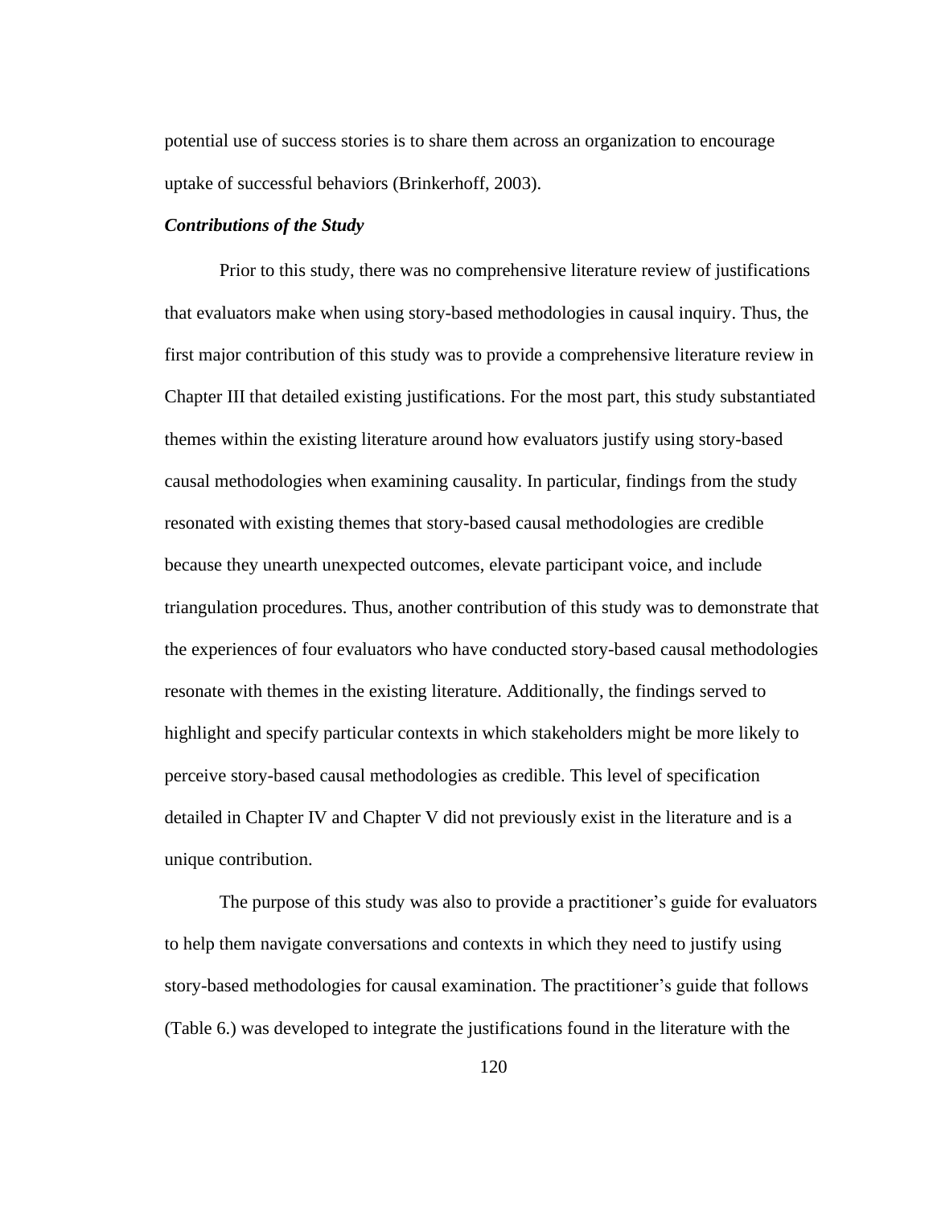potential use of success stories is to share them across an organization to encourage uptake of successful behaviors (Brinkerhoff, 2003).

### *Contributions of the Study*

Prior to this study, there was no comprehensive literature review of justifications that evaluators make when using story-based methodologies in causal inquiry. Thus, the first major contribution of this study was to provide a comprehensive literature review in Chapter III that detailed existing justifications. For the most part, this study substantiated themes within the existing literature around how evaluators justify using story-based causal methodologies when examining causality. In particular, findings from the study resonated with existing themes that story-based causal methodologies are credible because they unearth unexpected outcomes, elevate participant voice, and include triangulation procedures. Thus, another contribution of this study was to demonstrate that the experiences of four evaluators who have conducted story-based causal methodologies resonate with themes in the existing literature. Additionally, the findings served to highlight and specify particular contexts in which stakeholders might be more likely to perceive story-based causal methodologies as credible. This level of specification detailed in Chapter IV and Chapter V did not previously exist in the literature and is a unique contribution.

The purpose of this study was also to provide a practitioner's guide for evaluators to help them navigate conversations and contexts in which they need to justify using story-based methodologies for causal examination. The practitioner's guide that follows (Table 6.) was developed to integrate the justifications found in the literature with the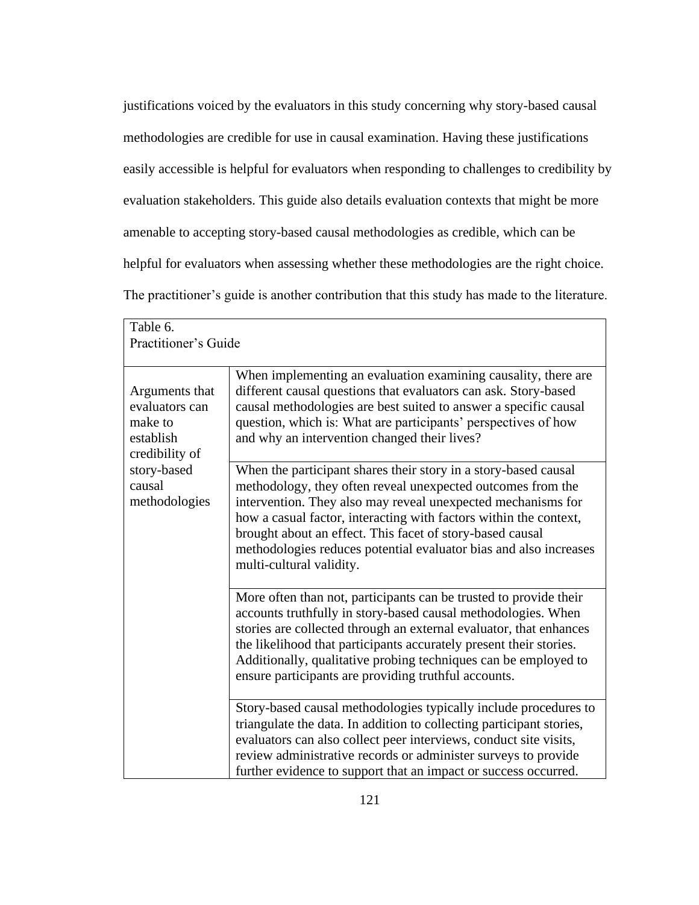justifications voiced by the evaluators in this study concerning why story-based causal methodologies are credible for use in causal examination. Having these justifications easily accessible is helpful for evaluators when responding to challenges to credibility by evaluation stakeholders. This guide also details evaluation contexts that might be more amenable to accepting story-based causal methodologies as credible, which can be helpful for evaluators when assessing whether these methodologies are the right choice. The practitioner's guide is another contribution that this study has made to the literature.

Table 6.
Practitioner's Guide

| | |
|---|---|
| Arguments that evaluators can make to establish credibility of story-based causal methodologies | When implementing an evaluation examining causality, there are different causal questions that evaluators can ask. Story-based causal methodologies are best suited to answer a specific causal question, which is: What are participants' perspectives of how and why an intervention changed their lives? |
| | When the participant shares their story in a story-based causal methodology, they often reveal unexpected outcomes from the intervention. They also may reveal unexpected mechanisms for how a casual factor, interacting with factors within the context, brought about an effect. This facet of story-based causal methodologies reduces potential evaluator bias and also increases multi-cultural validity. |
| | More often than not, participants can be trusted to provide their accounts truthfully in story-based causal methodologies. When stories are collected through an external evaluator, that enhances the likelihood that participants accurately present their stories. Additionally, qualitative probing techniques can be employed to ensure participants are providing truthful accounts. |
| | Story-based causal methodologies typically include procedures to triangulate the data. In addition to collecting participant stories, evaluators can also collect peer interviews, conduct site visits, review administrative records or administer surveys to provide further evidence to support that an impact or success occurred. |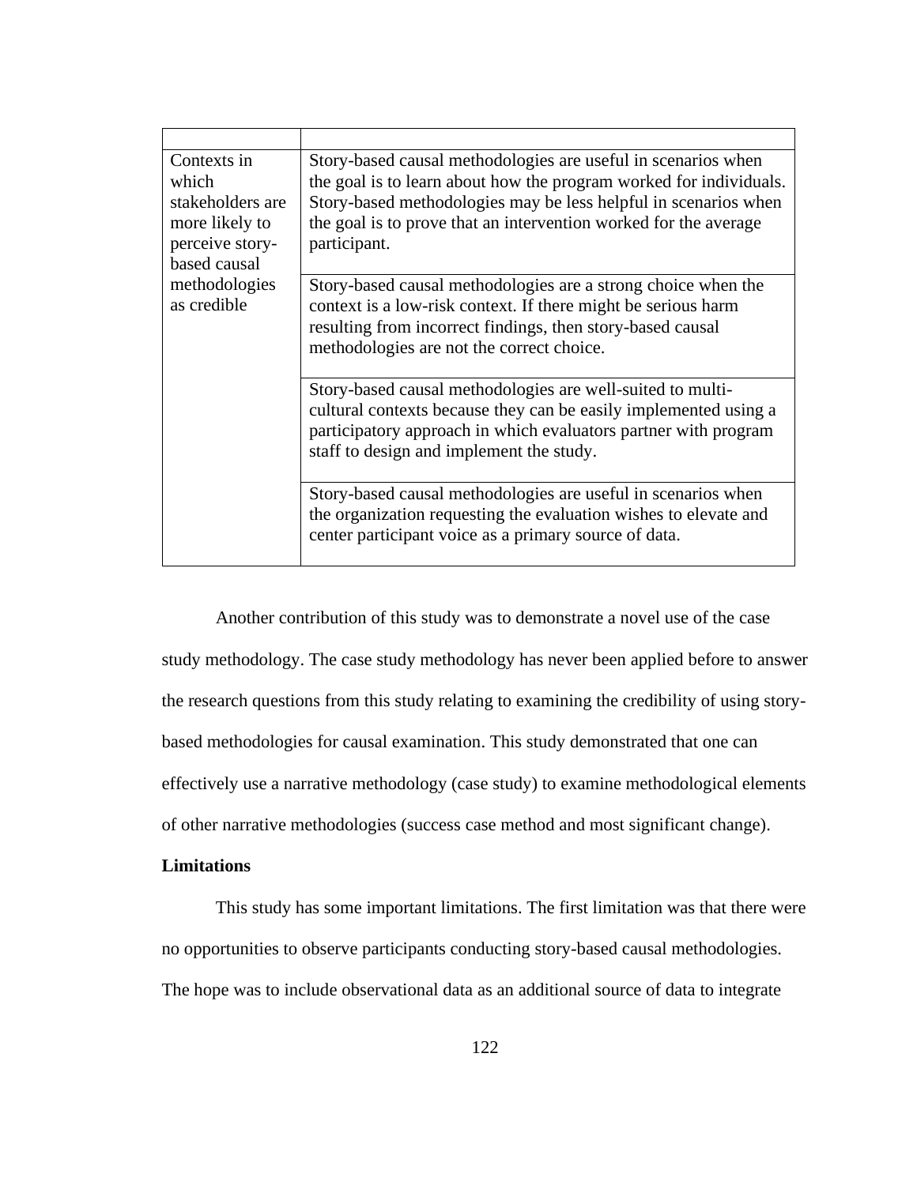| | |
|---|---|
| Contexts in which stakeholders are more likely to perceive story-based causal methodologies as credible | Story-based causal methodologies are useful in scenarios when the goal is to learn about how the program worked for individuals. Story-based methodologies may be less helpful in scenarios when the goal is to prove that an intervention worked for the average participant. |
| | Story-based causal methodologies are a strong choice when the context is a low-risk context. If there might be serious harm resulting from incorrect findings, then story-based causal methodologies are not the correct choice. |
| | Story-based causal methodologies are well-suited to multi-cultural contexts because they can be easily implemented using a participatory approach in which evaluators partner with program staff to design and implement the study. |
| | Story-based causal methodologies are useful in scenarios when the organization requesting the evaluation wishes to elevate and center participant voice as a primary source of data. |

Another contribution of this study was to demonstrate a novel use of the case study methodology. The case study methodology has never been applied before to answer the research questions from this study relating to examining the credibility of using story-based methodologies for causal examination. This study demonstrated that one can effectively use a narrative methodology (case study) to examine methodological elements of other narrative methodologies (success case method and most significant change).

**Limitations**

This study has some important limitations. The first limitation was that there were no opportunities to observe participants conducting story-based causal methodologies. The hope was to include observational data as an additional source of data to integrate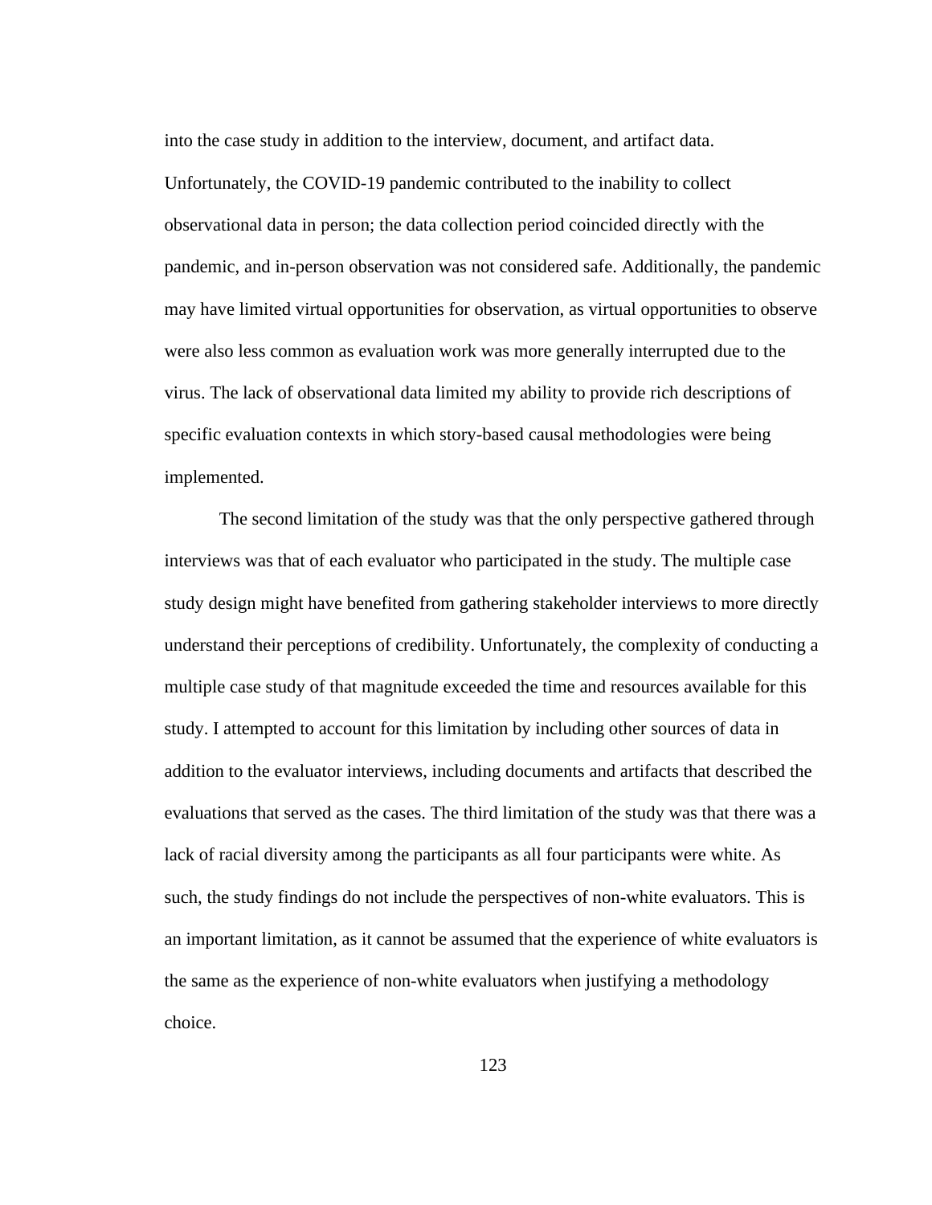into the case study in addition to the interview, document, and artifact data. Unfortunately, the COVID-19 pandemic contributed to the inability to collect observational data in person; the data collection period coincided directly with the pandemic, and in-person observation was not considered safe. Additionally, the pandemic may have limited virtual opportunities for observation, as virtual opportunities to observe were also less common as evaluation work was more generally interrupted due to the virus. The lack of observational data limited my ability to provide rich descriptions of specific evaluation contexts in which story-based causal methodologies were being implemented.

The second limitation of the study was that the only perspective gathered through interviews was that of each evaluator who participated in the study. The multiple case study design might have benefited from gathering stakeholder interviews to more directly understand their perceptions of credibility. Unfortunately, the complexity of conducting a multiple case study of that magnitude exceeded the time and resources available for this study. I attempted to account for this limitation by including other sources of data in addition to the evaluator interviews, including documents and artifacts that described the evaluations that served as the cases. The third limitation of the study was that there was a lack of racial diversity among the participants as all four participants were white. As such, the study findings do not include the perspectives of non-white evaluators. This is an important limitation, as it cannot be assumed that the experience of white evaluators is the same as the experience of non-white evaluators when justifying a methodology choice.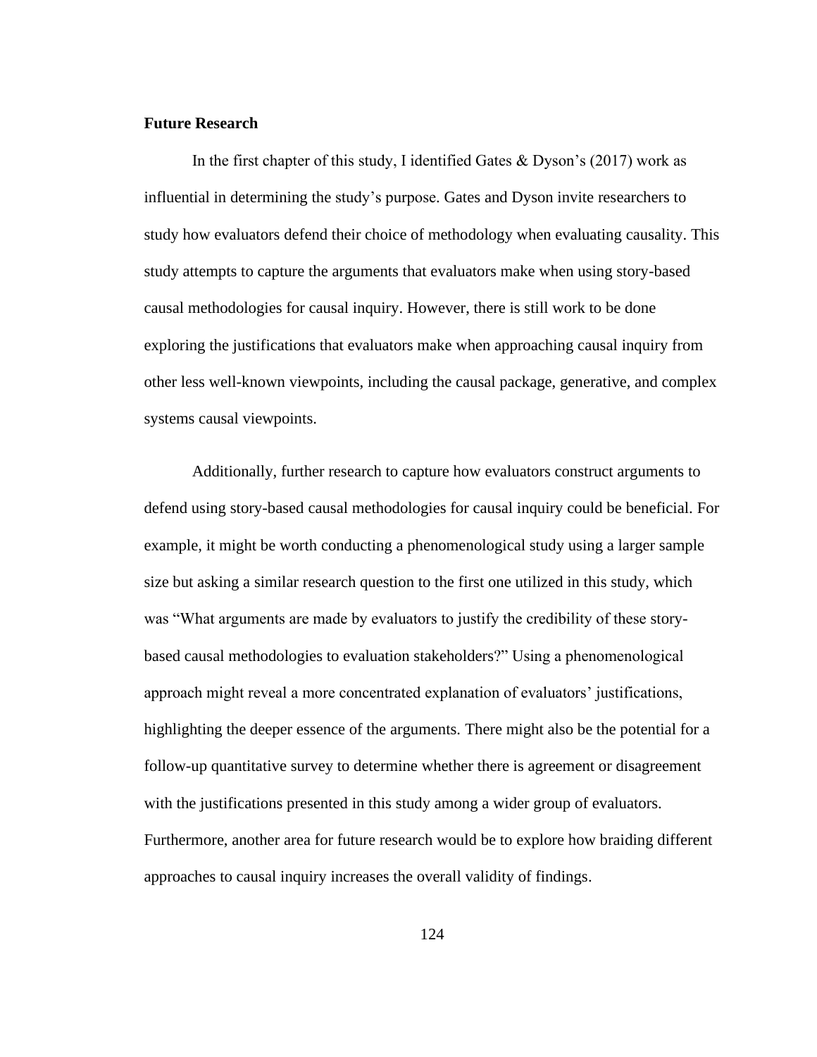## Future Research

In the first chapter of this study, I identified Gates & Dyson's (2017) work as influential in determining the study's purpose. Gates and Dyson invite researchers to study how evaluators defend their choice of methodology when evaluating causality. This study attempts to capture the arguments that evaluators make when using story-based causal methodologies for causal inquiry. However, there is still work to be done exploring the justifications that evaluators make when approaching causal inquiry from other less well-known viewpoints, including the causal package, generative, and complex systems causal viewpoints.

Additionally, further research to capture how evaluators construct arguments to defend using story-based causal methodologies for causal inquiry could be beneficial. For example, it might be worth conducting a phenomenological study using a larger sample size but asking a similar research question to the first one utilized in this study, which was "What arguments are made by evaluators to justify the credibility of these story-based causal methodologies to evaluation stakeholders?" Using a phenomenological approach might reveal a more concentrated explanation of evaluators' justifications, highlighting the deeper essence of the arguments. There might also be the potential for a follow-up quantitative survey to determine whether there is agreement or disagreement with the justifications presented in this study among a wider group of evaluators. Furthermore, another area for future research would be to explore how braiding different approaches to causal inquiry increases the overall validity of findings.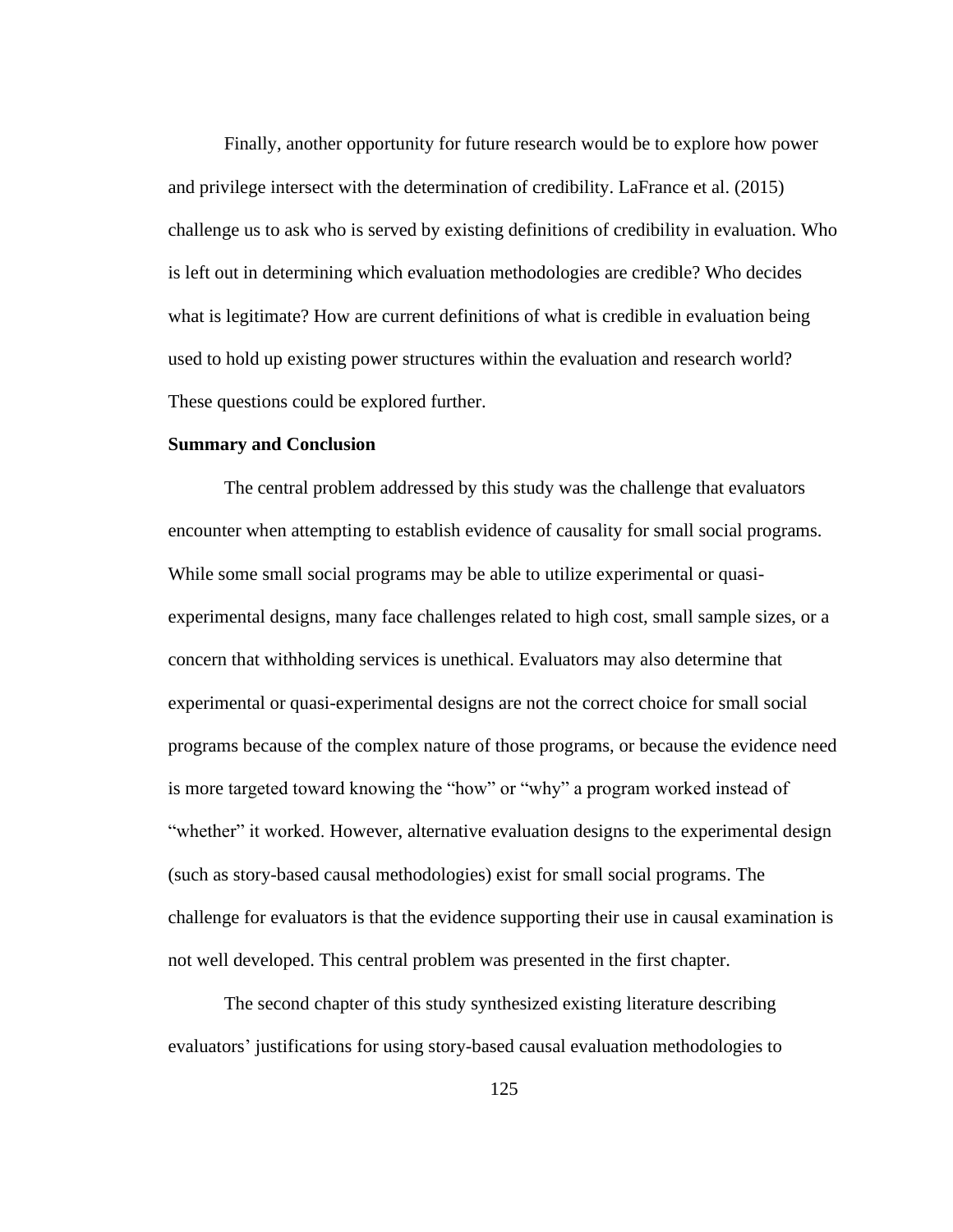Finally, another opportunity for future research would be to explore how power and privilege intersect with the determination of credibility. LaFrance et al. (2015) challenge us to ask who is served by existing definitions of credibility in evaluation. Who is left out in determining which evaluation methodologies are credible? Who decides what is legitimate? How are current definitions of what is credible in evaluation being used to hold up existing power structures within the evaluation and research world? These questions could be explored further.

**Summary and Conclusion**

The central problem addressed by this study was the challenge that evaluators encounter when attempting to establish evidence of causality for small social programs. While some small social programs may be able to utilize experimental or quasi-experimental designs, many face challenges related to high cost, small sample sizes, or a concern that withholding services is unethical. Evaluators may also determine that experimental or quasi-experimental designs are not the correct choice for small social programs because of the complex nature of those programs, or because the evidence need is more targeted toward knowing the "how" or "why" a program worked instead of "whether" it worked. However, alternative evaluation designs to the experimental design (such as story-based causal methodologies) exist for small social programs. The challenge for evaluators is that the evidence supporting their use in causal examination is not well developed. This central problem was presented in the first chapter.

The second chapter of this study synthesized existing literature describing evaluators' justifications for using story-based causal evaluation methodologies to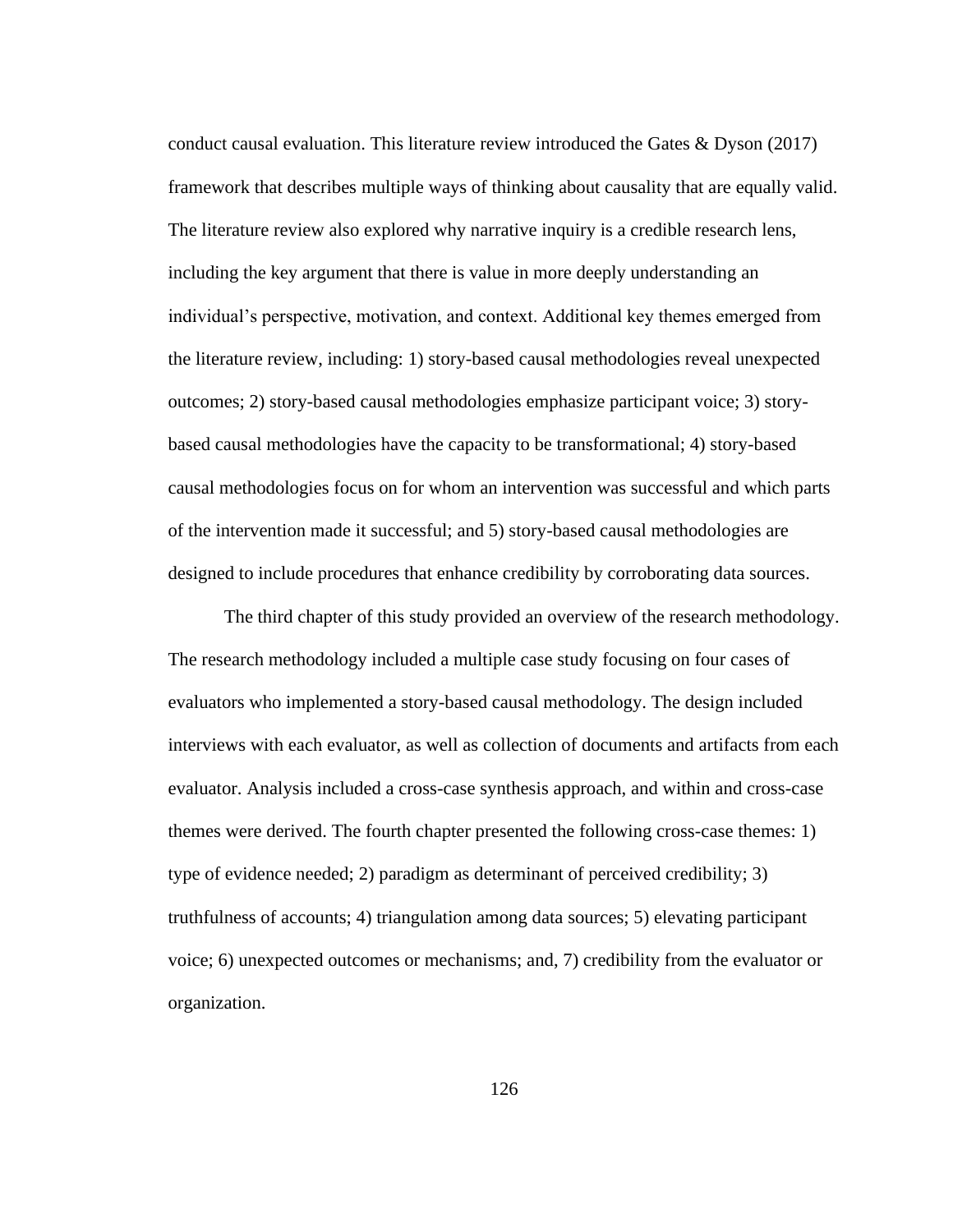conduct causal evaluation. This literature review introduced the Gates & Dyson (2017) framework that describes multiple ways of thinking about causality that are equally valid. The literature review also explored why narrative inquiry is a credible research lens, including the key argument that there is value in more deeply understanding an individual's perspective, motivation, and context. Additional key themes emerged from the literature review, including: 1) story-based causal methodologies reveal unexpected outcomes; 2) story-based causal methodologies emphasize participant voice; 3) story-based causal methodologies have the capacity to be transformational; 4) story-based causal methodologies focus on for whom an intervention was successful and which parts of the intervention made it successful; and 5) story-based causal methodologies are designed to include procedures that enhance credibility by corroborating data sources.

The third chapter of this study provided an overview of the research methodology. The research methodology included a multiple case study focusing on four cases of evaluators who implemented a story-based causal methodology. The design included interviews with each evaluator, as well as collection of documents and artifacts from each evaluator. Analysis included a cross-case synthesis approach, and within and cross-case themes were derived. The fourth chapter presented the following cross-case themes: 1) type of evidence needed; 2) paradigm as determinant of perceived credibility; 3) truthfulness of accounts; 4) triangulation among data sources; 5) elevating participant voice; 6) unexpected outcomes or mechanisms; and, 7) credibility from the evaluator or organization.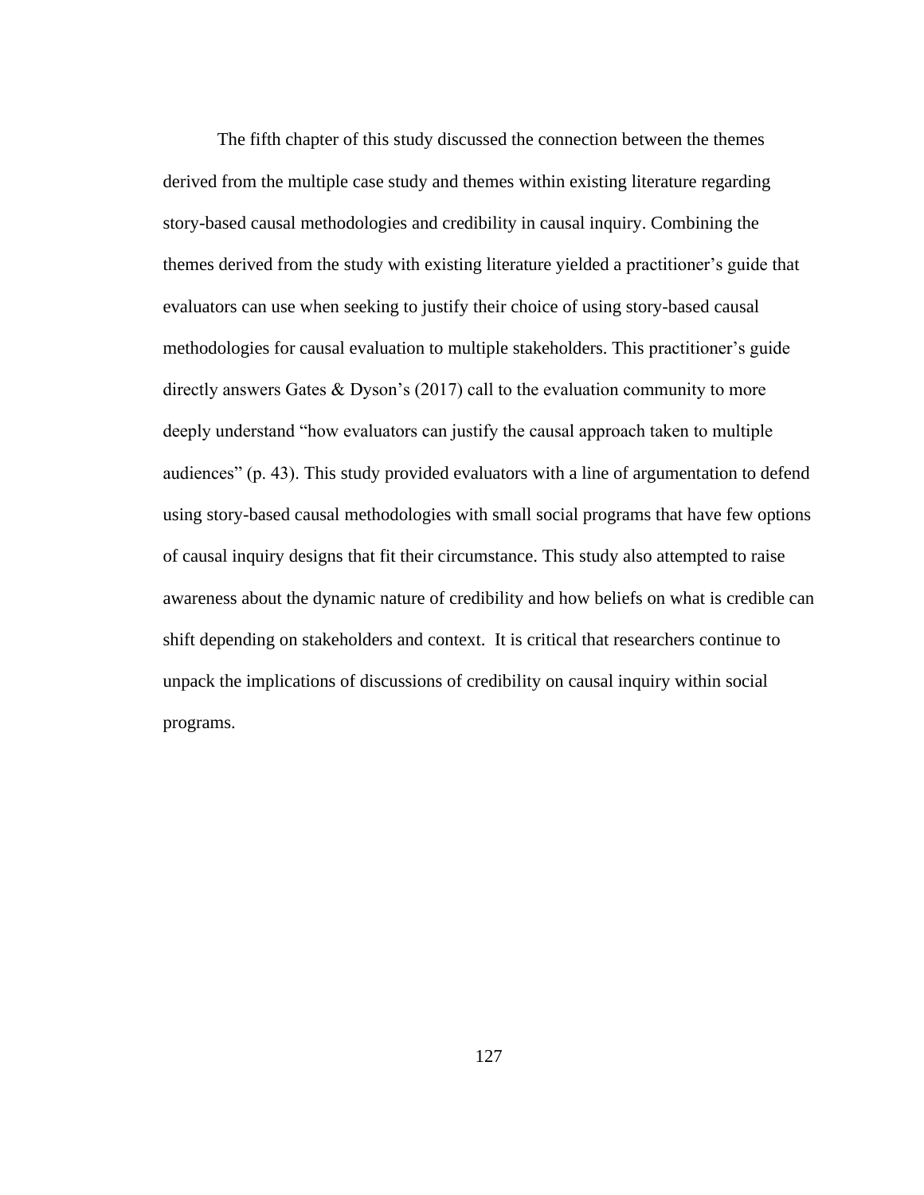The fifth chapter of this study discussed the connection between the themes derived from the multiple case study and themes within existing literature regarding story-based causal methodologies and credibility in causal inquiry. Combining the themes derived from the study with existing literature yielded a practitioner's guide that evaluators can use when seeking to justify their choice of using story-based causal methodologies for causal evaluation to multiple stakeholders. This practitioner's guide directly answers Gates & Dyson's (2017) call to the evaluation community to more deeply understand "how evaluators can justify the causal approach taken to multiple audiences" (p. 43). This study provided evaluators with a line of argumentation to defend using story-based causal methodologies with small social programs that have few options of causal inquiry designs that fit their circumstance. This study also attempted to raise awareness about the dynamic nature of credibility and how beliefs on what is credible can shift depending on stakeholders and context. It is critical that researchers continue to unpack the implications of discussions of credibility on causal inquiry within social programs.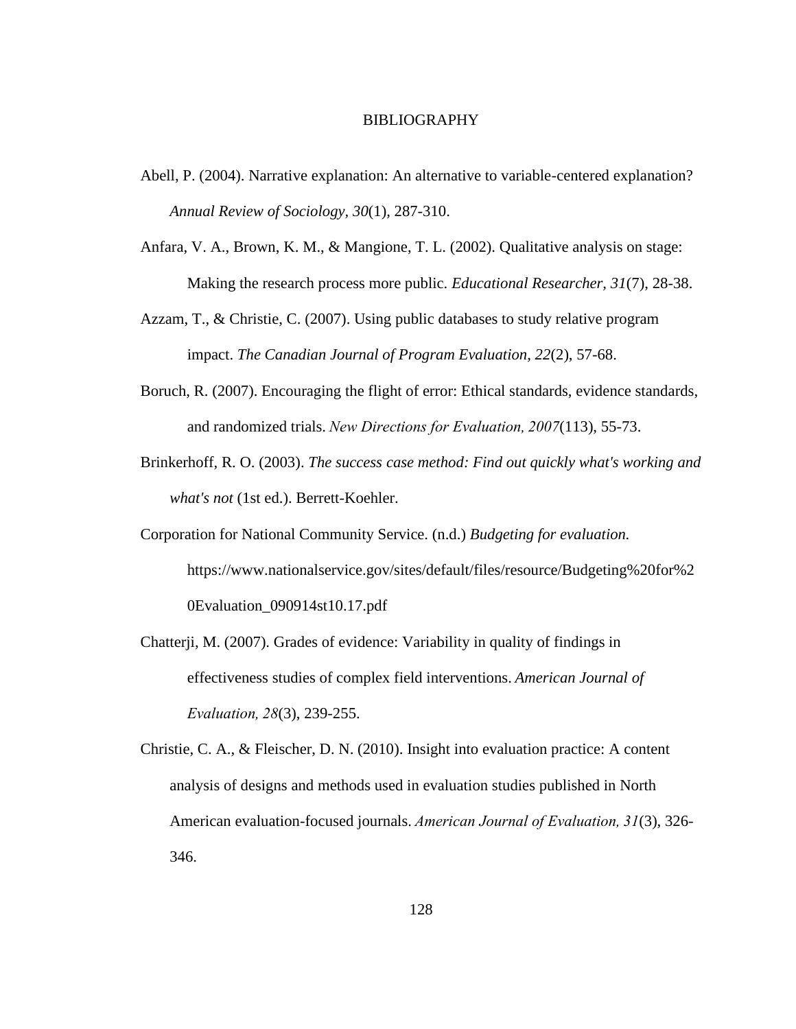# BIBLIOGRAPHY

Abell, P. (2004). Narrative explanation: An alternative to variable-centered explanation? *Annual Review of Sociology, 30*(1), 287-310.

Anfara, V. A., Brown, K. M., & Mangione, T. L. (2002). Qualitative analysis on stage: Making the research process more public. *Educational Researcher, 31*(7), 28-38.

Azzam, T., & Christie, C. (2007). Using public databases to study relative program impact. *The Canadian Journal of Program Evaluation, 22*(2), 57-68.

Boruch, R. (2007). Encouraging the flight of error: Ethical standards, evidence standards, and randomized trials. *New Directions for Evaluation, 2007*(113), 55-73.

Brinkerhoff, R. O. (2003). *The success case method: Find out quickly what's working and what's not* (1st ed.). Berrett-Koehler.

Corporation for National Community Service. (n.d.) *Budgeting for evaluation.* https://www.nationalservice.gov/sites/default/files/resource/Budgeting%20for%20Evaluation_090914st10.17.pdf

Chatterji, M. (2007). Grades of evidence: Variability in quality of findings in effectiveness studies of complex field interventions. *American Journal of Evaluation, 28*(3), 239-255.

Christie, C. A., & Fleischer, D. N. (2010). Insight into evaluation practice: A content analysis of designs and methods used in evaluation studies published in North American evaluation-focused journals. *American Journal of Evaluation, 31*(3), 326-346.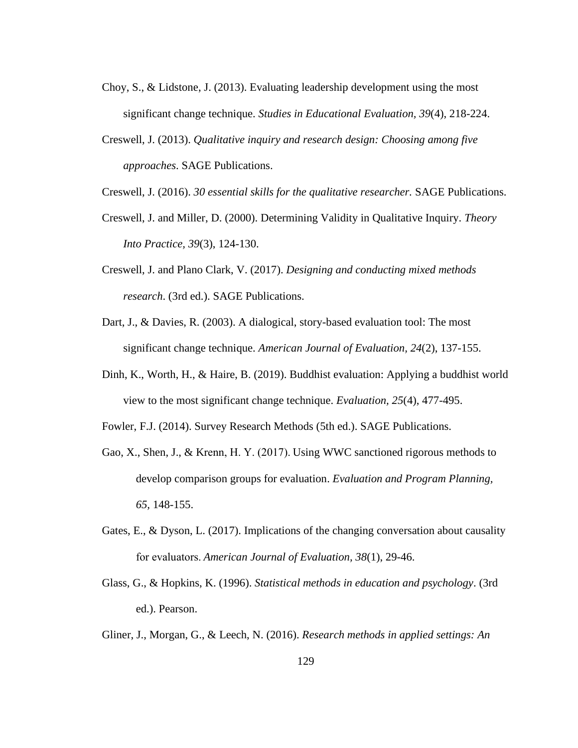Choy, S., & Lidstone, J. (2013). Evaluating leadership development using the most significant change technique. *Studies in Educational Evaluation, 39*(4), 218-224.

Creswell, J. (2013). *Qualitative inquiry and research design: Choosing among five approaches*. SAGE Publications.

Creswell, J. (2016). *30 essential skills for the qualitative researcher.* SAGE Publications.

Creswell, J. and Miller, D. (2000). Determining Validity in Qualitative Inquiry. *Theory Into Practice, 39*(3), 124-130.

Creswell, J. and Plano Clark, V. (2017). *Designing and conducting mixed methods research*. (3rd ed.). SAGE Publications.

Dart, J., & Davies, R. (2003). A dialogical, story-based evaluation tool: The most significant change technique. *American Journal of Evaluation, 24*(2), 137-155.

Dinh, K., Worth, H., & Haire, B. (2019). Buddhist evaluation: Applying a buddhist world view to the most significant change technique. *Evaluation, 25*(4), 477-495.

Fowler, F.J. (2014). Survey Research Methods (5th ed.). SAGE Publications.

Gao, X., Shen, J., & Krenn, H. Y. (2017). Using WWC sanctioned rigorous methods to develop comparison groups for evaluation. *Evaluation and Program Planning, 65*, 148-155.

Gates, E., & Dyson, L. (2017). Implications of the changing conversation about causality for evaluators. *American Journal of Evaluation, 38*(1), 29-46.

Glass, G., & Hopkins, K. (1996). *Statistical methods in education and psychology*. (3rd ed.). Pearson.

Gliner, J., Morgan, G., & Leech, N. (2016). *Research methods in applied settings: An*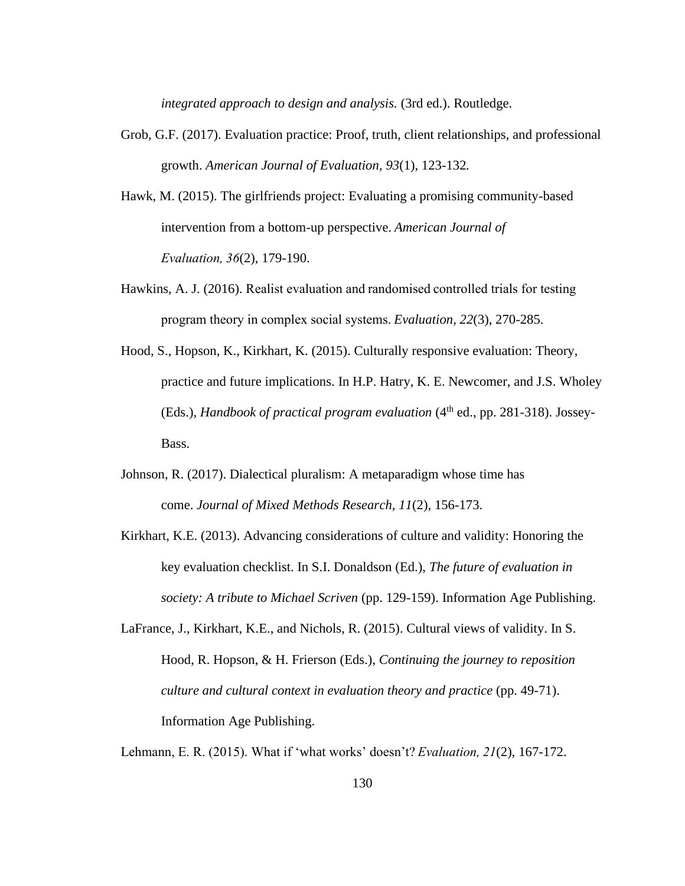*integrated approach to design and analysis.* (3rd ed.). Routledge.

Grob, G.F. (2017). Evaluation practice: Proof, truth, client relationships, and professional growth. *American Journal of Evaluation, 93*(1), 123-132.

Hawk, M. (2015). The girlfriends project: Evaluating a promising community-based intervention from a bottom-up perspective. *American Journal of Evaluation, 36*(2), 179-190.

Hawkins, A. J. (2016). Realist evaluation and randomised controlled trials for testing program theory in complex social systems. *Evaluation*, *22*(3), 270-285.

Hood, S., Hopson, K., Kirkhart, K. (2015). Culturally responsive evaluation: Theory, practice and future implications. In H.P. Hatry, K. E. Newcomer, and J.S. Wholey (Eds.), *Handbook of practical program evaluation* (4th ed., pp. 281-318). Jossey-Bass.

Johnson, R. (2017). Dialectical pluralism: A metaparadigm whose time has come. *Journal of Mixed Methods Research*, *11*(2), 156-173.

Kirkhart, K.E. (2013). Advancing considerations of culture and validity: Honoring the key evaluation checklist. In S.I. Donaldson (Ed.), *The future of evaluation in society: A tribute to Michael Scriven* (pp. 129-159). Information Age Publishing.

LaFrance, J., Kirkhart, K.E., and Nichols, R. (2015). Cultural views of validity. In S. Hood, R. Hopson, & H. Frierson (Eds.), *Continuing the journey to reposition culture and cultural context in evaluation theory and practice* (pp. 49-71). Information Age Publishing.

Lehmann, E. R. (2015). What if 'what works' doesn't? *Evaluation, 21*(2), 167-172.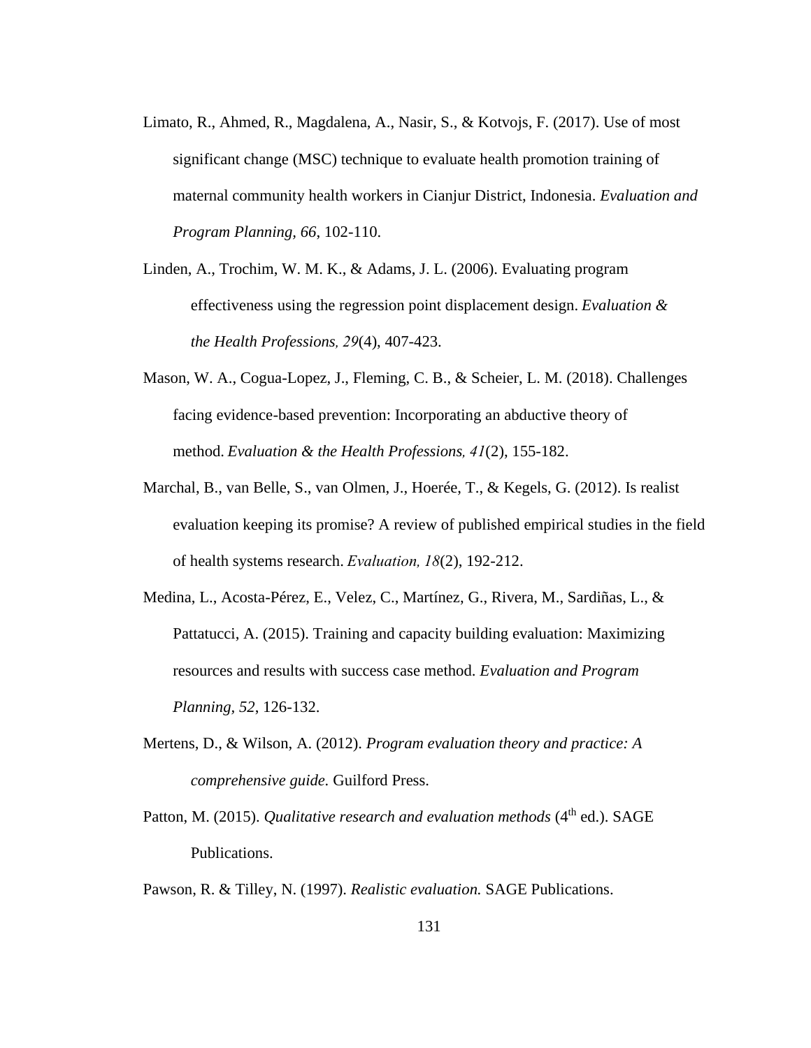Limato, R., Ahmed, R., Magdalena, A., Nasir, S., & Kotvojs, F. (2017). Use of most significant change (MSC) technique to evaluate health promotion training of maternal community health workers in Cianjur District, Indonesia. *Evaluation and Program Planning, 66*, 102-110.

Linden, A., Trochim, W. M. K., & Adams, J. L. (2006). Evaluating program effectiveness using the regression point displacement design. *Evaluation & the Health Professions, 29*(4), 407-423.

Mason, W. A., Cogua-Lopez, J., Fleming, C. B., & Scheier, L. M. (2018). Challenges facing evidence-based prevention: Incorporating an abductive theory of method. *Evaluation & the Health Professions, 41*(2), 155-182.

Marchal, B., van Belle, S., van Olmen, J., Hoerée, T., & Kegels, G. (2012). Is realist evaluation keeping its promise? A review of published empirical studies in the field of health systems research. *Evaluation, 18*(2), 192-212.

Medina, L., Acosta-Pérez, E., Velez, C., Martínez, G., Rivera, M., Sardiñas, L., & Pattatucci, A. (2015). Training and capacity building evaluation: Maximizing resources and results with success case method. *Evaluation and Program Planning, 52*, 126-132.

Mertens, D., & Wilson, A. (2012). *Program evaluation theory and practice: A comprehensive guide.* Guilford Press.

Patton, M. (2015). *Qualitative research and evaluation methods* (4th ed.). SAGE Publications.

Pawson, R. & Tilley, N. (1997). *Realistic evaluation.* SAGE Publications.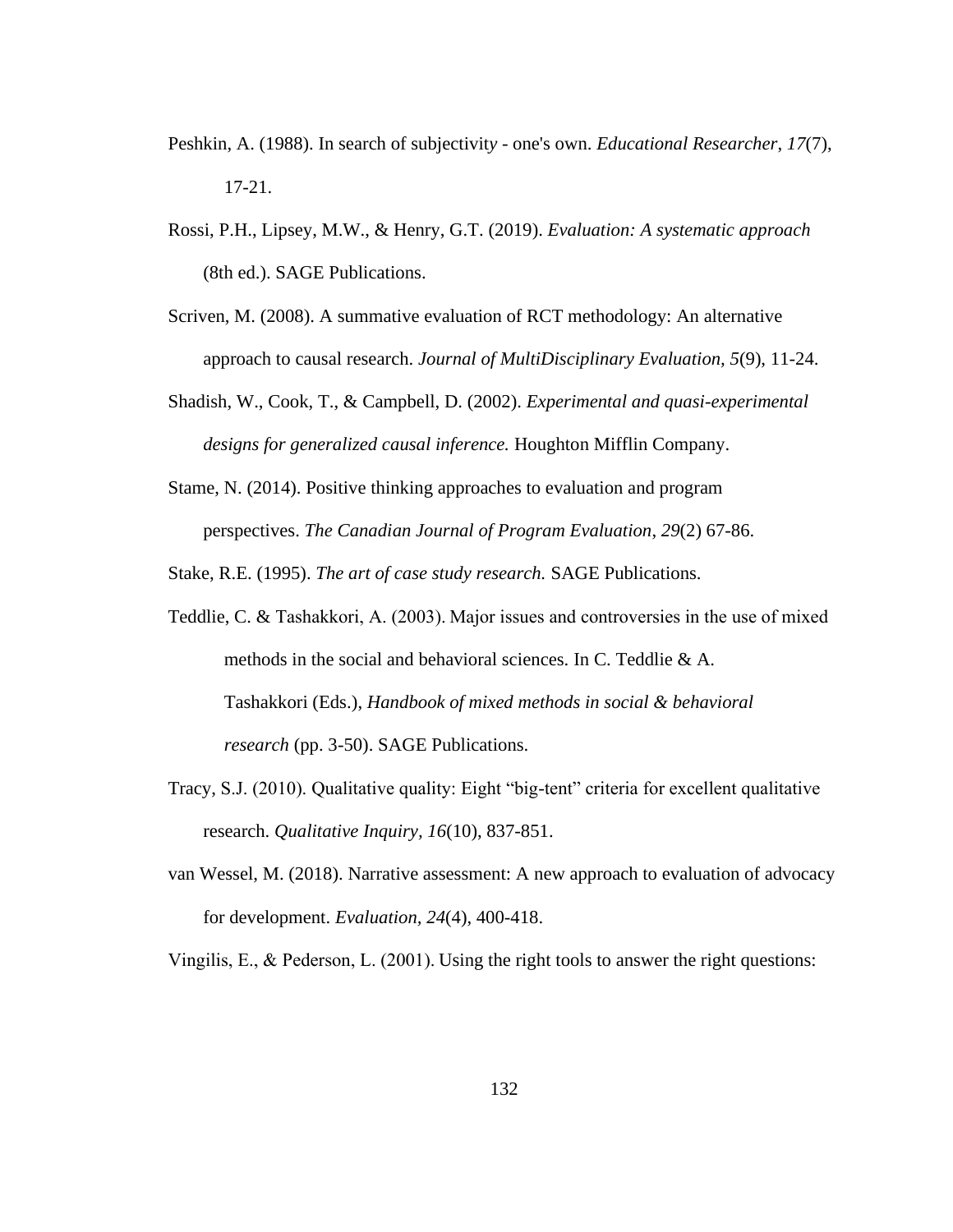Peshkin, A. (1988). In search of subjectivity - one's own. *Educational Researcher*, *17*(7), 17-21.

Rossi, P.H., Lipsey, M.W., & Henry, G.T. (2019). *Evaluation: A systematic approach* (8th ed.). SAGE Publications.

Scriven, M. (2008). A summative evaluation of RCT methodology: An alternative approach to causal research. *Journal of MultiDisciplinary Evaluation, 5*(9), 11-24.

Shadish, W., Cook, T., & Campbell, D. (2002). *Experimental and quasi-experimental designs for generalized causal inference.* Houghton Mifflin Company.

Stame, N. (2014). Positive thinking approaches to evaluation and program perspectives. *The Canadian Journal of Program Evaluation, 29*(2) 67-86.

Stake, R.E. (1995). *The art of case study research.* SAGE Publications.

Teddlie, C. & Tashakkori, A. (2003). Major issues and controversies in the use of mixed methods in the social and behavioral sciences. In C. Teddlie & A. Tashakkori (Eds.), *Handbook of mixed methods in social & behavioral research* (pp. 3-50). SAGE Publications.

Tracy, S.J. (2010). Qualitative quality: Eight "big-tent" criteria for excellent qualitative research. *Qualitative Inquiry, 16*(10), 837-851.

van Wessel, M. (2018). Narrative assessment: A new approach to evaluation of advocacy for development. *Evaluation, 24*(4), 400-418.

Vingilis, E., & Pederson, L. (2001). Using the right tools to answer the right questions: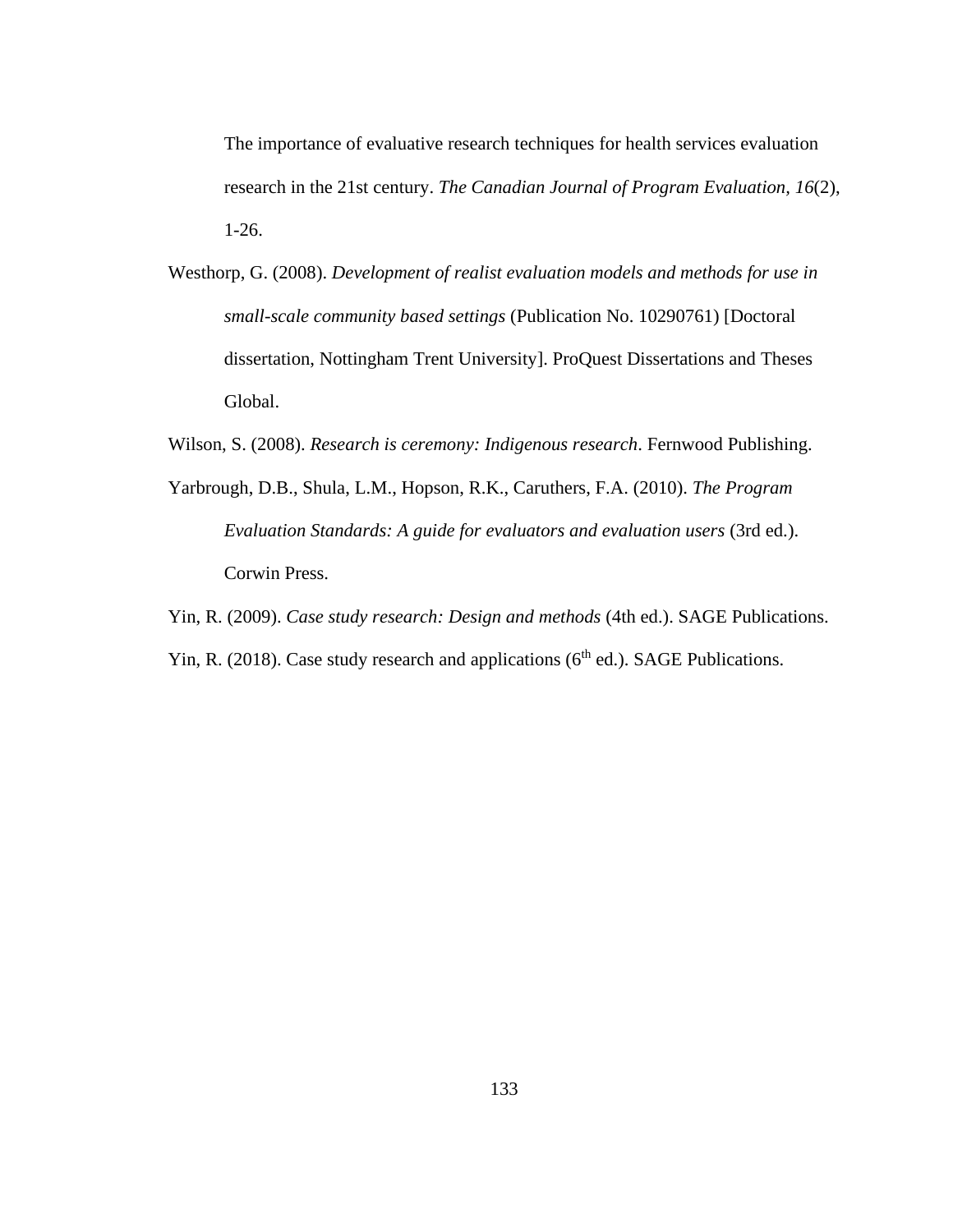The importance of evaluative research techniques for health services evaluation research in the 21st century. *The Canadian Journal of Program Evaluation, 16*(2), 1-26.

Westhorp, G. (2008). *Development of realist evaluation models and methods for use in small-scale community based settings* (Publication No. 10290761) [Doctoral dissertation, Nottingham Trent University]. ProQuest Dissertations and Theses Global.

Wilson, S. (2008). *Research is ceremony: Indigenous research*. Fernwood Publishing.

Yarbrough, D.B., Shula, L.M., Hopson, R.K., Caruthers, F.A. (2010). *The Program Evaluation Standards: A guide for evaluators and evaluation users* (3rd ed.). Corwin Press.

Yin, R. (2009). *Case study research: Design and methods* (4th ed.). SAGE Publications.

Yin, R. (2018). Case study research and applications (6th ed.). SAGE Publications.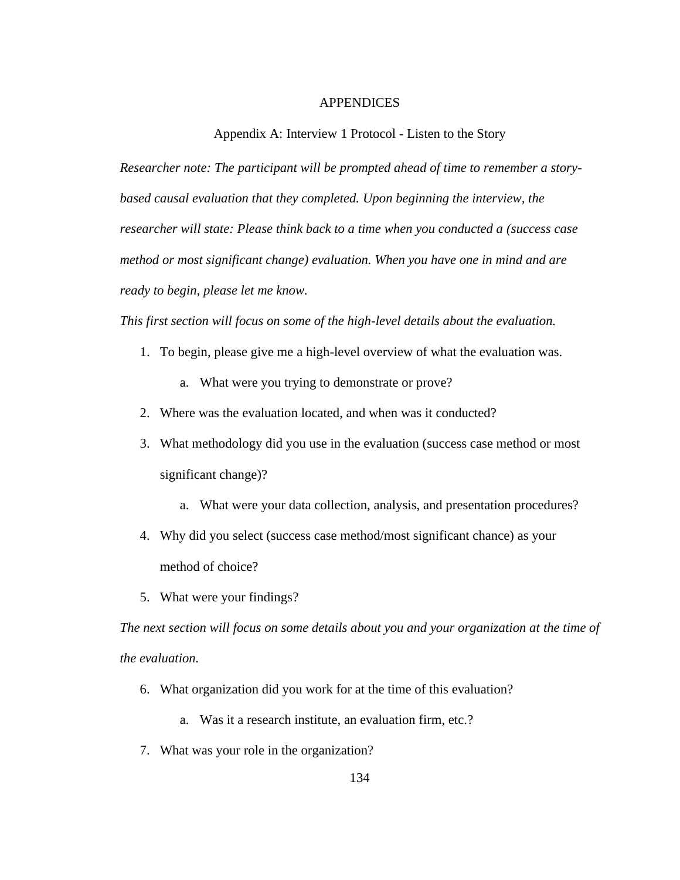# APPENDICES

## Appendix A: Interview 1 Protocol - Listen to the Story

*Researcher note: The participant will be prompted ahead of time to remember a story-based causal evaluation that they completed. Upon beginning the interview, the researcher will state: Please think back to a time when you conducted a (success case method or most significant change) evaluation. When you have one in mind and are ready to begin, please let me know.*

*This first section will focus on some of the high-level details about the evaluation.*

1. To begin, please give me a high-level overview of what the evaluation was.
    a. What were you trying to demonstrate or prove?
2. Where was the evaluation located, and when was it conducted?
3. What methodology did you use in the evaluation (success case method or most significant change)?
    a. What were your data collection, analysis, and presentation procedures?
4. Why did you select (success case method/most significant chance) as your method of choice?
5. What were your findings?

*The next section will focus on some details about you and your organization at the time of the evaluation.*

6. What organization did you work for at the time of this evaluation?
    a. Was it a research institute, an evaluation firm, etc.?
7. What was your role in the organization?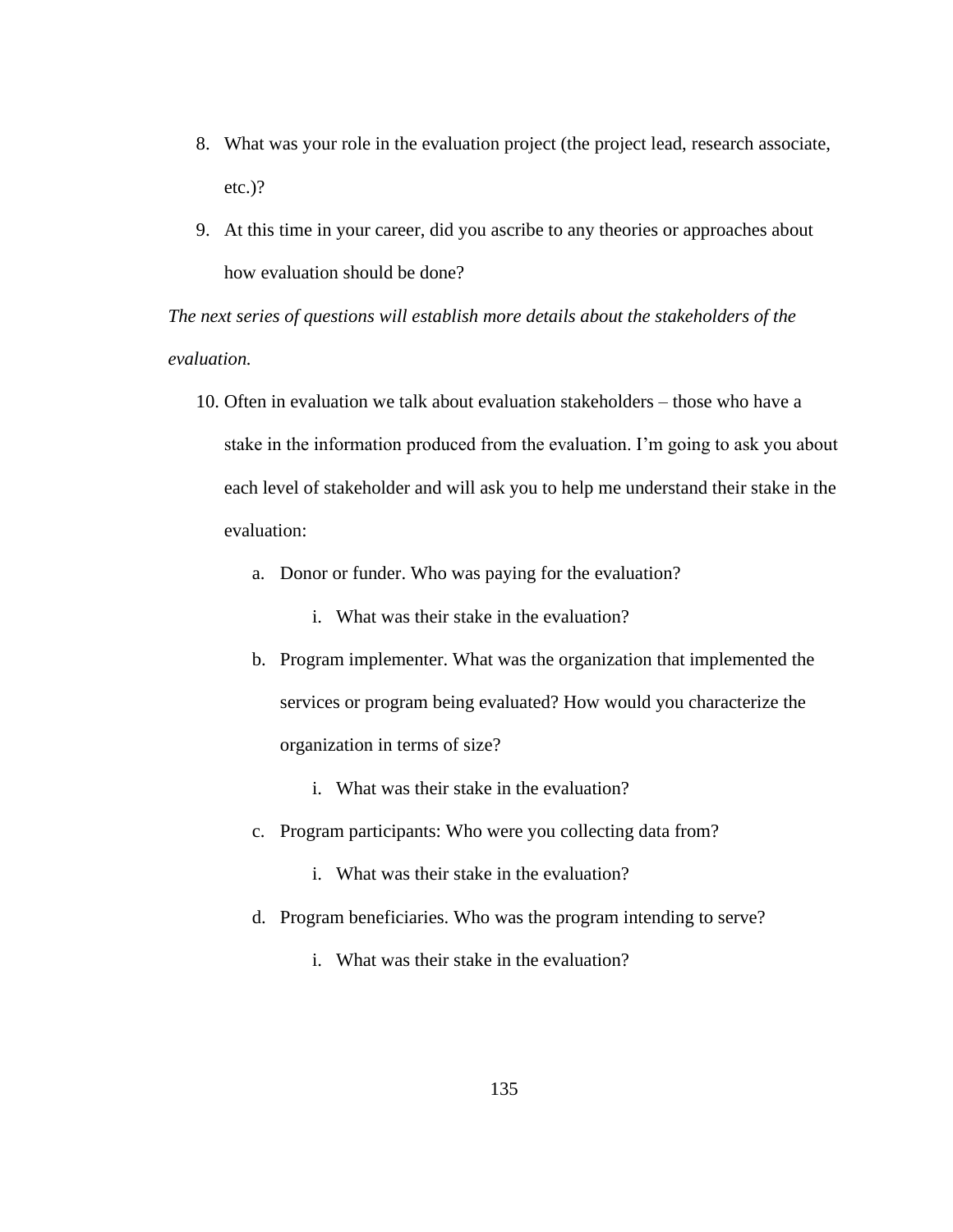8. What was your role in the evaluation project (the project lead, research associate, etc.)?
9. At this time in your career, did you ascribe to any theories or approaches about how evaluation should be done?

*The next series of questions will establish more details about the stakeholders of the evaluation.*

10. Often in evaluation we talk about evaluation stakeholders – those who have a stake in the information produced from the evaluation. I'm going to ask you about each level of stakeholder and will ask you to help me understand their stake in the evaluation:
    a. Donor or funder. Who was paying for the evaluation?
        i. What was their stake in the evaluation?
    b. Program implementer. What was the organization that implemented the services or program being evaluated? How would you characterize the organization in terms of size?
        i. What was their stake in the evaluation?
    c. Program participants: Who were you collecting data from?
        i. What was their stake in the evaluation?
    d. Program beneficiaries. Who was the program intending to serve?
        i. What was their stake in the evaluation?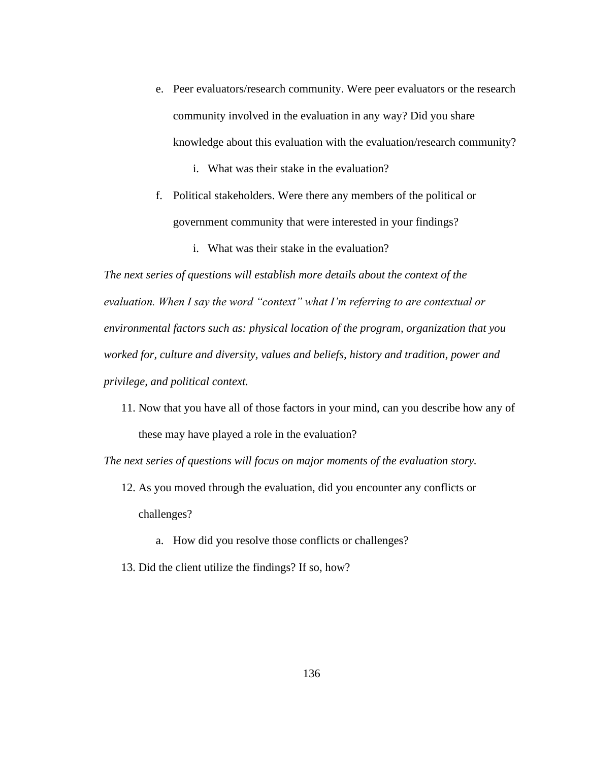e. Peer evaluators/research community. Were peer evaluators or the research community involved in the evaluation in any way? Did you share knowledge about this evaluation with the evaluation/research community?

    i. What was their stake in the evaluation?

f. Political stakeholders. Were there any members of the political or government community that were interested in your findings?

    i. What was their stake in the evaluation?

*The next series of questions will establish more details about the context of the evaluation. When I say the word "context" what I'm referring to are contextual or environmental factors such as: physical location of the program, organization that you worked for, culture and diversity, values and beliefs, history and tradition, power and privilege, and political context.*

11. Now that you have all of those factors in your mind, can you describe how any of these may have played a role in the evaluation?

*The next series of questions will focus on major moments of the evaluation story.*

12. As you moved through the evaluation, did you encounter any conflicts or challenges?

    a. How did you resolve those conflicts or challenges?

13. Did the client utilize the findings? If so, how?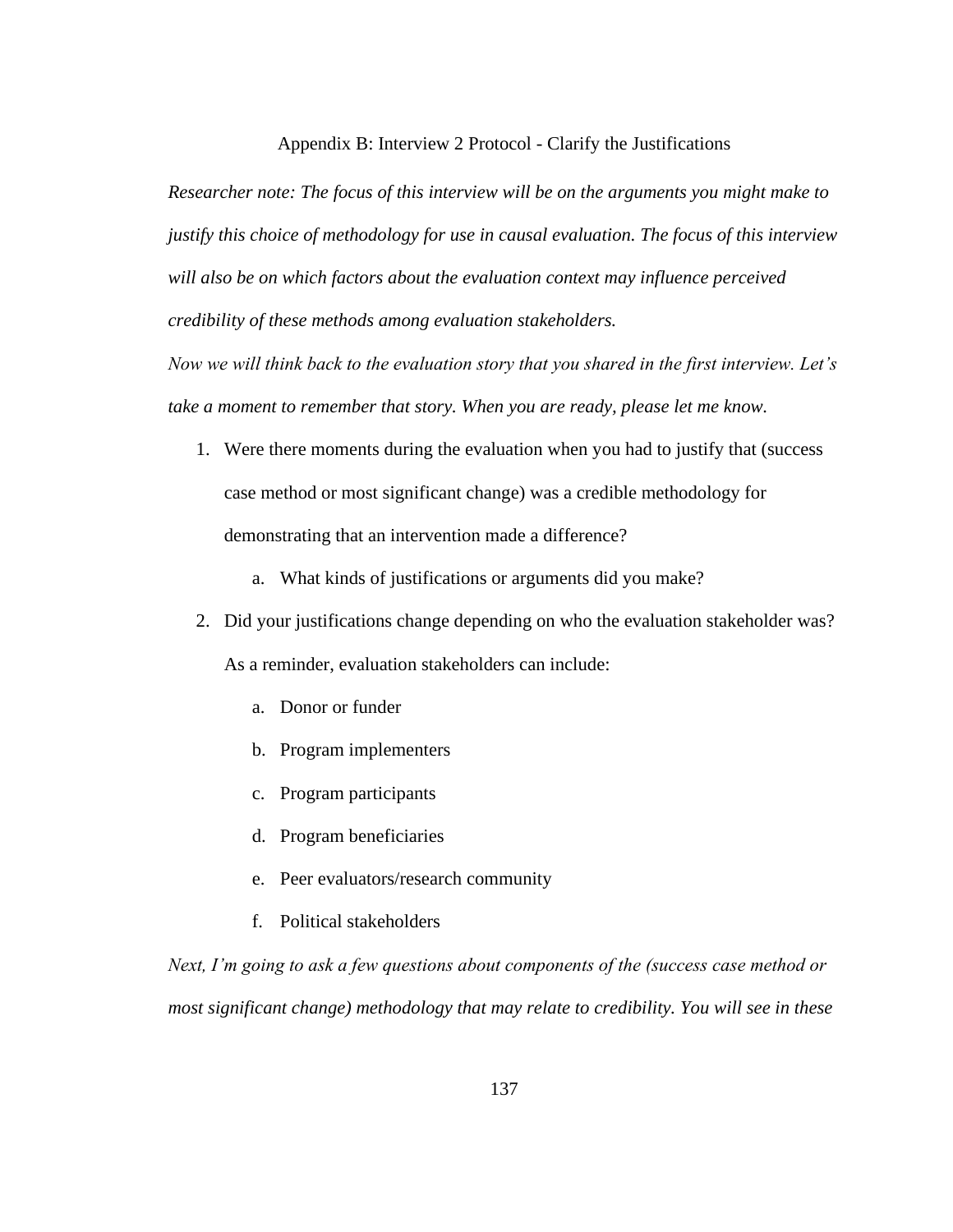# Appendix B: Interview 2 Protocol - Clarify the Justifications

*Researcher note: The focus of this interview will be on the arguments you might make to justify this choice of methodology for use in causal evaluation. The focus of this interview will also be on which factors about the evaluation context may influence perceived credibility of these methods among evaluation stakeholders.*

*Now we will think back to the evaluation story that you shared in the first interview. Let's take a moment to remember that story. When you are ready, please let me know.*

1. Were there moments during the evaluation when you had to justify that (success case method or most significant change) was a credible methodology for demonstrating that an intervention made a difference?
    a. What kinds of justifications or arguments did you make?
2. Did your justifications change depending on who the evaluation stakeholder was? As a reminder, evaluation stakeholders can include:
    a. Donor or funder
    b. Program implementers
    c. Program participants
    d. Program beneficiaries
    e. Peer evaluators/research community
    f. Political stakeholders

*Next, I'm going to ask a few questions about components of the (success case method or most significant change) methodology that may relate to credibility. You will see in these*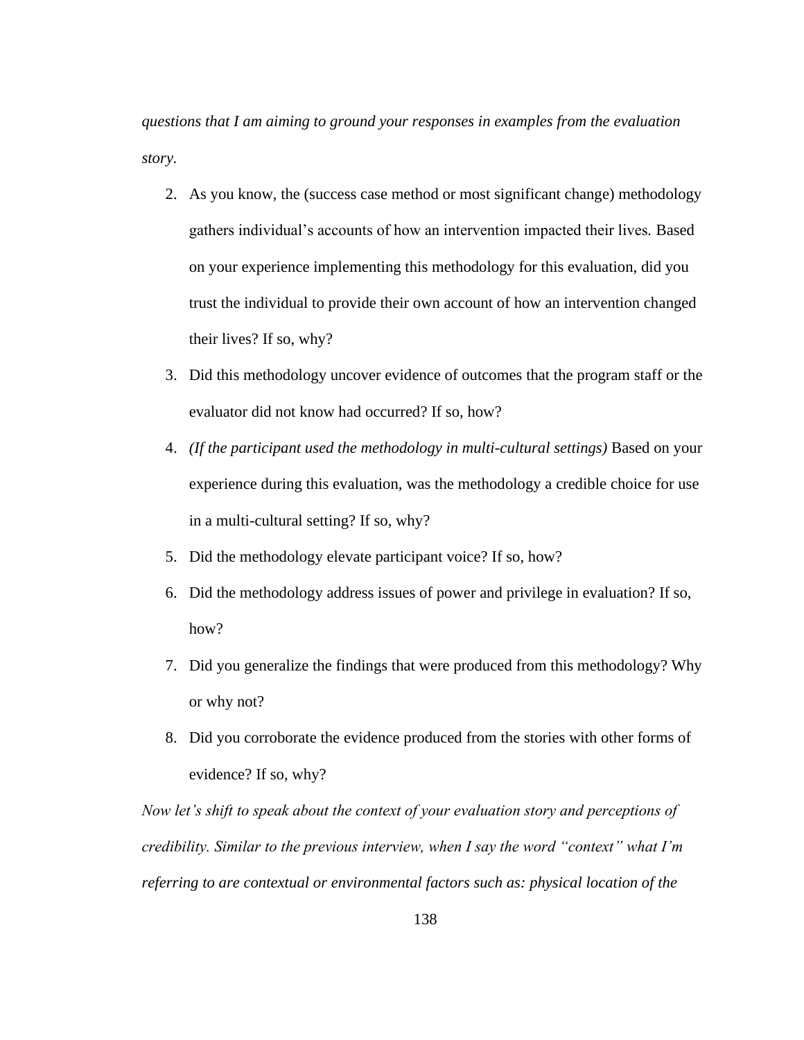*questions that I am aiming to ground your responses in examples from the evaluation story.*

2. As you know, the (success case method or most significant change) methodology gathers individual's accounts of how an intervention impacted their lives. Based on your experience implementing this methodology for this evaluation, did you trust the individual to provide their own account of how an intervention changed their lives? If so, why?
3. Did this methodology uncover evidence of outcomes that the program staff or the evaluator did not know had occurred? If so, how?
4. *(If the participant used the methodology in multi-cultural settings)* Based on your experience during this evaluation, was the methodology a credible choice for use in a multi-cultural setting? If so, why?
5. Did the methodology elevate participant voice? If so, how?
6. Did the methodology address issues of power and privilege in evaluation? If so, how?
7. Did you generalize the findings that were produced from this methodology? Why or why not?
8. Did you corroborate the evidence produced from the stories with other forms of evidence? If so, why?

*Now let's shift to speak about the context of your evaluation story and perceptions of credibility. Similar to the previous interview, when I say the word "context" what I'm referring to are contextual or environmental factors such as: physical location of the*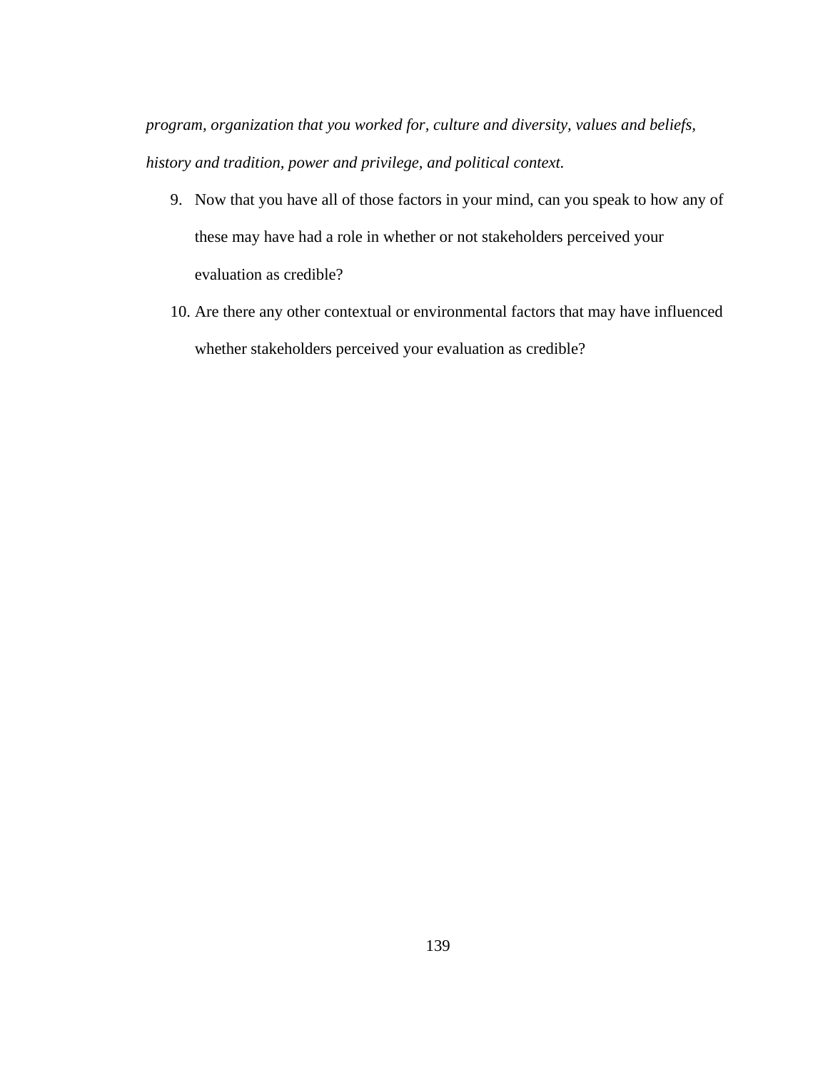*program, organization that you worked for, culture and diversity, values and beliefs, history and tradition, power and privilege, and political context.*

9. Now that you have all of those factors in your mind, can you speak to how any of these may have had a role in whether or not stakeholders perceived your evaluation as credible?
10. Are there any other contextual or environmental factors that may have influenced whether stakeholders perceived your evaluation as credible?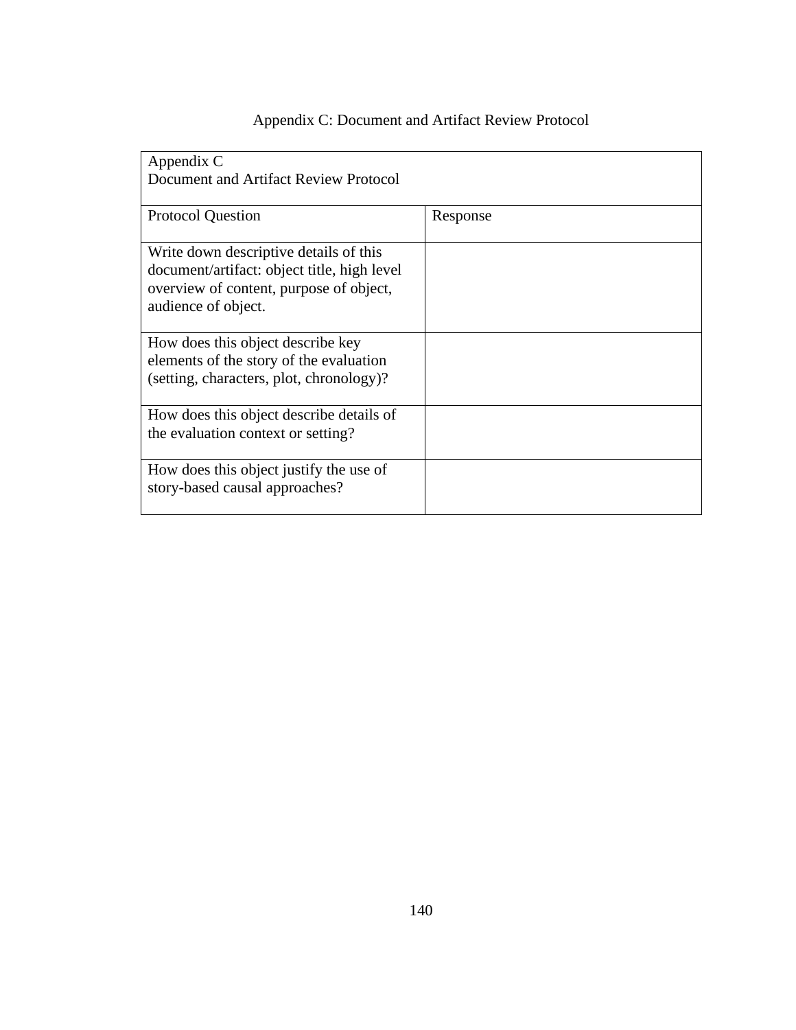# Appendix C: Document and Artifact Review Protocol

| Appendix C<br>Document and Artifact Review Protocol | |
|---|---|
| Protocol Question | Response |
| Write down descriptive details of this document/artifact: object title, high level overview of content, purpose of object, audience of object. | |
| How does this object describe key elements of the story of the evaluation (setting, characters, plot, chronology)? | |
| How does this object describe details of the evaluation context or setting? | |
| How does this object justify the use of story-based causal approaches? | |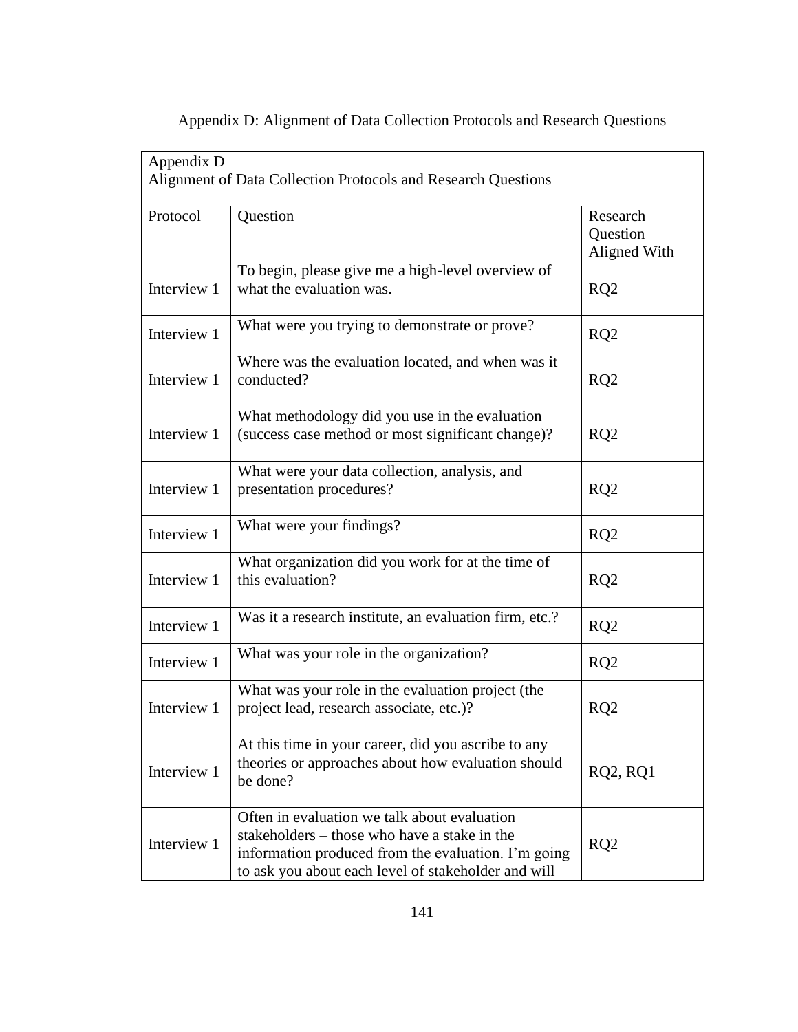# Appendix D: Alignment of Data Collection Protocols and Research Questions

| Appendix D<br>Alignment of Data Collection Protocols and Research Questions | | |
|---|---|---|
| Protocol | Question | Research Question Aligned With |
| Interview 1 | To begin, please give me a high-level overview of what the evaluation was. | RQ2 |
| Interview 1 | What were you trying to demonstrate or prove? | RQ2 |
| Interview 1 | Where was the evaluation located, and when was it conducted? | RQ2 |
| Interview 1 | What methodology did you use in the evaluation (success case method or most significant change)? | RQ2 |
| Interview 1 | What were your data collection, analysis, and presentation procedures? | RQ2 |
| Interview 1 | What were your findings? | RQ2 |
| Interview 1 | What organization did you work for at the time of this evaluation? | RQ2 |
| Interview 1 | Was it a research institute, an evaluation firm, etc.? | RQ2 |
| Interview 1 | What was your role in the organization? | RQ2 |
| Interview 1 | What was your role in the evaluation project (the project lead, research associate, etc.)? | RQ2 |
| Interview 1 | At this time in your career, did you ascribe to any theories or approaches about how evaluation should be done? | RQ2, RQ1 |
| Interview 1 | Often in evaluation we talk about evaluation stakeholders – those who have a stake in the information produced from the evaluation. I'm going to ask you about each level of stakeholder and will | RQ2 |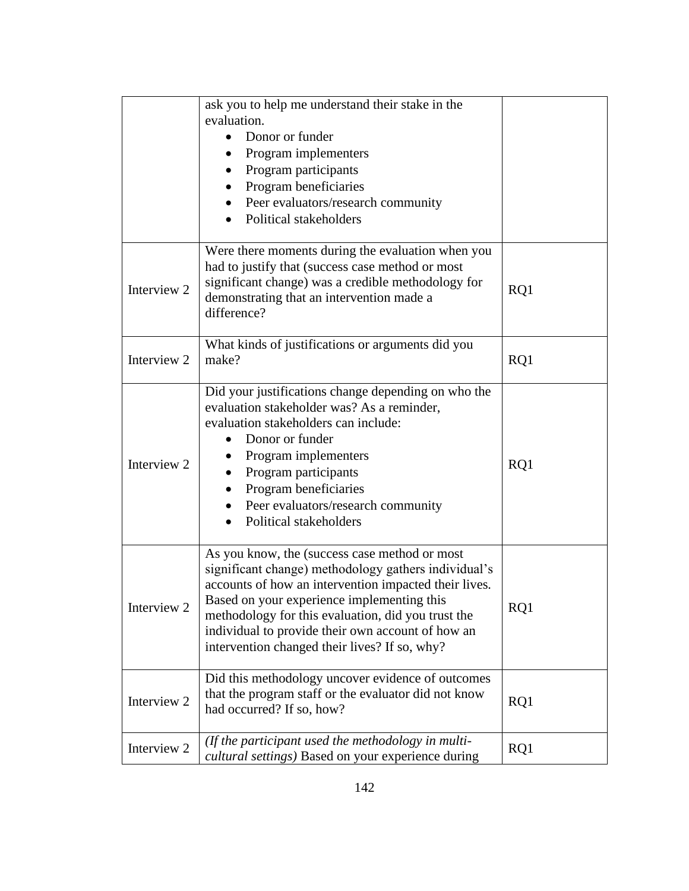| | | |
|---|---|---|
| | ask you to help me understand their stake in the evaluation.<br>• Donor or funder<br>• Program implementers<br>• Program participants<br>• Program beneficiaries<br>• Peer evaluators/research community<br>• Political stakeholders | |
| Interview 2 | Were there moments during the evaluation when you had to justify that (success case method or most significant change) was a credible methodology for demonstrating that an intervention made a difference? | RQ1 |
| Interview 2 | What kinds of justifications or arguments did you make? | RQ1 |
| Interview 2 | Did your justifications change depending on who the evaluation stakeholder was? As a reminder, evaluation stakeholders can include:<br>• Donor or funder<br>• Program implementers<br>• Program participants<br>• Program beneficiaries<br>• Peer evaluators/research community<br>• Political stakeholders | RQ1 |
| Interview 2 | As you know, the (success case method or most significant change) methodology gathers individual's accounts of how an intervention impacted their lives. Based on your experience implementing this methodology for this evaluation, did you trust the individual to provide their own account of how an intervention changed their lives? If so, why? | RQ1 |
| Interview 2 | Did this methodology uncover evidence of outcomes that the program staff or the evaluator did not know had occurred? If so, how? | RQ1 |
| Interview 2 | *(If the participant used the methodology in multi-cultural settings)* Based on your experience during | RQ1 |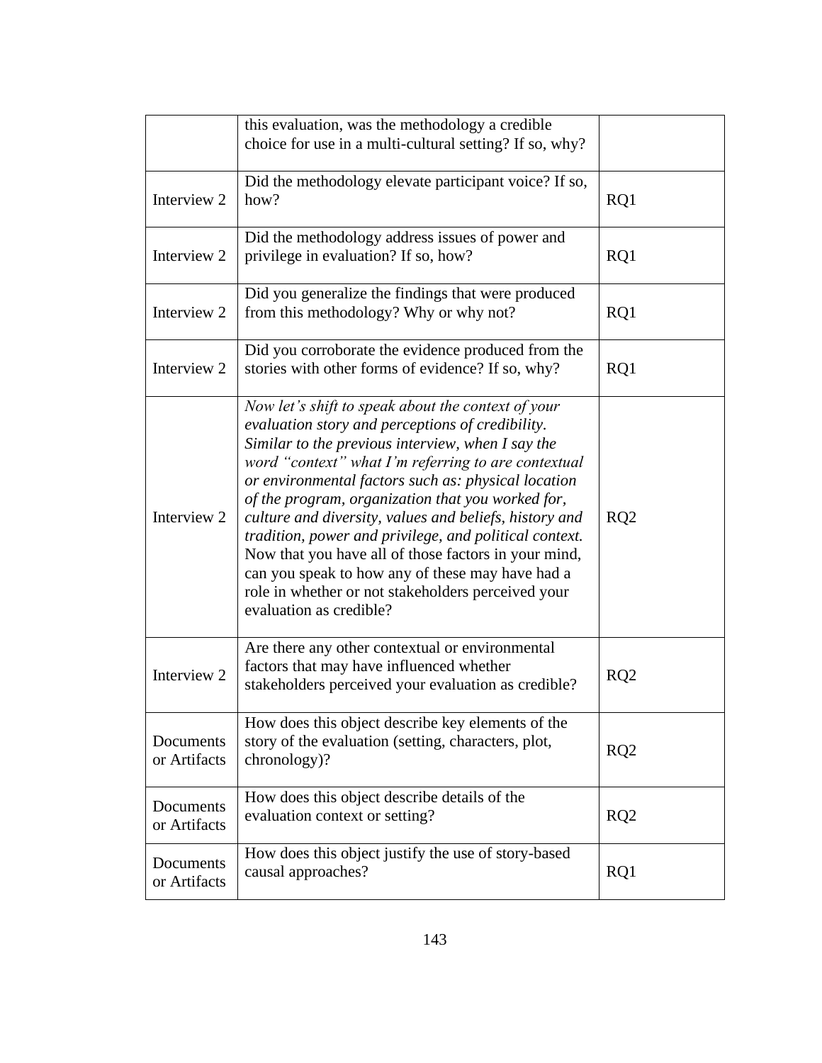|  | this evaluation, was the methodology a credible choice for use in a multi-cultural setting? If so, why? |  |
| --- | --- | --- |
| Interview 2 | Did the methodology elevate participant voice? If so, how? | RQ1 |
| Interview 2 | Did the methodology address issues of power and privilege in evaluation? If so, how? | RQ1 |
| Interview 2 | Did you generalize the findings that were produced from this methodology? Why or why not? | RQ1 |
| Interview 2 | Did you corroborate the evidence produced from the stories with other forms of evidence? If so, why? | RQ1 |
| Interview 2 | *Now let's shift to speak about the context of your evaluation story and perceptions of credibility. Similar to the previous interview, when I say the word "context" what I'm referring to are contextual or environmental factors such as: physical location of the program, organization that you worked for, culture and diversity, values and beliefs, history and tradition, power and privilege, and political context.* Now that you have all of those factors in your mind, can you speak to how any of these may have had a role in whether or not stakeholders perceived your evaluation as credible? | RQ2 |
| Interview 2 | Are there any other contextual or environmental factors that may have influenced whether stakeholders perceived your evaluation as credible? | RQ2 |
| Documents or Artifacts | How does this object describe key elements of the story of the evaluation (setting, characters, plot, chronology)? | RQ2 |
| Documents or Artifacts | How does this object describe details of the evaluation context or setting? | RQ2 |
| Documents or Artifacts | How does this object justify the use of story-based causal approaches? | RQ1 |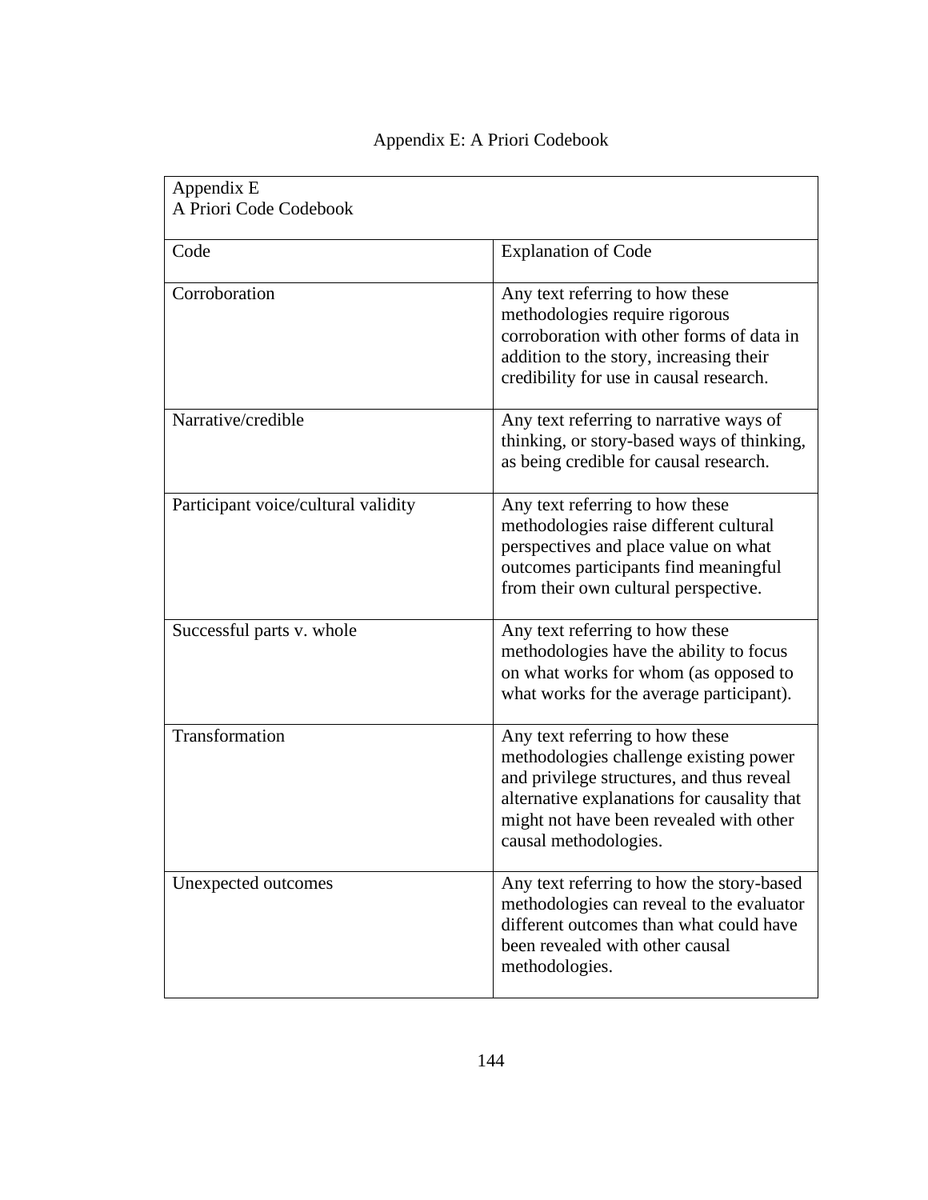# Appendix E: A Priori Codebook

Appendix E
A Priori Code Codebook

| Code | Explanation of Code |
| --- | --- |
| Corroboration | Any text referring to how these methodologies require rigorous corroboration with other forms of data in addition to the story, increasing their credibility for use in causal research. |
| Narrative/credible | Any text referring to narrative ways of thinking, or story-based ways of thinking, as being credible for causal research. |
| Participant voice/cultural validity | Any text referring to how these methodologies raise different cultural perspectives and place value on what outcomes participants find meaningful from their own cultural perspective. |
| Successful parts v. whole | Any text referring to how these methodologies have the ability to focus on what works for whom (as opposed to what works for the average participant). |
| Transformation | Any text referring to how these methodologies challenge existing power and privilege structures, and thus reveal alternative explanations for causality that might not have been revealed with other causal methodologies. |
| Unexpected outcomes | Any text referring to how the story-based methodologies can reveal to the evaluator different outcomes than what could have been revealed with other causal methodologies. |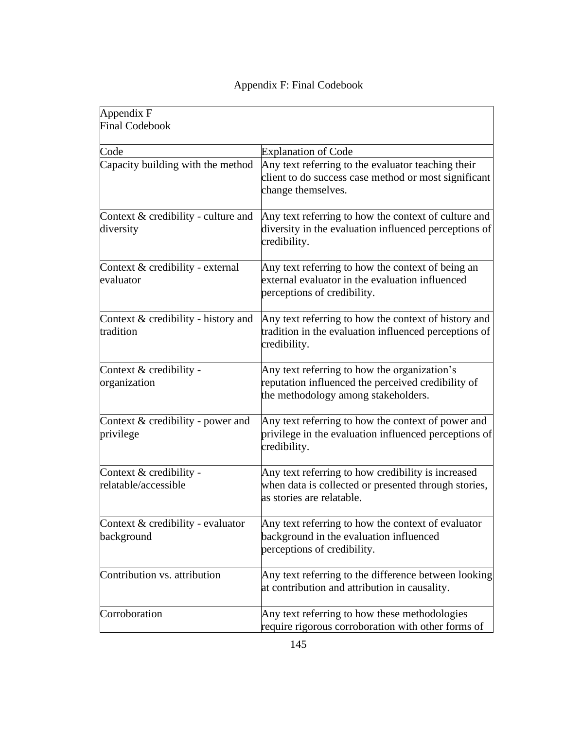Appendix F: Final Codebook

| Appendix F<br>Final Codebook | |
|---|---|
| Code | Explanation of Code |
| Capacity building with the method | Any text referring to the evaluator teaching their client to do success case method or most significant change themselves. |
| Context & credibility - culture and diversity | Any text referring to how the context of culture and diversity in the evaluation influenced perceptions of credibility. |
| Context & credibility - external evaluator | Any text referring to how the context of being an external evaluator in the evaluation influenced perceptions of credibility. |
| Context & credibility - history and tradition | Any text referring to how the context of history and tradition in the evaluation influenced perceptions of credibility. |
| Context & credibility - organization | Any text referring to how the organization's reputation influenced the perceived credibility of the methodology among stakeholders. |
| Context & credibility - power and privilege | Any text referring to how the context of power and privilege in the evaluation influenced perceptions of credibility. |
| Context & credibility - relatable/accessible | Any text referring to how credibility is increased when data is collected or presented through stories, as stories are relatable. |
| Context & credibility - evaluator background | Any text referring to how the context of evaluator background in the evaluation influenced perceptions of credibility. |
| Contribution vs. attribution | Any text referring to the difference between looking at contribution and attribution in causality. |
| Corroboration | Any text referring to how these methodologies require rigorous corroboration with other forms of |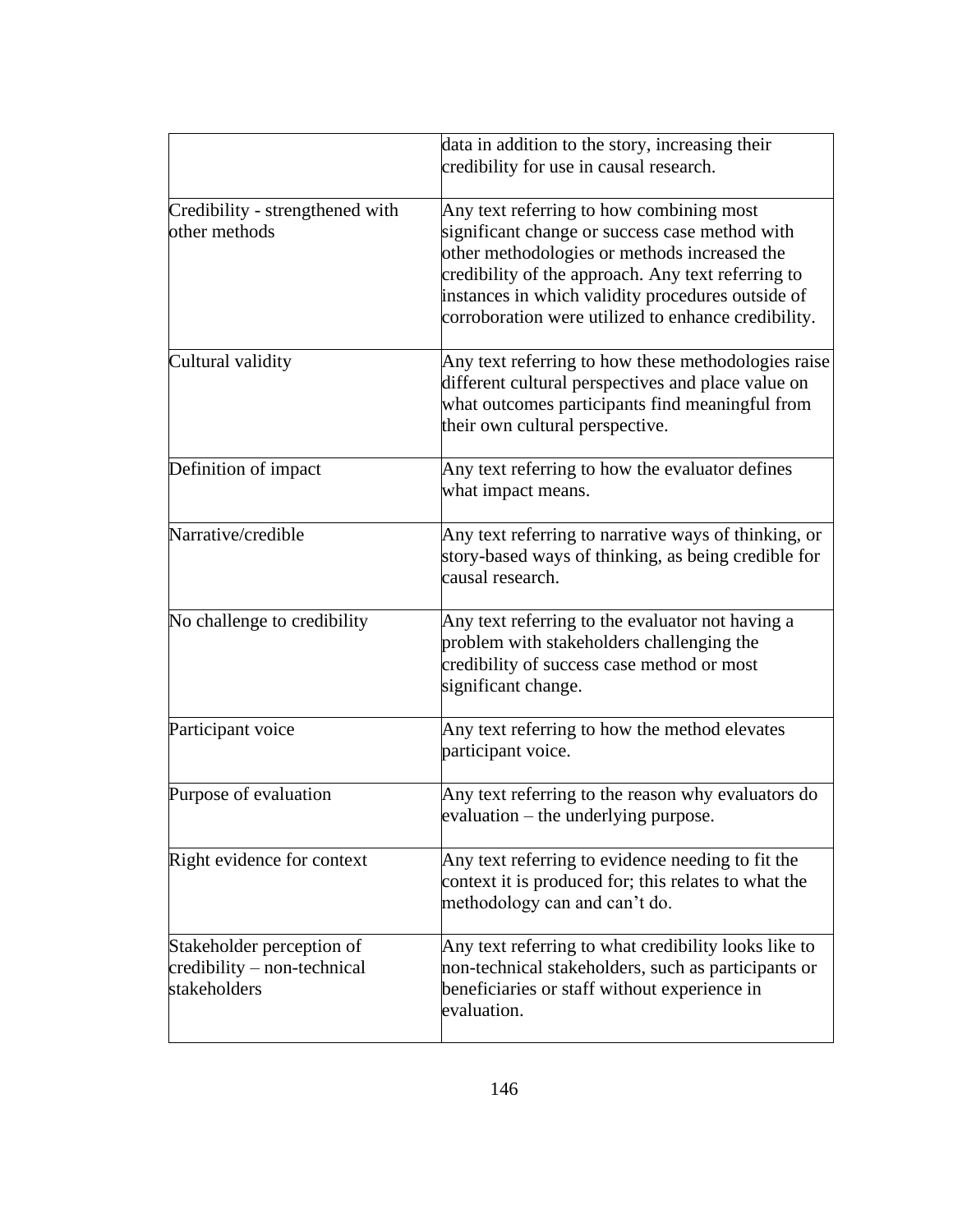| | |
|---|---|
| | data in addition to the story, increasing their credibility for use in causal research. |
| Credibility - strengthened with other methods | Any text referring to how combining most significant change or success case method with other methodologies or methods increased the credibility of the approach. Any text referring to instances in which validity procedures outside of corroboration were utilized to enhance credibility. |
| Cultural validity | Any text referring to how these methodologies raise different cultural perspectives and place value on what outcomes participants find meaningful from their own cultural perspective. |
| Definition of impact | Any text referring to how the evaluator defines what impact means. |
| Narrative/credible | Any text referring to narrative ways of thinking, or story-based ways of thinking, as being credible for causal research. |
| No challenge to credibility | Any text referring to the evaluator not having a problem with stakeholders challenging the credibility of success case method or most significant change. |
| Participant voice | Any text referring to how the method elevates participant voice. |
| Purpose of evaluation | Any text referring to the reason why evaluators do evaluation – the underlying purpose. |
| Right evidence for context | Any text referring to evidence needing to fit the context it is produced for; this relates to what the methodology can and can't do. |
| Stakeholder perception of credibility – non-technical stakeholders | Any text referring to what credibility looks like to non-technical stakeholders, such as participants or beneficiaries or staff without experience in evaluation. |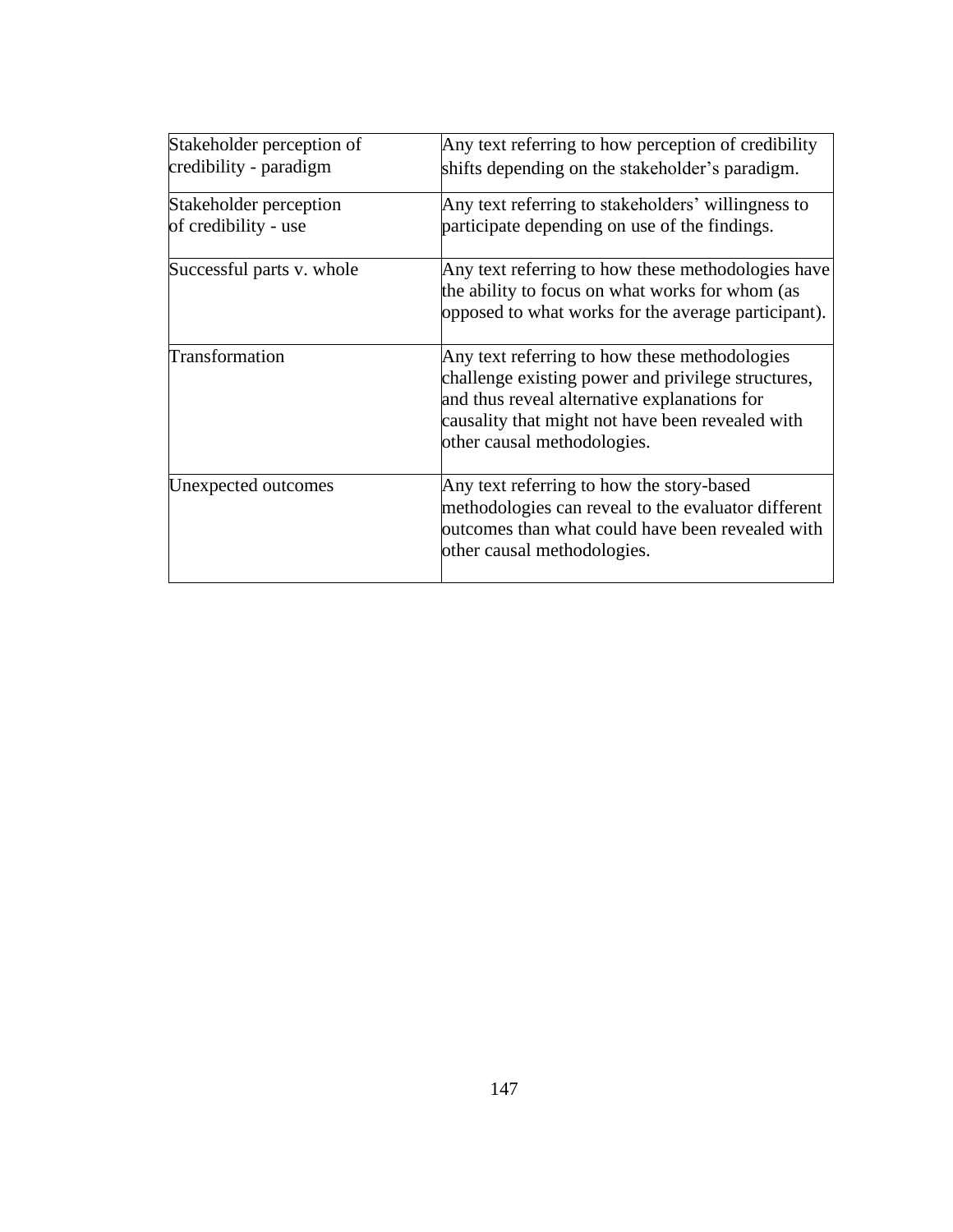| | |
|---|---|
| Stakeholder perception of credibility - paradigm | Any text referring to how perception of credibility shifts depending on the stakeholder's paradigm. |
| Stakeholder perception of credibility - use | Any text referring to stakeholders' willingness to participate depending on use of the findings. |
| Successful parts v. whole | Any text referring to how these methodologies have the ability to focus on what works for whom (as opposed to what works for the average participant). |
| Transformation | Any text referring to how these methodologies challenge existing power and privilege structures, and thus reveal alternative explanations for causality that might not have been revealed with other causal methodologies. |
| Unexpected outcomes | Any text referring to how the story-based methodologies can reveal to the evaluator different outcomes than what could have been revealed with other causal methodologies. |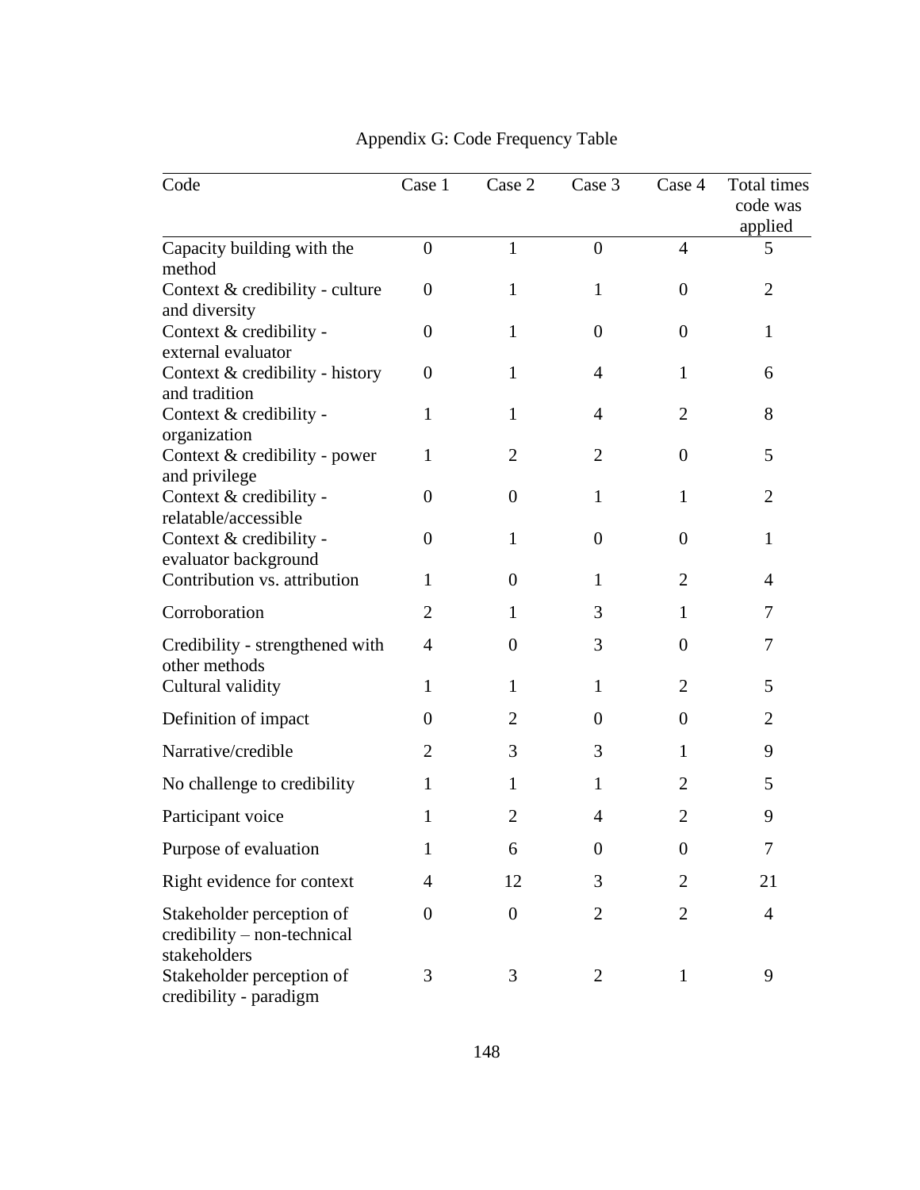# Appendix G: Code Frequency Table

| Code | Case 1 | Case 2 | Case 3 | Case 4 | Total times code was applied |
|---|---|---|---|---|---|
| Capacity building with the method | 0 | 1 | 0 | 4 | 5 |
| Context & credibility - culture and diversity | 0 | 1 | 1 | 0 | 2 |
| Context & credibility - external evaluator | 0 | 1 | 0 | 0 | 1 |
| Context & credibility - history and tradition | 0 | 1 | 4 | 1 | 6 |
| Context & credibility - organization | 1 | 1 | 4 | 2 | 8 |
| Context & credibility - power and privilege | 1 | 2 | 2 | 0 | 5 |
| Context & credibility - relatable/accessible | 0 | 0 | 1 | 1 | 2 |
| Context & credibility - evaluator background | 0 | 1 | 0 | 0 | 1 |
| Contribution vs. attribution | 1 | 0 | 1 | 2 | 4 |
| Corroboration | 2 | 1 | 3 | 1 | 7 |
| Credibility - strengthened with other methods | 4 | 0 | 3 | 0 | 7 |
| Cultural validity | 1 | 1 | 1 | 2 | 5 |
| Definition of impact | 0 | 2 | 0 | 0 | 2 |
| Narrative/credible | 2 | 3 | 3 | 1 | 9 |
| No challenge to credibility | 1 | 1 | 1 | 2 | 5 |
| Participant voice | 1 | 2 | 4 | 2 | 9 |
| Purpose of evaluation | 1 | 6 | 0 | 0 | 7 |
| Right evidence for context | 4 | 12 | 3 | 2 | 21 |
| Stakeholder perception of credibility – non-technical stakeholders | 0 | 0 | 2 | 2 | 4 |
| Stakeholder perception of credibility - paradigm | 3 | 3 | 2 | 1 | 9 |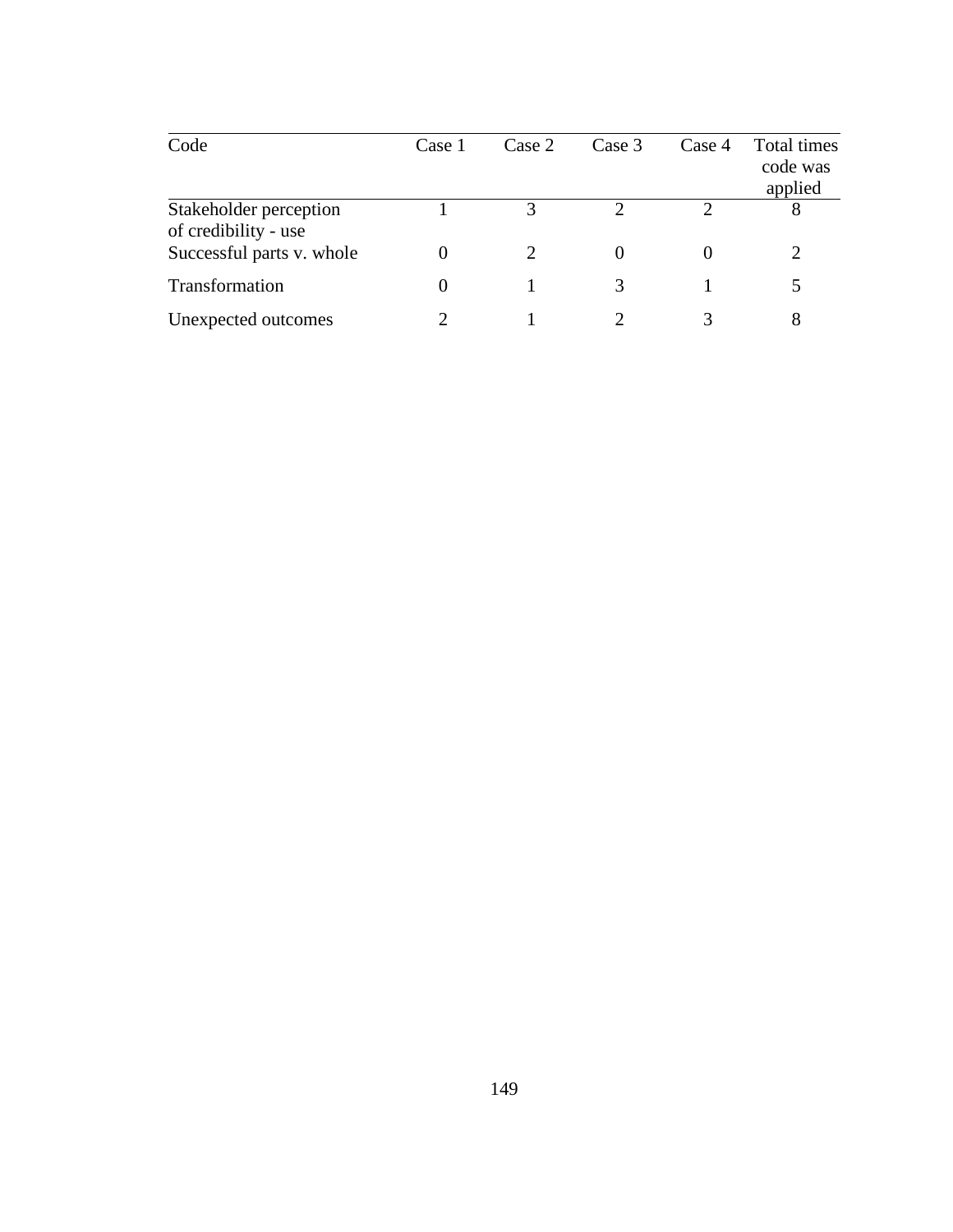| Code | Case 1 | Case 2 | Case 3 | Case 4 | Total times code was applied |
| --- | --- | --- | --- | --- | --- |
| Stakeholder perception of credibility - use | 1 | 3 | 2 | 2 | 8 |
| Successful parts v. whole | 0 | 2 | 0 | 0 | 2 |
| Transformation | 0 | 1 | 3 | 1 | 5 |
| Unexpected outcomes | 2 | 1 | 2 | 3 | 8 |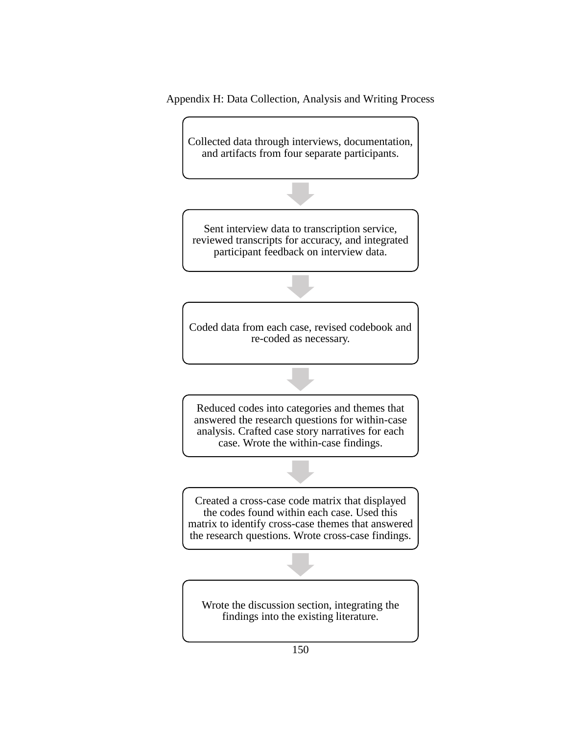Appendix H: Data Collection, Analysis and Writing Process

Collected data through interviews, documentation, and artifacts from four separate participants.

Sent interview data to transcription service, reviewed transcripts for accuracy, and integrated participant feedback on interview data.

Coded data from each case, revised codebook and re-coded as necessary.

Reduced codes into categories and themes that answered the research questions for within-case analysis. Crafted case story narratives for each case. Wrote the within-case findings.

Created a cross-case code matrix that displayed the codes found within each case. Used this matrix to identify cross-case themes that answered the research questions. Wrote cross-case findings.

Wrote the discussion section, integrating the findings into the existing literature.